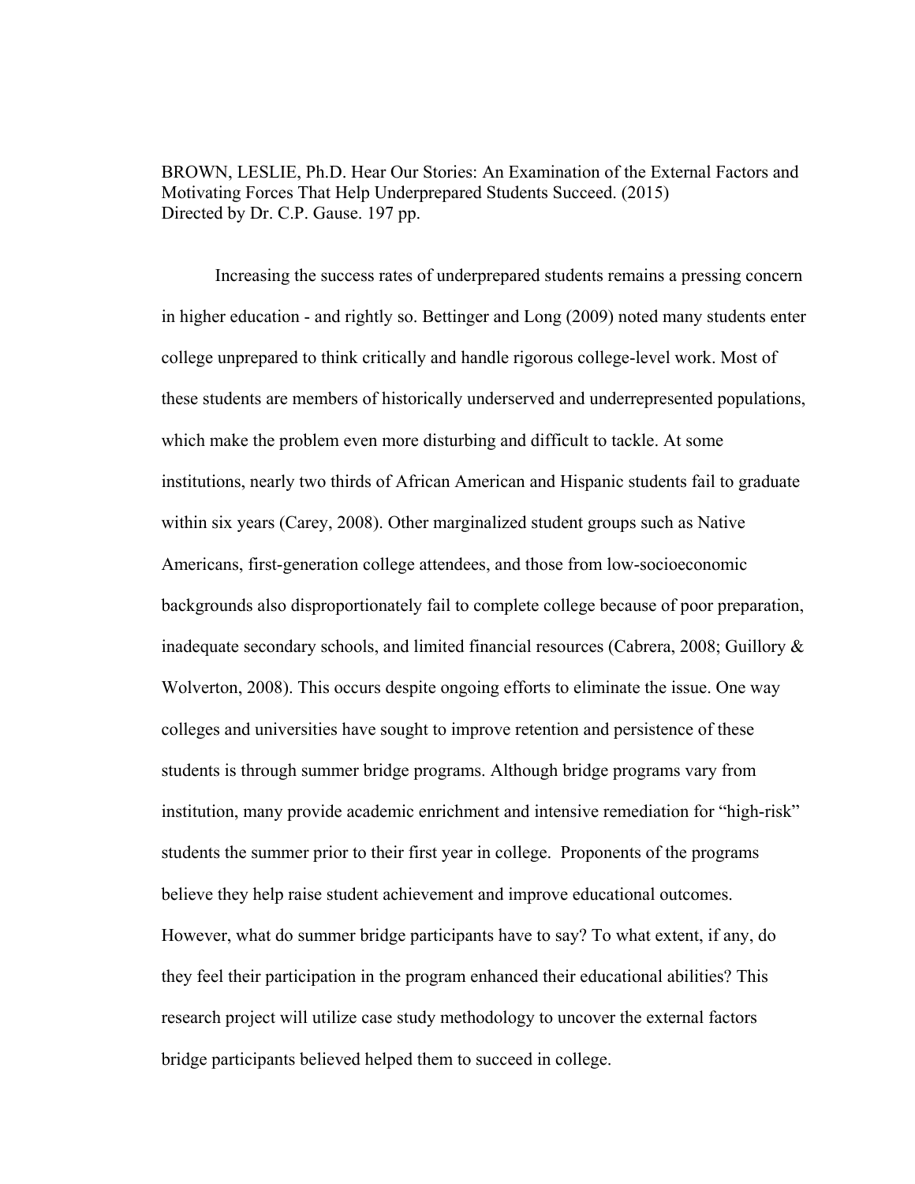BROWN, LESLIE, Ph.D. Hear Our Stories: An Examination of the External Factors and Motivating Forces That Help Underprepared Students Succeed. (2015)
Directed by Dr. C.P. Gause. 197 pp.

Increasing the success rates of underprepared students remains a pressing concern in higher education - and rightly so. Bettinger and Long (2009) noted many students enter college unprepared to think critically and handle rigorous college-level work. Most of these students are members of historically underserved and underrepresented populations, which make the problem even more disturbing and difficult to tackle. At some institutions, nearly two thirds of African American and Hispanic students fail to graduate within six years (Carey, 2008). Other marginalized student groups such as Native Americans, first-generation college attendees, and those from low-socioeconomic backgrounds also disproportionately fail to complete college because of poor preparation, inadequate secondary schools, and limited financial resources (Cabrera, 2008; Guillory & Wolverton, 2008). This occurs despite ongoing efforts to eliminate the issue. One way colleges and universities have sought to improve retention and persistence of these students is through summer bridge programs. Although bridge programs vary from institution, many provide academic enrichment and intensive remediation for "high-risk" students the summer prior to their first year in college. Proponents of the programs believe they help raise student achievement and improve educational outcomes. However, what do summer bridge participants have to say? To what extent, if any, do they feel their participation in the program enhanced their educational abilities? This research project will utilize case study methodology to uncover the external factors bridge participants believed helped them to succeed in college.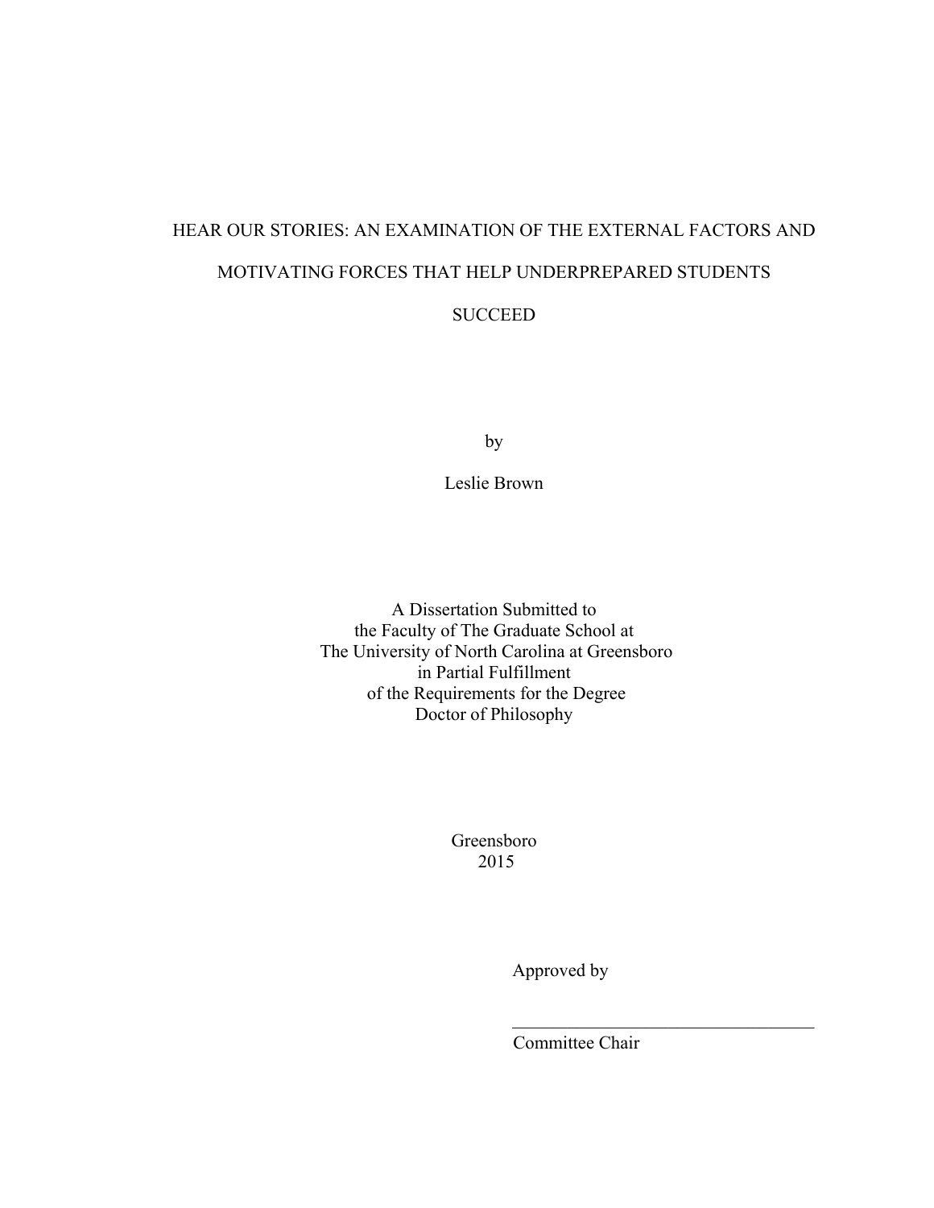# HEAR OUR STORIES: AN EXAMINATION OF THE EXTERNAL FACTORS AND MOTIVATING FORCES THAT HELP UNDERPREPARED STUDENTS SUCCEED

by

Leslie Brown

A Dissertation Submitted to
the Faculty of The Graduate School at
The University of North Carolina at Greensboro
in Partial Fulfillment
of the Requirements for the Degree
Doctor of Philosophy

Greensboro
2015

Approved by

___________________________________
Committee Chair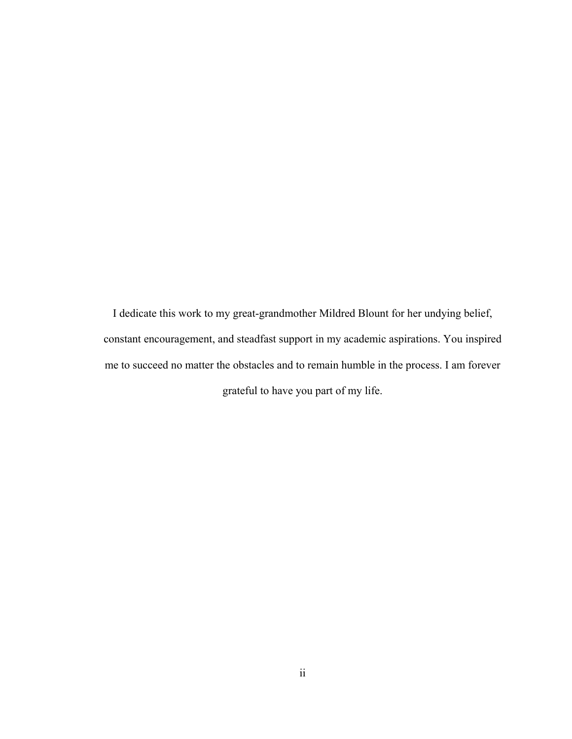I dedicate this work to my great-grandmother Mildred Blount for her undying belief, constant encouragement, and steadfast support in my academic aspirations. You inspired me to succeed no matter the obstacles and to remain humble in the process. I am forever grateful to have you part of my life.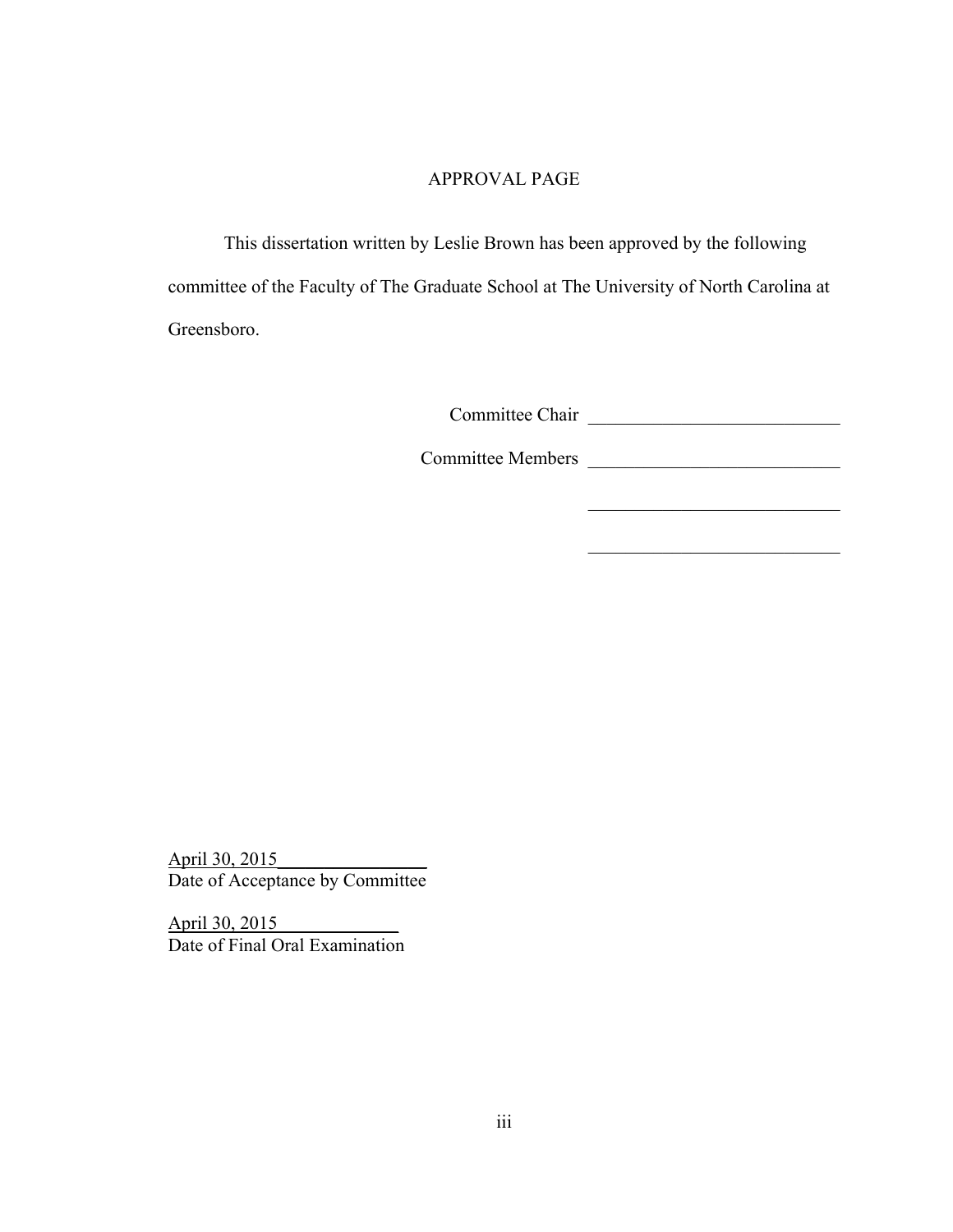# APPROVAL PAGE

This dissertation written by Leslie Brown has been approved by the following committee of the Faculty of The Graduate School at The University of North Carolina at Greensboro.

Committee Chair ____________________________

Committee Members ____________________________

____________________________

____________________________

April 30, 2015
Date of Acceptance by Committee

April 30, 2015
Date of Final Oral Examination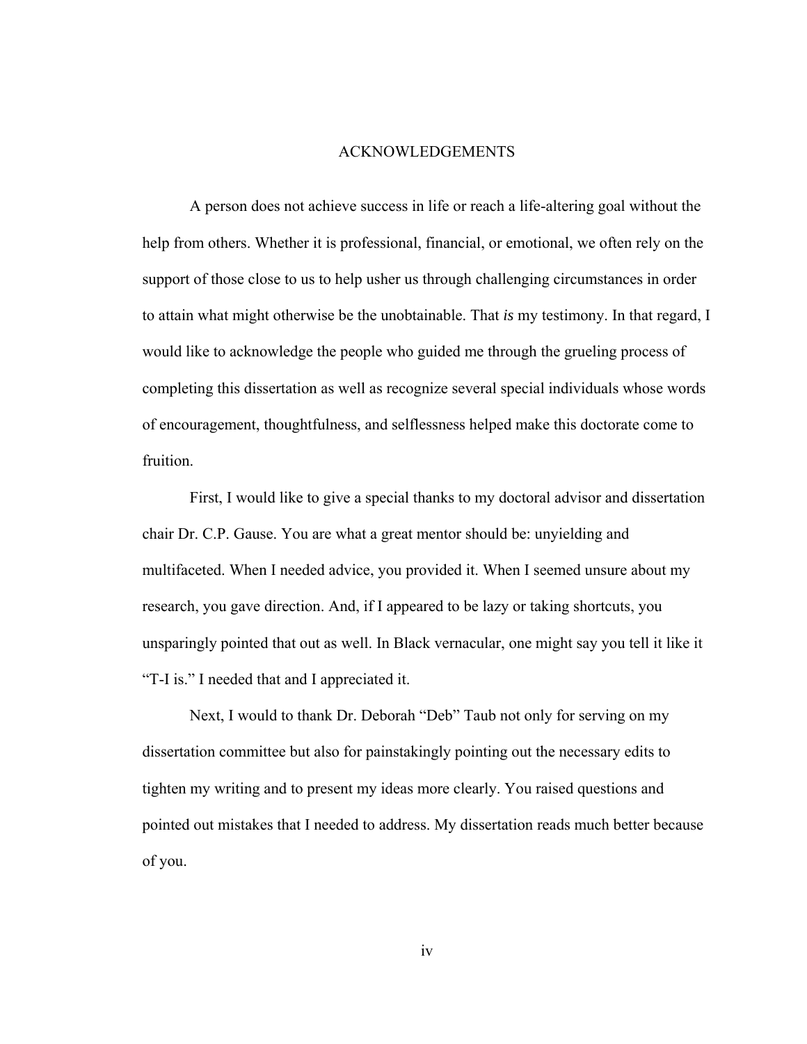# ACKNOWLEDGEMENTS

A person does not achieve success in life or reach a life-altering goal without the help from others. Whether it is professional, financial, or emotional, we often rely on the support of those close to us to help usher us through challenging circumstances in order to attain what might otherwise be the unobtainable. That *is* my testimony. In that regard, I would like to acknowledge the people who guided me through the grueling process of completing this dissertation as well as recognize several special individuals whose words of encouragement, thoughtfulness, and selflessness helped make this doctorate come to fruition.

First, I would like to give a special thanks to my doctoral advisor and dissertation chair Dr. C.P. Gause. You are what a great mentor should be: unyielding and multifaceted. When I needed advice, you provided it. When I seemed unsure about my research, you gave direction. And, if I appeared to be lazy or taking shortcuts, you unsparingly pointed that out as well. In Black vernacular, one might say you tell it like it "T-I is." I needed that and I appreciated it.

Next, I would to thank Dr. Deborah "Deb" Taub not only for serving on my dissertation committee but also for painstakingly pointing out the necessary edits to tighten my writing and to present my ideas more clearly. You raised questions and pointed out mistakes that I needed to address. My dissertation reads much better because of you.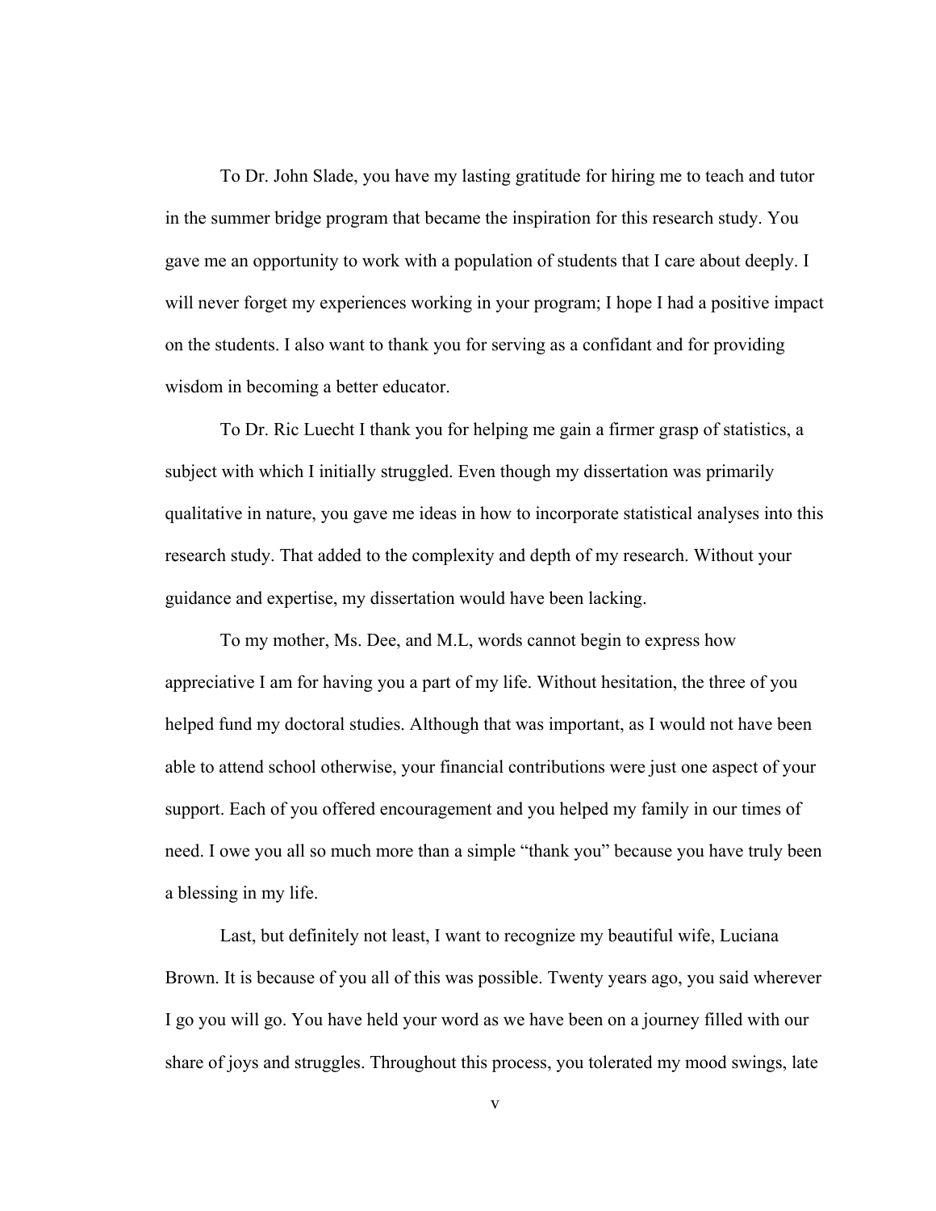To Dr. John Slade, you have my lasting gratitude for hiring me to teach and tutor in the summer bridge program that became the inspiration for this research study. You gave me an opportunity to work with a population of students that I care about deeply. I will never forget my experiences working in your program; I hope I had a positive impact on the students. I also want to thank you for serving as a confidant and for providing wisdom in becoming a better educator.

To Dr. Ric Luecht I thank you for helping me gain a firmer grasp of statistics, a subject with which I initially struggled. Even though my dissertation was primarily qualitative in nature, you gave me ideas in how to incorporate statistical analyses into this research study. That added to the complexity and depth of my research. Without your guidance and expertise, my dissertation would have been lacking.

To my mother, Ms. Dee, and M.L, words cannot begin to express how appreciative I am for having you a part of my life. Without hesitation, the three of you helped fund my doctoral studies. Although that was important, as I would not have been able to attend school otherwise, your financial contributions were just one aspect of your support. Each of you offered encouragement and you helped my family in our times of need. I owe you all so much more than a simple "thank you" because you have truly been a blessing in my life.

Last, but definitely not least, I want to recognize my beautiful wife, Luciana Brown. It is because of you all of this was possible. Twenty years ago, you said wherever I go you will go. You have held your word as we have been on a journey filled with our share of joys and struggles. Throughout this process, you tolerated my mood swings, late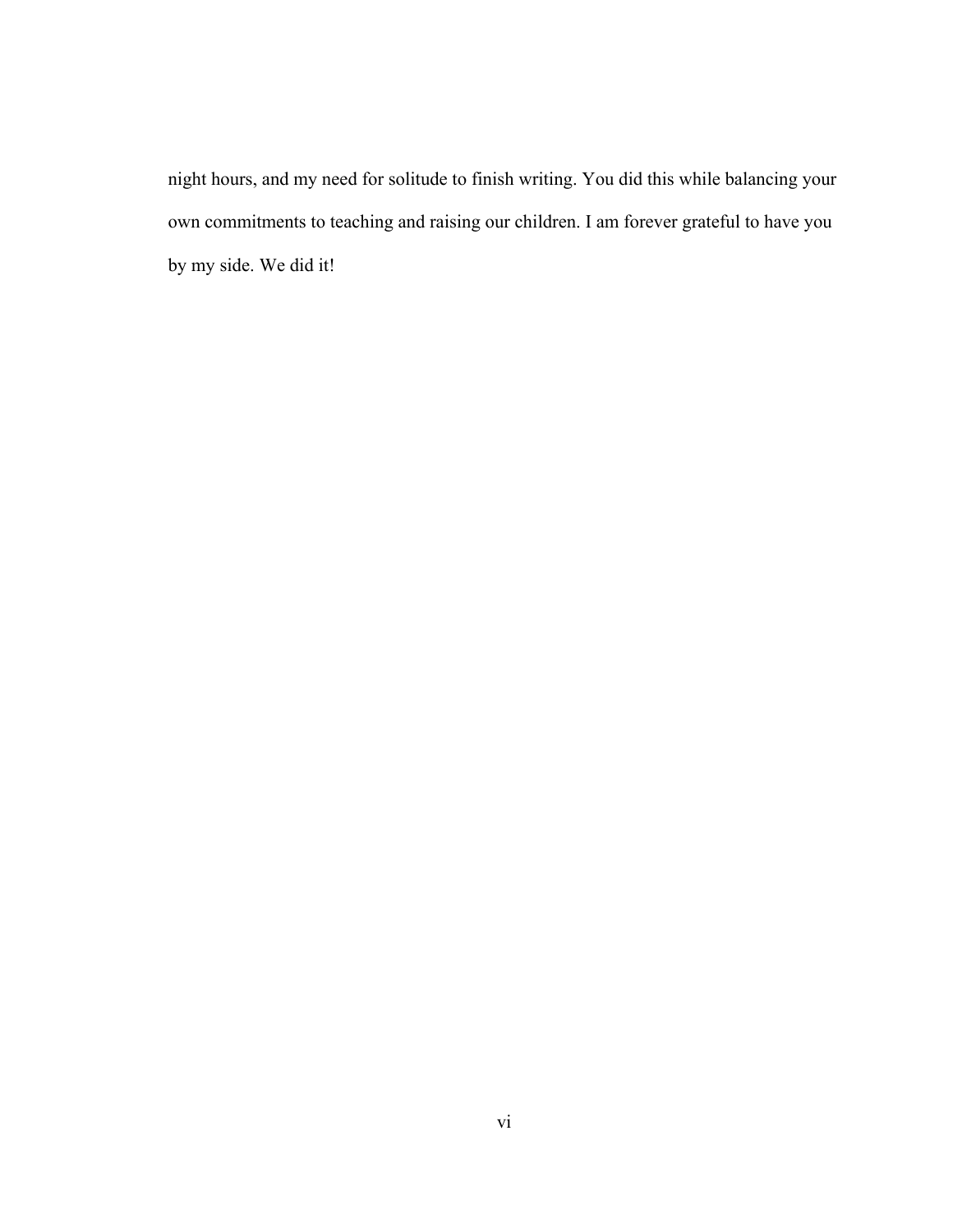night hours, and my need for solitude to finish writing. You did this while balancing your own commitments to teaching and raising our children. I am forever grateful to have you by my side. We did it!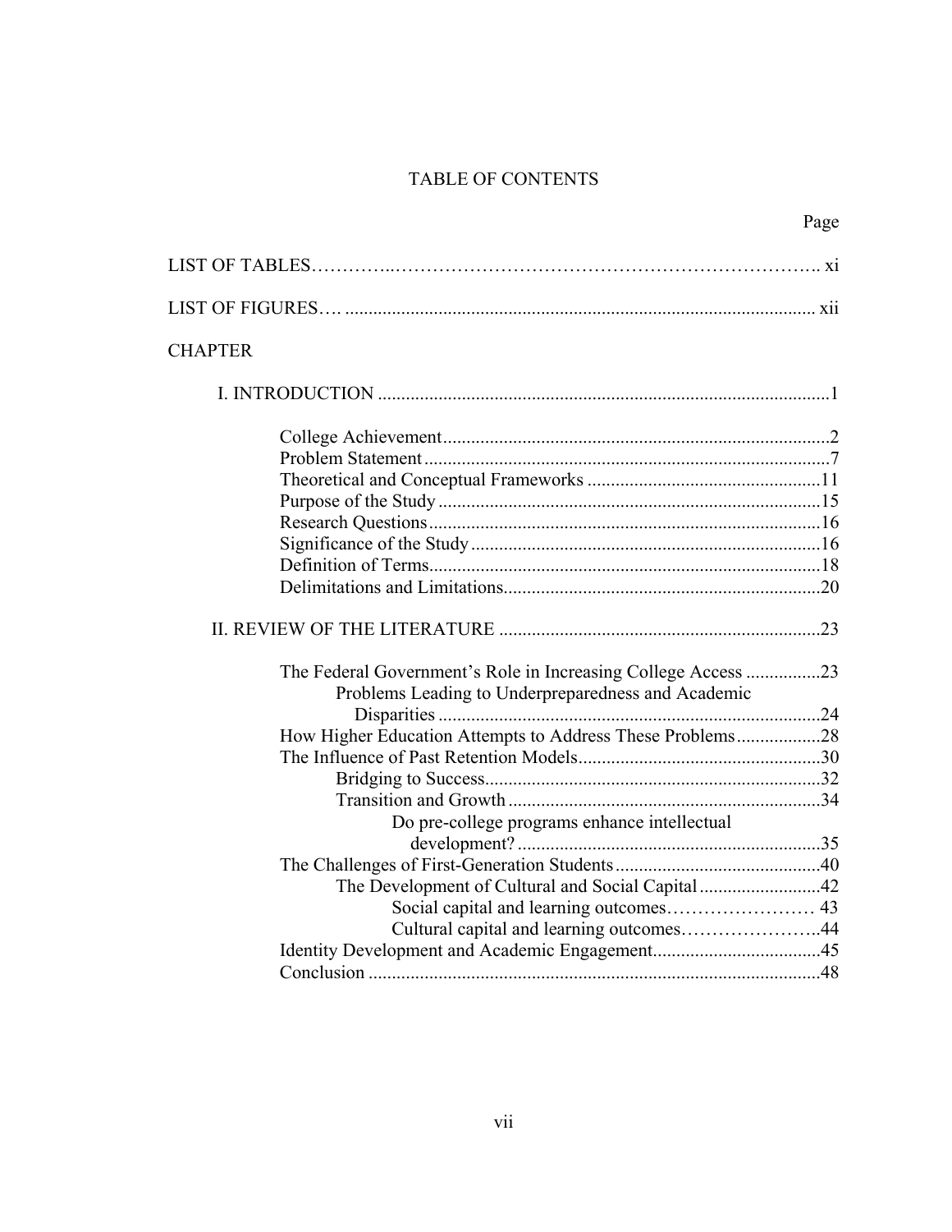# TABLE OF CONTENTS

Page

LIST OF TABLES………….……………………………………………………….. xi

LIST OF FIGURES…. .................................................................................................. xii

CHAPTER

I. INTRODUCTION ................................................................................................1

- College Achievement..................................................................................2
- Problem Statement......................................................................................7
- Theoretical and Conceptual Frameworks .................................................11
- Purpose of the Study ..................................................................................15
- Research Questions....................................................................................16
- Significance of the Study ...........................................................................16
- Definition of Terms....................................................................................18
- Delimitations and Limitations....................................................................20

II. REVIEW OF THE LITERATURE ....................................................................23

- The Federal Government's Role in Increasing College Access ................23
  - Problems Leading to Underpreparedness and Academic Disparities ..................................................................................24
- How Higher Education Attempts to Address These Problems..................28
- The Influence of Past Retention Models....................................................30
  - Bridging to Success........................................................................32
  - Transition and Growth ...................................................................34
    - Do pre-college programs enhance intellectual development? ................................................................35
- The Challenges of First-Generation Students ............................................40
  - The Development of Cultural and Social Capital ..........................42
    - Social capital and learning outcomes…………………… 43
    - Cultural capital and learning outcomes…………………..44
- Identity Development and Academic Engagement....................................45
- Conclusion .................................................................................................48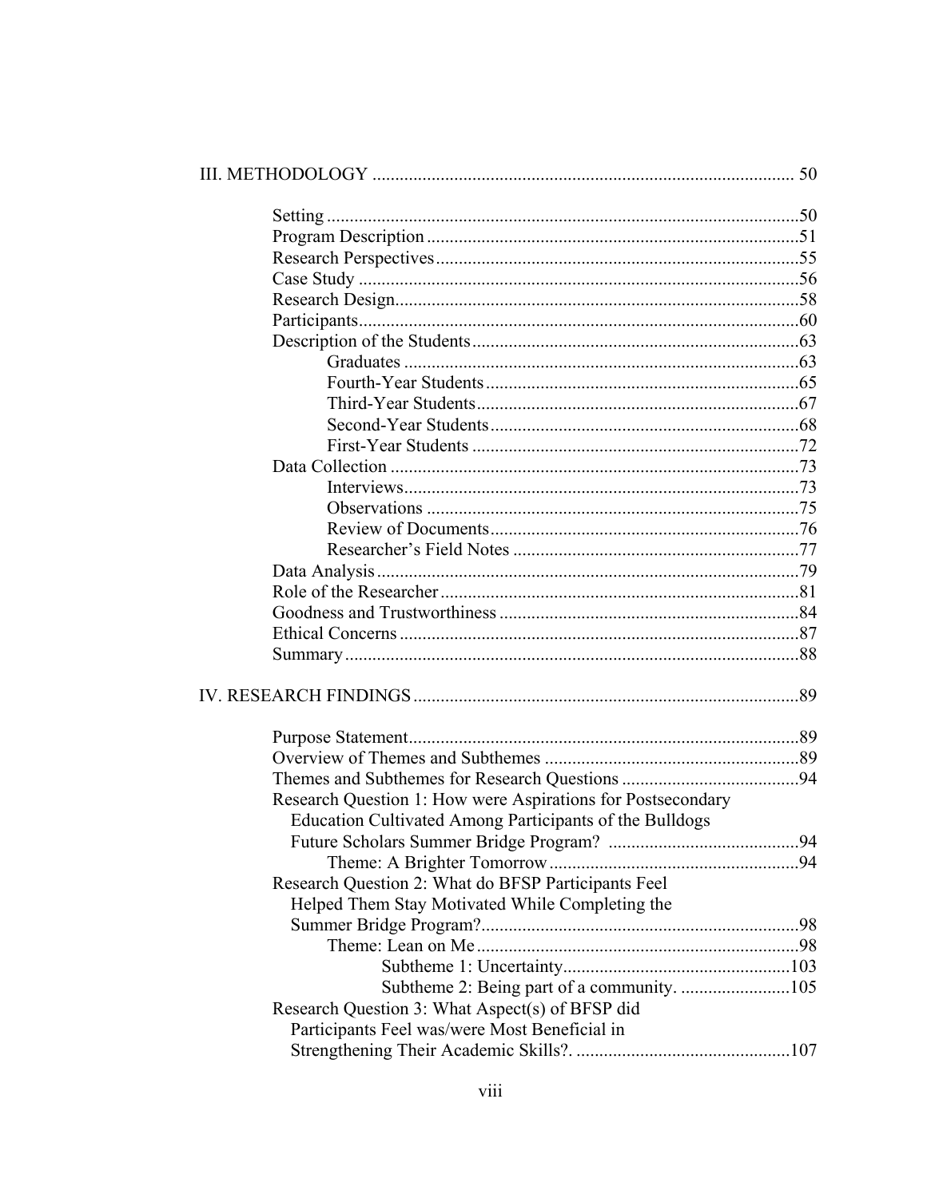III. METHODOLOGY ............................................................................................ 50

- Setting .......................................................................................................50
- Program Description .................................................................................51
- Research Perspectives...............................................................................55
- Case Study ................................................................................................56
- Research Design........................................................................................58
- Participants................................................................................................60
- Description of the Students.......................................................................63
  - Graduates .......................................................................................63
  - Fourth-Year Students .....................................................................65
  - Third-Year Students.......................................................................67
  - Second-Year Students....................................................................68
  - First-Year Students ........................................................................72
- Data Collection .........................................................................................73
  - Interviews.......................................................................................73
  - Observations ..................................................................................75
  - Review of Documents....................................................................76
  - Researcher's Field Notes ...............................................................77
- Data Analysis ............................................................................................79
- Role of the Researcher..............................................................................81
- Goodness and Trustworthiness .................................................................84
- Ethical Concerns .......................................................................................87
- Summary ...................................................................................................88

IV. RESEARCH FINDINGS ...................................................................................89

- Purpose Statement.....................................................................................89
- Overview of Themes and Subthemes ........................................................89
- Themes and Subthemes for Research Questions .......................................94
- Research Question 1: How were Aspirations for Postsecondary Education Cultivated Among Participants of the Bulldogs Future Scholars Summer Bridge Program? ..........................................94
  - Theme: A Brighter Tomorrow .......................................................94
- Research Question 2: What do BFSP Participants Feel Helped Them Stay Motivated While Completing the Summer Bridge Program?......................................................................98
  - Theme: Lean on Me.......................................................................98
    - Subtheme 1: Uncertainty..................................................103
    - Subtheme 2: Being part of a community. ........................105
- Research Question 3: What Aspect(s) of BFSP did Participants Feel was/were Most Beneficial in Strengthening Their Academic Skills?. ...............................................107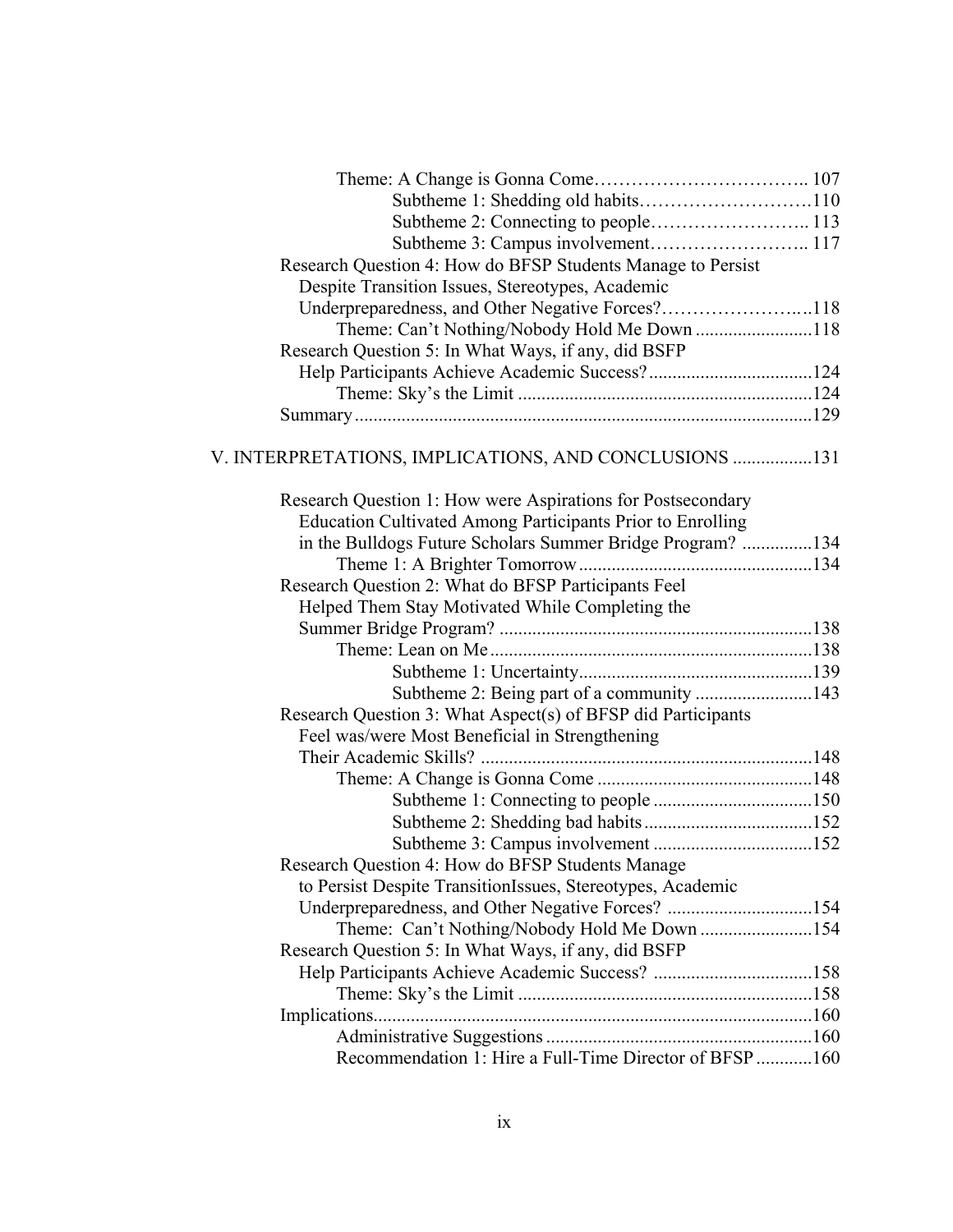Theme: A Change is Gonna Come…………………………….. 107

Subtheme 1: Shedding old habits……………………….110

Subtheme 2: Connecting to people…………………….. 113

Subtheme 3: Campus involvement…………………….. 117

Research Question 4: How do BFSP Students Manage to Persist Despite Transition Issues, Stereotypes, Academic Underpreparedness, and Other Negative Forces?………………….…118

Theme: Can't Nothing/Nobody Hold Me Down .........................118

Research Question 5: In What Ways, if any, did BSFP Help Participants Achieve Academic Success?...................................124

Theme: Sky's the Limit ..............................................................124

Summary.................................................................................................129

V. INTERPRETATIONS, IMPLICATIONS, AND CONCLUSIONS .................131

Research Question 1: How were Aspirations for Postsecondary Education Cultivated Among Participants Prior to Enrolling in the Bulldogs Future Scholars Summer Bridge Program? ...............134

Theme 1: A Brighter Tomorrow.................................................134

Research Question 2: What do BFSP Participants Feel Helped Them Stay Motivated While Completing the Summer Bridge Program? ..................................................................138

Theme: Lean on Me....................................................................138

Subtheme 1: Uncertainty..................................................139

Subtheme 2: Being part of a community .........................143

Research Question 3: What Aspect(s) of BFSP did Participants Feel was/were Most Beneficial in Strengthening Their Academic Skills? .......................................................................148

Theme: A Change is Gonna Come .............................................148

Subtheme 1: Connecting to people ..................................150

Subtheme 2: Shedding bad habits....................................152

Subtheme 3: Campus involvement ..................................152

Research Question 4: How do BFSP Students Manage to Persist Despite TransitionIssues, Stereotypes, Academic Underpreparedness, and Other Negative Forces? ...............................154

Theme: Can't Nothing/Nobody Hold Me Down ........................154

Research Question 5: In What Ways, if any, did BSFP Help Participants Achieve Academic Success? ..................................158

Theme: Sky's the Limit ..............................................................158

Implications.............................................................................................160

Administrative Suggestions .........................................................160

Recommendation 1: Hire a Full-Time Director of BFSP ............160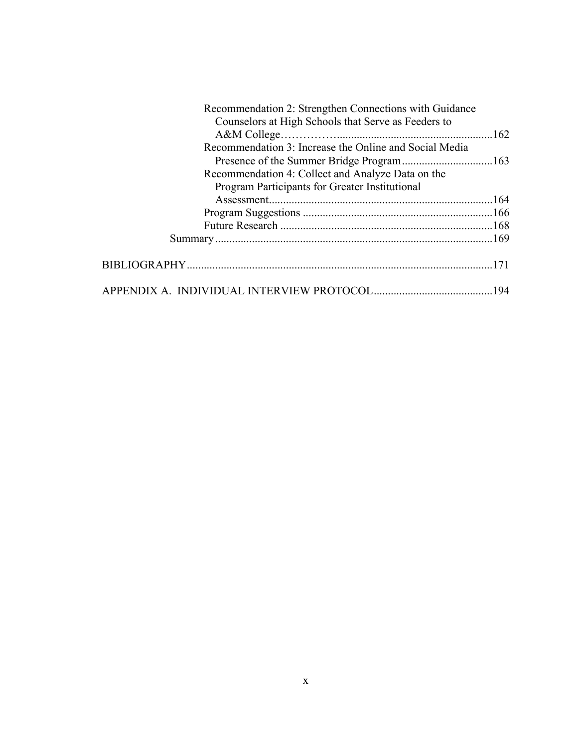Recommendation 2: Strengthen Connections with Guidance Counselors at High Schools that Serve as Feeders to A&M College……………......................................................162

Recommendation 3: Increase the Online and Social Media Presence of the Summer Bridge Program................................163

Recommendation 4: Collect and Analyze Data on the Program Participants for Greater Institutional Assessment..............................................................................164

Program Suggestions ...................................................................166

Future Research ...........................................................................168

Summary..................................................................................................169

BIBLIOGRAPHY...........................................................................................................171

APPENDIX A. INDIVIDUAL INTERVIEW PROTOCOL..........................................194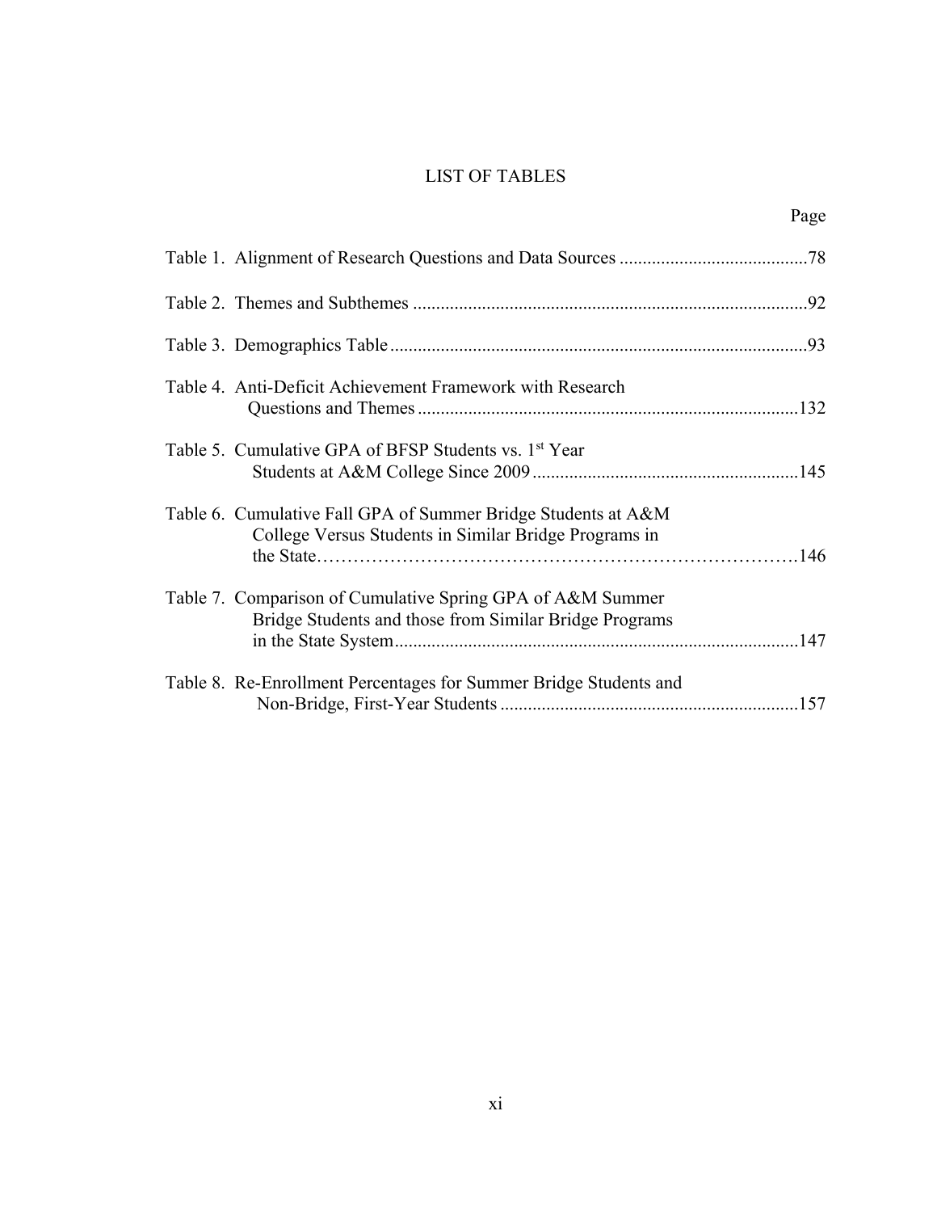# LIST OF TABLES

| | Page |
|---|---|
| Table 1. Alignment of Research Questions and Data Sources | 78 |
| Table 2. Themes and Subthemes | 92 |
| Table 3. Demographics Table | 93 |
| Table 4. Anti-Deficit Achievement Framework with Research Questions and Themes | 132 |
| Table 5. Cumulative GPA of BFSP Students vs. 1st Year Students at A&M College Since 2009 | 145 |
| Table 6. Cumulative Fall GPA of Summer Bridge Students at A&M College Versus Students in Similar Bridge Programs in the State | 146 |
| Table 7. Comparison of Cumulative Spring GPA of A&M Summer Bridge Students and those from Similar Bridge Programs in the State System | 147 |
| Table 8. Re-Enrollment Percentages for Summer Bridge Students and Non-Bridge, First-Year Students | 157 |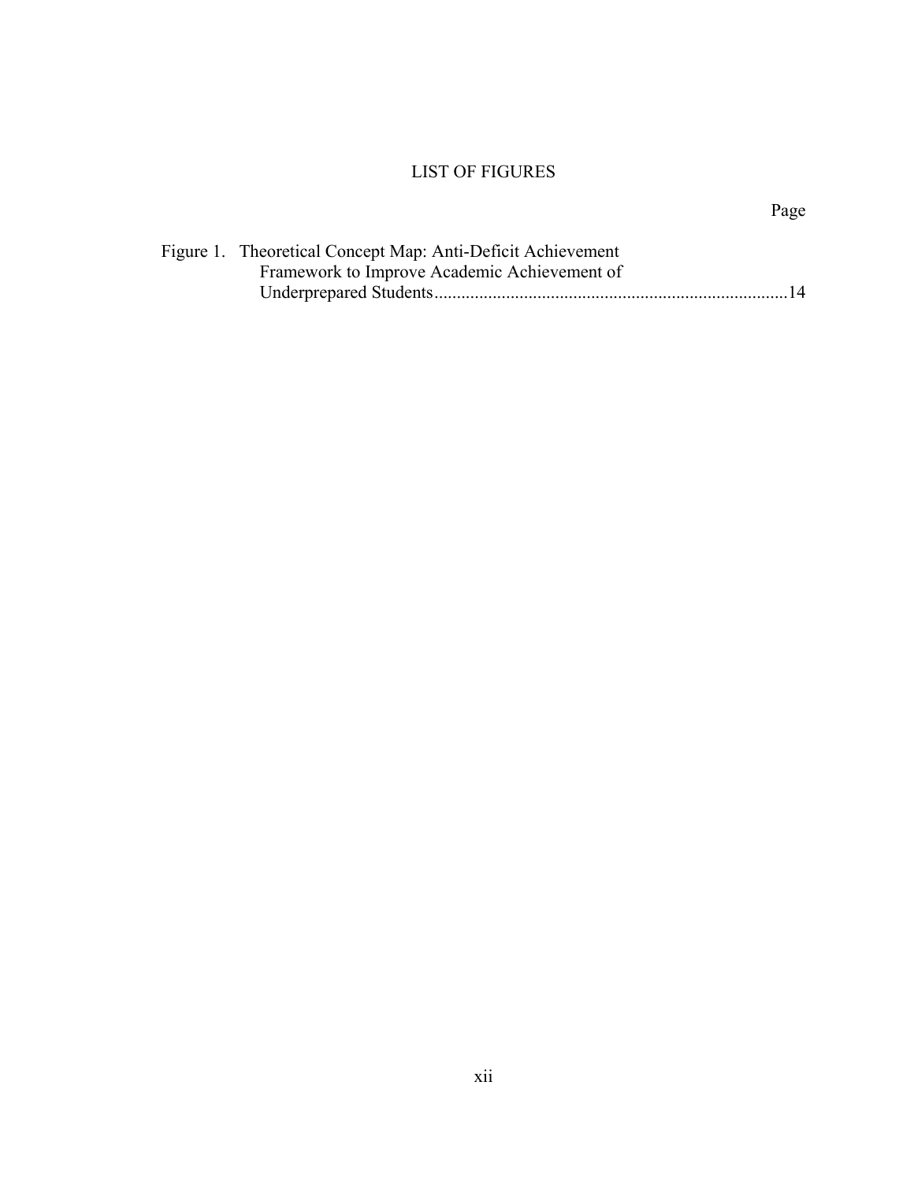# LIST OF FIGURES

Page

Figure 1. Theoretical Concept Map: Anti-Deficit Achievement Framework to Improve Academic Achievement of Underprepared Students..............................................................................14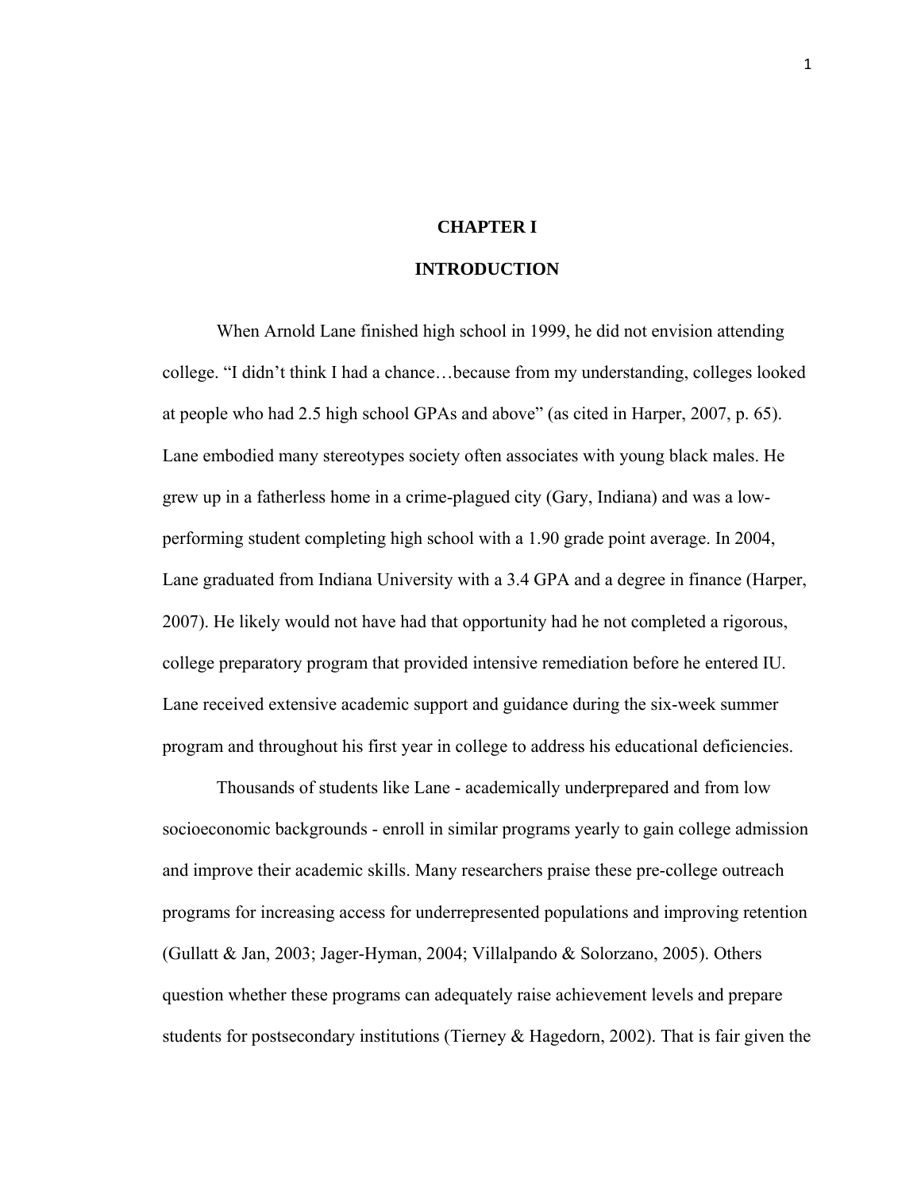# CHAPTER I

# INTRODUCTION

When Arnold Lane finished high school in 1999, he did not envision attending college. "I didn't think I had a chance…because from my understanding, colleges looked at people who had 2.5 high school GPAs and above" (as cited in Harper, 2007, p. 65). Lane embodied many stereotypes society often associates with young black males. He grew up in a fatherless home in a crime-plagued city (Gary, Indiana) and was a low-performing student completing high school with a 1.90 grade point average. In 2004, Lane graduated from Indiana University with a 3.4 GPA and a degree in finance (Harper, 2007). He likely would not have had that opportunity had he not completed a rigorous, college preparatory program that provided intensive remediation before he entered IU. Lane received extensive academic support and guidance during the six-week summer program and throughout his first year in college to address his educational deficiencies.

Thousands of students like Lane - academically underprepared and from low socioeconomic backgrounds - enroll in similar programs yearly to gain college admission and improve their academic skills. Many researchers praise these pre-college outreach programs for increasing access for underrepresented populations and improving retention (Gullatt & Jan, 2003; Jager-Hyman, 2004; Villalpando & Solorzano, 2005). Others question whether these programs can adequately raise achievement levels and prepare students for postsecondary institutions (Tierney & Hagedorn, 2002). That is fair given the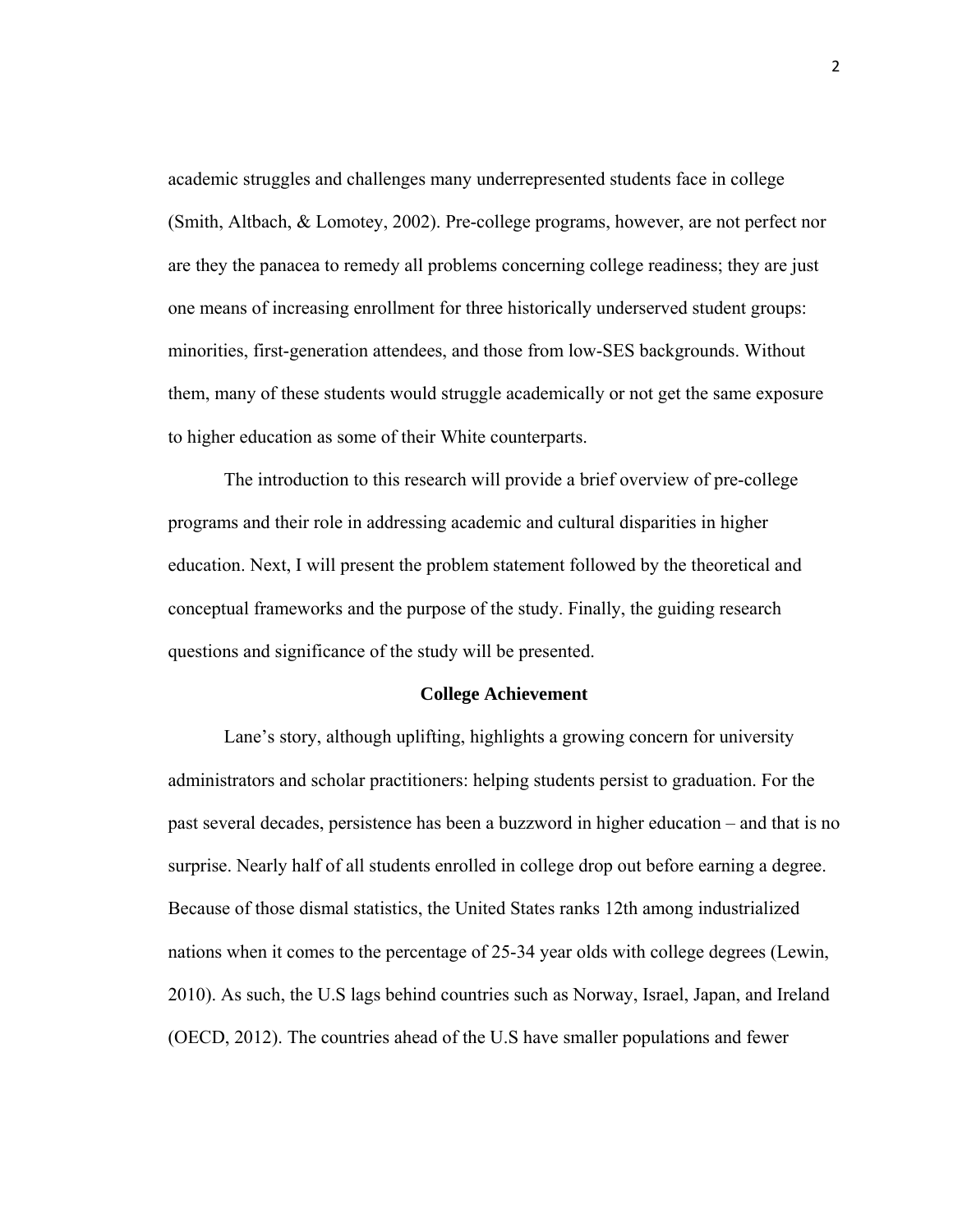academic struggles and challenges many underrepresented students face in college (Smith, Altbach, & Lomotey, 2002). Pre-college programs, however, are not perfect nor are they the panacea to remedy all problems concerning college readiness; they are just one means of increasing enrollment for three historically underserved student groups: minorities, first-generation attendees, and those from low-SES backgrounds. Without them, many of these students would struggle academically or not get the same exposure to higher education as some of their White counterparts.

The introduction to this research will provide a brief overview of pre-college programs and their role in addressing academic and cultural disparities in higher education. Next, I will present the problem statement followed by the theoretical and conceptual frameworks and the purpose of the study. Finally, the guiding research questions and significance of the study will be presented.

## College Achievement

Lane's story, although uplifting, highlights a growing concern for university administrators and scholar practitioners: helping students persist to graduation. For the past several decades, persistence has been a buzzword in higher education – and that is no surprise. Nearly half of all students enrolled in college drop out before earning a degree. Because of those dismal statistics, the United States ranks 12th among industrialized nations when it comes to the percentage of 25-34 year olds with college degrees (Lewin, 2010). As such, the U.S lags behind countries such as Norway, Israel, Japan, and Ireland (OECD, 2012). The countries ahead of the U.S have smaller populations and fewer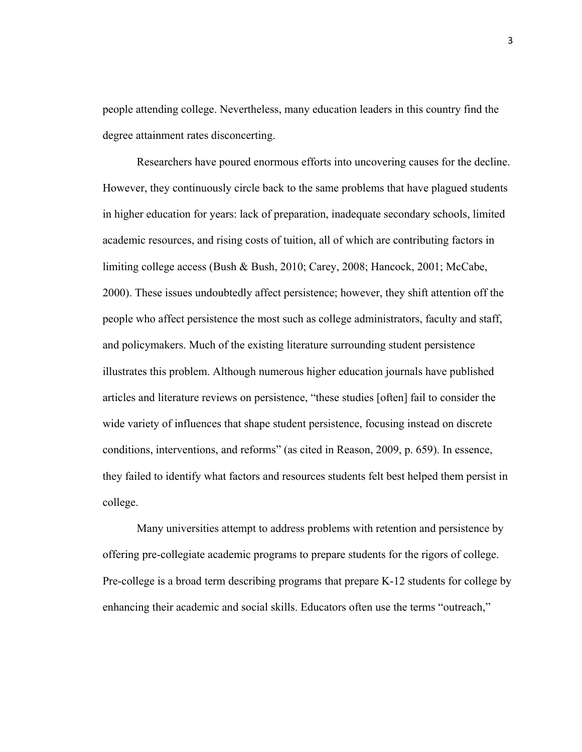people attending college. Nevertheless, many education leaders in this country find the degree attainment rates disconcerting.

Researchers have poured enormous efforts into uncovering causes for the decline. However, they continuously circle back to the same problems that have plagued students in higher education for years: lack of preparation, inadequate secondary schools, limited academic resources, and rising costs of tuition, all of which are contributing factors in limiting college access (Bush & Bush, 2010; Carey, 2008; Hancock, 2001; McCabe, 2000). These issues undoubtedly affect persistence; however, they shift attention off the people who affect persistence the most such as college administrators, faculty and staff, and policymakers. Much of the existing literature surrounding student persistence illustrates this problem. Although numerous higher education journals have published articles and literature reviews on persistence, "these studies [often] fail to consider the wide variety of influences that shape student persistence, focusing instead on discrete conditions, interventions, and reforms" (as cited in Reason, 2009, p. 659). In essence, they failed to identify what factors and resources students felt best helped them persist in college.

Many universities attempt to address problems with retention and persistence by offering pre-collegiate academic programs to prepare students for the rigors of college. Pre-college is a broad term describing programs that prepare K-12 students for college by enhancing their academic and social skills. Educators often use the terms "outreach,"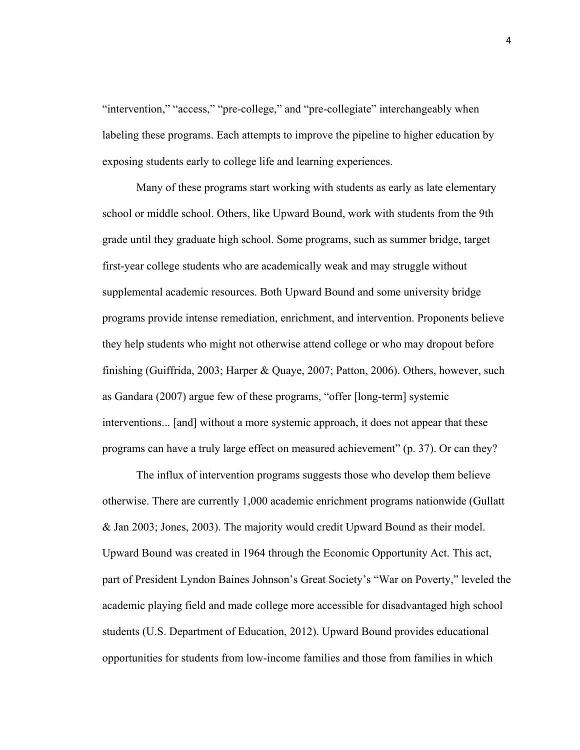"intervention," "access," "pre-college," and "pre-collegiate" interchangeably when labeling these programs. Each attempts to improve the pipeline to higher education by exposing students early to college life and learning experiences.

Many of these programs start working with students as early as late elementary school or middle school. Others, like Upward Bound, work with students from the 9th grade until they graduate high school. Some programs, such as summer bridge, target first-year college students who are academically weak and may struggle without supplemental academic resources. Both Upward Bound and some university bridge programs provide intense remediation, enrichment, and intervention. Proponents believe they help students who might not otherwise attend college or who may dropout before finishing (Guiffrida, 2003; Harper & Quaye, 2007; Patton, 2006). Others, however, such as Gandara (2007) argue few of these programs, "offer [long-term] systemic interventions... [and] without a more systemic approach, it does not appear that these programs can have a truly large effect on measured achievement" (p. 37). Or can they?

The influx of intervention programs suggests those who develop them believe otherwise. There are currently 1,000 academic enrichment programs nationwide (Gullatt & Jan 2003; Jones, 2003). The majority would credit Upward Bound as their model. Upward Bound was created in 1964 through the Economic Opportunity Act. This act, part of President Lyndon Baines Johnson's Great Society's "War on Poverty," leveled the academic playing field and made college more accessible for disadvantaged high school students (U.S. Department of Education, 2012). Upward Bound provides educational opportunities for students from low-income families and those from families in which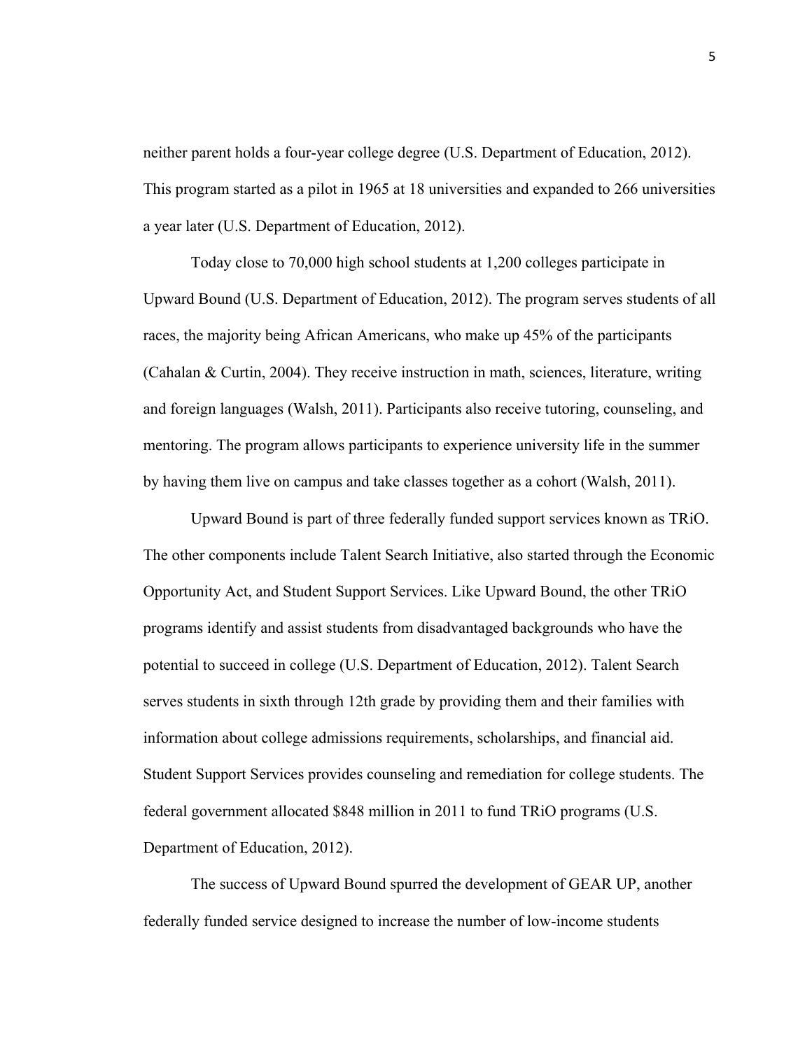neither parent holds a four-year college degree (U.S. Department of Education, 2012). This program started as a pilot in 1965 at 18 universities and expanded to 266 universities a year later (U.S. Department of Education, 2012).

Today close to 70,000 high school students at 1,200 colleges participate in Upward Bound (U.S. Department of Education, 2012). The program serves students of all races, the majority being African Americans, who make up 45% of the participants (Cahalan & Curtin, 2004). They receive instruction in math, sciences, literature, writing and foreign languages (Walsh, 2011). Participants also receive tutoring, counseling, and mentoring. The program allows participants to experience university life in the summer by having them live on campus and take classes together as a cohort (Walsh, 2011).

Upward Bound is part of three federally funded support services known as TRiO. The other components include Talent Search Initiative, also started through the Economic Opportunity Act, and Student Support Services. Like Upward Bound, the other TRiO programs identify and assist students from disadvantaged backgrounds who have the potential to succeed in college (U.S. Department of Education, 2012). Talent Search serves students in sixth through 12th grade by providing them and their families with information about college admissions requirements, scholarships, and financial aid. Student Support Services provides counseling and remediation for college students. The federal government allocated $848 million in 2011 to fund TRiO programs (U.S. Department of Education, 2012).

The success of Upward Bound spurred the development of GEAR UP, another federally funded service designed to increase the number of low-income students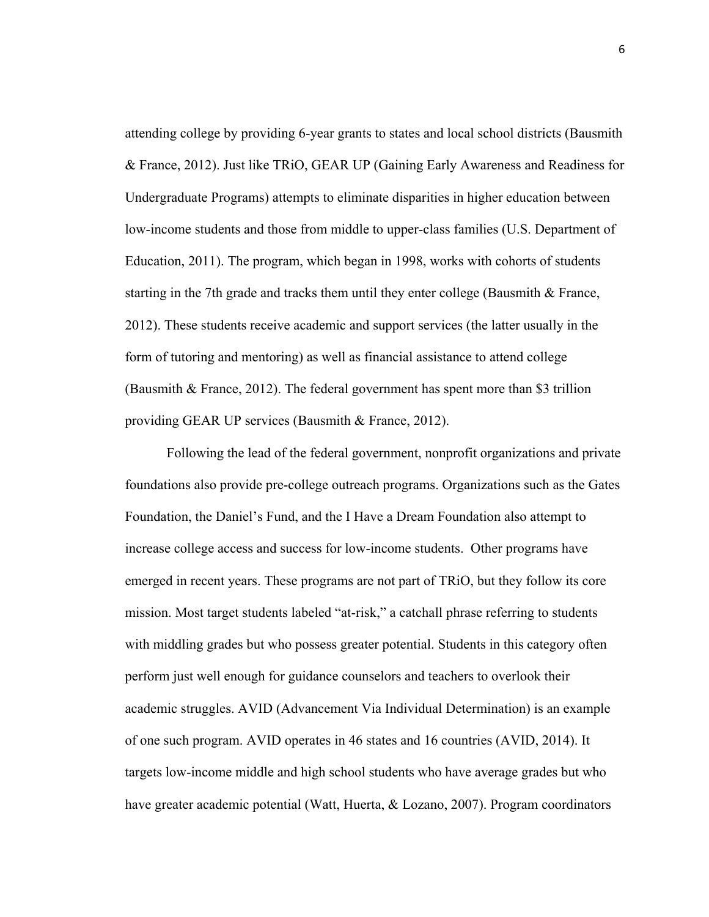attending college by providing 6-year grants to states and local school districts (Bausmith & France, 2012). Just like TRiO, GEAR UP (Gaining Early Awareness and Readiness for Undergraduate Programs) attempts to eliminate disparities in higher education between low-income students and those from middle to upper-class families (U.S. Department of Education, 2011). The program, which began in 1998, works with cohorts of students starting in the 7th grade and tracks them until they enter college (Bausmith & France, 2012). These students receive academic and support services (the latter usually in the form of tutoring and mentoring) as well as financial assistance to attend college (Bausmith & France, 2012). The federal government has spent more than $3 trillion providing GEAR UP services (Bausmith & France, 2012).

Following the lead of the federal government, nonprofit organizations and private foundations also provide pre-college outreach programs. Organizations such as the Gates Foundation, the Daniel's Fund, and the I Have a Dream Foundation also attempt to increase college access and success for low-income students. Other programs have emerged in recent years. These programs are not part of TRiO, but they follow its core mission. Most target students labeled "at-risk," a catchall phrase referring to students with middling grades but who possess greater potential. Students in this category often perform just well enough for guidance counselors and teachers to overlook their academic struggles. AVID (Advancement Via Individual Determination) is an example of one such program. AVID operates in 46 states and 16 countries (AVID, 2014). It targets low-income middle and high school students who have average grades but who have greater academic potential (Watt, Huerta, & Lozano, 2007). Program coordinators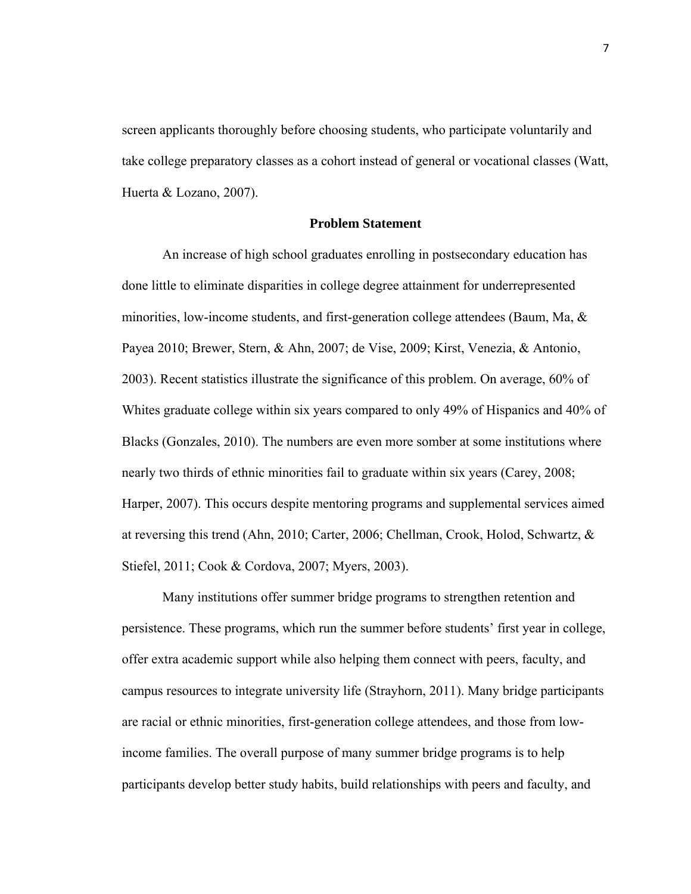screen applicants thoroughly before choosing students, who participate voluntarily and take college preparatory classes as a cohort instead of general or vocational classes (Watt, Huerta & Lozano, 2007).

## Problem Statement

An increase of high school graduates enrolling in postsecondary education has done little to eliminate disparities in college degree attainment for underrepresented minorities, low-income students, and first-generation college attendees (Baum, Ma, & Payea 2010; Brewer, Stern, & Ahn, 2007; de Vise, 2009; Kirst, Venezia, & Antonio, 2003). Recent statistics illustrate the significance of this problem. On average, 60% of Whites graduate college within six years compared to only 49% of Hispanics and 40% of Blacks (Gonzales, 2010). The numbers are even more somber at some institutions where nearly two thirds of ethnic minorities fail to graduate within six years (Carey, 2008; Harper, 2007). This occurs despite mentoring programs and supplemental services aimed at reversing this trend (Ahn, 2010; Carter, 2006; Chellman, Crook, Holod, Schwartz, & Stiefel, 2011; Cook & Cordova, 2007; Myers, 2003).

Many institutions offer summer bridge programs to strengthen retention and persistence. These programs, which run the summer before students' first year in college, offer extra academic support while also helping them connect with peers, faculty, and campus resources to integrate university life (Strayhorn, 2011). Many bridge participants are racial or ethnic minorities, first-generation college attendees, and those from low-income families. The overall purpose of many summer bridge programs is to help participants develop better study habits, build relationships with peers and faculty, and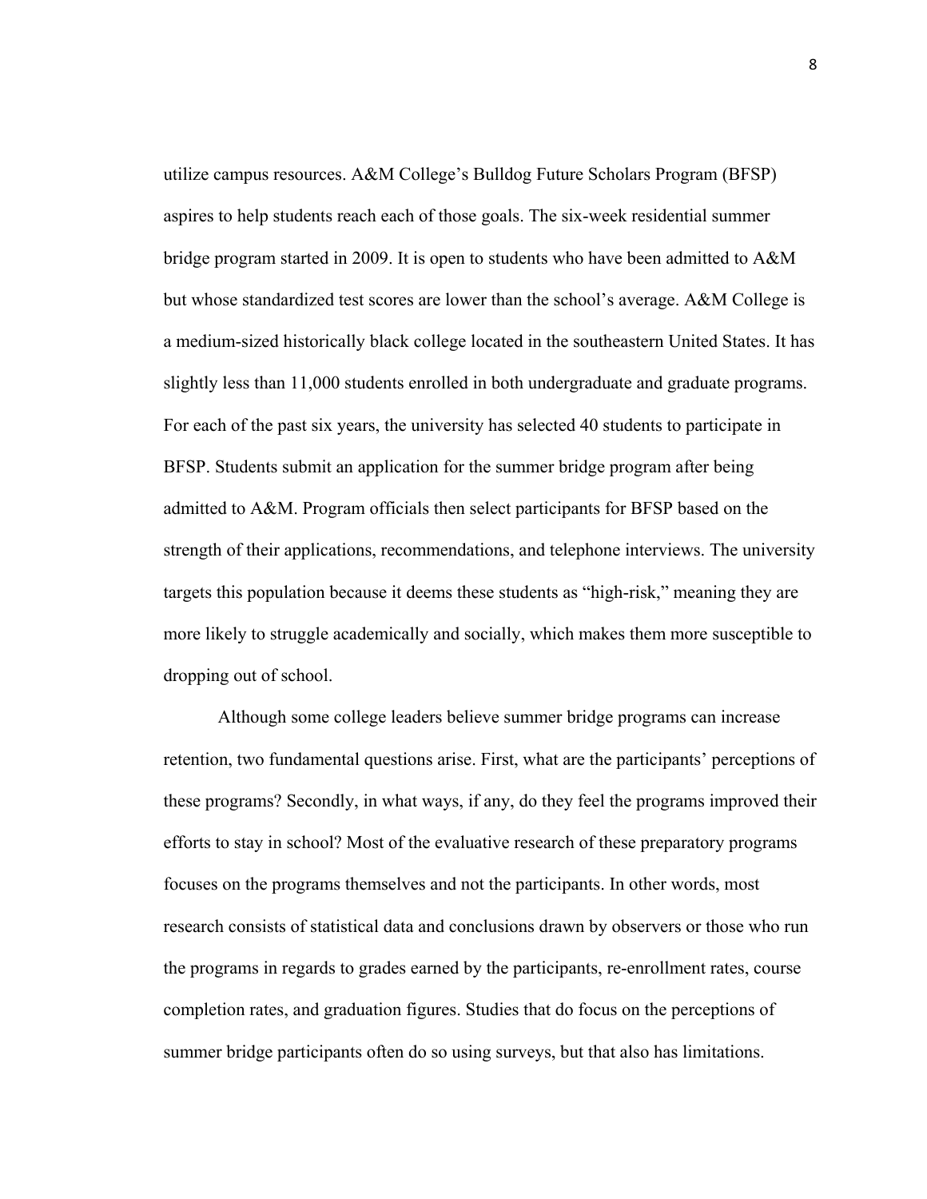utilize campus resources. A&M College's Bulldog Future Scholars Program (BFSP) aspires to help students reach each of those goals. The six-week residential summer bridge program started in 2009. It is open to students who have been admitted to A&M but whose standardized test scores are lower than the school's average. A&M College is a medium-sized historically black college located in the southeastern United States. It has slightly less than 11,000 students enrolled in both undergraduate and graduate programs. For each of the past six years, the university has selected 40 students to participate in BFSP. Students submit an application for the summer bridge program after being admitted to A&M. Program officials then select participants for BFSP based on the strength of their applications, recommendations, and telephone interviews. The university targets this population because it deems these students as "high-risk," meaning they are more likely to struggle academically and socially, which makes them more susceptible to dropping out of school.

Although some college leaders believe summer bridge programs can increase retention, two fundamental questions arise. First, what are the participants' perceptions of these programs? Secondly, in what ways, if any, do they feel the programs improved their efforts to stay in school? Most of the evaluative research of these preparatory programs focuses on the programs themselves and not the participants. In other words, most research consists of statistical data and conclusions drawn by observers or those who run the programs in regards to grades earned by the participants, re-enrollment rates, course completion rates, and graduation figures. Studies that do focus on the perceptions of summer bridge participants often do so using surveys, but that also has limitations.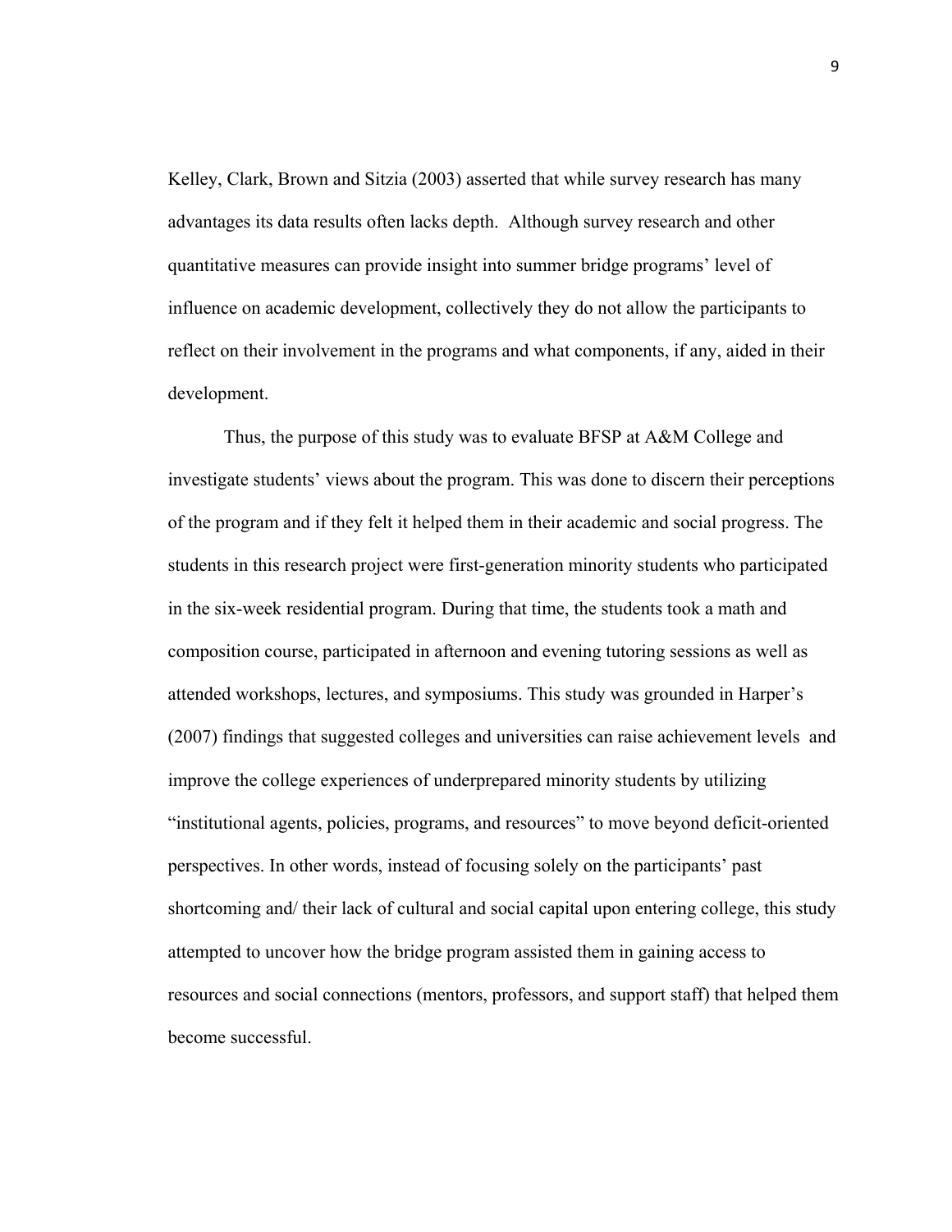Kelley, Clark, Brown and Sitzia (2003) asserted that while survey research has many advantages its data results often lacks depth. Although survey research and other quantitative measures can provide insight into summer bridge programs' level of influence on academic development, collectively they do not allow the participants to reflect on their involvement in the programs and what components, if any, aided in their development.

Thus, the purpose of this study was to evaluate BFSP at A&M College and investigate students' views about the program. This was done to discern their perceptions of the program and if they felt it helped them in their academic and social progress. The students in this research project were first-generation minority students who participated in the six-week residential program. During that time, the students took a math and composition course, participated in afternoon and evening tutoring sessions as well as attended workshops, lectures, and symposiums. This study was grounded in Harper's (2007) findings that suggested colleges and universities can raise achievement levels and improve the college experiences of underprepared minority students by utilizing "institutional agents, policies, programs, and resources" to move beyond deficit-oriented perspectives. In other words, instead of focusing solely on the participants' past shortcoming and/ their lack of cultural and social capital upon entering college, this study attempted to uncover how the bridge program assisted them in gaining access to resources and social connections (mentors, professors, and support staff) that helped them become successful.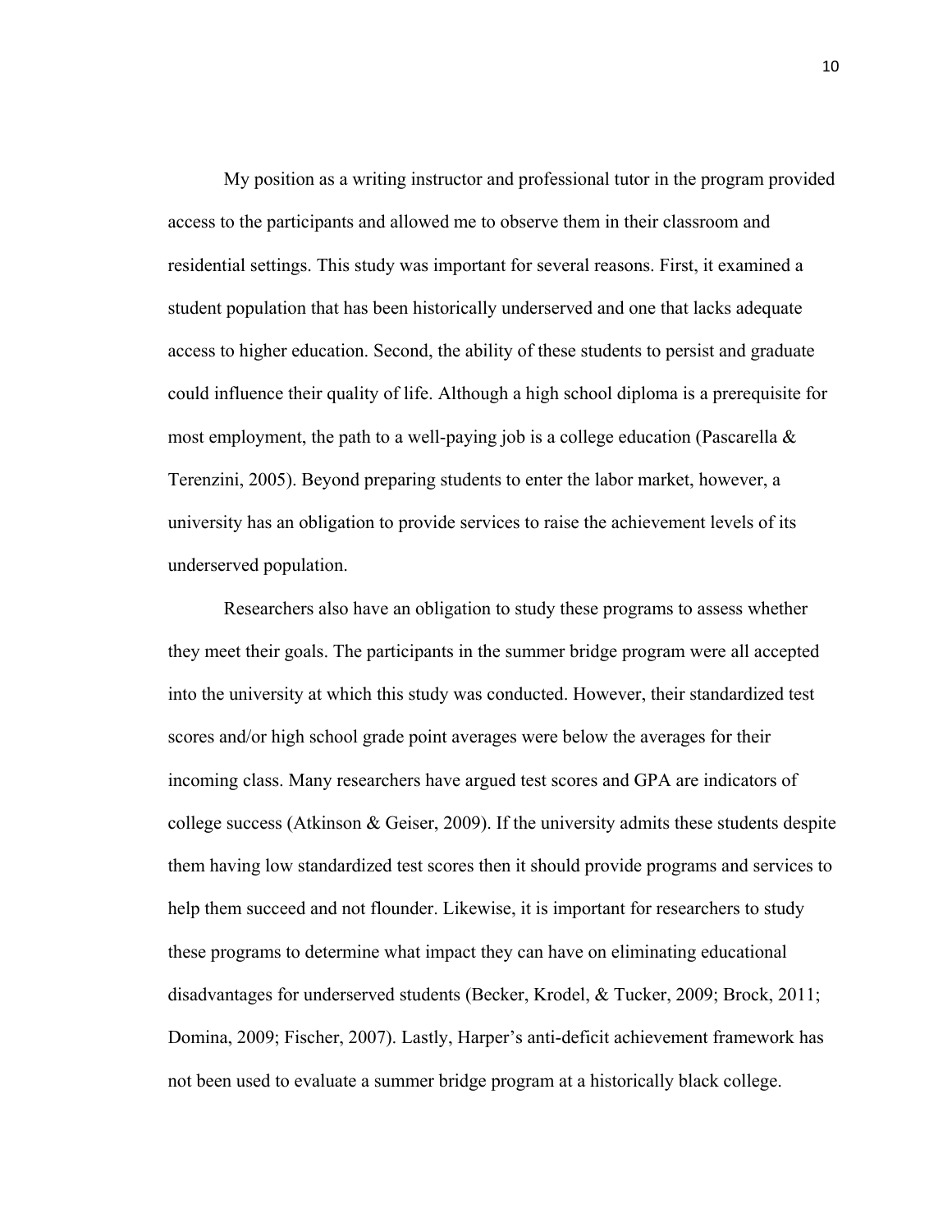My position as a writing instructor and professional tutor in the program provided access to the participants and allowed me to observe them in their classroom and residential settings. This study was important for several reasons. First, it examined a student population that has been historically underserved and one that lacks adequate access to higher education. Second, the ability of these students to persist and graduate could influence their quality of life. Although a high school diploma is a prerequisite for most employment, the path to a well-paying job is a college education (Pascarella & Terenzini, 2005). Beyond preparing students to enter the labor market, however, a university has an obligation to provide services to raise the achievement levels of its underserved population.

Researchers also have an obligation to study these programs to assess whether they meet their goals. The participants in the summer bridge program were all accepted into the university at which this study was conducted. However, their standardized test scores and/or high school grade point averages were below the averages for their incoming class. Many researchers have argued test scores and GPA are indicators of college success (Atkinson & Geiser, 2009). If the university admits these students despite them having low standardized test scores then it should provide programs and services to help them succeed and not flounder. Likewise, it is important for researchers to study these programs to determine what impact they can have on eliminating educational disadvantages for underserved students (Becker, Krodel, & Tucker, 2009; Brock, 2011; Domina, 2009; Fischer, 2007). Lastly, Harper's anti-deficit achievement framework has not been used to evaluate a summer bridge program at a historically black college.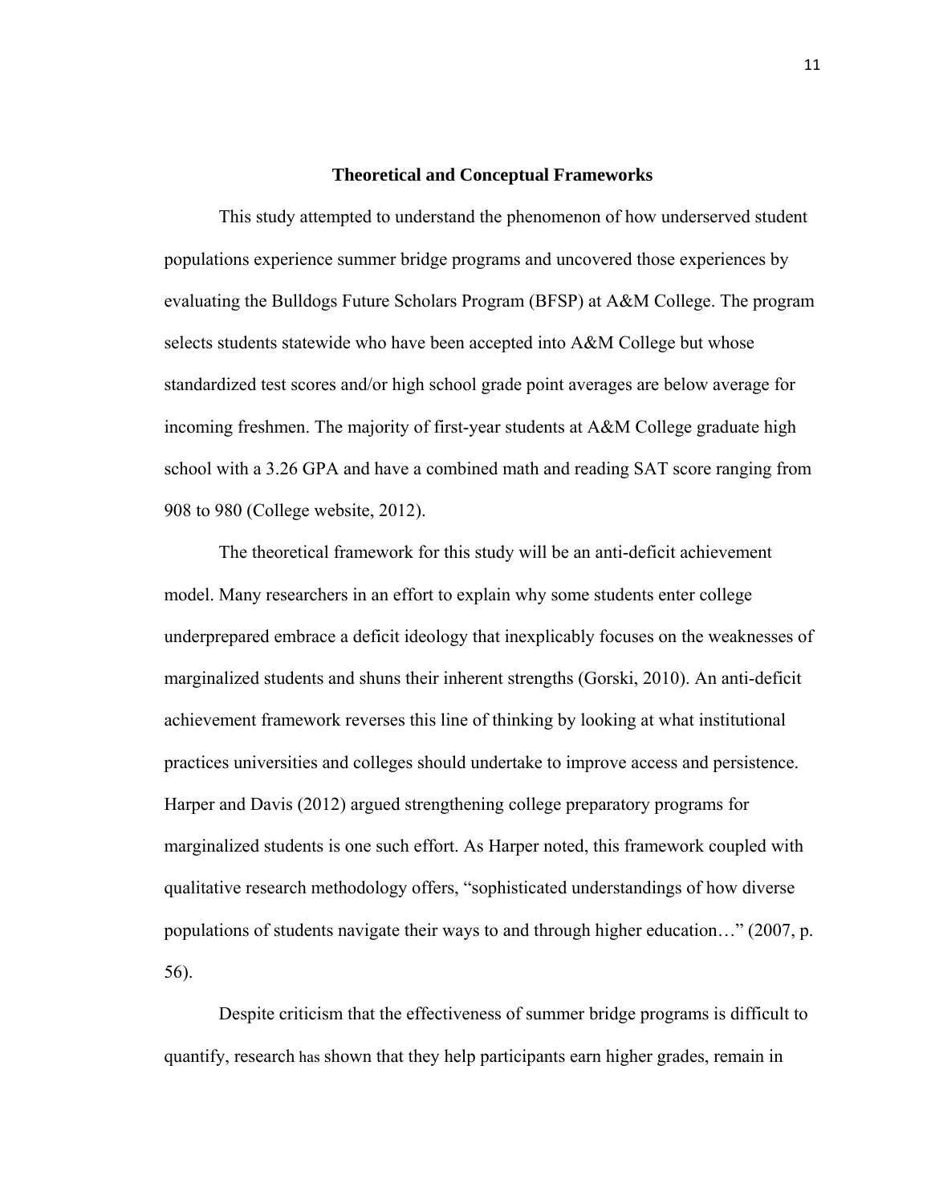## Theoretical and Conceptual Frameworks

This study attempted to understand the phenomenon of how underserved student populations experience summer bridge programs and uncovered those experiences by evaluating the Bulldogs Future Scholars Program (BFSP) at A&M College. The program selects students statewide who have been accepted into A&M College but whose standardized test scores and/or high school grade point averages are below average for incoming freshmen. The majority of first-year students at A&M College graduate high school with a 3.26 GPA and have a combined math and reading SAT score ranging from 908 to 980 (College website, 2012).

The theoretical framework for this study will be an anti-deficit achievement model. Many researchers in an effort to explain why some students enter college underprepared embrace a deficit ideology that inexplicably focuses on the weaknesses of marginalized students and shuns their inherent strengths (Gorski, 2010). An anti-deficit achievement framework reverses this line of thinking by looking at what institutional practices universities and colleges should undertake to improve access and persistence. Harper and Davis (2012) argued strengthening college preparatory programs for marginalized students is one such effort. As Harper noted, this framework coupled with qualitative research methodology offers, "sophisticated understandings of how diverse populations of students navigate their ways to and through higher education…" (2007, p. 56).

Despite criticism that the effectiveness of summer bridge programs is difficult to quantify, research has shown that they help participants earn higher grades, remain in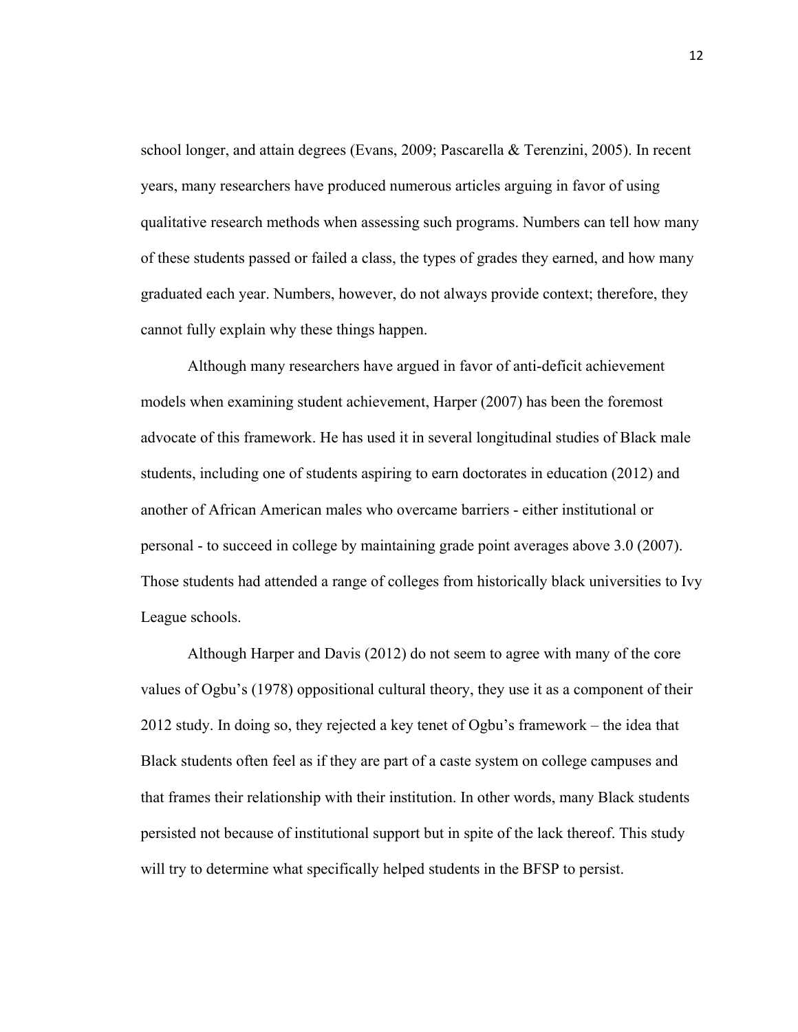school longer, and attain degrees (Evans, 2009; Pascarella & Terenzini, 2005). In recent years, many researchers have produced numerous articles arguing in favor of using qualitative research methods when assessing such programs. Numbers can tell how many of these students passed or failed a class, the types of grades they earned, and how many graduated each year. Numbers, however, do not always provide context; therefore, they cannot fully explain why these things happen.

Although many researchers have argued in favor of anti-deficit achievement models when examining student achievement, Harper (2007) has been the foremost advocate of this framework. He has used it in several longitudinal studies of Black male students, including one of students aspiring to earn doctorates in education (2012) and another of African American males who overcame barriers - either institutional or personal - to succeed in college by maintaining grade point averages above 3.0 (2007). Those students had attended a range of colleges from historically black universities to Ivy League schools.

Although Harper and Davis (2012) do not seem to agree with many of the core values of Ogbu's (1978) oppositional cultural theory, they use it as a component of their 2012 study. In doing so, they rejected a key tenet of Ogbu's framework – the idea that Black students often feel as if they are part of a caste system on college campuses and that frames their relationship with their institution. In other words, many Black students persisted not because of institutional support but in spite of the lack thereof. This study will try to determine what specifically helped students in the BFSP to persist.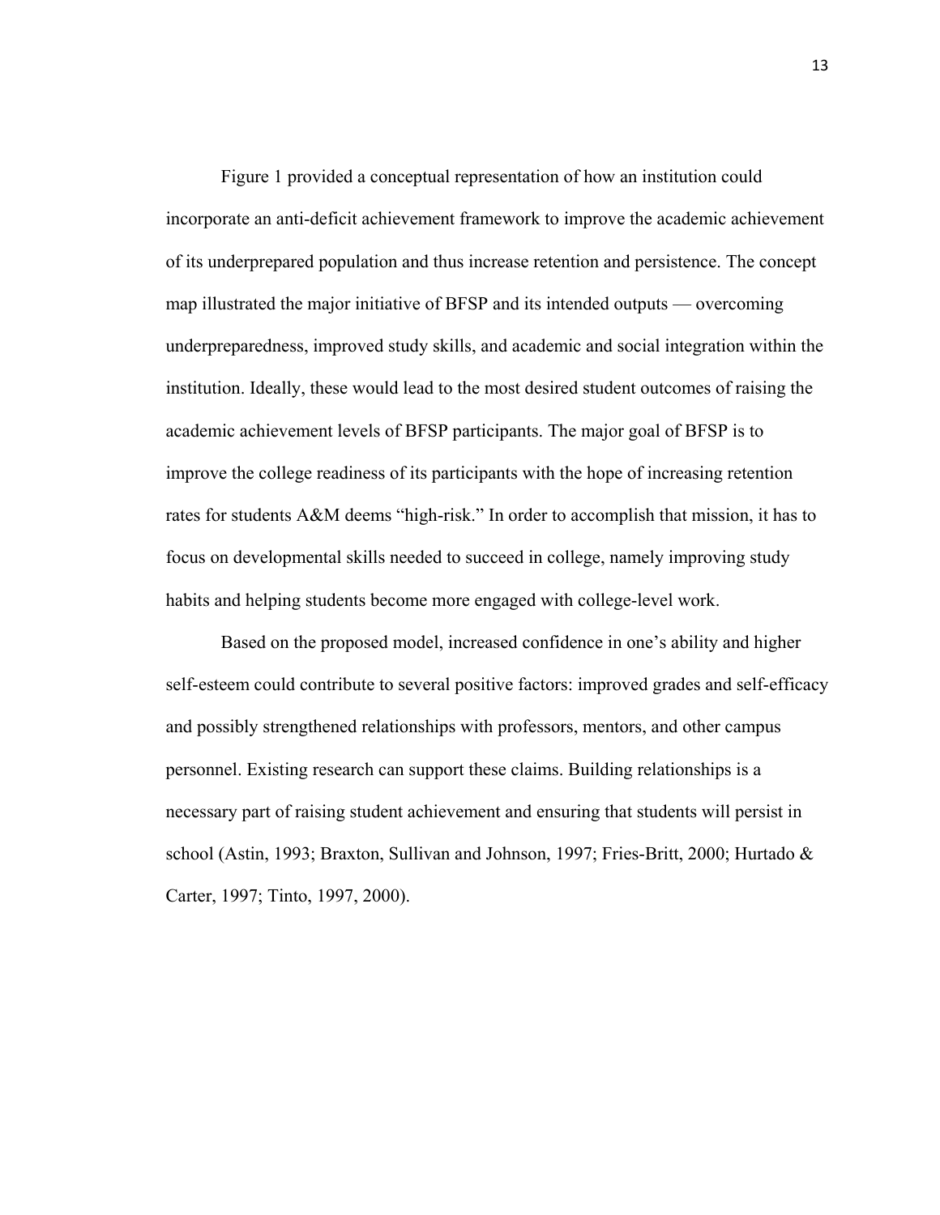Figure 1 provided a conceptual representation of how an institution could incorporate an anti-deficit achievement framework to improve the academic achievement of its underprepared population and thus increase retention and persistence. The concept map illustrated the major initiative of BFSP and its intended outputs — overcoming underpreparedness, improved study skills, and academic and social integration within the institution. Ideally, these would lead to the most desired student outcomes of raising the academic achievement levels of BFSP participants. The major goal of BFSP is to improve the college readiness of its participants with the hope of increasing retention rates for students A&M deems "high-risk." In order to accomplish that mission, it has to focus on developmental skills needed to succeed in college, namely improving study habits and helping students become more engaged with college-level work.

Based on the proposed model, increased confidence in one's ability and higher self-esteem could contribute to several positive factors: improved grades and self-efficacy and possibly strengthened relationships with professors, mentors, and other campus personnel. Existing research can support these claims. Building relationships is a necessary part of raising student achievement and ensuring that students will persist in school (Astin, 1993; Braxton, Sullivan and Johnson, 1997; Fries-Britt, 2000; Hurtado & Carter, 1997; Tinto, 1997, 2000).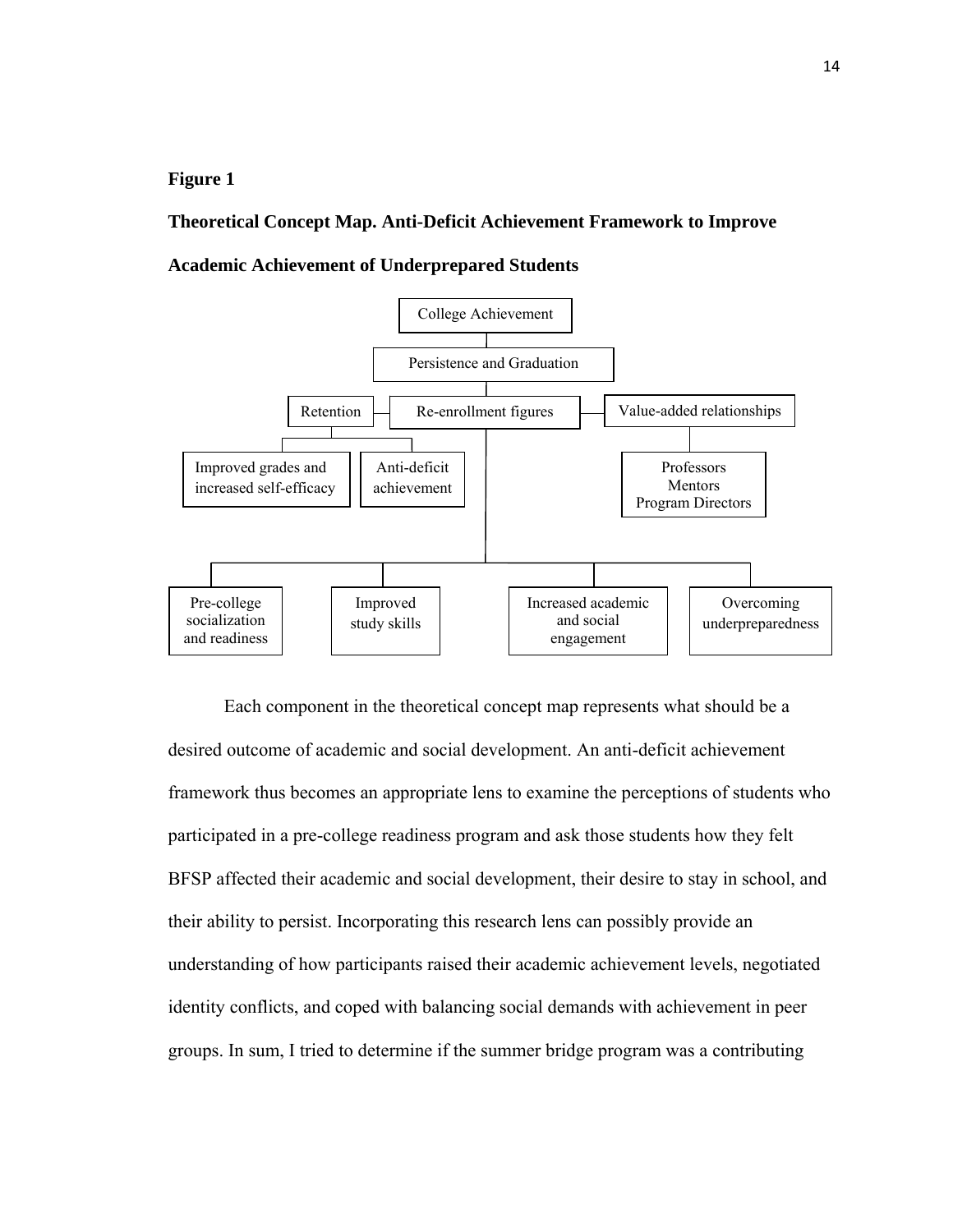**Figure 1**

**Theoretical Concept Map. Anti-Deficit Achievement Framework to Improve Academic Achievement of Underprepared Students**

- College Achievement
  - Persistence and Graduation
    - Retention
      - Improved grades and increased self-efficacy
      - Anti-deficit achievement
    - Re-enrollment figures
      - Pre-college socialization and readiness
      - Improved study skills
      - Increased academic and social engagement
      - Overcoming underpreparedness
    - Value-added relationships
      - Professors, Mentors, Program Directors

Each component in the theoretical concept map represents what should be a desired outcome of academic and social development. An anti-deficit achievement framework thus becomes an appropriate lens to examine the perceptions of students who participated in a pre-college readiness program and ask those students how they felt BFSP affected their academic and social development, their desire to stay in school, and their ability to persist. Incorporating this research lens can possibly provide an understanding of how participants raised their academic achievement levels, negotiated identity conflicts, and coped with balancing social demands with achievement in peer groups. In sum, I tried to determine if the summer bridge program was a contributing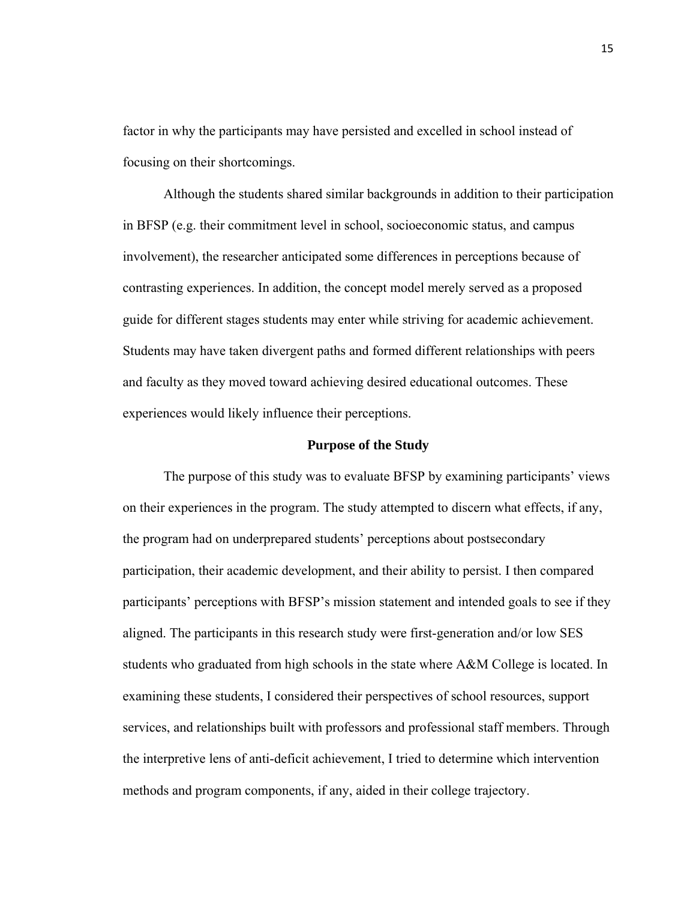factor in why the participants may have persisted and excelled in school instead of focusing on their shortcomings.

Although the students shared similar backgrounds in addition to their participation in BFSP (e.g. their commitment level in school, socioeconomic status, and campus involvement), the researcher anticipated some differences in perceptions because of contrasting experiences. In addition, the concept model merely served as a proposed guide for different stages students may enter while striving for academic achievement. Students may have taken divergent paths and formed different relationships with peers and faculty as they moved toward achieving desired educational outcomes. These experiences would likely influence their perceptions.

## Purpose of the Study

The purpose of this study was to evaluate BFSP by examining participants' views on their experiences in the program. The study attempted to discern what effects, if any, the program had on underprepared students' perceptions about postsecondary participation, their academic development, and their ability to persist. I then compared participants' perceptions with BFSP's mission statement and intended goals to see if they aligned. The participants in this research study were first-generation and/or low SES students who graduated from high schools in the state where A&M College is located. In examining these students, I considered their perspectives of school resources, support services, and relationships built with professors and professional staff members. Through the interpretive lens of anti-deficit achievement, I tried to determine which intervention methods and program components, if any, aided in their college trajectory.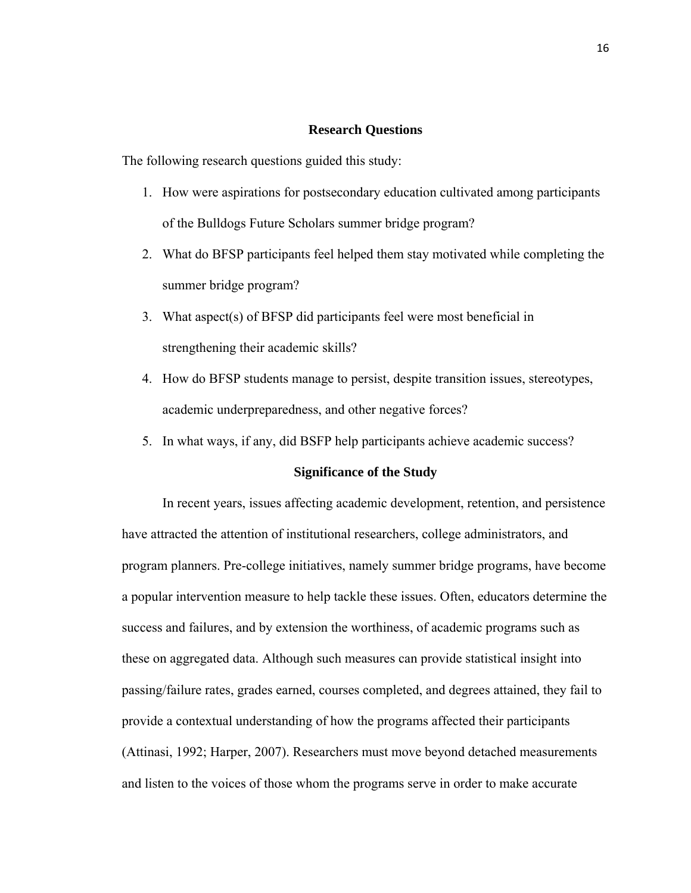## Research Questions

The following research questions guided this study:

1. How were aspirations for postsecondary education cultivated among participants of the Bulldogs Future Scholars summer bridge program?
2. What do BFSP participants feel helped them stay motivated while completing the summer bridge program?
3. What aspect(s) of BFSP did participants feel were most beneficial in strengthening their academic skills?
4. How do BFSP students manage to persist, despite transition issues, stereotypes, academic underpreparedness, and other negative forces?
5. In what ways, if any, did BSFP help participants achieve academic success?

## Significance of the Study

In recent years, issues affecting academic development, retention, and persistence have attracted the attention of institutional researchers, college administrators, and program planners. Pre-college initiatives, namely summer bridge programs, have become a popular intervention measure to help tackle these issues. Often, educators determine the success and failures, and by extension the worthiness, of academic programs such as these on aggregated data. Although such measures can provide statistical insight into passing/failure rates, grades earned, courses completed, and degrees attained, they fail to provide a contextual understanding of how the programs affected their participants (Attinasi, 1992; Harper, 2007). Researchers must move beyond detached measurements and listen to the voices of those whom the programs serve in order to make accurate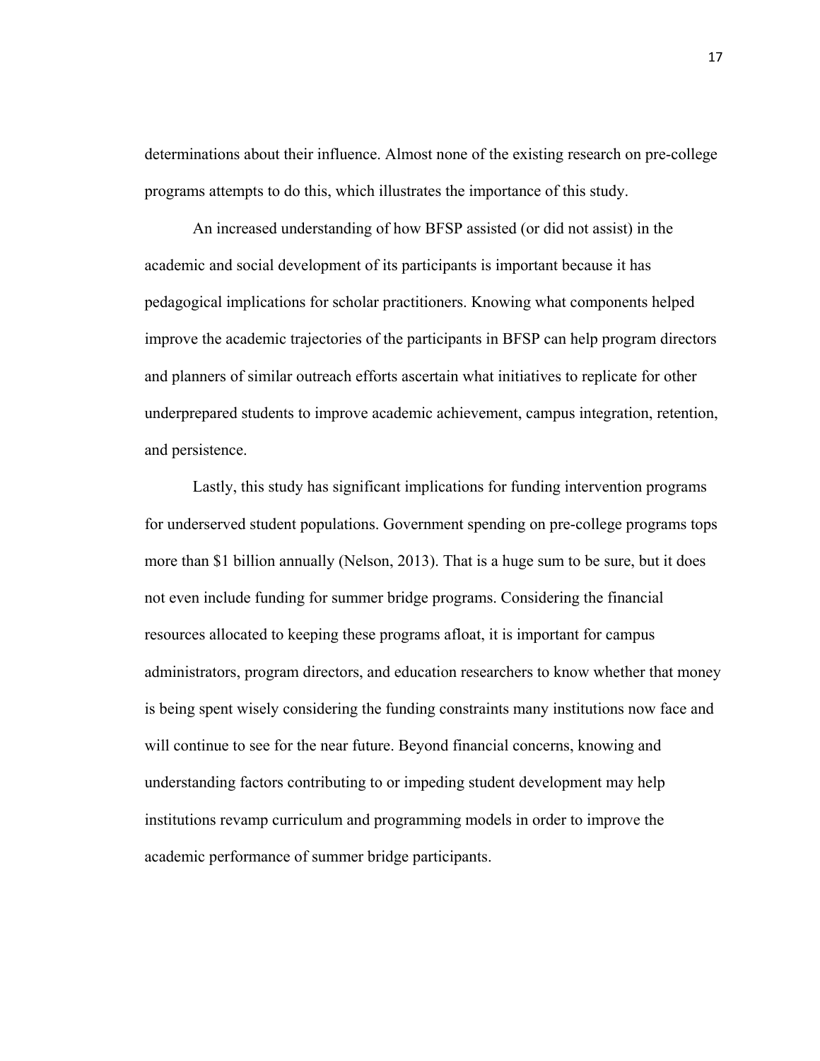determinations about their influence. Almost none of the existing research on pre-college programs attempts to do this, which illustrates the importance of this study.

An increased understanding of how BFSP assisted (or did not assist) in the academic and social development of its participants is important because it has pedagogical implications for scholar practitioners. Knowing what components helped improve the academic trajectories of the participants in BFSP can help program directors and planners of similar outreach efforts ascertain what initiatives to replicate for other underprepared students to improve academic achievement, campus integration, retention, and persistence.

Lastly, this study has significant implications for funding intervention programs for underserved student populations. Government spending on pre-college programs tops more than $1 billion annually (Nelson, 2013). That is a huge sum to be sure, but it does not even include funding for summer bridge programs. Considering the financial resources allocated to keeping these programs afloat, it is important for campus administrators, program directors, and education researchers to know whether that money is being spent wisely considering the funding constraints many institutions now face and will continue to see for the near future. Beyond financial concerns, knowing and understanding factors contributing to or impeding student development may help institutions revamp curriculum and programming models in order to improve the academic performance of summer bridge participants.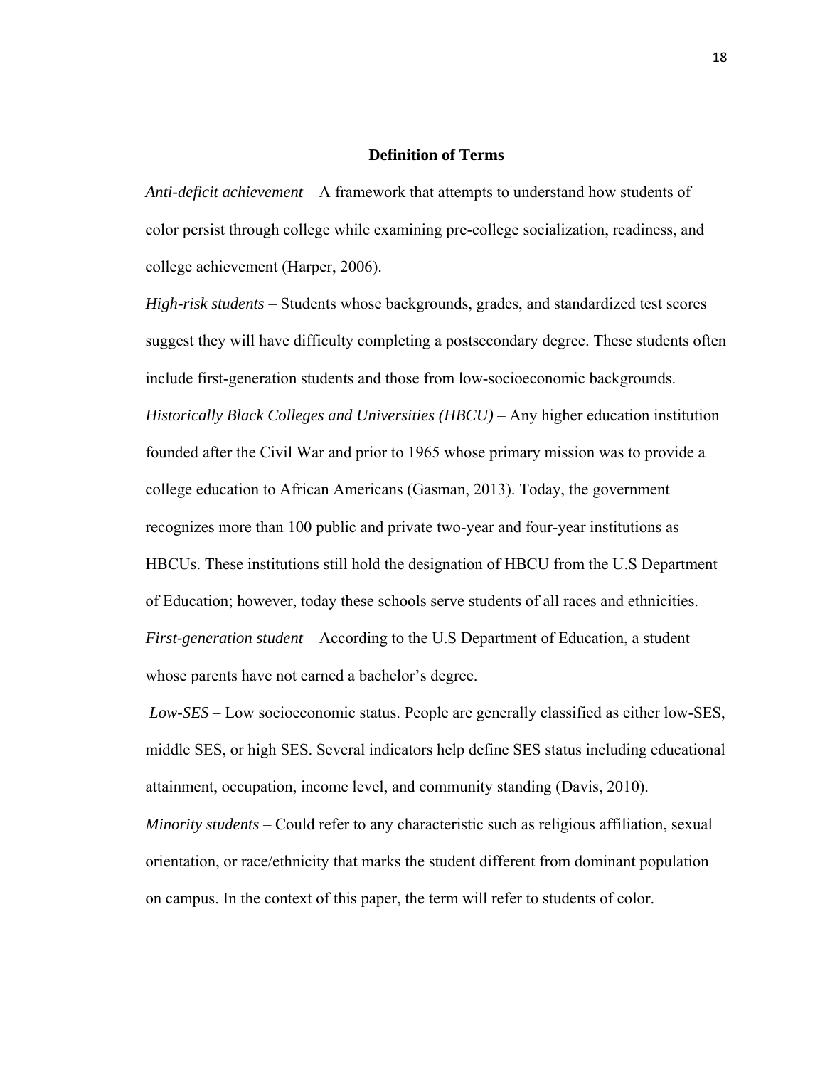## Definition of Terms

*Anti-deficit achievement* – A framework that attempts to understand how students of color persist through college while examining pre-college socialization, readiness, and college achievement (Harper, 2006).

*High-risk students* – Students whose backgrounds, grades, and standardized test scores suggest they will have difficulty completing a postsecondary degree. These students often include first-generation students and those from low-socioeconomic backgrounds.

*Historically Black Colleges and Universities (HBCU)* – Any higher education institution founded after the Civil War and prior to 1965 whose primary mission was to provide a college education to African Americans (Gasman, 2013). Today, the government recognizes more than 100 public and private two-year and four-year institutions as HBCUs. These institutions still hold the designation of HBCU from the U.S Department of Education; however, today these schools serve students of all races and ethnicities.

*First-generation student* – According to the U.S Department of Education, a student whose parents have not earned a bachelor's degree.

*Low-SES* – Low socioeconomic status. People are generally classified as either low-SES, middle SES, or high SES. Several indicators help define SES status including educational attainment, occupation, income level, and community standing (Davis, 2010).

*Minority students* – Could refer to any characteristic such as religious affiliation, sexual orientation, or race/ethnicity that marks the student different from dominant population on campus. In the context of this paper, the term will refer to students of color.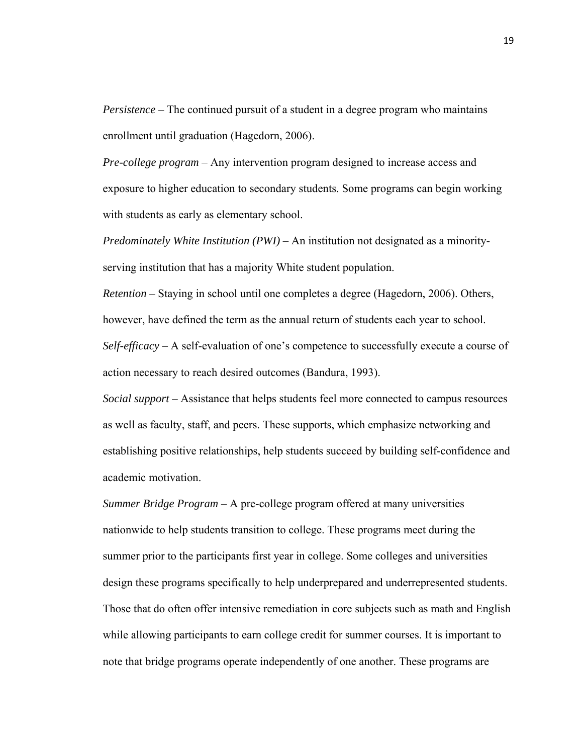*Persistence* – The continued pursuit of a student in a degree program who maintains enrollment until graduation (Hagedorn, 2006).

*Pre-college program* – Any intervention program designed to increase access and exposure to higher education to secondary students. Some programs can begin working with students as early as elementary school.

*Predominately White Institution (PWI)* – An institution not designated as a minority-serving institution that has a majority White student population.

*Retention* – Staying in school until one completes a degree (Hagedorn, 2006). Others, however, have defined the term as the annual return of students each year to school.

*Self-efficacy* – A self-evaluation of one's competence to successfully execute a course of action necessary to reach desired outcomes (Bandura, 1993).

*Social support* – Assistance that helps students feel more connected to campus resources as well as faculty, staff, and peers. These supports, which emphasize networking and establishing positive relationships, help students succeed by building self-confidence and academic motivation.

*Summer Bridge Program* – A pre-college program offered at many universities nationwide to help students transition to college. These programs meet during the summer prior to the participants first year in college. Some colleges and universities design these programs specifically to help underprepared and underrepresented students. Those that do often offer intensive remediation in core subjects such as math and English while allowing participants to earn college credit for summer courses. It is important to note that bridge programs operate independently of one another. These programs are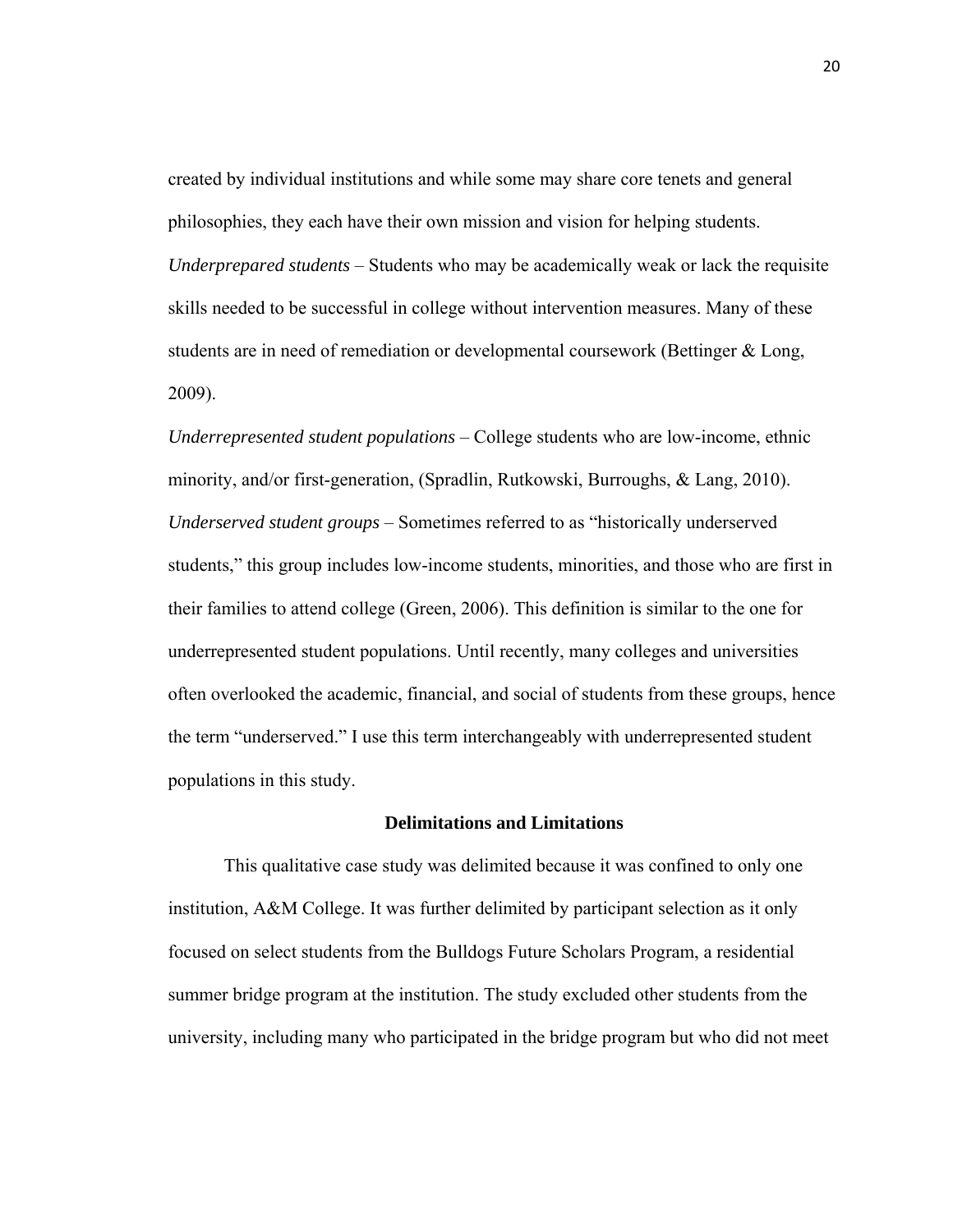created by individual institutions and while some may share core tenets and general philosophies, they each have their own mission and vision for helping students.

*Underprepared students* – Students who may be academically weak or lack the requisite skills needed to be successful in college without intervention measures. Many of these students are in need of remediation or developmental coursework (Bettinger & Long, 2009).

*Underrepresented student populations* – College students who are low-income, ethnic minority, and/or first-generation, (Spradlin, Rutkowski, Burroughs, & Lang, 2010).

*Underserved student groups* – Sometimes referred to as "historically underserved students," this group includes low-income students, minorities, and those who are first in their families to attend college (Green, 2006). This definition is similar to the one for underrepresented student populations. Until recently, many colleges and universities often overlooked the academic, financial, and social of students from these groups, hence the term "underserved." I use this term interchangeably with underrepresented student populations in this study.

## Delimitations and Limitations

This qualitative case study was delimited because it was confined to only one institution, A&M College. It was further delimited by participant selection as it only focused on select students from the Bulldogs Future Scholars Program, a residential summer bridge program at the institution. The study excluded other students from the university, including many who participated in the bridge program but who did not meet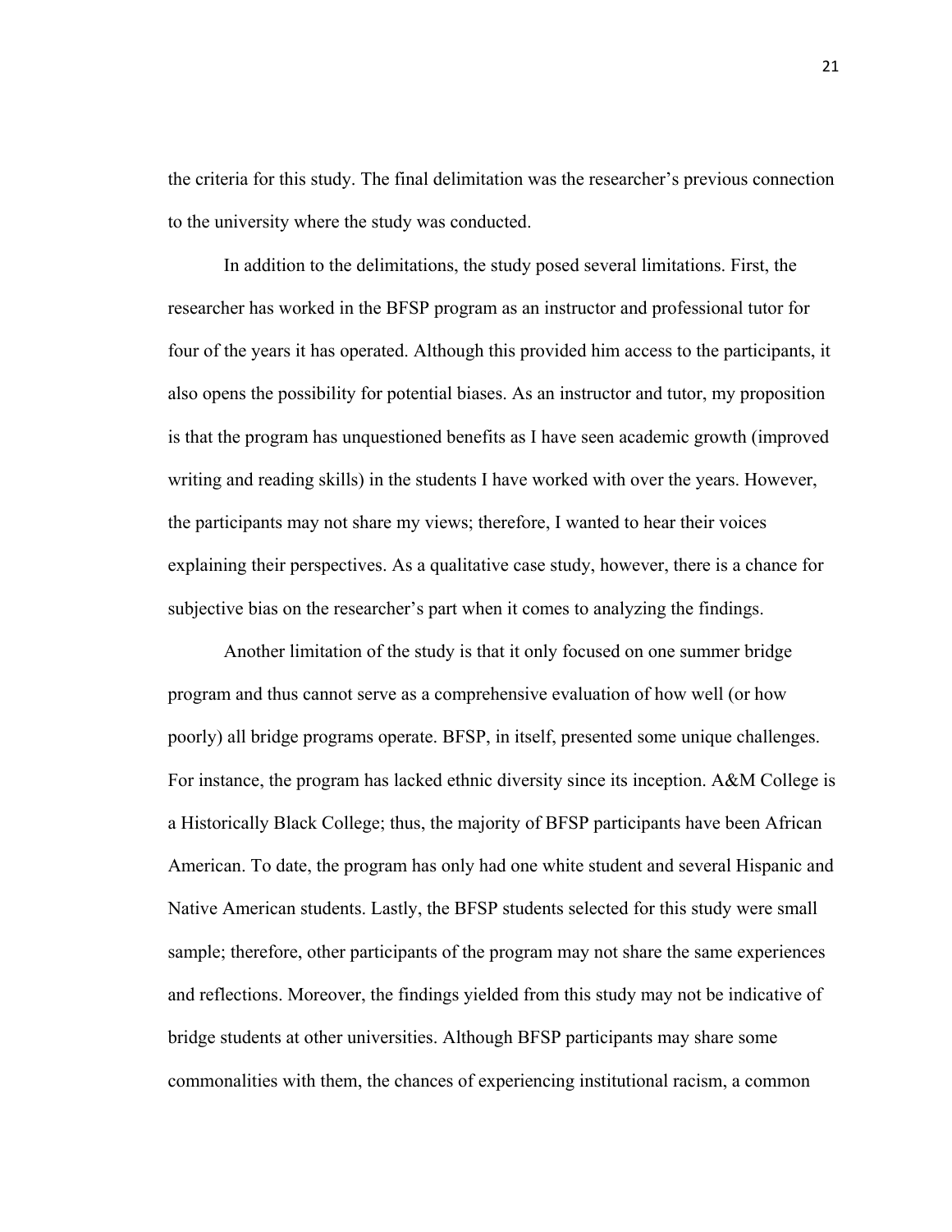the criteria for this study. The final delimitation was the researcher's previous connection to the university where the study was conducted.

In addition to the delimitations, the study posed several limitations. First, the researcher has worked in the BFSP program as an instructor and professional tutor for four of the years it has operated. Although this provided him access to the participants, it also opens the possibility for potential biases. As an instructor and tutor, my proposition is that the program has unquestioned benefits as I have seen academic growth (improved writing and reading skills) in the students I have worked with over the years. However, the participants may not share my views; therefore, I wanted to hear their voices explaining their perspectives. As a qualitative case study, however, there is a chance for subjective bias on the researcher's part when it comes to analyzing the findings.

Another limitation of the study is that it only focused on one summer bridge program and thus cannot serve as a comprehensive evaluation of how well (or how poorly) all bridge programs operate. BFSP, in itself, presented some unique challenges. For instance, the program has lacked ethnic diversity since its inception. A&M College is a Historically Black College; thus, the majority of BFSP participants have been African American. To date, the program has only had one white student and several Hispanic and Native American students. Lastly, the BFSP students selected for this study were small sample; therefore, other participants of the program may not share the same experiences and reflections. Moreover, the findings yielded from this study may not be indicative of bridge students at other universities. Although BFSP participants may share some commonalities with them, the chances of experiencing institutional racism, a common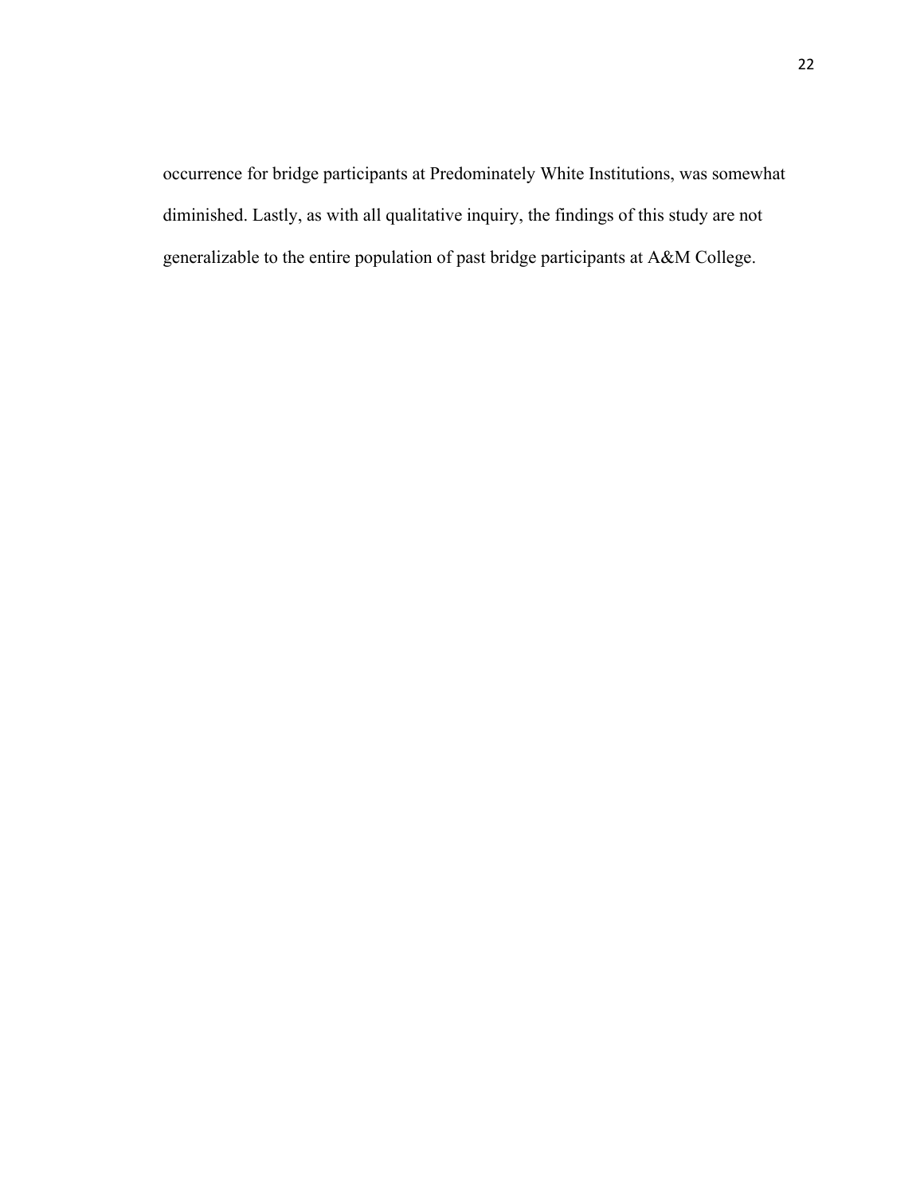occurrence for bridge participants at Predominately White Institutions, was somewhat diminished. Lastly, as with all qualitative inquiry, the findings of this study are not generalizable to the entire population of past bridge participants at A&M College.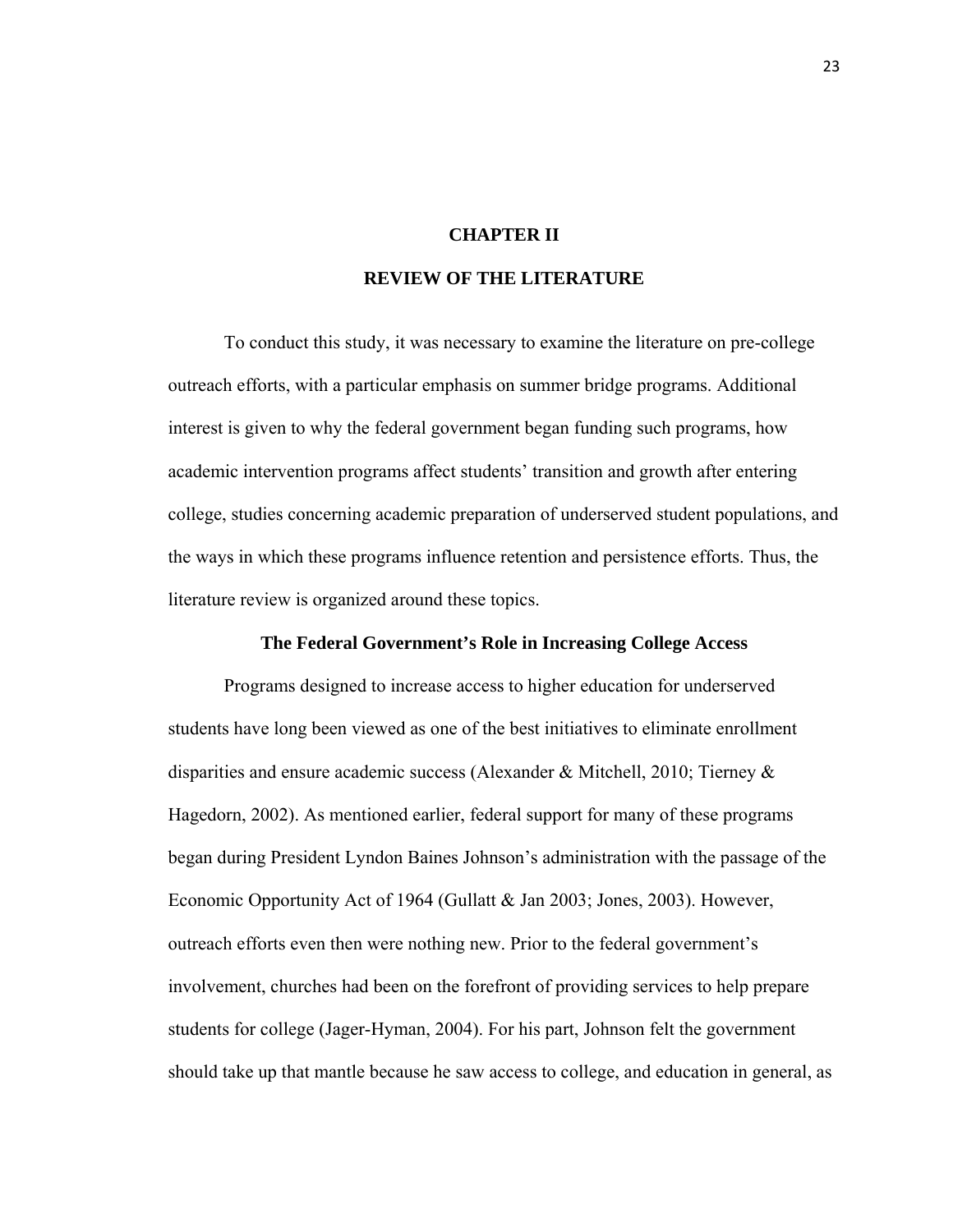# CHAPTER II

# REVIEW OF THE LITERATURE

To conduct this study, it was necessary to examine the literature on pre-college outreach efforts, with a particular emphasis on summer bridge programs. Additional interest is given to why the federal government began funding such programs, how academic intervention programs affect students' transition and growth after entering college, studies concerning academic preparation of underserved student populations, and the ways in which these programs influence retention and persistence efforts. Thus, the literature review is organized around these topics.

## The Federal Government's Role in Increasing College Access

Programs designed to increase access to higher education for underserved students have long been viewed as one of the best initiatives to eliminate enrollment disparities and ensure academic success (Alexander & Mitchell, 2010; Tierney & Hagedorn, 2002). As mentioned earlier, federal support for many of these programs began during President Lyndon Baines Johnson's administration with the passage of the Economic Opportunity Act of 1964 (Gullatt & Jan 2003; Jones, 2003). However, outreach efforts even then were nothing new. Prior to the federal government's involvement, churches had been on the forefront of providing services to help prepare students for college (Jager-Hyman, 2004). For his part, Johnson felt the government should take up that mantle because he saw access to college, and education in general, as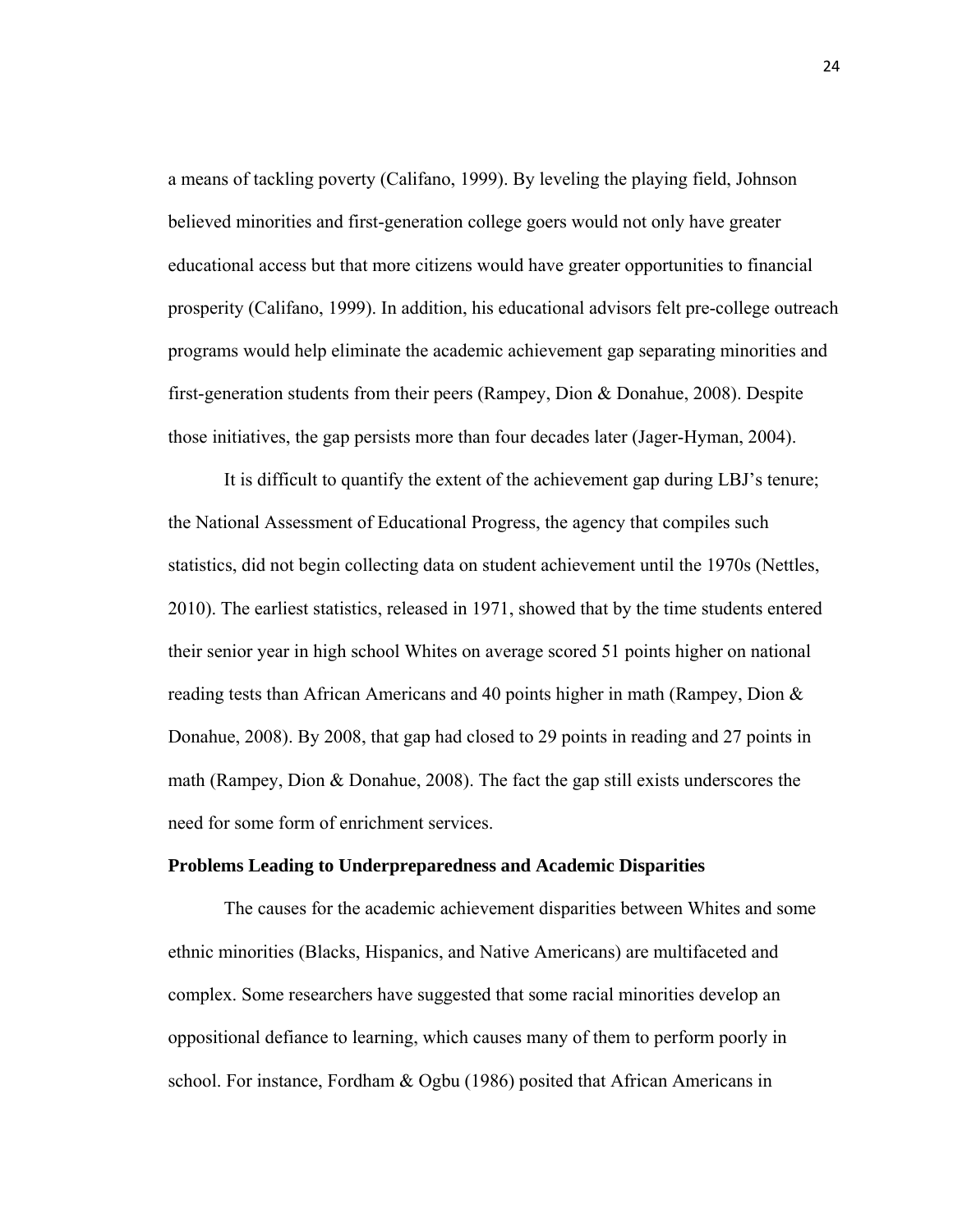a means of tackling poverty (Califano, 1999). By leveling the playing field, Johnson believed minorities and first-generation college goers would not only have greater educational access but that more citizens would have greater opportunities to financial prosperity (Califano, 1999). In addition, his educational advisors felt pre-college outreach programs would help eliminate the academic achievement gap separating minorities and first-generation students from their peers (Rampey, Dion & Donahue, 2008). Despite those initiatives, the gap persists more than four decades later (Jager-Hyman, 2004).

It is difficult to quantify the extent of the achievement gap during LBJ's tenure; the National Assessment of Educational Progress, the agency that compiles such statistics, did not begin collecting data on student achievement until the 1970s (Nettles, 2010). The earliest statistics, released in 1971, showed that by the time students entered their senior year in high school Whites on average scored 51 points higher on national reading tests than African Americans and 40 points higher in math (Rampey, Dion & Donahue, 2008). By 2008, that gap had closed to 29 points in reading and 27 points in math (Rampey, Dion & Donahue, 2008). The fact the gap still exists underscores the need for some form of enrichment services.

**Problems Leading to Underpreparedness and Academic Disparities**

The causes for the academic achievement disparities between Whites and some ethnic minorities (Blacks, Hispanics, and Native Americans) are multifaceted and complex. Some researchers have suggested that some racial minorities develop an oppositional defiance to learning, which causes many of them to perform poorly in school. For instance, Fordham & Ogbu (1986) posited that African Americans in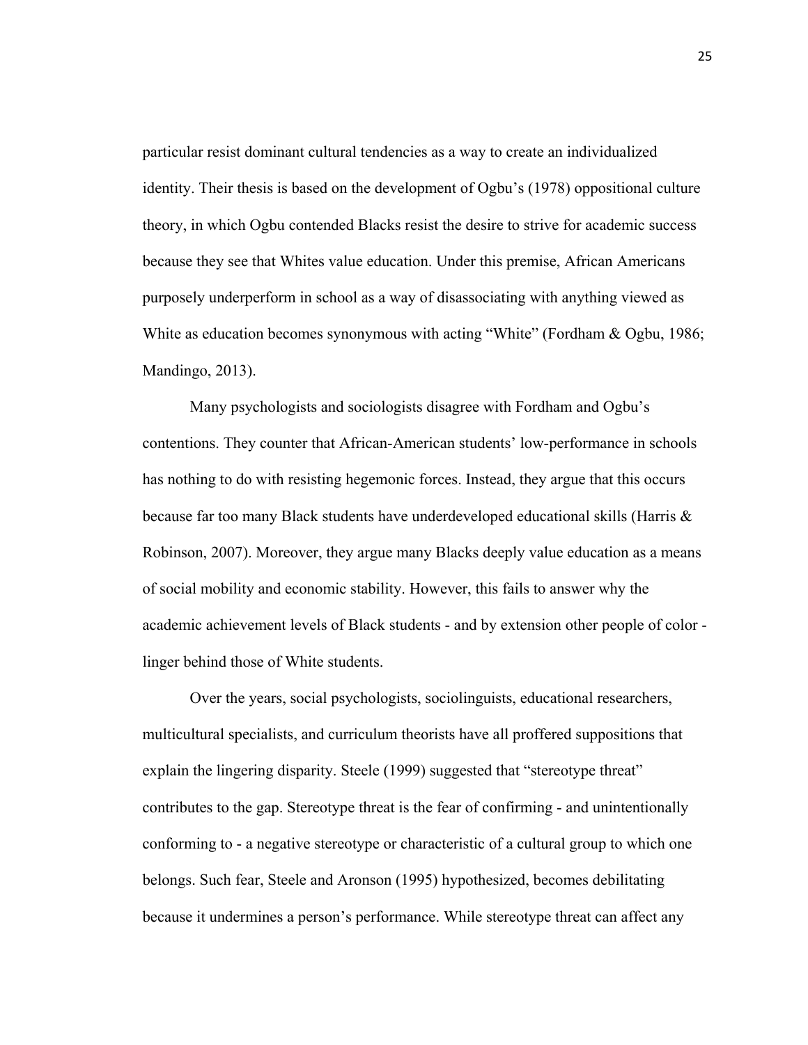particular resist dominant cultural tendencies as a way to create an individualized identity. Their thesis is based on the development of Ogbu's (1978) oppositional culture theory, in which Ogbu contended Blacks resist the desire to strive for academic success because they see that Whites value education. Under this premise, African Americans purposely underperform in school as a way of disassociating with anything viewed as White as education becomes synonymous with acting "White" (Fordham & Ogbu, 1986; Mandingo, 2013).

Many psychologists and sociologists disagree with Fordham and Ogbu's contentions. They counter that African-American students' low-performance in schools has nothing to do with resisting hegemonic forces. Instead, they argue that this occurs because far too many Black students have underdeveloped educational skills (Harris & Robinson, 2007). Moreover, they argue many Blacks deeply value education as a means of social mobility and economic stability. However, this fails to answer why the academic achievement levels of Black students - and by extension other people of color - linger behind those of White students.

Over the years, social psychologists, sociolinguists, educational researchers, multicultural specialists, and curriculum theorists have all proffered suppositions that explain the lingering disparity. Steele (1999) suggested that "stereotype threat" contributes to the gap. Stereotype threat is the fear of confirming - and unintentionally conforming to - a negative stereotype or characteristic of a cultural group to which one belongs. Such fear, Steele and Aronson (1995) hypothesized, becomes debilitating because it undermines a person's performance. While stereotype threat can affect any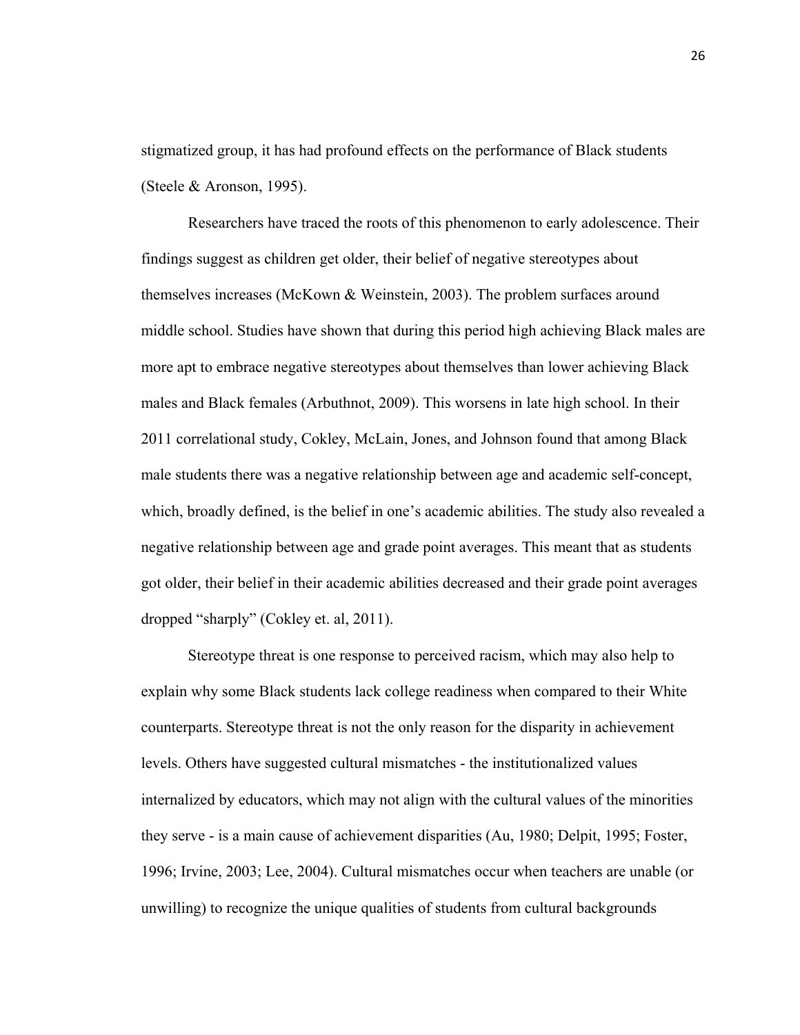stigmatized group, it has had profound effects on the performance of Black students (Steele & Aronson, 1995).

Researchers have traced the roots of this phenomenon to early adolescence. Their findings suggest as children get older, their belief of negative stereotypes about themselves increases (McKown & Weinstein, 2003). The problem surfaces around middle school. Studies have shown that during this period high achieving Black males are more apt to embrace negative stereotypes about themselves than lower achieving Black males and Black females (Arbuthnot, 2009). This worsens in late high school. In their 2011 correlational study, Cokley, McLain, Jones, and Johnson found that among Black male students there was a negative relationship between age and academic self-concept, which, broadly defined, is the belief in one's academic abilities. The study also revealed a negative relationship between age and grade point averages. This meant that as students got older, their belief in their academic abilities decreased and their grade point averages dropped "sharply" (Cokley et. al, 2011).

Stereotype threat is one response to perceived racism, which may also help to explain why some Black students lack college readiness when compared to their White counterparts. Stereotype threat is not the only reason for the disparity in achievement levels. Others have suggested cultural mismatches - the institutionalized values internalized by educators, which may not align with the cultural values of the minorities they serve - is a main cause of achievement disparities (Au, 1980; Delpit, 1995; Foster, 1996; Irvine, 2003; Lee, 2004). Cultural mismatches occur when teachers are unable (or unwilling) to recognize the unique qualities of students from cultural backgrounds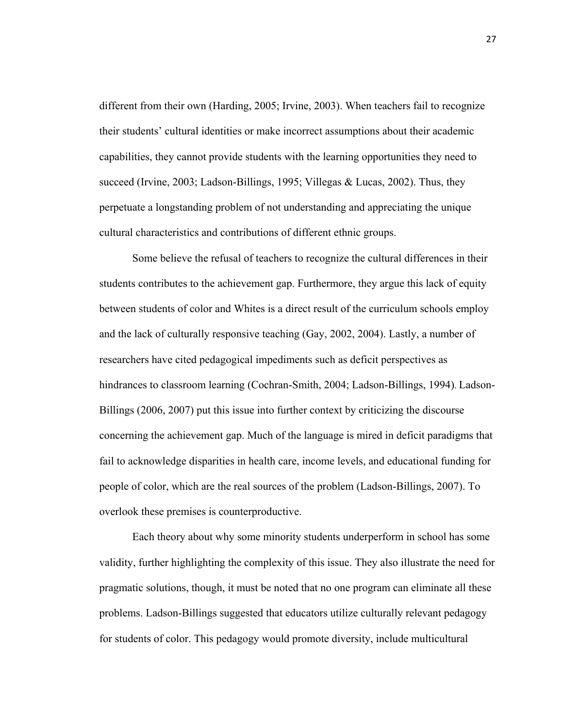different from their own (Harding, 2005; Irvine, 2003). When teachers fail to recognize their students' cultural identities or make incorrect assumptions about their academic capabilities, they cannot provide students with the learning opportunities they need to succeed (Irvine, 2003; Ladson-Billings, 1995; Villegas & Lucas, 2002). Thus, they perpetuate a longstanding problem of not understanding and appreciating the unique cultural characteristics and contributions of different ethnic groups.

Some believe the refusal of teachers to recognize the cultural differences in their students contributes to the achievement gap. Furthermore, they argue this lack of equity between students of color and Whites is a direct result of the curriculum schools employ and the lack of culturally responsive teaching (Gay, 2002, 2004). Lastly, a number of researchers have cited pedagogical impediments such as deficit perspectives as hindrances to classroom learning (Cochran-Smith, 2004; Ladson-Billings, 1994). Ladson-Billings (2006, 2007) put this issue into further context by criticizing the discourse concerning the achievement gap. Much of the language is mired in deficit paradigms that fail to acknowledge disparities in health care, income levels, and educational funding for people of color, which are the real sources of the problem (Ladson-Billings, 2007). To overlook these premises is counterproductive.

Each theory about why some minority students underperform in school has some validity, further highlighting the complexity of this issue. They also illustrate the need for pragmatic solutions, though, it must be noted that no one program can eliminate all these problems. Ladson-Billings suggested that educators utilize culturally relevant pedagogy for students of color. This pedagogy would promote diversity, include multicultural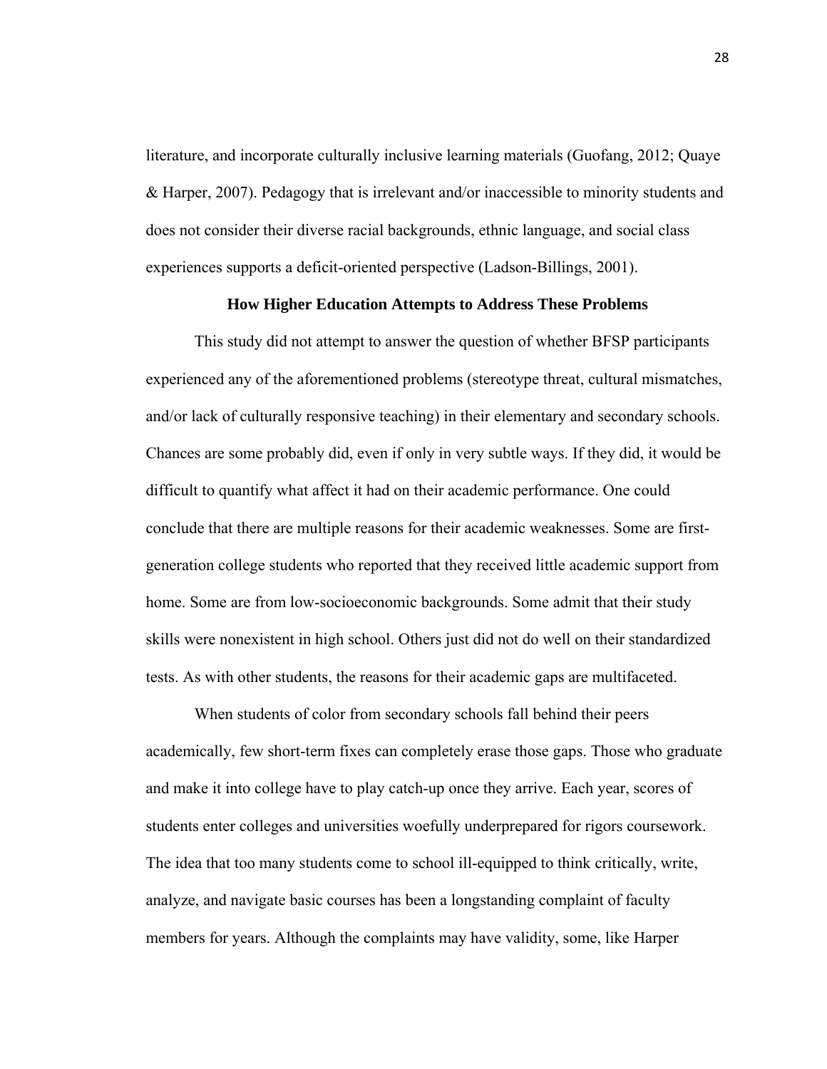literature, and incorporate culturally inclusive learning materials (Guofang, 2012; Quaye & Harper, 2007). Pedagogy that is irrelevant and/or inaccessible to minority students and does not consider their diverse racial backgrounds, ethnic language, and social class experiences supports a deficit-oriented perspective (Ladson-Billings, 2001).

## How Higher Education Attempts to Address These Problems

This study did not attempt to answer the question of whether BFSP participants experienced any of the aforementioned problems (stereotype threat, cultural mismatches, and/or lack of culturally responsive teaching) in their elementary and secondary schools. Chances are some probably did, even if only in very subtle ways. If they did, it would be difficult to quantify what affect it had on their academic performance. One could conclude that there are multiple reasons for their academic weaknesses. Some are first-generation college students who reported that they received little academic support from home. Some are from low-socioeconomic backgrounds. Some admit that their study skills were nonexistent in high school. Others just did not do well on their standardized tests. As with other students, the reasons for their academic gaps are multifaceted.

When students of color from secondary schools fall behind their peers academically, few short-term fixes can completely erase those gaps. Those who graduate and make it into college have to play catch-up once they arrive. Each year, scores of students enter colleges and universities woefully underprepared for rigors coursework. The idea that too many students come to school ill-equipped to think critically, write, analyze, and navigate basic courses has been a longstanding complaint of faculty members for years. Although the complaints may have validity, some, like Harper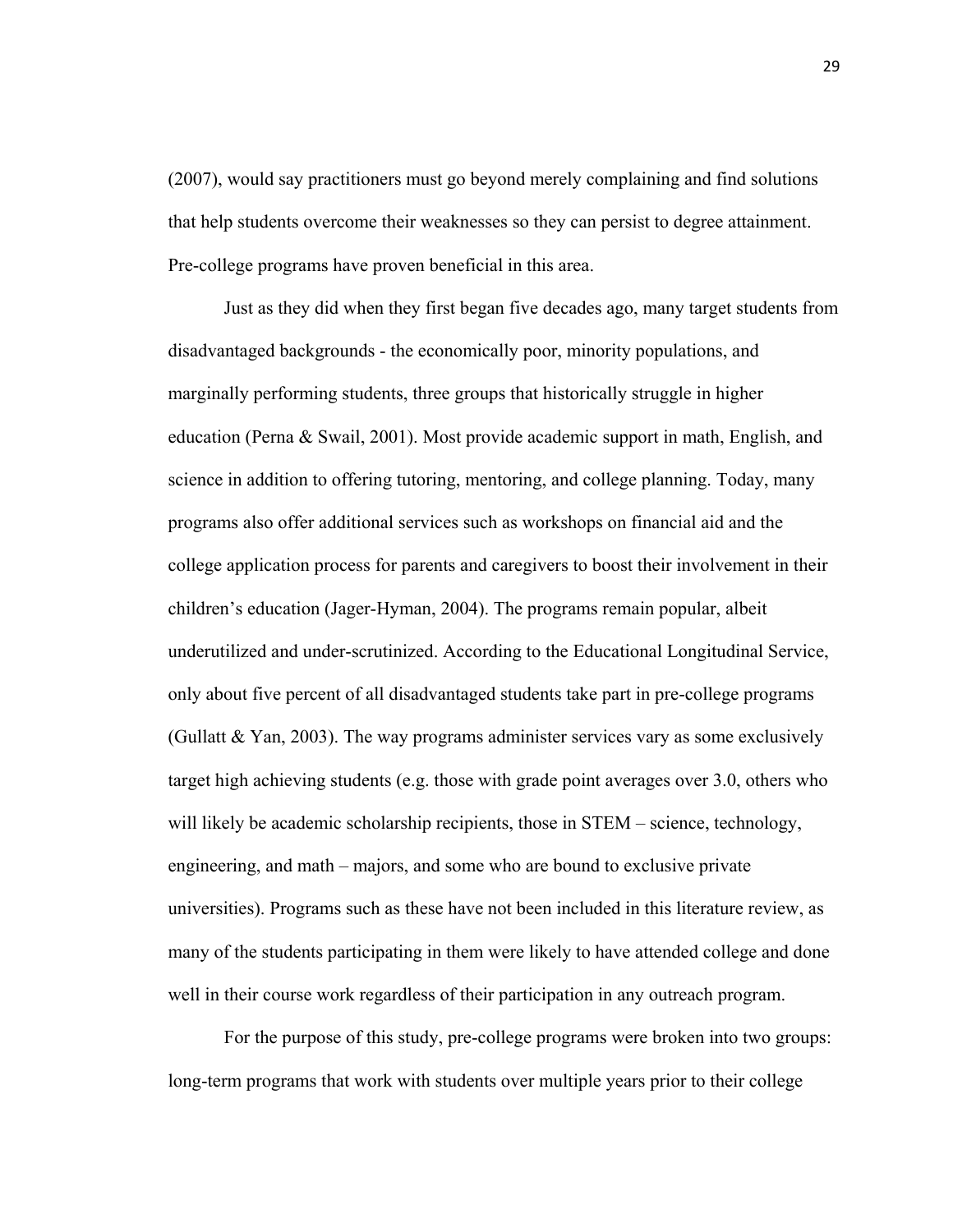(2007), would say practitioners must go beyond merely complaining and find solutions that help students overcome their weaknesses so they can persist to degree attainment. Pre-college programs have proven beneficial in this area.

Just as they did when they first began five decades ago, many target students from disadvantaged backgrounds - the economically poor, minority populations, and marginally performing students, three groups that historically struggle in higher education (Perna & Swail, 2001). Most provide academic support in math, English, and science in addition to offering tutoring, mentoring, and college planning. Today, many programs also offer additional services such as workshops on financial aid and the college application process for parents and caregivers to boost their involvement in their children's education (Jager-Hyman, 2004). The programs remain popular, albeit underutilized and under-scrutinized. According to the Educational Longitudinal Service, only about five percent of all disadvantaged students take part in pre-college programs (Gullatt & Yan, 2003). The way programs administer services vary as some exclusively target high achieving students (e.g. those with grade point averages over 3.0, others who will likely be academic scholarship recipients, those in STEM – science, technology, engineering, and math – majors, and some who are bound to exclusive private universities). Programs such as these have not been included in this literature review, as many of the students participating in them were likely to have attended college and done well in their course work regardless of their participation in any outreach program.

For the purpose of this study, pre-college programs were broken into two groups: long-term programs that work with students over multiple years prior to their college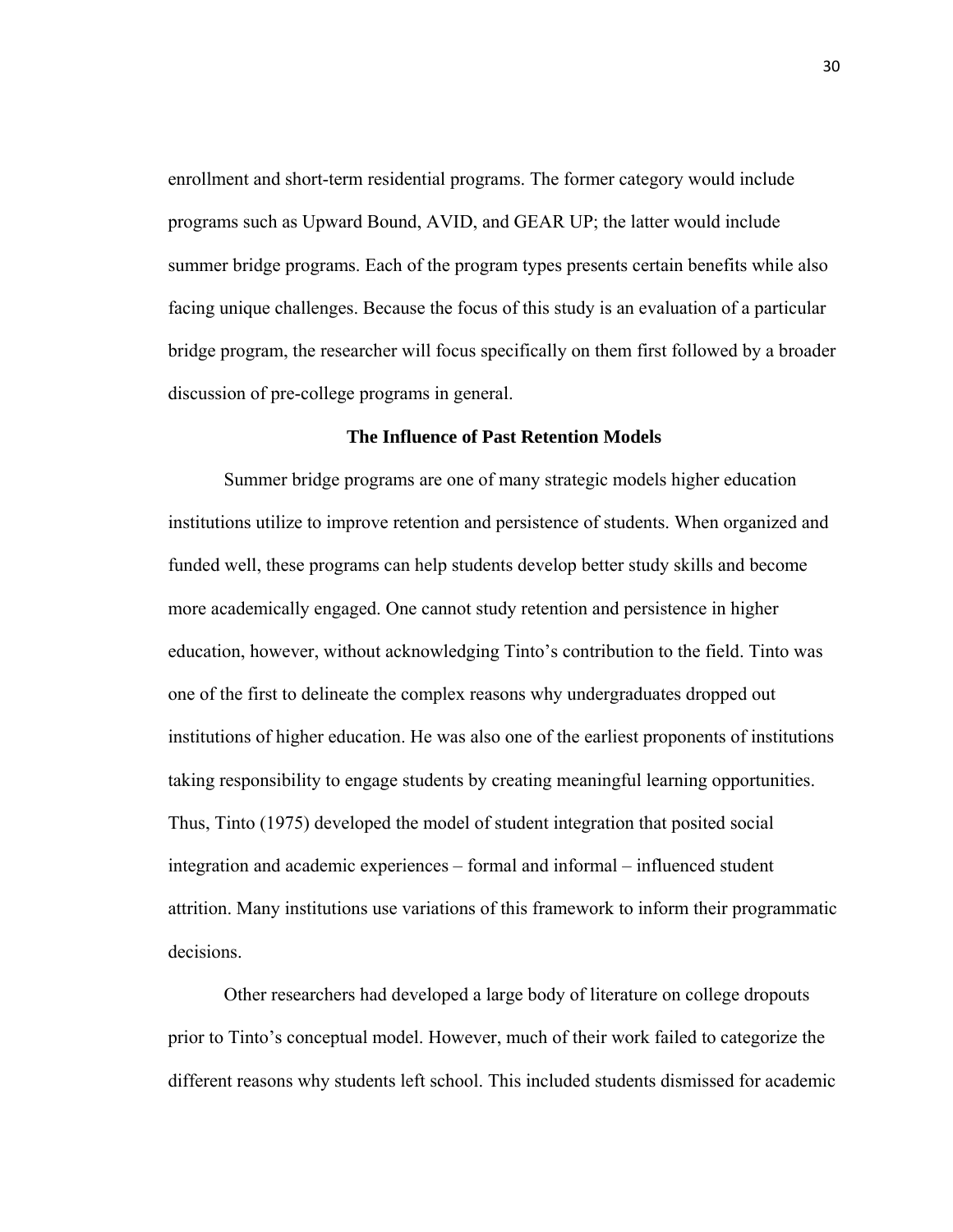enrollment and short-term residential programs. The former category would include programs such as Upward Bound, AVID, and GEAR UP; the latter would include summer bridge programs. Each of the program types presents certain benefits while also facing unique challenges. Because the focus of this study is an evaluation of a particular bridge program, the researcher will focus specifically on them first followed by a broader discussion of pre-college programs in general.

## The Influence of Past Retention Models

Summer bridge programs are one of many strategic models higher education institutions utilize to improve retention and persistence of students. When organized and funded well, these programs can help students develop better study skills and become more academically engaged. One cannot study retention and persistence in higher education, however, without acknowledging Tinto's contribution to the field. Tinto was one of the first to delineate the complex reasons why undergraduates dropped out institutions of higher education. He was also one of the earliest proponents of institutions taking responsibility to engage students by creating meaningful learning opportunities. Thus, Tinto (1975) developed the model of student integration that posited social integration and academic experiences – formal and informal – influenced student attrition. Many institutions use variations of this framework to inform their programmatic decisions.

Other researchers had developed a large body of literature on college dropouts prior to Tinto's conceptual model. However, much of their work failed to categorize the different reasons why students left school. This included students dismissed for academic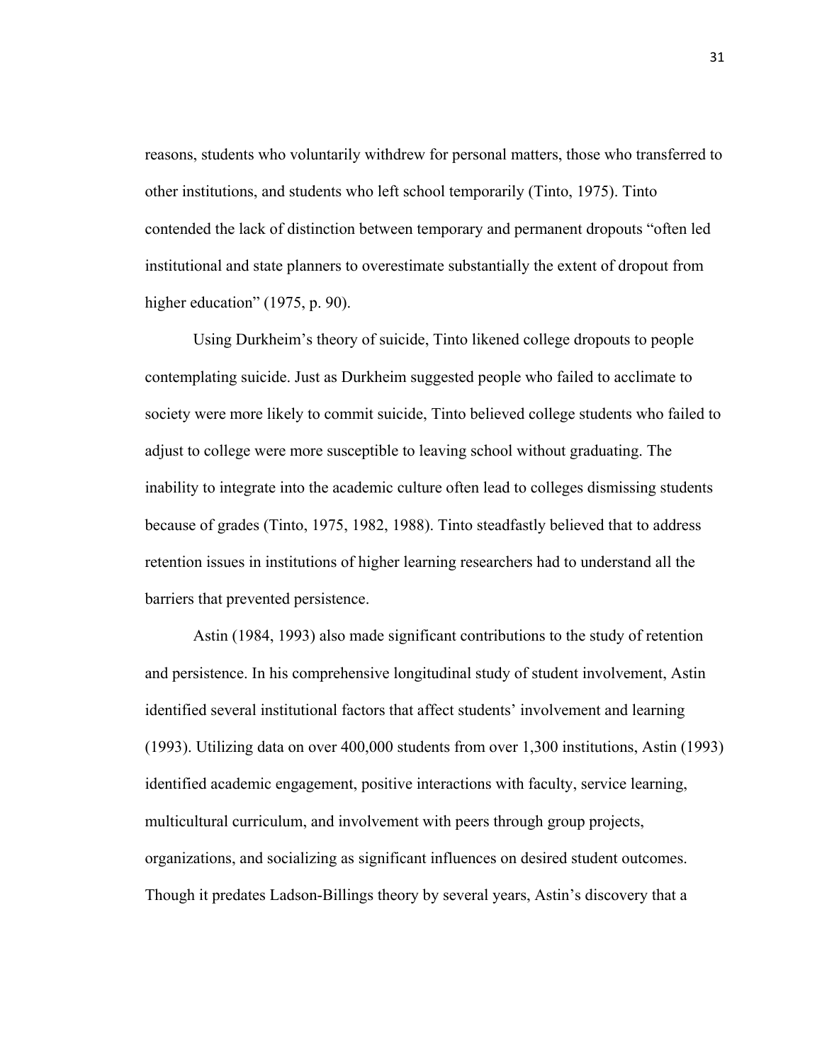reasons, students who voluntarily withdrew for personal matters, those who transferred to other institutions, and students who left school temporarily (Tinto, 1975). Tinto contended the lack of distinction between temporary and permanent dropouts "often led institutional and state planners to overestimate substantially the extent of dropout from higher education" (1975, p. 90).

Using Durkheim's theory of suicide, Tinto likened college dropouts to people contemplating suicide. Just as Durkheim suggested people who failed to acclimate to society were more likely to commit suicide, Tinto believed college students who failed to adjust to college were more susceptible to leaving school without graduating. The inability to integrate into the academic culture often lead to colleges dismissing students because of grades (Tinto, 1975, 1982, 1988). Tinto steadfastly believed that to address retention issues in institutions of higher learning researchers had to understand all the barriers that prevented persistence.

Astin (1984, 1993) also made significant contributions to the study of retention and persistence. In his comprehensive longitudinal study of student involvement, Astin identified several institutional factors that affect students' involvement and learning (1993). Utilizing data on over 400,000 students from over 1,300 institutions, Astin (1993) identified academic engagement, positive interactions with faculty, service learning, multicultural curriculum, and involvement with peers through group projects, organizations, and socializing as significant influences on desired student outcomes. Though it predates Ladson-Billings theory by several years, Astin's discovery that a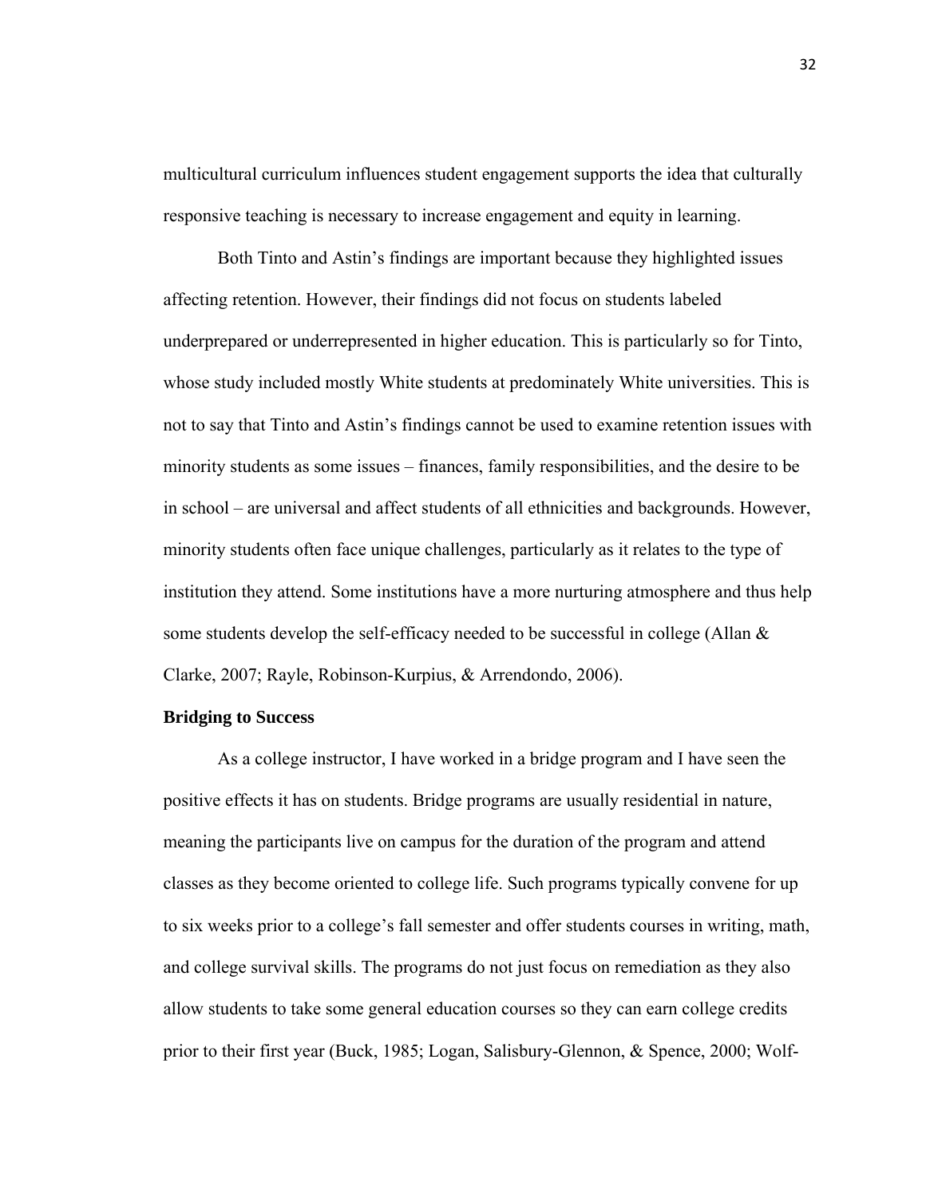multicultural curriculum influences student engagement supports the idea that culturally responsive teaching is necessary to increase engagement and equity in learning.

Both Tinto and Astin's findings are important because they highlighted issues affecting retention. However, their findings did not focus on students labeled underprepared or underrepresented in higher education. This is particularly so for Tinto, whose study included mostly White students at predominately White universities. This is not to say that Tinto and Astin's findings cannot be used to examine retention issues with minority students as some issues – finances, family responsibilities, and the desire to be in school – are universal and affect students of all ethnicities and backgrounds. However, minority students often face unique challenges, particularly as it relates to the type of institution they attend. Some institutions have a more nurturing atmosphere and thus help some students develop the self-efficacy needed to be successful in college (Allan & Clarke, 2007; Rayle, Robinson-Kurpius, & Arrendondo, 2006).

**Bridging to Success**

As a college instructor, I have worked in a bridge program and I have seen the positive effects it has on students. Bridge programs are usually residential in nature, meaning the participants live on campus for the duration of the program and attend classes as they become oriented to college life. Such programs typically convene for up to six weeks prior to a college's fall semester and offer students courses in writing, math, and college survival skills. The programs do not just focus on remediation as they also allow students to take some general education courses so they can earn college credits prior to their first year (Buck, 1985; Logan, Salisbury-Glennon, & Spence, 2000; Wolf-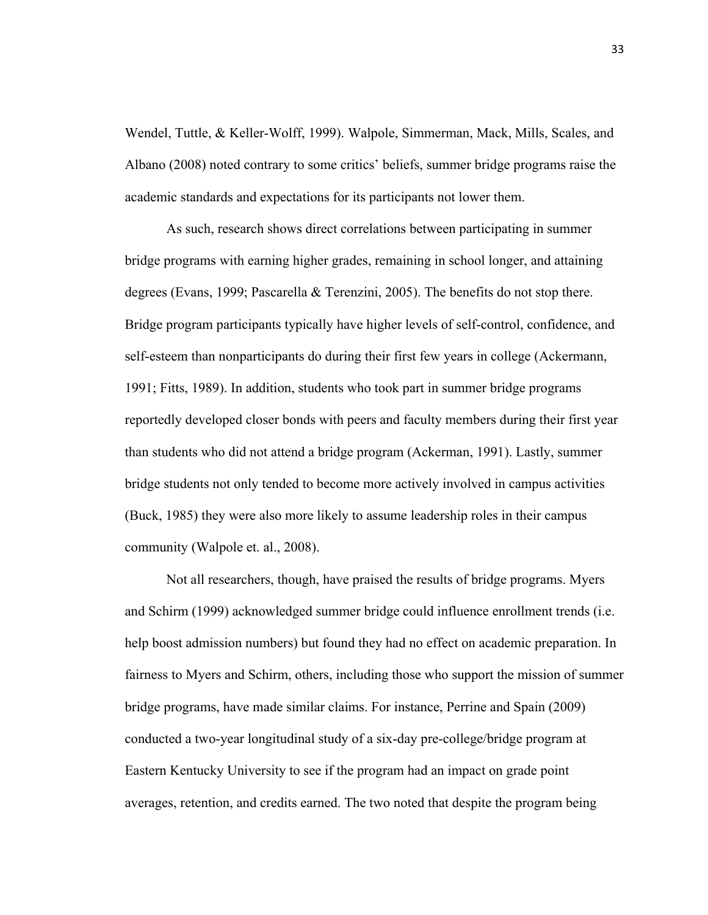Wendel, Tuttle, & Keller-Wolff, 1999). Walpole, Simmerman, Mack, Mills, Scales, and Albano (2008) noted contrary to some critics' beliefs, summer bridge programs raise the academic standards and expectations for its participants not lower them.

As such, research shows direct correlations between participating in summer bridge programs with earning higher grades, remaining in school longer, and attaining degrees (Evans, 1999; Pascarella & Terenzini, 2005). The benefits do not stop there. Bridge program participants typically have higher levels of self-control, confidence, and self-esteem than nonparticipants do during their first few years in college (Ackermann, 1991; Fitts, 1989). In addition, students who took part in summer bridge programs reportedly developed closer bonds with peers and faculty members during their first year than students who did not attend a bridge program (Ackerman, 1991). Lastly, summer bridge students not only tended to become more actively involved in campus activities (Buck, 1985) they were also more likely to assume leadership roles in their campus community (Walpole et. al., 2008).

Not all researchers, though, have praised the results of bridge programs. Myers and Schirm (1999) acknowledged summer bridge could influence enrollment trends (i.e. help boost admission numbers) but found they had no effect on academic preparation. In fairness to Myers and Schirm, others, including those who support the mission of summer bridge programs, have made similar claims. For instance, Perrine and Spain (2009) conducted a two-year longitudinal study of a six-day pre-college/bridge program at Eastern Kentucky University to see if the program had an impact on grade point averages, retention, and credits earned. The two noted that despite the program being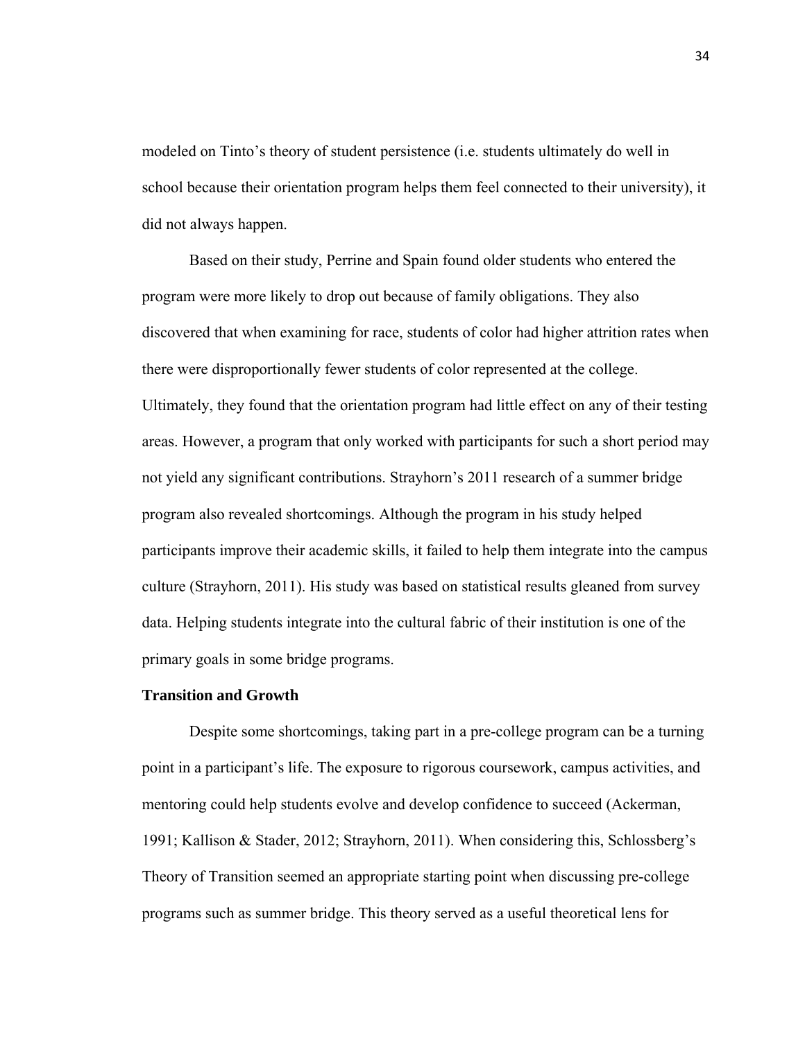modeled on Tinto's theory of student persistence (i.e. students ultimately do well in school because their orientation program helps them feel connected to their university), it did not always happen.

Based on their study, Perrine and Spain found older students who entered the program were more likely to drop out because of family obligations. They also discovered that when examining for race, students of color had higher attrition rates when there were disproportionally fewer students of color represented at the college. Ultimately, they found that the orientation program had little effect on any of their testing areas. However, a program that only worked with participants for such a short period may not yield any significant contributions. Strayhorn's 2011 research of a summer bridge program also revealed shortcomings. Although the program in his study helped participants improve their academic skills, it failed to help them integrate into the campus culture (Strayhorn, 2011). His study was based on statistical results gleaned from survey data. Helping students integrate into the cultural fabric of their institution is one of the primary goals in some bridge programs.

**Transition and Growth**

Despite some shortcomings, taking part in a pre-college program can be a turning point in a participant's life. The exposure to rigorous coursework, campus activities, and mentoring could help students evolve and develop confidence to succeed (Ackerman, 1991; Kallison & Stader, 2012; Strayhorn, 2011). When considering this, Schlossberg's Theory of Transition seemed an appropriate starting point when discussing pre-college programs such as summer bridge. This theory served as a useful theoretical lens for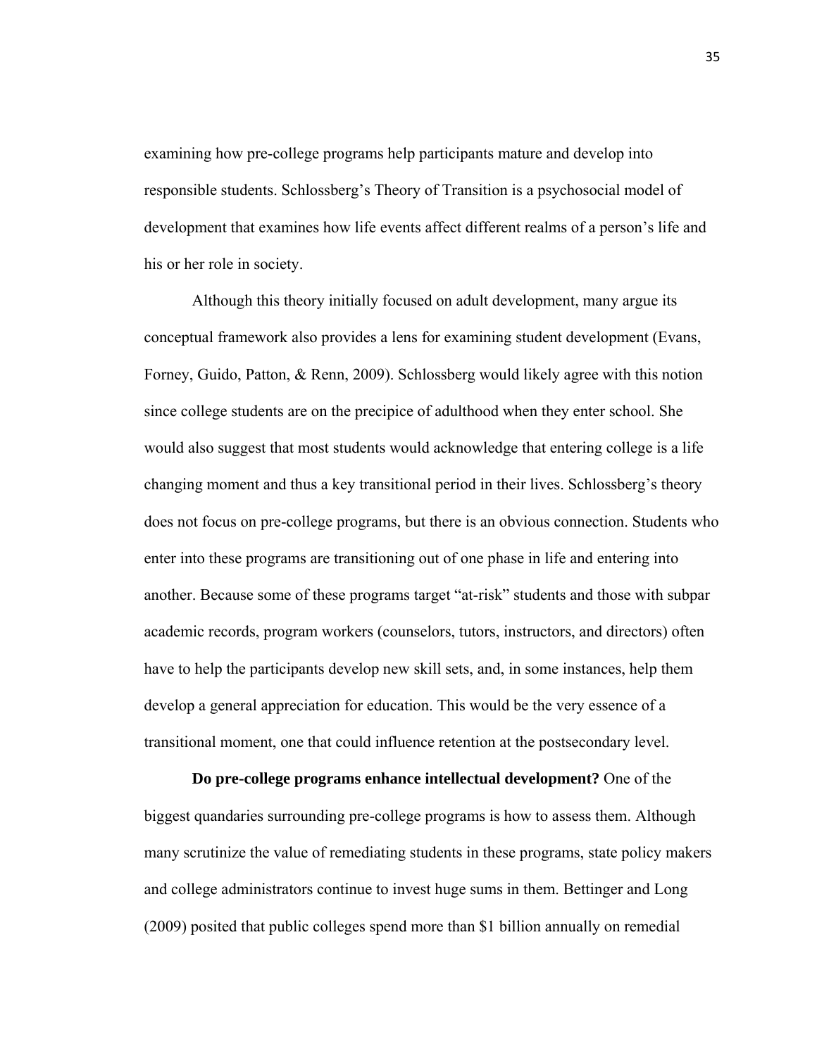examining how pre-college programs help participants mature and develop into responsible students. Schlossberg's Theory of Transition is a psychosocial model of development that examines how life events affect different realms of a person's life and his or her role in society.

Although this theory initially focused on adult development, many argue its conceptual framework also provides a lens for examining student development (Evans, Forney, Guido, Patton, & Renn, 2009). Schlossberg would likely agree with this notion since college students are on the precipice of adulthood when they enter school. She would also suggest that most students would acknowledge that entering college is a life changing moment and thus a key transitional period in their lives. Schlossberg's theory does not focus on pre-college programs, but there is an obvious connection. Students who enter into these programs are transitioning out of one phase in life and entering into another. Because some of these programs target "at-risk" students and those with subpar academic records, program workers (counselors, tutors, instructors, and directors) often have to help the participants develop new skill sets, and, in some instances, help them develop a general appreciation for education. This would be the very essence of a transitional moment, one that could influence retention at the postsecondary level.

**Do pre-college programs enhance intellectual development?** One of the biggest quandaries surrounding pre-college programs is how to assess them. Although many scrutinize the value of remediating students in these programs, state policy makers and college administrators continue to invest huge sums in them. Bettinger and Long (2009) posited that public colleges spend more than $1 billion annually on remedial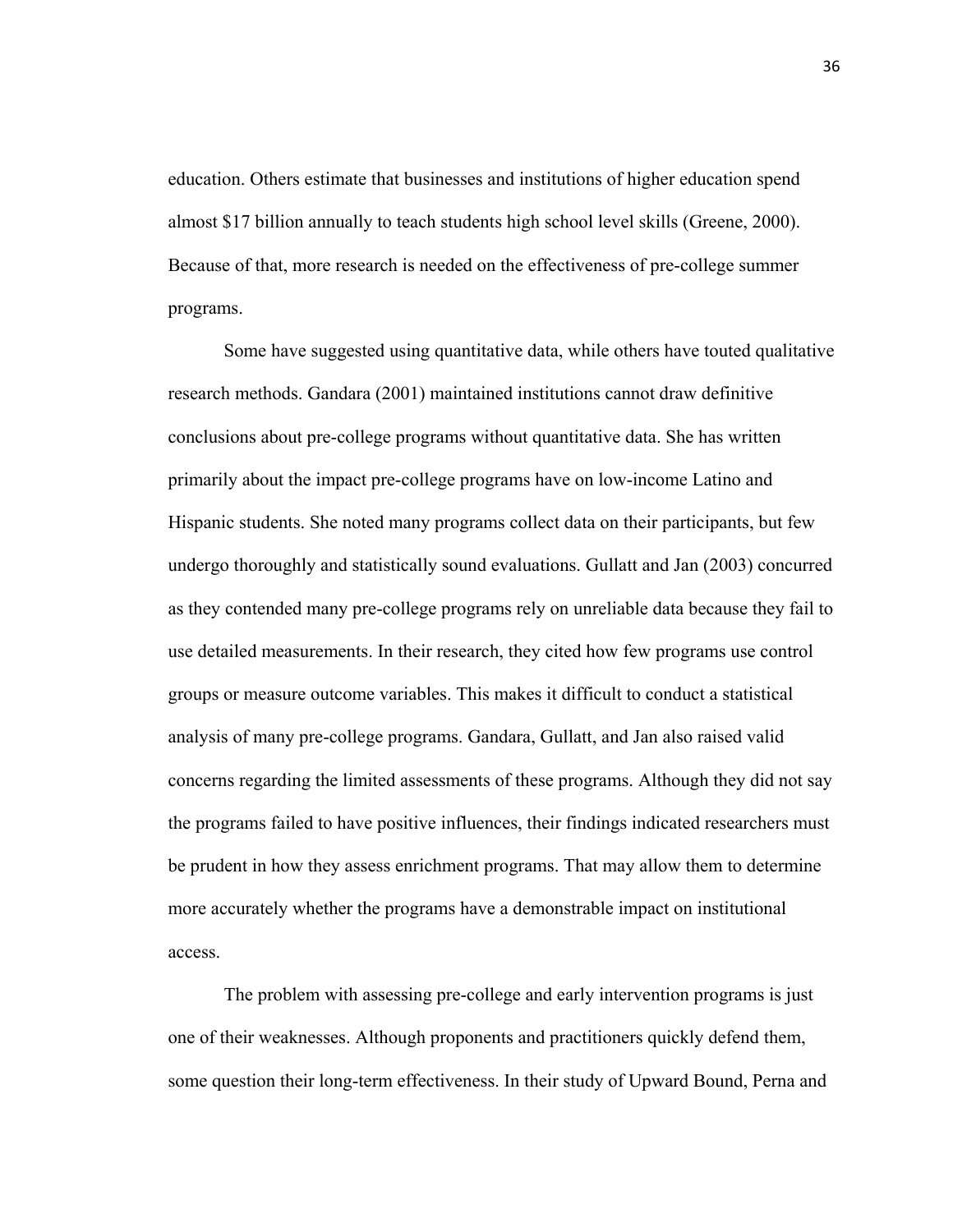education. Others estimate that businesses and institutions of higher education spend almost $17 billion annually to teach students high school level skills (Greene, 2000). Because of that, more research is needed on the effectiveness of pre-college summer programs.

Some have suggested using quantitative data, while others have touted qualitative research methods. Gandara (2001) maintained institutions cannot draw definitive conclusions about pre-college programs without quantitative data. She has written primarily about the impact pre-college programs have on low-income Latino and Hispanic students. She noted many programs collect data on their participants, but few undergo thoroughly and statistically sound evaluations. Gullatt and Jan (2003) concurred as they contended many pre-college programs rely on unreliable data because they fail to use detailed measurements. In their research, they cited how few programs use control groups or measure outcome variables. This makes it difficult to conduct a statistical analysis of many pre-college programs. Gandara, Gullatt, and Jan also raised valid concerns regarding the limited assessments of these programs. Although they did not say the programs failed to have positive influences, their findings indicated researchers must be prudent in how they assess enrichment programs. That may allow them to determine more accurately whether the programs have a demonstrable impact on institutional access.

The problem with assessing pre-college and early intervention programs is just one of their weaknesses. Although proponents and practitioners quickly defend them, some question their long-term effectiveness. In their study of Upward Bound, Perna and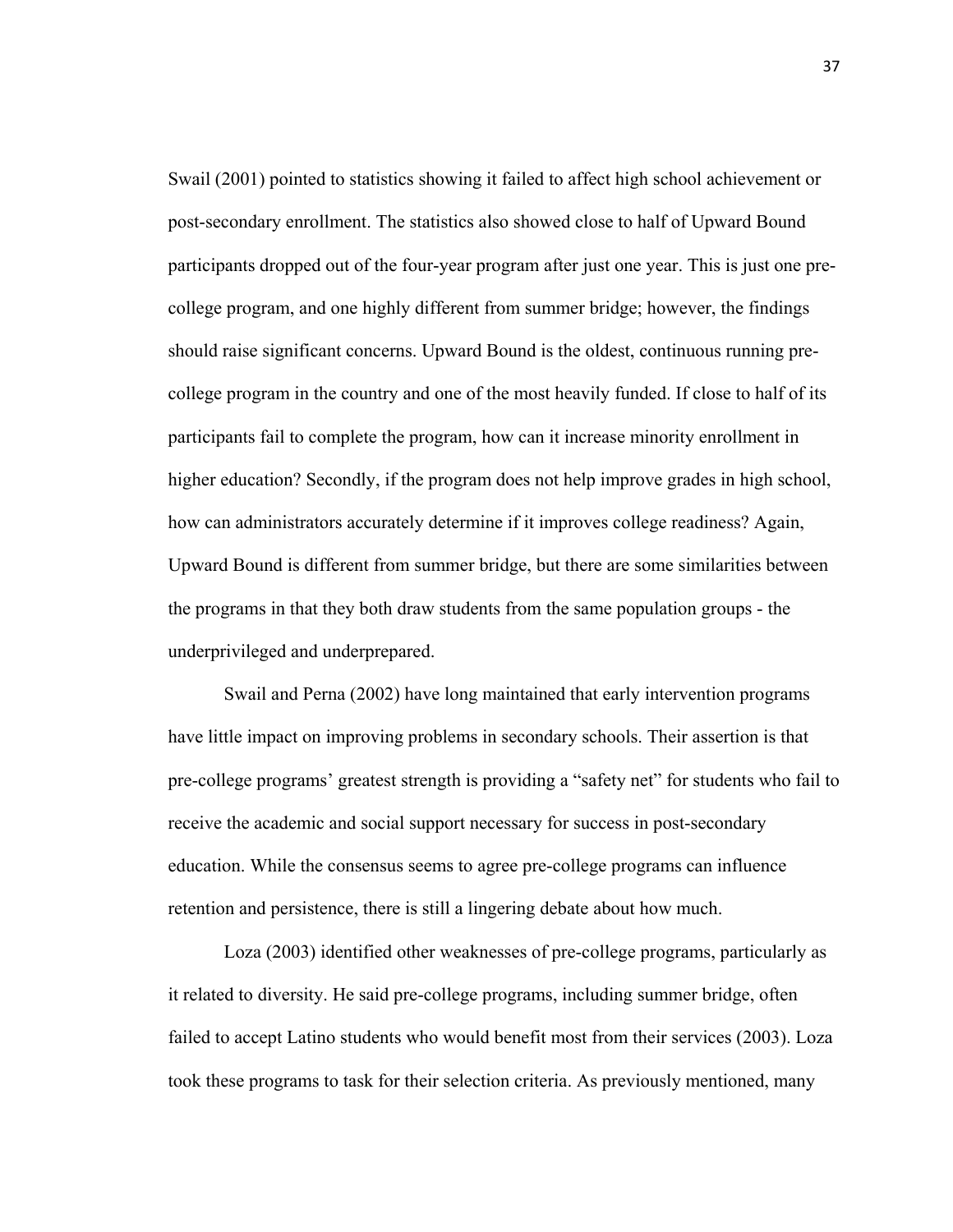Swail (2001) pointed to statistics showing it failed to affect high school achievement or post-secondary enrollment. The statistics also showed close to half of Upward Bound participants dropped out of the four-year program after just one year. This is just one pre-college program, and one highly different from summer bridge; however, the findings should raise significant concerns. Upward Bound is the oldest, continuous running pre-college program in the country and one of the most heavily funded. If close to half of its participants fail to complete the program, how can it increase minority enrollment in higher education? Secondly, if the program does not help improve grades in high school, how can administrators accurately determine if it improves college readiness? Again, Upward Bound is different from summer bridge, but there are some similarities between the programs in that they both draw students from the same population groups - the underprivileged and underprepared.

Swail and Perna (2002) have long maintained that early intervention programs have little impact on improving problems in secondary schools. Their assertion is that pre-college programs' greatest strength is providing a "safety net" for students who fail to receive the academic and social support necessary for success in post-secondary education. While the consensus seems to agree pre-college programs can influence retention and persistence, there is still a lingering debate about how much.

Loza (2003) identified other weaknesses of pre-college programs, particularly as it related to diversity. He said pre-college programs, including summer bridge, often failed to accept Latino students who would benefit most from their services (2003). Loza took these programs to task for their selection criteria. As previously mentioned, many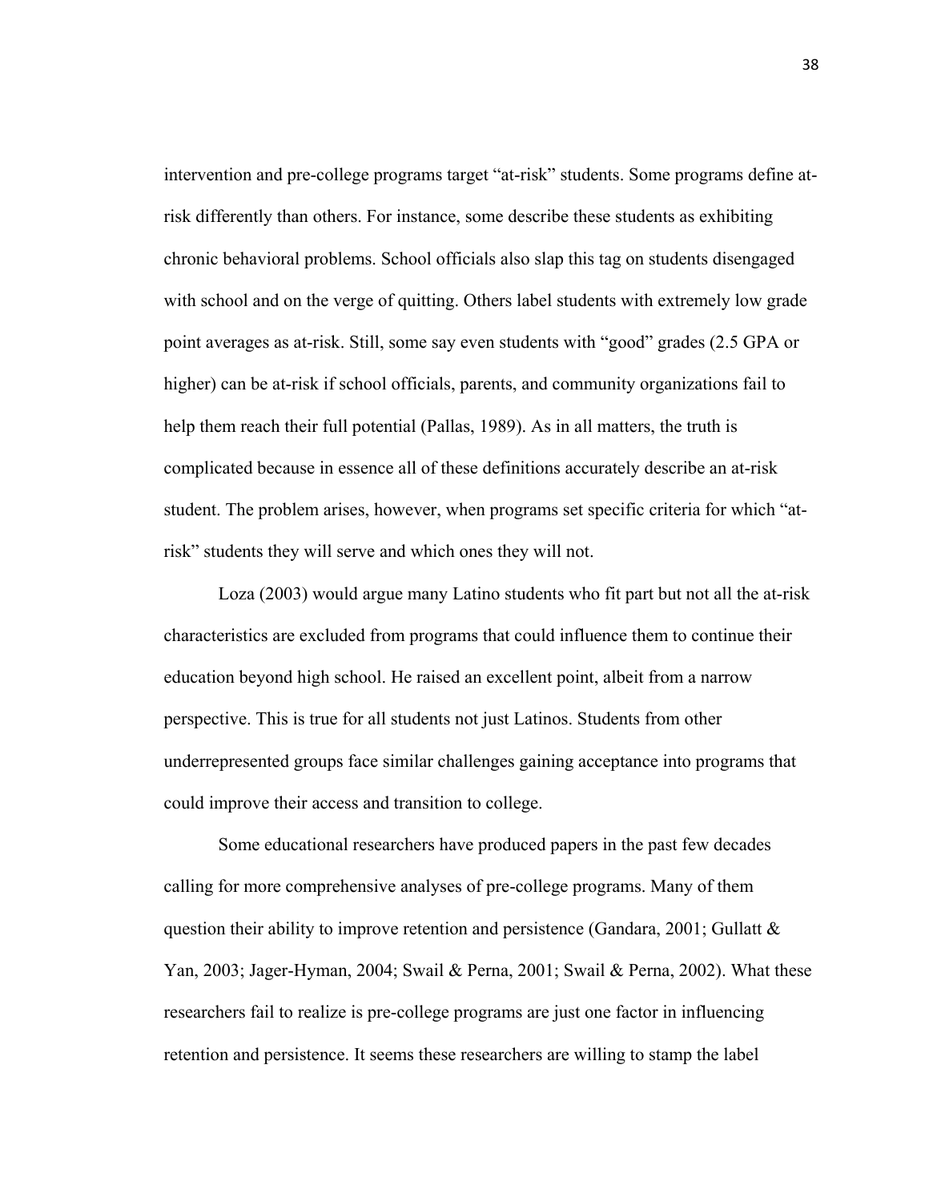intervention and pre-college programs target "at-risk" students. Some programs define at-risk differently than others. For instance, some describe these students as exhibiting chronic behavioral problems. School officials also slap this tag on students disengaged with school and on the verge of quitting. Others label students with extremely low grade point averages as at-risk. Still, some say even students with "good" grades (2.5 GPA or higher) can be at-risk if school officials, parents, and community organizations fail to help them reach their full potential (Pallas, 1989). As in all matters, the truth is complicated because in essence all of these definitions accurately describe an at-risk student. The problem arises, however, when programs set specific criteria for which "at-risk" students they will serve and which ones they will not.

Loza (2003) would argue many Latino students who fit part but not all the at-risk characteristics are excluded from programs that could influence them to continue their education beyond high school. He raised an excellent point, albeit from a narrow perspective. This is true for all students not just Latinos. Students from other underrepresented groups face similar challenges gaining acceptance into programs that could improve their access and transition to college.

Some educational researchers have produced papers in the past few decades calling for more comprehensive analyses of pre-college programs. Many of them question their ability to improve retention and persistence (Gandara, 2001; Gullatt & Yan, 2003; Jager-Hyman, 2004; Swail & Perna, 2001; Swail & Perna, 2002). What these researchers fail to realize is pre-college programs are just one factor in influencing retention and persistence. It seems these researchers are willing to stamp the label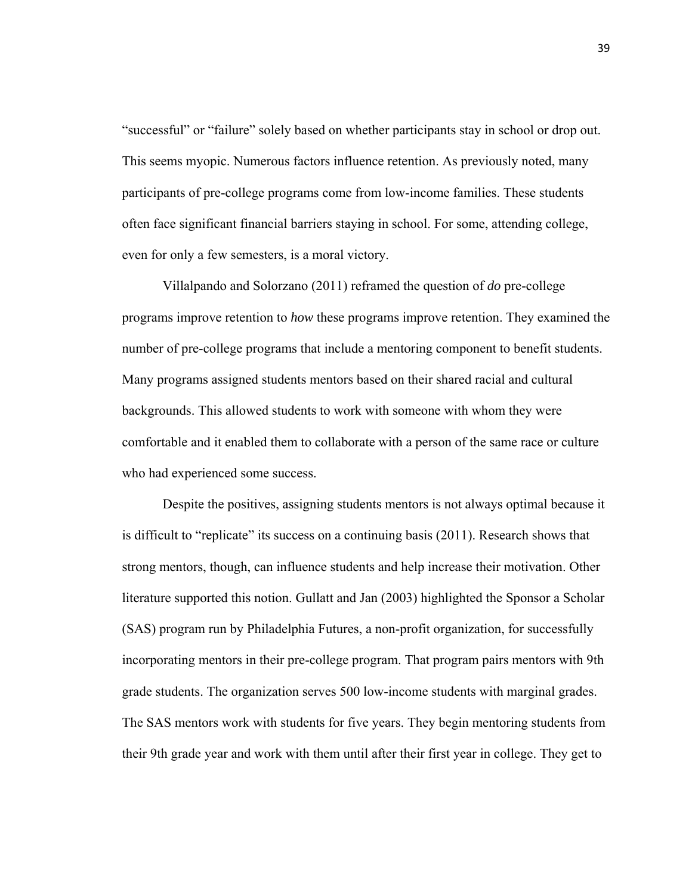"successful" or "failure" solely based on whether participants stay in school or drop out. This seems myopic. Numerous factors influence retention. As previously noted, many participants of pre-college programs come from low-income families. These students often face significant financial barriers staying in school. For some, attending college, even for only a few semesters, is a moral victory.

Villalpando and Solorzano (2011) reframed the question of *do* pre-college programs improve retention to *how* these programs improve retention. They examined the number of pre-college programs that include a mentoring component to benefit students. Many programs assigned students mentors based on their shared racial and cultural backgrounds. This allowed students to work with someone with whom they were comfortable and it enabled them to collaborate with a person of the same race or culture who had experienced some success.

Despite the positives, assigning students mentors is not always optimal because it is difficult to "replicate" its success on a continuing basis (2011). Research shows that strong mentors, though, can influence students and help increase their motivation. Other literature supported this notion. Gullatt and Jan (2003) highlighted the Sponsor a Scholar (SAS) program run by Philadelphia Futures, a non-profit organization, for successfully incorporating mentors in their pre-college program. That program pairs mentors with 9th grade students. The organization serves 500 low-income students with marginal grades. The SAS mentors work with students for five years. They begin mentoring students from their 9th grade year and work with them until after their first year in college. They get to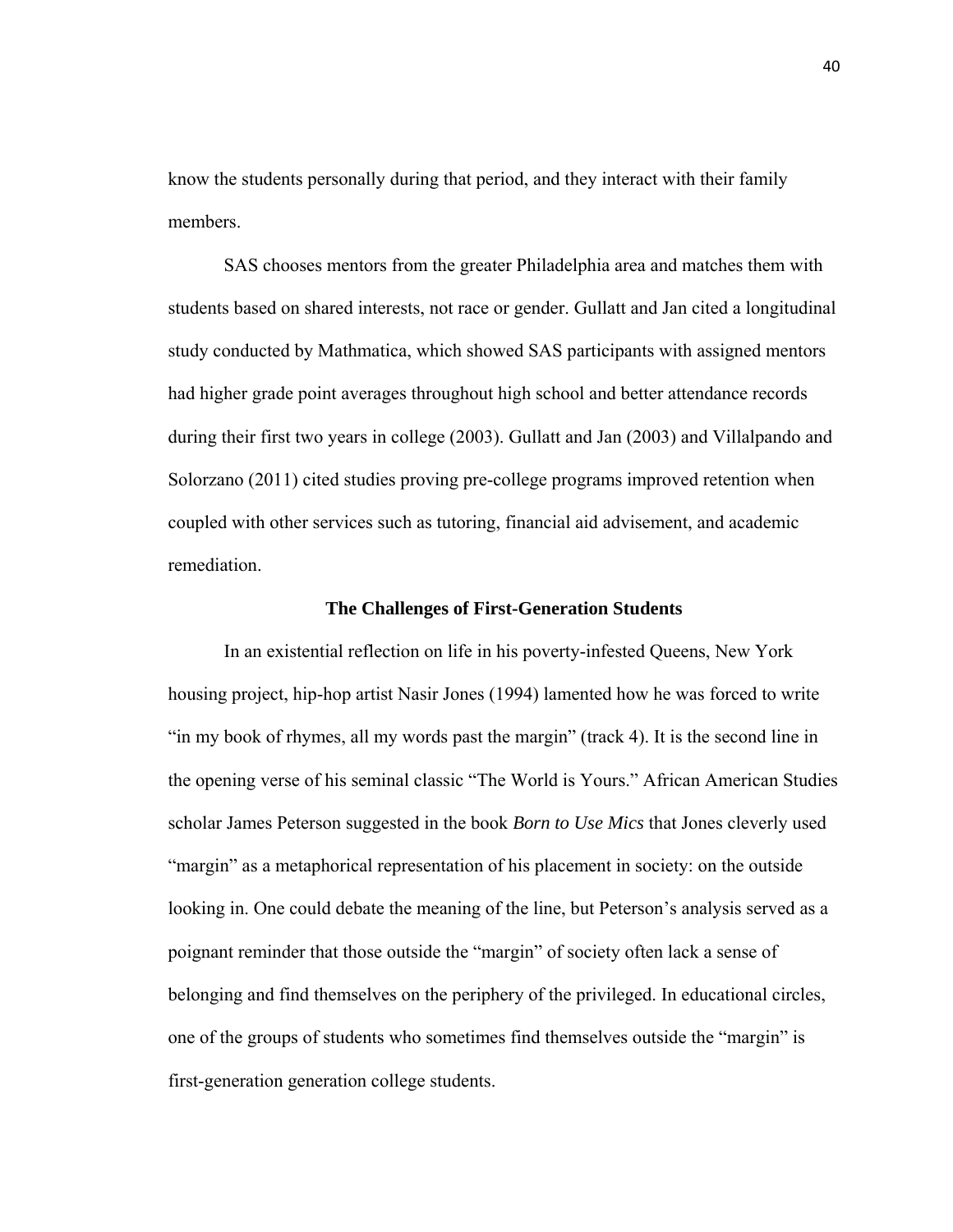know the students personally during that period, and they interact with their family members.

SAS chooses mentors from the greater Philadelphia area and matches them with students based on shared interests, not race or gender. Gullatt and Jan cited a longitudinal study conducted by Mathmatica, which showed SAS participants with assigned mentors had higher grade point averages throughout high school and better attendance records during their first two years in college (2003). Gullatt and Jan (2003) and Villalpando and Solorzano (2011) cited studies proving pre-college programs improved retention when coupled with other services such as tutoring, financial aid advisement, and academic remediation.

## The Challenges of First-Generation Students

In an existential reflection on life in his poverty-infested Queens, New York housing project, hip-hop artist Nasir Jones (1994) lamented how he was forced to write "in my book of rhymes, all my words past the margin" (track 4). It is the second line in the opening verse of his seminal classic "The World is Yours." African American Studies scholar James Peterson suggested in the book *Born to Use Mics* that Jones cleverly used "margin" as a metaphorical representation of his placement in society: on the outside looking in. One could debate the meaning of the line, but Peterson's analysis served as a poignant reminder that those outside the "margin" of society often lack a sense of belonging and find themselves on the periphery of the privileged. In educational circles, one of the groups of students who sometimes find themselves outside the "margin" is first-generation generation college students.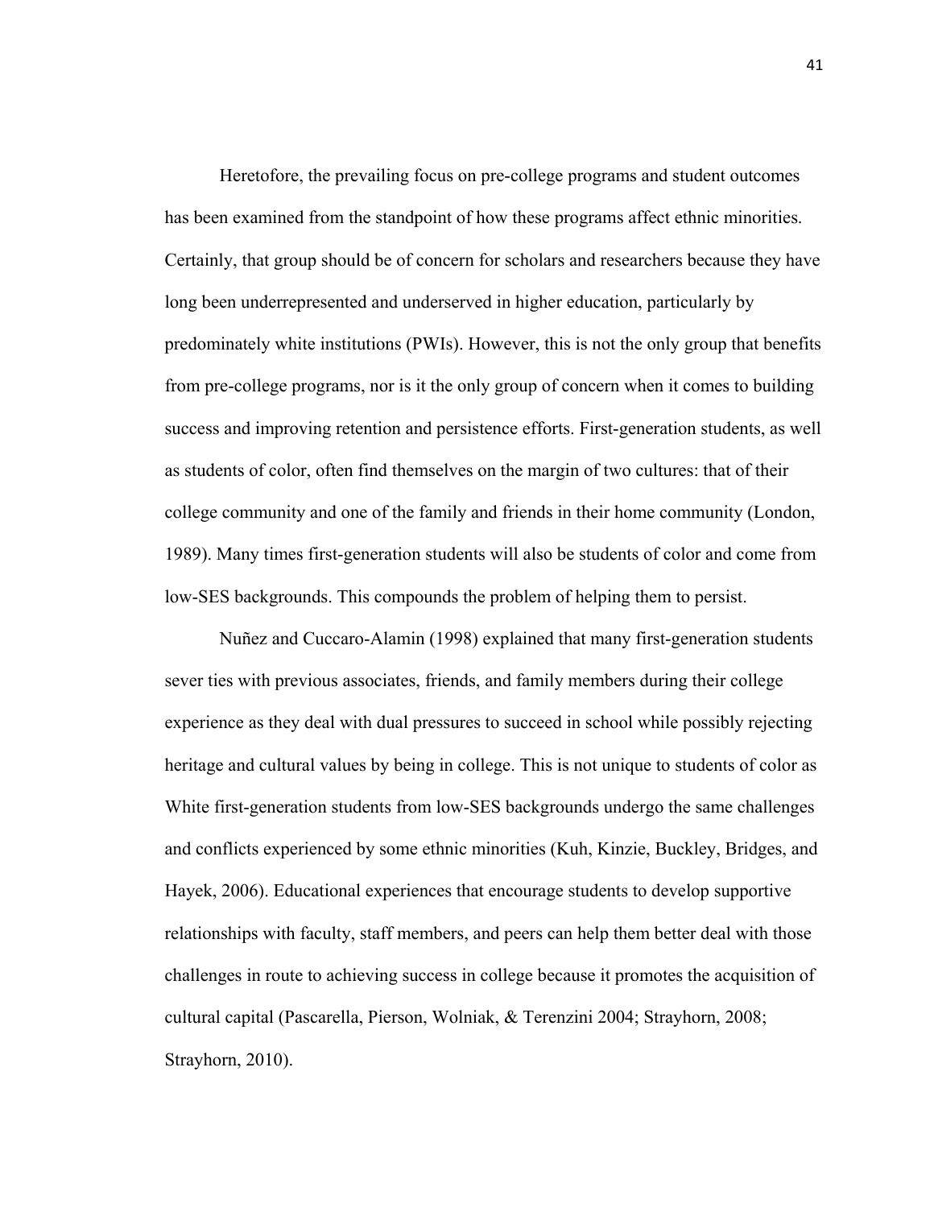Heretofore, the prevailing focus on pre-college programs and student outcomes has been examined from the standpoint of how these programs affect ethnic minorities. Certainly, that group should be of concern for scholars and researchers because they have long been underrepresented and underserved in higher education, particularly by predominately white institutions (PWIs). However, this is not the only group that benefits from pre-college programs, nor is it the only group of concern when it comes to building success and improving retention and persistence efforts. First-generation students, as well as students of color, often find themselves on the margin of two cultures: that of their college community and one of the family and friends in their home community (London, 1989). Many times first-generation students will also be students of color and come from low-SES backgrounds. This compounds the problem of helping them to persist.

Nuñez and Cuccaro-Alamin (1998) explained that many first-generation students sever ties with previous associates, friends, and family members during their college experience as they deal with dual pressures to succeed in school while possibly rejecting heritage and cultural values by being in college. This is not unique to students of color as White first-generation students from low-SES backgrounds undergo the same challenges and conflicts experienced by some ethnic minorities (Kuh, Kinzie, Buckley, Bridges, and Hayek, 2006). Educational experiences that encourage students to develop supportive relationships with faculty, staff members, and peers can help them better deal with those challenges in route to achieving success in college because it promotes the acquisition of cultural capital (Pascarella, Pierson, Wolniak, & Terenzini 2004; Strayhorn, 2008; Strayhorn, 2010).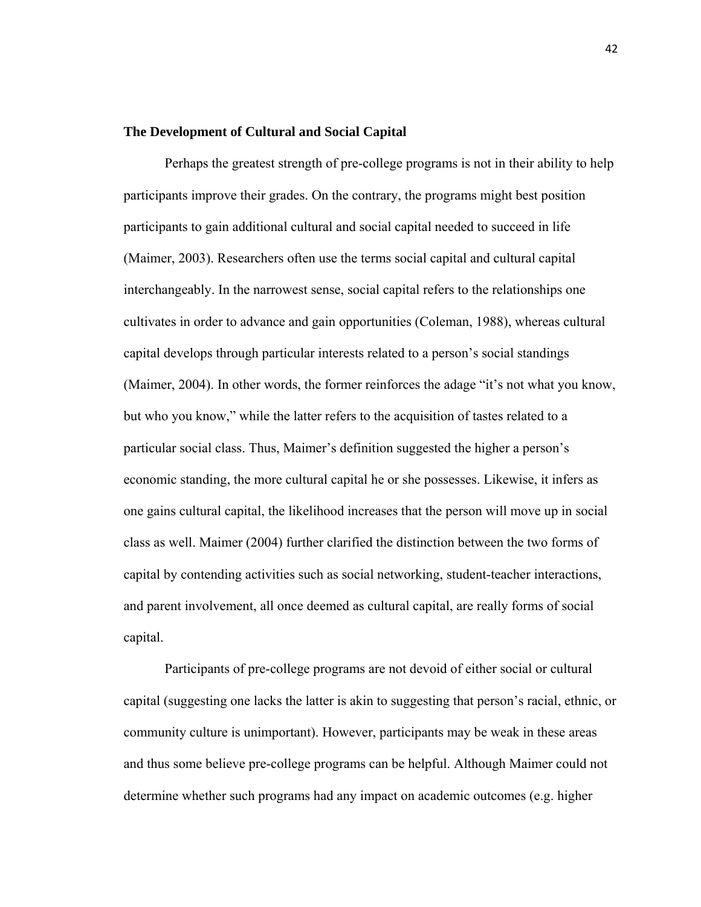### The Development of Cultural and Social Capital

Perhaps the greatest strength of pre-college programs is not in their ability to help participants improve their grades. On the contrary, the programs might best position participants to gain additional cultural and social capital needed to succeed in life (Maimer, 2003). Researchers often use the terms social capital and cultural capital interchangeably. In the narrowest sense, social capital refers to the relationships one cultivates in order to advance and gain opportunities (Coleman, 1988), whereas cultural capital develops through particular interests related to a person's social standings (Maimer, 2004). In other words, the former reinforces the adage "it's not what you know, but who you know," while the latter refers to the acquisition of tastes related to a particular social class. Thus, Maimer's definition suggested the higher a person's economic standing, the more cultural capital he or she possesses. Likewise, it infers as one gains cultural capital, the likelihood increases that the person will move up in social class as well. Maimer (2004) further clarified the distinction between the two forms of capital by contending activities such as social networking, student-teacher interactions, and parent involvement, all once deemed as cultural capital, are really forms of social capital.

Participants of pre-college programs are not devoid of either social or cultural capital (suggesting one lacks the latter is akin to suggesting that person's racial, ethnic, or community culture is unimportant). However, participants may be weak in these areas and thus some believe pre-college programs can be helpful. Although Maimer could not determine whether such programs had any impact on academic outcomes (e.g. higher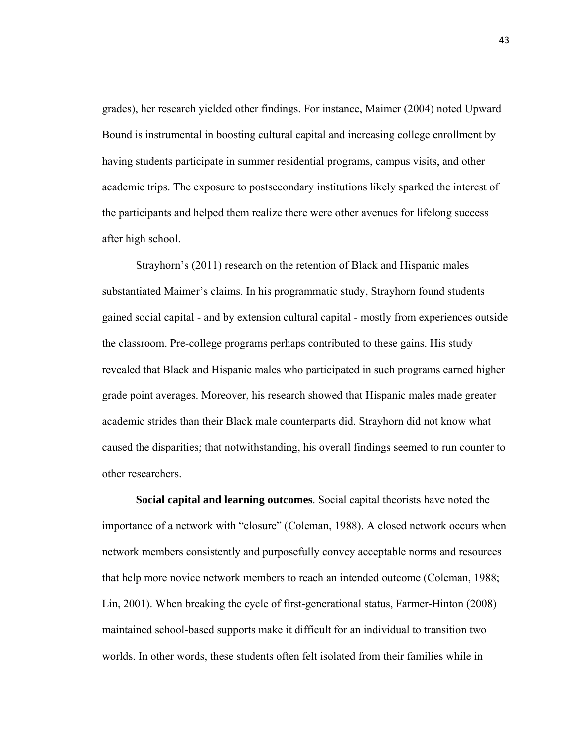grades), her research yielded other findings. For instance, Maimer (2004) noted Upward Bound is instrumental in boosting cultural capital and increasing college enrollment by having students participate in summer residential programs, campus visits, and other academic trips. The exposure to postsecondary institutions likely sparked the interest of the participants and helped them realize there were other avenues for lifelong success after high school.

Strayhorn's (2011) research on the retention of Black and Hispanic males substantiated Maimer's claims. In his programmatic study, Strayhorn found students gained social capital - and by extension cultural capital - mostly from experiences outside the classroom. Pre-college programs perhaps contributed to these gains. His study revealed that Black and Hispanic males who participated in such programs earned higher grade point averages. Moreover, his research showed that Hispanic males made greater academic strides than their Black male counterparts did. Strayhorn did not know what caused the disparities; that notwithstanding, his overall findings seemed to run counter to other researchers.

**Social capital and learning outcomes**. Social capital theorists have noted the importance of a network with "closure" (Coleman, 1988). A closed network occurs when network members consistently and purposefully convey acceptable norms and resources that help more novice network members to reach an intended outcome (Coleman, 1988; Lin, 2001). When breaking the cycle of first-generational status, Farmer-Hinton (2008) maintained school-based supports make it difficult for an individual to transition two worlds. In other words, these students often felt isolated from their families while in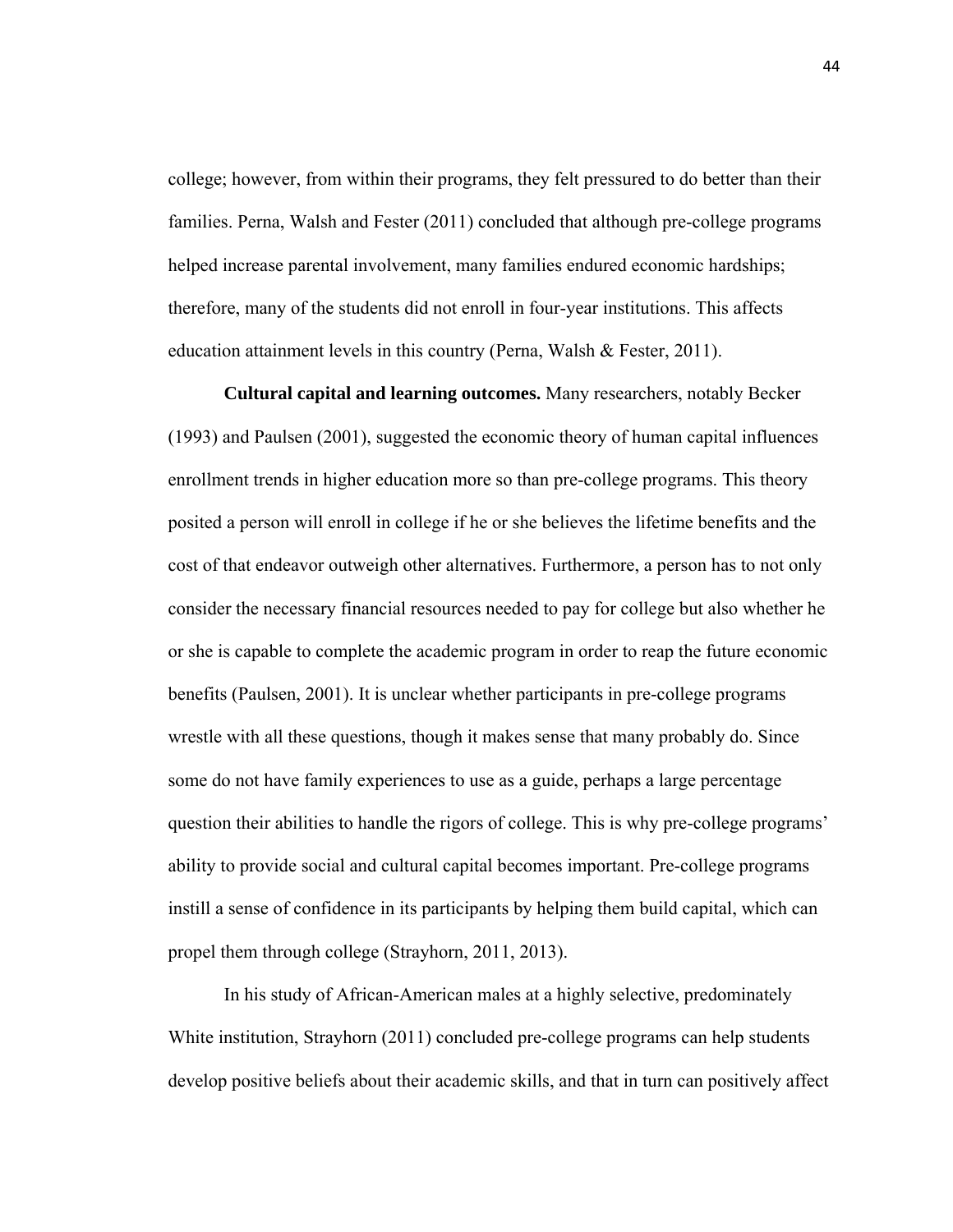college; however, from within their programs, they felt pressured to do better than their families. Perna, Walsh and Fester (2011) concluded that although pre-college programs helped increase parental involvement, many families endured economic hardships; therefore, many of the students did not enroll in four-year institutions. This affects education attainment levels in this country (Perna, Walsh & Fester, 2011).

**Cultural capital and learning outcomes.** Many researchers, notably Becker (1993) and Paulsen (2001), suggested the economic theory of human capital influences enrollment trends in higher education more so than pre-college programs. This theory posited a person will enroll in college if he or she believes the lifetime benefits and the cost of that endeavor outweigh other alternatives. Furthermore, a person has to not only consider the necessary financial resources needed to pay for college but also whether he or she is capable to complete the academic program in order to reap the future economic benefits (Paulsen, 2001). It is unclear whether participants in pre-college programs wrestle with all these questions, though it makes sense that many probably do. Since some do not have family experiences to use as a guide, perhaps a large percentage question their abilities to handle the rigors of college. This is why pre-college programs' ability to provide social and cultural capital becomes important. Pre-college programs instill a sense of confidence in its participants by helping them build capital, which can propel them through college (Strayhorn, 2011, 2013).

In his study of African-American males at a highly selective, predominately White institution, Strayhorn (2011) concluded pre-college programs can help students develop positive beliefs about their academic skills, and that in turn can positively affect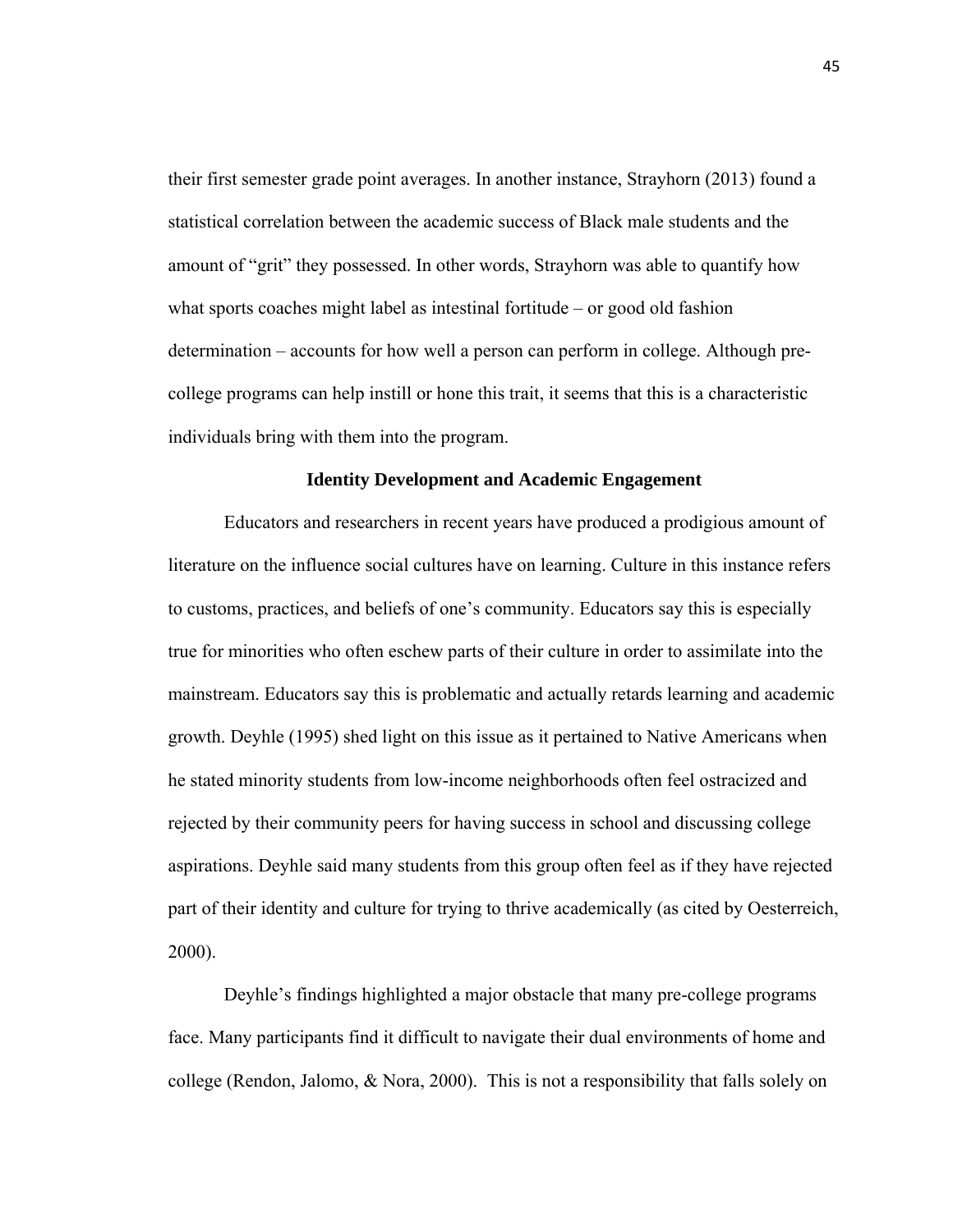their first semester grade point averages. In another instance, Strayhorn (2013) found a statistical correlation between the academic success of Black male students and the amount of "grit" they possessed. In other words, Strayhorn was able to quantify how what sports coaches might label as intestinal fortitude – or good old fashion determination – accounts for how well a person can perform in college. Although pre-college programs can help instill or hone this trait, it seems that this is a characteristic individuals bring with them into the program.

## Identity Development and Academic Engagement

Educators and researchers in recent years have produced a prodigious amount of literature on the influence social cultures have on learning. Culture in this instance refers to customs, practices, and beliefs of one's community. Educators say this is especially true for minorities who often eschew parts of their culture in order to assimilate into the mainstream. Educators say this is problematic and actually retards learning and academic growth. Deyhle (1995) shed light on this issue as it pertained to Native Americans when he stated minority students from low-income neighborhoods often feel ostracized and rejected by their community peers for having success in school and discussing college aspirations. Deyhle said many students from this group often feel as if they have rejected part of their identity and culture for trying to thrive academically (as cited by Oesterreich, 2000).

Deyhle's findings highlighted a major obstacle that many pre-college programs face. Many participants find it difficult to navigate their dual environments of home and college (Rendon, Jalomo, & Nora, 2000). This is not a responsibility that falls solely on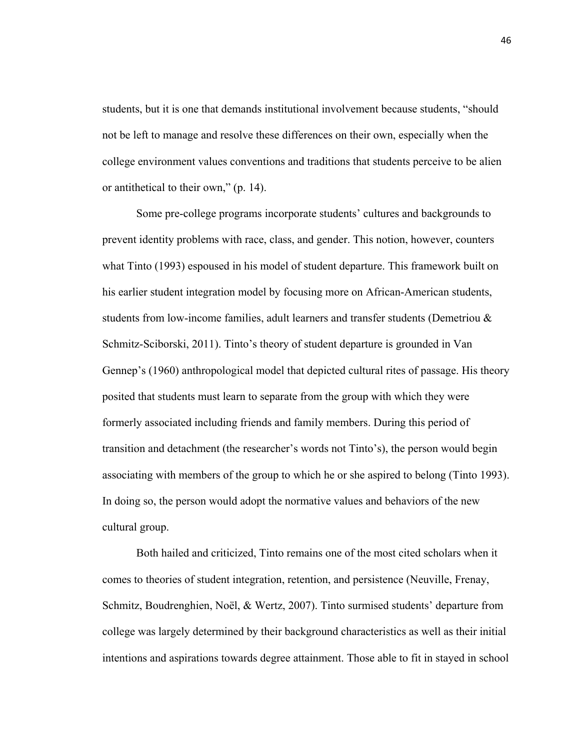students, but it is one that demands institutional involvement because students, "should not be left to manage and resolve these differences on their own, especially when the college environment values conventions and traditions that students perceive to be alien or antithetical to their own," (p. 14).

Some pre-college programs incorporate students' cultures and backgrounds to prevent identity problems with race, class, and gender. This notion, however, counters what Tinto (1993) espoused in his model of student departure. This framework built on his earlier student integration model by focusing more on African-American students, students from low-income families, adult learners and transfer students (Demetriou & Schmitz-Sciborski, 2011). Tinto's theory of student departure is grounded in Van Gennep's (1960) anthropological model that depicted cultural rites of passage. His theory posited that students must learn to separate from the group with which they were formerly associated including friends and family members. During this period of transition and detachment (the researcher's words not Tinto's), the person would begin associating with members of the group to which he or she aspired to belong (Tinto 1993). In doing so, the person would adopt the normative values and behaviors of the new cultural group.

Both hailed and criticized, Tinto remains one of the most cited scholars when it comes to theories of student integration, retention, and persistence (Neuville, Frenay, Schmitz, Boudrenghien, Noël, & Wertz, 2007). Tinto surmised students' departure from college was largely determined by their background characteristics as well as their initial intentions and aspirations towards degree attainment. Those able to fit in stayed in school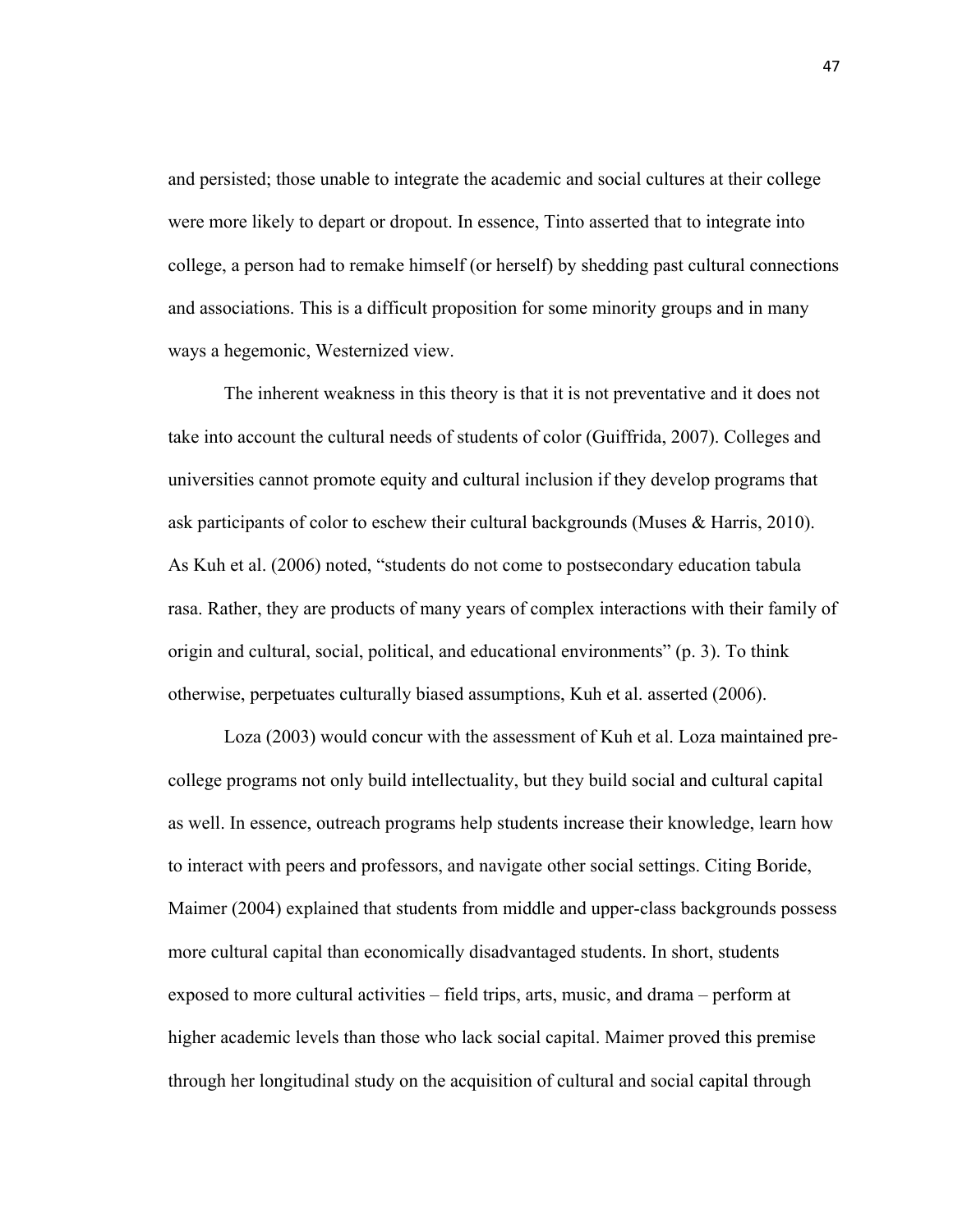and persisted; those unable to integrate the academic and social cultures at their college were more likely to depart or dropout. In essence, Tinto asserted that to integrate into college, a person had to remake himself (or herself) by shedding past cultural connections and associations. This is a difficult proposition for some minority groups and in many ways a hegemonic, Westernized view.

The inherent weakness in this theory is that it is not preventative and it does not take into account the cultural needs of students of color (Guiffrida, 2007). Colleges and universities cannot promote equity and cultural inclusion if they develop programs that ask participants of color to eschew their cultural backgrounds (Muses & Harris, 2010). As Kuh et al. (2006) noted, "students do not come to postsecondary education tabula rasa. Rather, they are products of many years of complex interactions with their family of origin and cultural, social, political, and educational environments" (p. 3). To think otherwise, perpetuates culturally biased assumptions, Kuh et al. asserted (2006).

Loza (2003) would concur with the assessment of Kuh et al. Loza maintained pre-college programs not only build intellectuality, but they build social and cultural capital as well. In essence, outreach programs help students increase their knowledge, learn how to interact with peers and professors, and navigate other social settings. Citing Boride, Maimer (2004) explained that students from middle and upper-class backgrounds possess more cultural capital than economically disadvantaged students. In short, students exposed to more cultural activities – field trips, arts, music, and drama – perform at higher academic levels than those who lack social capital. Maimer proved this premise through her longitudinal study on the acquisition of cultural and social capital through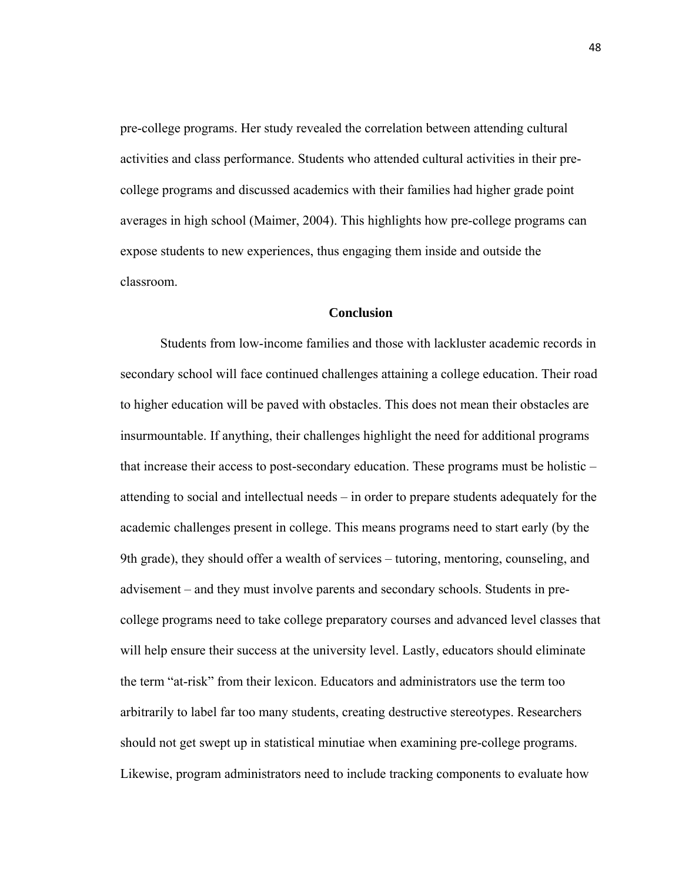pre-college programs. Her study revealed the correlation between attending cultural activities and class performance. Students who attended cultural activities in their pre-college programs and discussed academics with their families had higher grade point averages in high school (Maimer, 2004). This highlights how pre-college programs can expose students to new experiences, thus engaging them inside and outside the classroom.

## Conclusion

Students from low-income families and those with lackluster academic records in secondary school will face continued challenges attaining a college education. Their road to higher education will be paved with obstacles. This does not mean their obstacles are insurmountable. If anything, their challenges highlight the need for additional programs that increase their access to post-secondary education. These programs must be holistic – attending to social and intellectual needs – in order to prepare students adequately for the academic challenges present in college. This means programs need to start early (by the 9th grade), they should offer a wealth of services – tutoring, mentoring, counseling, and advisement – and they must involve parents and secondary schools. Students in pre-college programs need to take college preparatory courses and advanced level classes that will help ensure their success at the university level. Lastly, educators should eliminate the term "at-risk" from their lexicon. Educators and administrators use the term too arbitrarily to label far too many students, creating destructive stereotypes. Researchers should not get swept up in statistical minutiae when examining pre-college programs. Likewise, program administrators need to include tracking components to evaluate how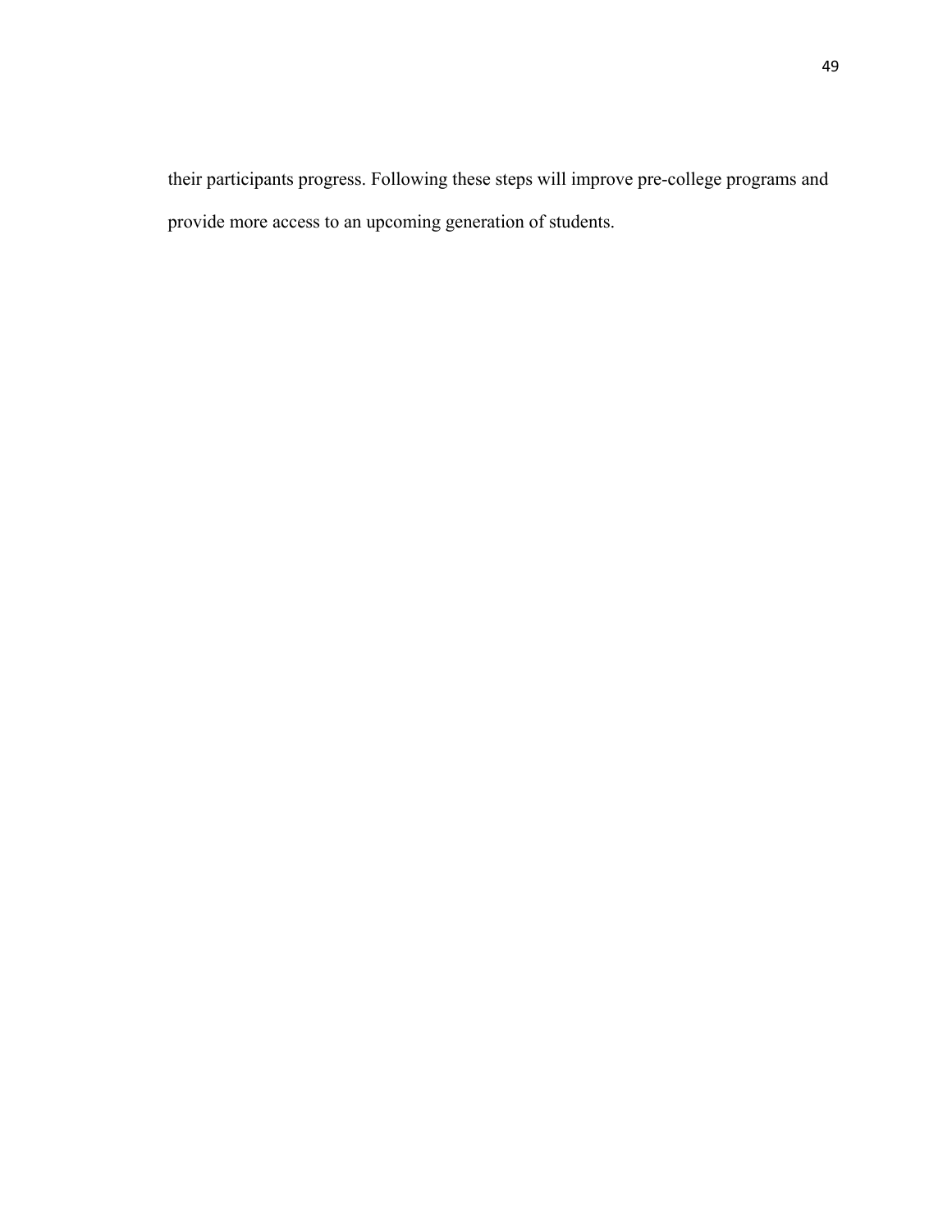their participants progress. Following these steps will improve pre-college programs and provide more access to an upcoming generation of students.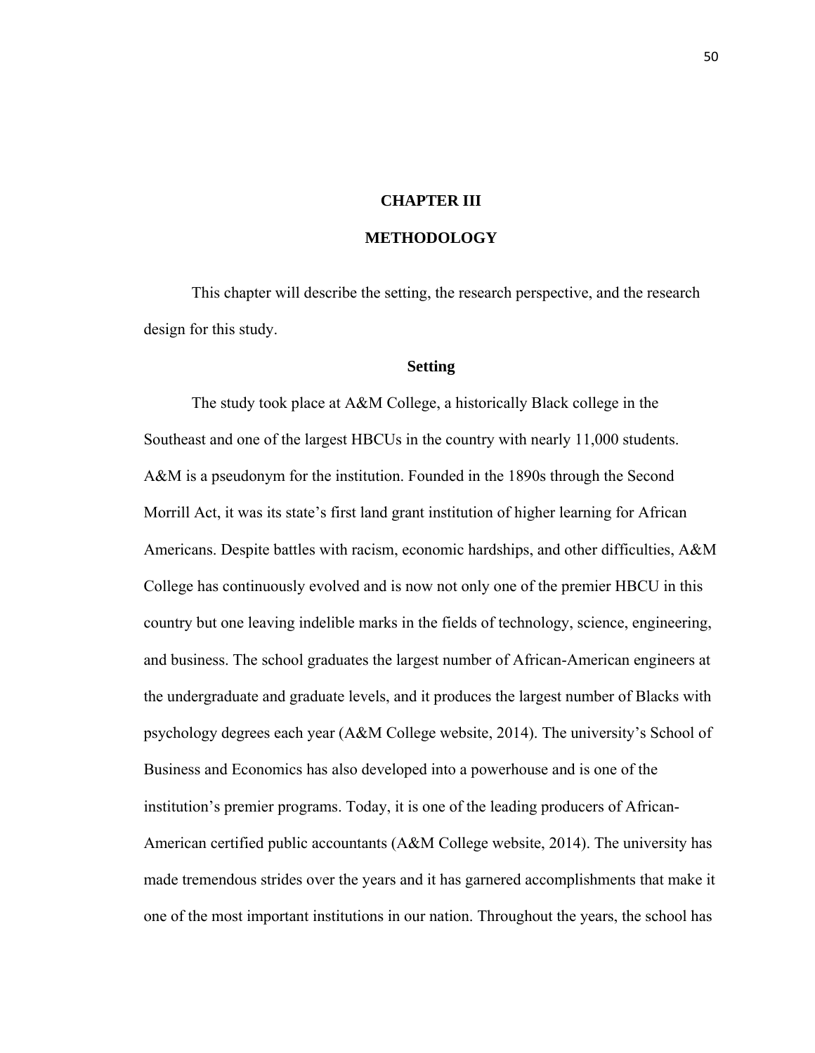# CHAPTER III

# METHODOLOGY

This chapter will describe the setting, the research perspective, and the research design for this study.

## Setting

The study took place at A&M College, a historically Black college in the Southeast and one of the largest HBCUs in the country with nearly 11,000 students. A&M is a pseudonym for the institution. Founded in the 1890s through the Second Morrill Act, it was its state's first land grant institution of higher learning for African Americans. Despite battles with racism, economic hardships, and other difficulties, A&M College has continuously evolved and is now not only one of the premier HBCU in this country but one leaving indelible marks in the fields of technology, science, engineering, and business. The school graduates the largest number of African-American engineers at the undergraduate and graduate levels, and it produces the largest number of Blacks with psychology degrees each year (A&M College website, 2014). The university's School of Business and Economics has also developed into a powerhouse and is one of the institution's premier programs. Today, it is one of the leading producers of African-American certified public accountants (A&M College website, 2014). The university has made tremendous strides over the years and it has garnered accomplishments that make it one of the most important institutions in our nation. Throughout the years, the school has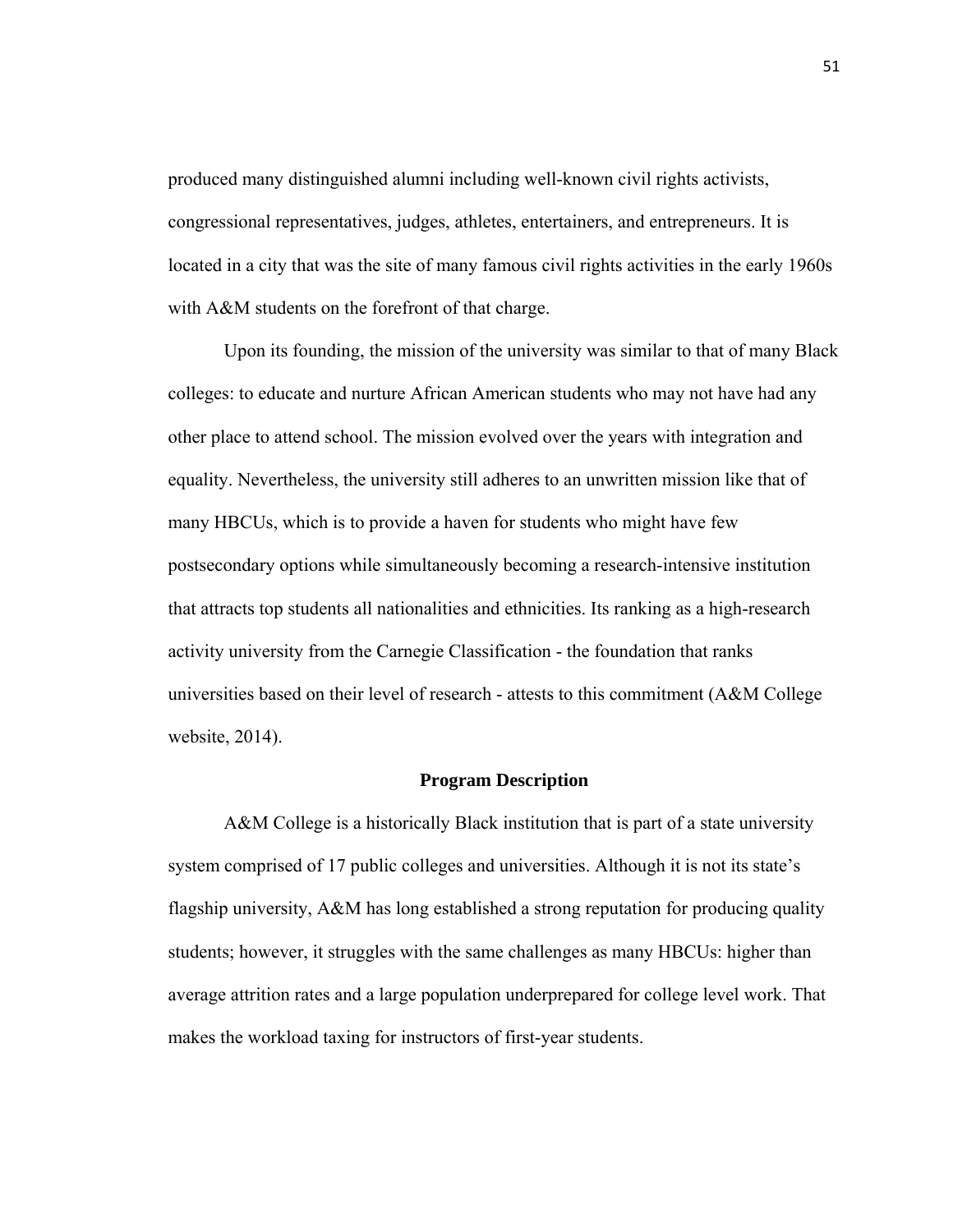produced many distinguished alumni including well-known civil rights activists, congressional representatives, judges, athletes, entertainers, and entrepreneurs. It is located in a city that was the site of many famous civil rights activities in the early 1960s with A&M students on the forefront of that charge.

Upon its founding, the mission of the university was similar to that of many Black colleges: to educate and nurture African American students who may not have had any other place to attend school. The mission evolved over the years with integration and equality. Nevertheless, the university still adheres to an unwritten mission like that of many HBCUs, which is to provide a haven for students who might have few postsecondary options while simultaneously becoming a research-intensive institution that attracts top students all nationalities and ethnicities. Its ranking as a high-research activity university from the Carnegie Classification - the foundation that ranks universities based on their level of research - attests to this commitment (A&M College website, 2014).

## Program Description

A&M College is a historically Black institution that is part of a state university system comprised of 17 public colleges and universities. Although it is not its state's flagship university, A&M has long established a strong reputation for producing quality students; however, it struggles with the same challenges as many HBCUs: higher than average attrition rates and a large population underprepared for college level work. That makes the workload taxing for instructors of first-year students.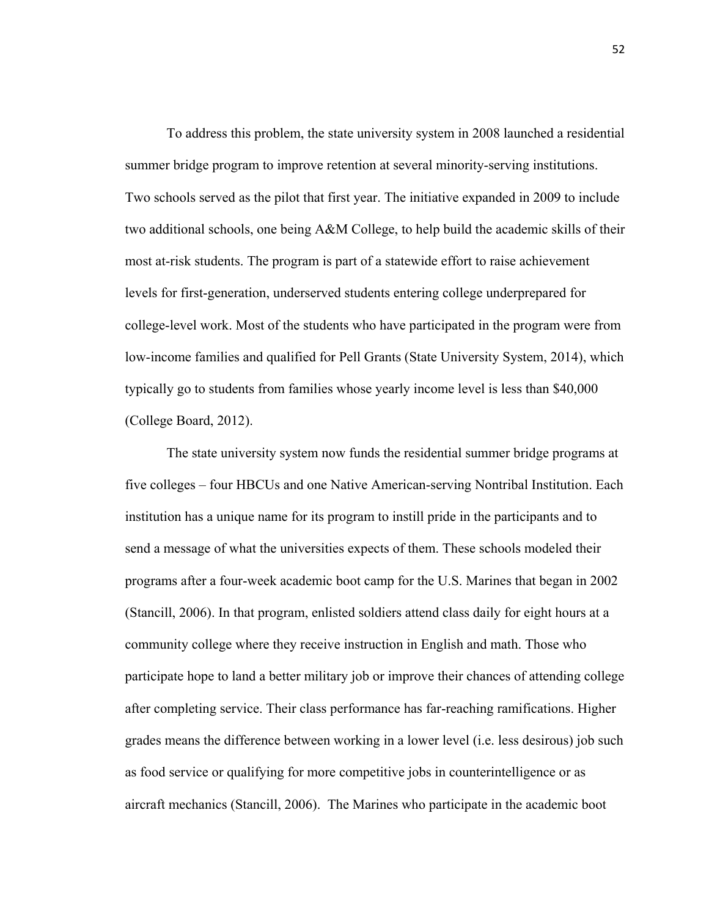To address this problem, the state university system in 2008 launched a residential summer bridge program to improve retention at several minority-serving institutions. Two schools served as the pilot that first year. The initiative expanded in 2009 to include two additional schools, one being A&M College, to help build the academic skills of their most at-risk students. The program is part of a statewide effort to raise achievement levels for first-generation, underserved students entering college underprepared for college-level work. Most of the students who have participated in the program were from low-income families and qualified for Pell Grants (State University System, 2014), which typically go to students from families whose yearly income level is less than $40,000 (College Board, 2012).

The state university system now funds the residential summer bridge programs at five colleges – four HBCUs and one Native American-serving Nontribal Institution. Each institution has a unique name for its program to instill pride in the participants and to send a message of what the universities expects of them. These schools modeled their programs after a four-week academic boot camp for the U.S. Marines that began in 2002 (Stancill, 2006). In that program, enlisted soldiers attend class daily for eight hours at a community college where they receive instruction in English and math. Those who participate hope to land a better military job or improve their chances of attending college after completing service. Their class performance has far-reaching ramifications. Higher grades means the difference between working in a lower level (i.e. less desirous) job such as food service or qualifying for more competitive jobs in counterintelligence or as aircraft mechanics (Stancill, 2006). The Marines who participate in the academic boot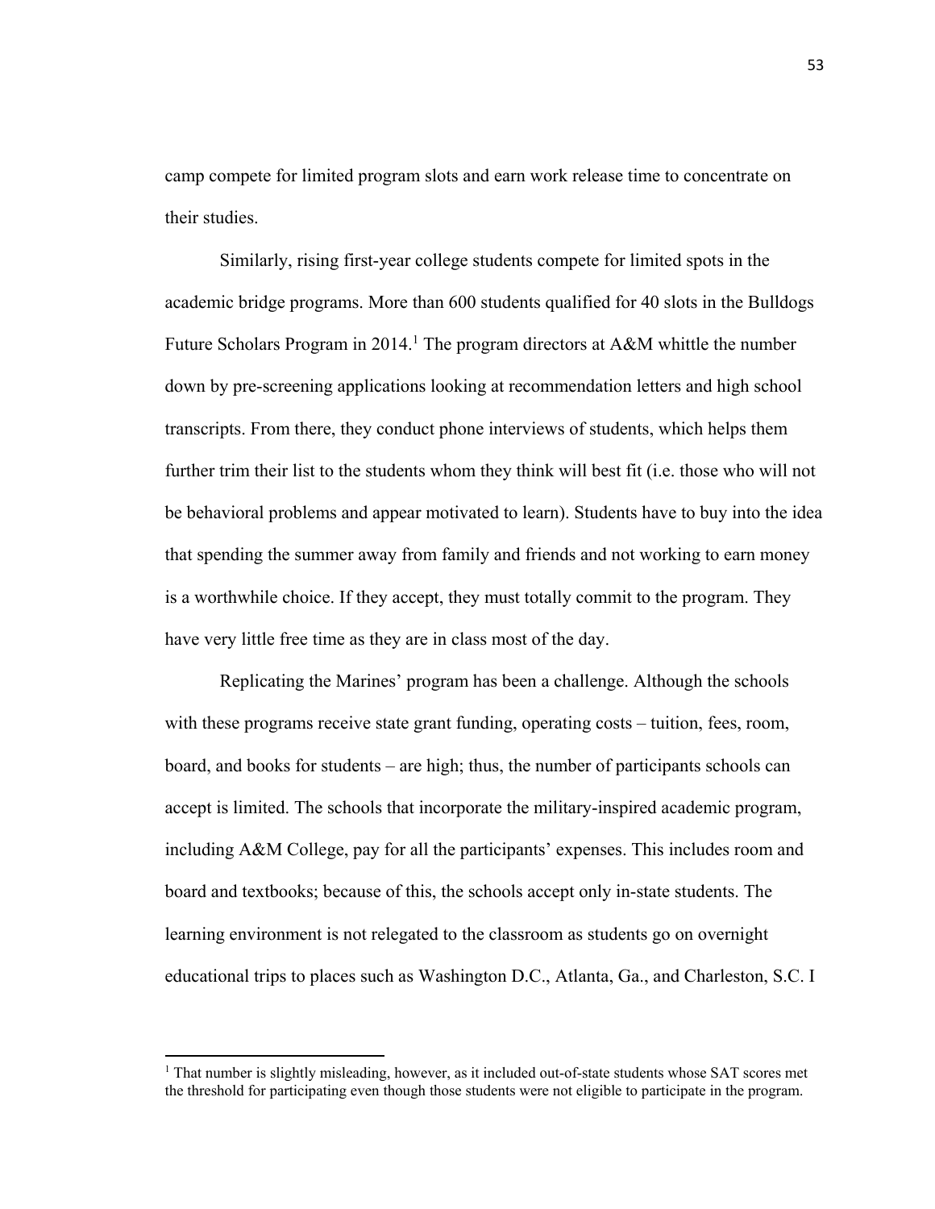camp compete for limited program slots and earn work release time to concentrate on their studies.

Similarly, rising first-year college students compete for limited spots in the academic bridge programs. More than 600 students qualified for 40 slots in the Bulldogs Future Scholars Program in 2014.[1] The program directors at A&M whittle the number down by pre-screening applications looking at recommendation letters and high school transcripts. From there, they conduct phone interviews of students, which helps them further trim their list to the students whom they think will best fit (i.e. those who will not be behavioral problems and appear motivated to learn). Students have to buy into the idea that spending the summer away from family and friends and not working to earn money is a worthwhile choice. If they accept, they must totally commit to the program. They have very little free time as they are in class most of the day.

Replicating the Marines' program has been a challenge. Although the schools with these programs receive state grant funding, operating costs – tuition, fees, room, board, and books for students – are high; thus, the number of participants schools can accept is limited. The schools that incorporate the military-inspired academic program, including A&M College, pay for all the participants' expenses. This includes room and board and textbooks; because of this, the schools accept only in-state students. The learning environment is not relegated to the classroom as students go on overnight educational trips to places such as Washington D.C., Atlanta, Ga., and Charleston, S.C. I

---

[1] That number is slightly misleading, however, as it included out-of-state students whose SAT scores met the threshold for participating even though those students were not eligible to participate in the program.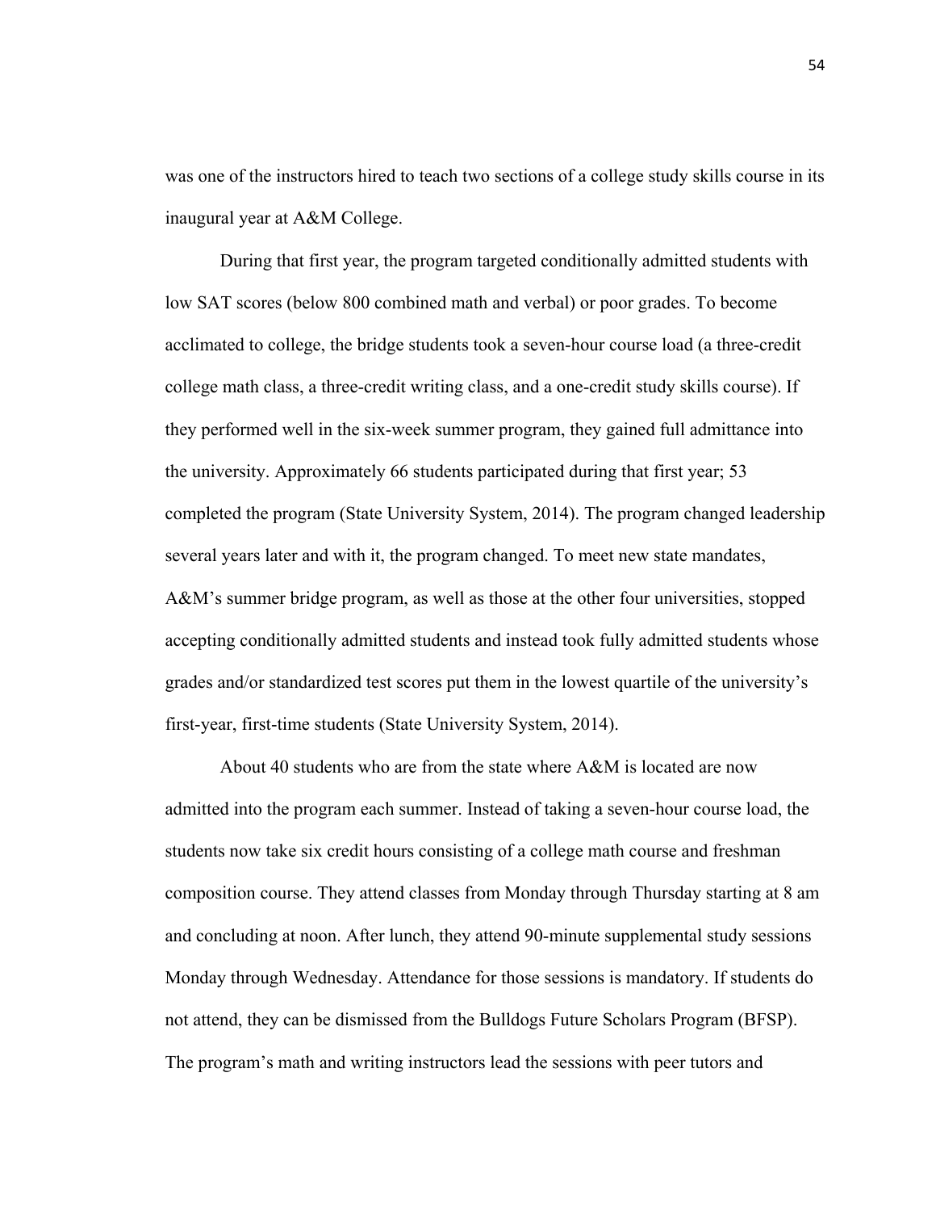was one of the instructors hired to teach two sections of a college study skills course in its inaugural year at A&M College.

During that first year, the program targeted conditionally admitted students with low SAT scores (below 800 combined math and verbal) or poor grades. To become acclimated to college, the bridge students took a seven-hour course load (a three-credit college math class, a three-credit writing class, and a one-credit study skills course). If they performed well in the six-week summer program, they gained full admittance into the university. Approximately 66 students participated during that first year; 53 completed the program (State University System, 2014). The program changed leadership several years later and with it, the program changed. To meet new state mandates, A&M's summer bridge program, as well as those at the other four universities, stopped accepting conditionally admitted students and instead took fully admitted students whose grades and/or standardized test scores put them in the lowest quartile of the university's first-year, first-time students (State University System, 2014).

About 40 students who are from the state where A&M is located are now admitted into the program each summer. Instead of taking a seven-hour course load, the students now take six credit hours consisting of a college math course and freshman composition course. They attend classes from Monday through Thursday starting at 8 am and concluding at noon. After lunch, they attend 90-minute supplemental study sessions Monday through Wednesday. Attendance for those sessions is mandatory. If students do not attend, they can be dismissed from the Bulldogs Future Scholars Program (BFSP). The program's math and writing instructors lead the sessions with peer tutors and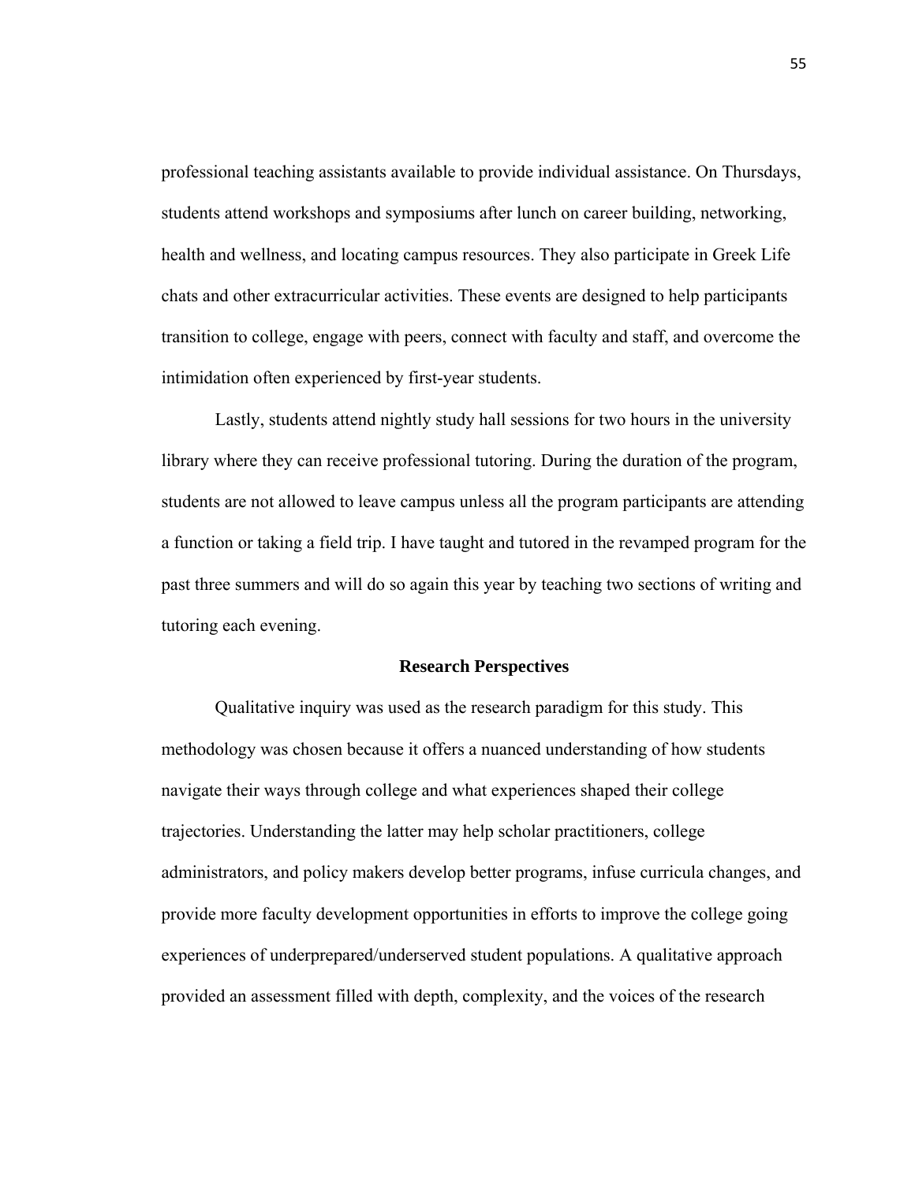professional teaching assistants available to provide individual assistance. On Thursdays, students attend workshops and symposiums after lunch on career building, networking, health and wellness, and locating campus resources. They also participate in Greek Life chats and other extracurricular activities. These events are designed to help participants transition to college, engage with peers, connect with faculty and staff, and overcome the intimidation often experienced by first-year students.

Lastly, students attend nightly study hall sessions for two hours in the university library where they can receive professional tutoring. During the duration of the program, students are not allowed to leave campus unless all the program participants are attending a function or taking a field trip. I have taught and tutored in the revamped program for the past three summers and will do so again this year by teaching two sections of writing and tutoring each evening.

## Research Perspectives

Qualitative inquiry was used as the research paradigm for this study. This methodology was chosen because it offers a nuanced understanding of how students navigate their ways through college and what experiences shaped their college trajectories. Understanding the latter may help scholar practitioners, college administrators, and policy makers develop better programs, infuse curricula changes, and provide more faculty development opportunities in efforts to improve the college going experiences of underprepared/underserved student populations. A qualitative approach provided an assessment filled with depth, complexity, and the voices of the research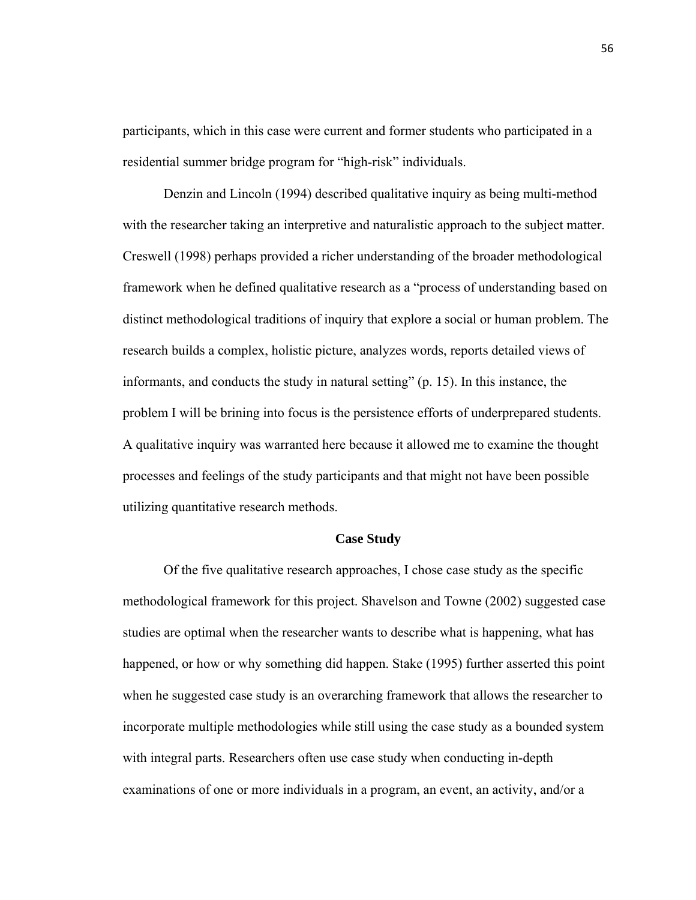participants, which in this case were current and former students who participated in a residential summer bridge program for "high-risk" individuals.

Denzin and Lincoln (1994) described qualitative inquiry as being multi-method with the researcher taking an interpretive and naturalistic approach to the subject matter. Creswell (1998) perhaps provided a richer understanding of the broader methodological framework when he defined qualitative research as a "process of understanding based on distinct methodological traditions of inquiry that explore a social or human problem. The research builds a complex, holistic picture, analyzes words, reports detailed views of informants, and conducts the study in natural setting" (p. 15). In this instance, the problem I will be brining into focus is the persistence efforts of underprepared students. A qualitative inquiry was warranted here because it allowed me to examine the thought processes and feelings of the study participants and that might not have been possible utilizing quantitative research methods.

## Case Study

Of the five qualitative research approaches, I chose case study as the specific methodological framework for this project. Shavelson and Towne (2002) suggested case studies are optimal when the researcher wants to describe what is happening, what has happened, or how or why something did happen. Stake (1995) further asserted this point when he suggested case study is an overarching framework that allows the researcher to incorporate multiple methodologies while still using the case study as a bounded system with integral parts. Researchers often use case study when conducting in-depth examinations of one or more individuals in a program, an event, an activity, and/or a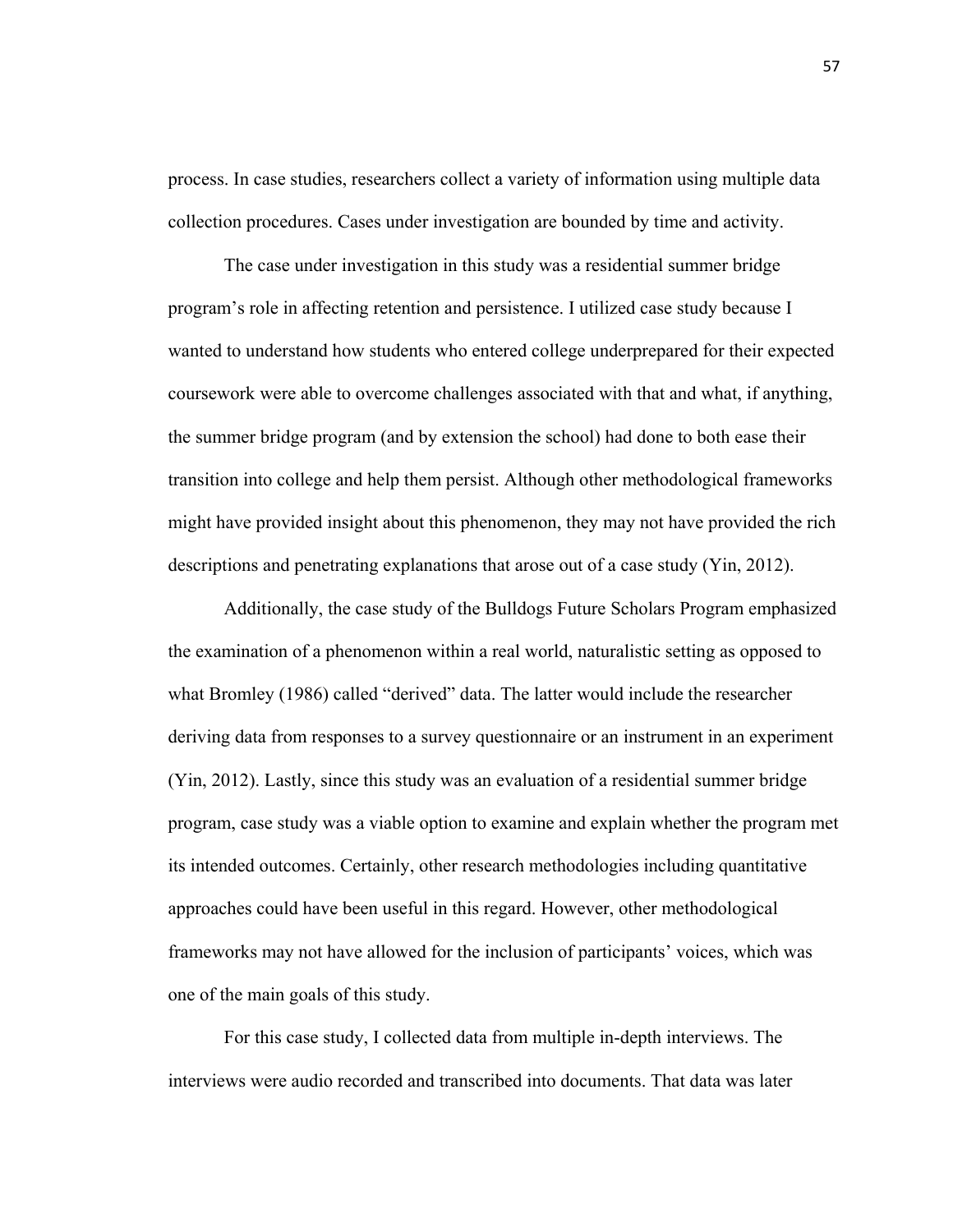process. In case studies, researchers collect a variety of information using multiple data collection procedures. Cases under investigation are bounded by time and activity.

The case under investigation in this study was a residential summer bridge program's role in affecting retention and persistence. I utilized case study because I wanted to understand how students who entered college underprepared for their expected coursework were able to overcome challenges associated with that and what, if anything, the summer bridge program (and by extension the school) had done to both ease their transition into college and help them persist. Although other methodological frameworks might have provided insight about this phenomenon, they may not have provided the rich descriptions and penetrating explanations that arose out of a case study (Yin, 2012).

Additionally, the case study of the Bulldogs Future Scholars Program emphasized the examination of a phenomenon within a real world, naturalistic setting as opposed to what Bromley (1986) called "derived" data. The latter would include the researcher deriving data from responses to a survey questionnaire or an instrument in an experiment (Yin, 2012). Lastly, since this study was an evaluation of a residential summer bridge program, case study was a viable option to examine and explain whether the program met its intended outcomes. Certainly, other research methodologies including quantitative approaches could have been useful in this regard. However, other methodological frameworks may not have allowed for the inclusion of participants' voices, which was one of the main goals of this study.

For this case study, I collected data from multiple in-depth interviews. The interviews were audio recorded and transcribed into documents. That data was later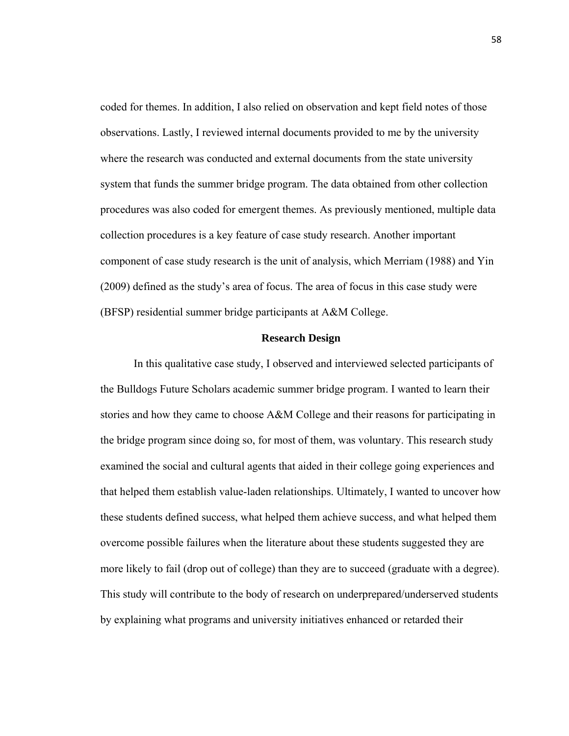coded for themes. In addition, I also relied on observation and kept field notes of those observations. Lastly, I reviewed internal documents provided to me by the university where the research was conducted and external documents from the state university system that funds the summer bridge program. The data obtained from other collection procedures was also coded for emergent themes. As previously mentioned, multiple data collection procedures is a key feature of case study research. Another important component of case study research is the unit of analysis, which Merriam (1988) and Yin (2009) defined as the study's area of focus. The area of focus in this case study were (BFSP) residential summer bridge participants at A&M College.

## Research Design

In this qualitative case study, I observed and interviewed selected participants of the Bulldogs Future Scholars academic summer bridge program. I wanted to learn their stories and how they came to choose A&M College and their reasons for participating in the bridge program since doing so, for most of them, was voluntary. This research study examined the social and cultural agents that aided in their college going experiences and that helped them establish value-laden relationships. Ultimately, I wanted to uncover how these students defined success, what helped them achieve success, and what helped them overcome possible failures when the literature about these students suggested they are more likely to fail (drop out of college) than they are to succeed (graduate with a degree). This study will contribute to the body of research on underprepared/underserved students by explaining what programs and university initiatives enhanced or retarded their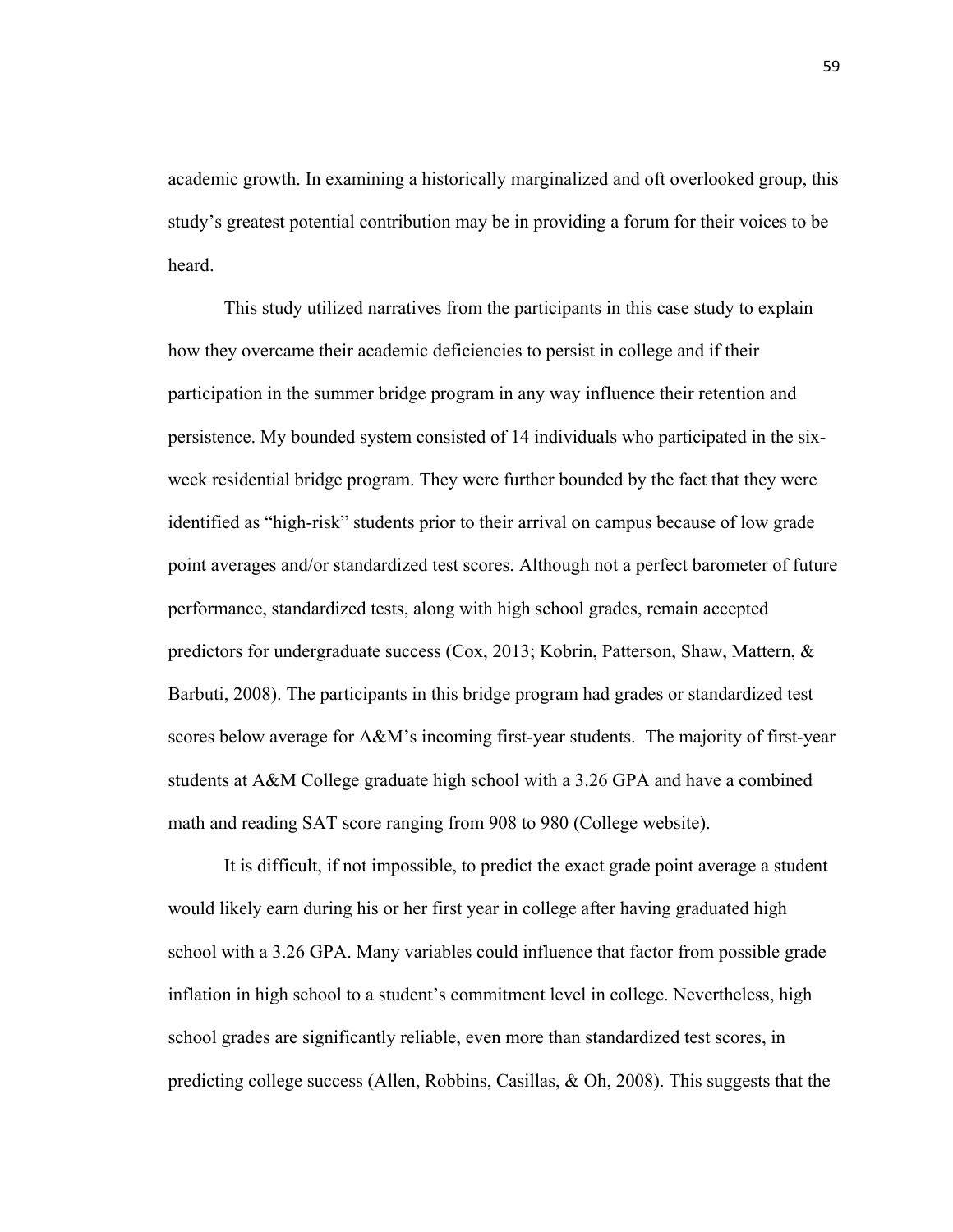academic growth. In examining a historically marginalized and oft overlooked group, this study's greatest potential contribution may be in providing a forum for their voices to be heard.

This study utilized narratives from the participants in this case study to explain how they overcame their academic deficiencies to persist in college and if their participation in the summer bridge program in any way influence their retention and persistence. My bounded system consisted of 14 individuals who participated in the six-week residential bridge program. They were further bounded by the fact that they were identified as "high-risk" students prior to their arrival on campus because of low grade point averages and/or standardized test scores. Although not a perfect barometer of future performance, standardized tests, along with high school grades, remain accepted predictors for undergraduate success (Cox, 2013; Kobrin, Patterson, Shaw, Mattern, & Barbuti, 2008). The participants in this bridge program had grades or standardized test scores below average for A&M's incoming first-year students. The majority of first-year students at A&M College graduate high school with a 3.26 GPA and have a combined math and reading SAT score ranging from 908 to 980 (College website).

It is difficult, if not impossible, to predict the exact grade point average a student would likely earn during his or her first year in college after having graduated high school with a 3.26 GPA. Many variables could influence that factor from possible grade inflation in high school to a student's commitment level in college. Nevertheless, high school grades are significantly reliable, even more than standardized test scores, in predicting college success (Allen, Robbins, Casillas, & Oh, 2008). This suggests that the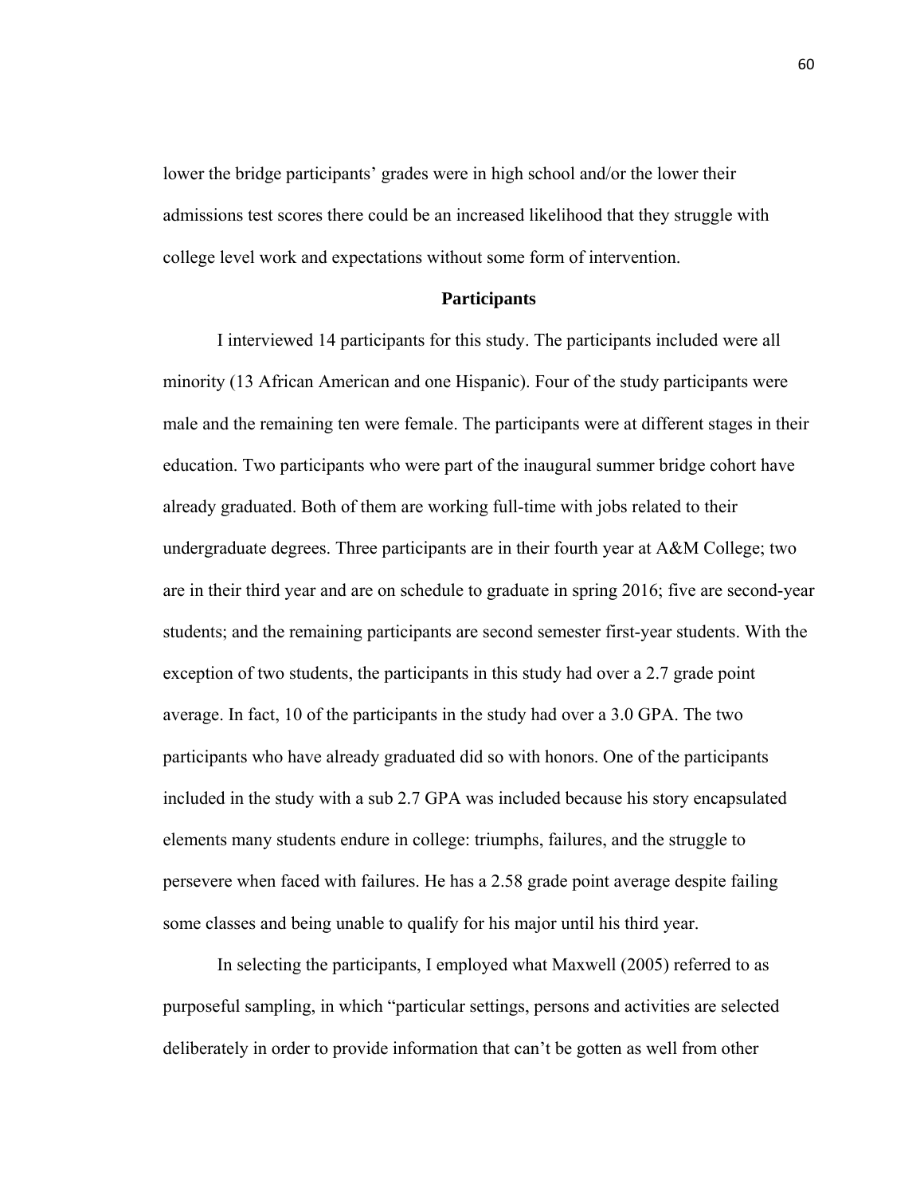lower the bridge participants' grades were in high school and/or the lower their admissions test scores there could be an increased likelihood that they struggle with college level work and expectations without some form of intervention.

## Participants

I interviewed 14 participants for this study. The participants included were all minority (13 African American and one Hispanic). Four of the study participants were male and the remaining ten were female. The participants were at different stages in their education. Two participants who were part of the inaugural summer bridge cohort have already graduated. Both of them are working full-time with jobs related to their undergraduate degrees. Three participants are in their fourth year at A&M College; two are in their third year and are on schedule to graduate in spring 2016; five are second-year students; and the remaining participants are second semester first-year students. With the exception of two students, the participants in this study had over a 2.7 grade point average. In fact, 10 of the participants in the study had over a 3.0 GPA. The two participants who have already graduated did so with honors. One of the participants included in the study with a sub 2.7 GPA was included because his story encapsulated elements many students endure in college: triumphs, failures, and the struggle to persevere when faced with failures. He has a 2.58 grade point average despite failing some classes and being unable to qualify for his major until his third year.

In selecting the participants, I employed what Maxwell (2005) referred to as purposeful sampling, in which "particular settings, persons and activities are selected deliberately in order to provide information that can't be gotten as well from other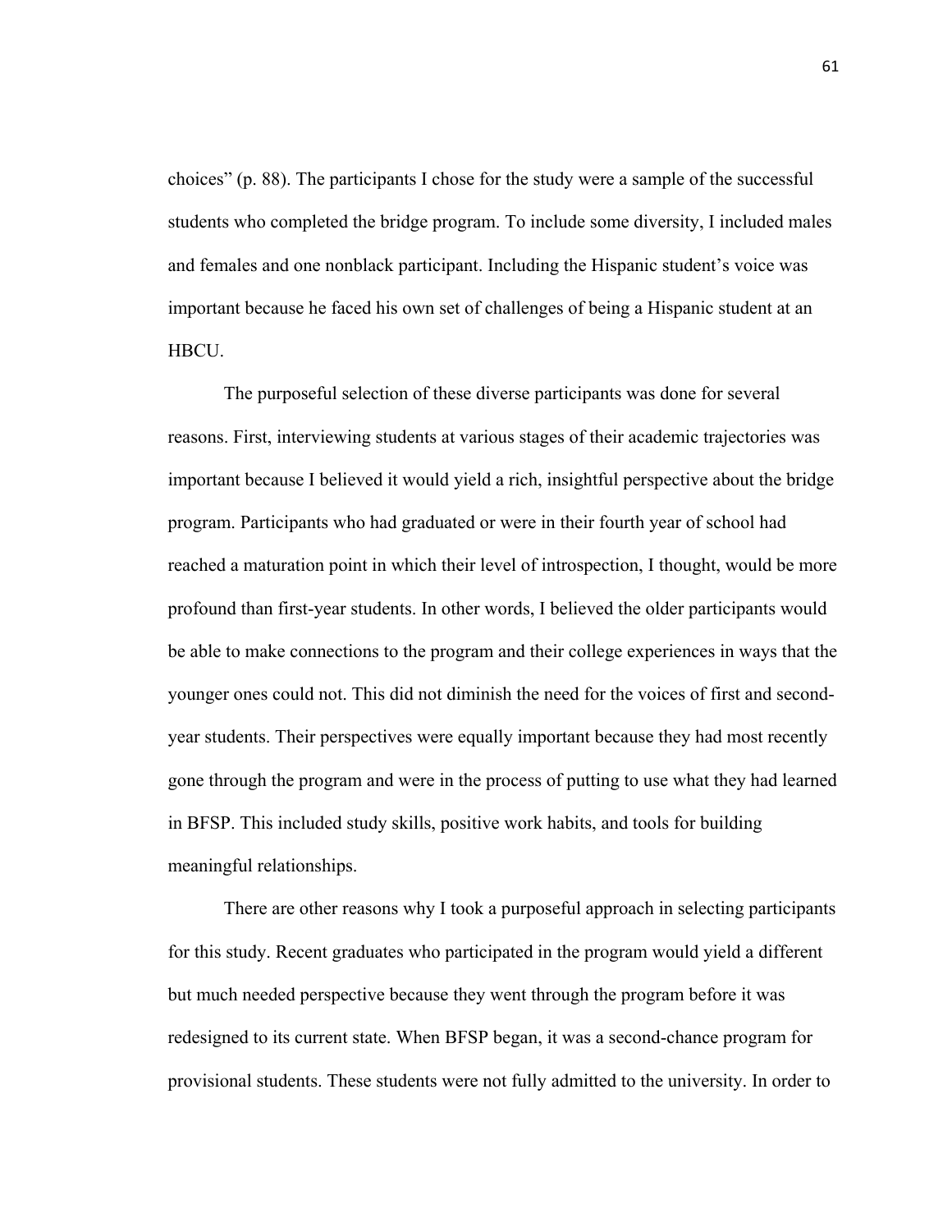choices" (p. 88). The participants I chose for the study were a sample of the successful students who completed the bridge program. To include some diversity, I included males and females and one nonblack participant. Including the Hispanic student's voice was important because he faced his own set of challenges of being a Hispanic student at an HBCU.

The purposeful selection of these diverse participants was done for several reasons. First, interviewing students at various stages of their academic trajectories was important because I believed it would yield a rich, insightful perspective about the bridge program. Participants who had graduated or were in their fourth year of school had reached a maturation point in which their level of introspection, I thought, would be more profound than first-year students. In other words, I believed the older participants would be able to make connections to the program and their college experiences in ways that the younger ones could not. This did not diminish the need for the voices of first and second-year students. Their perspectives were equally important because they had most recently gone through the program and were in the process of putting to use what they had learned in BFSP. This included study skills, positive work habits, and tools for building meaningful relationships.

There are other reasons why I took a purposeful approach in selecting participants for this study. Recent graduates who participated in the program would yield a different but much needed perspective because they went through the program before it was redesigned to its current state. When BFSP began, it was a second-chance program for provisional students. These students were not fully admitted to the university. In order to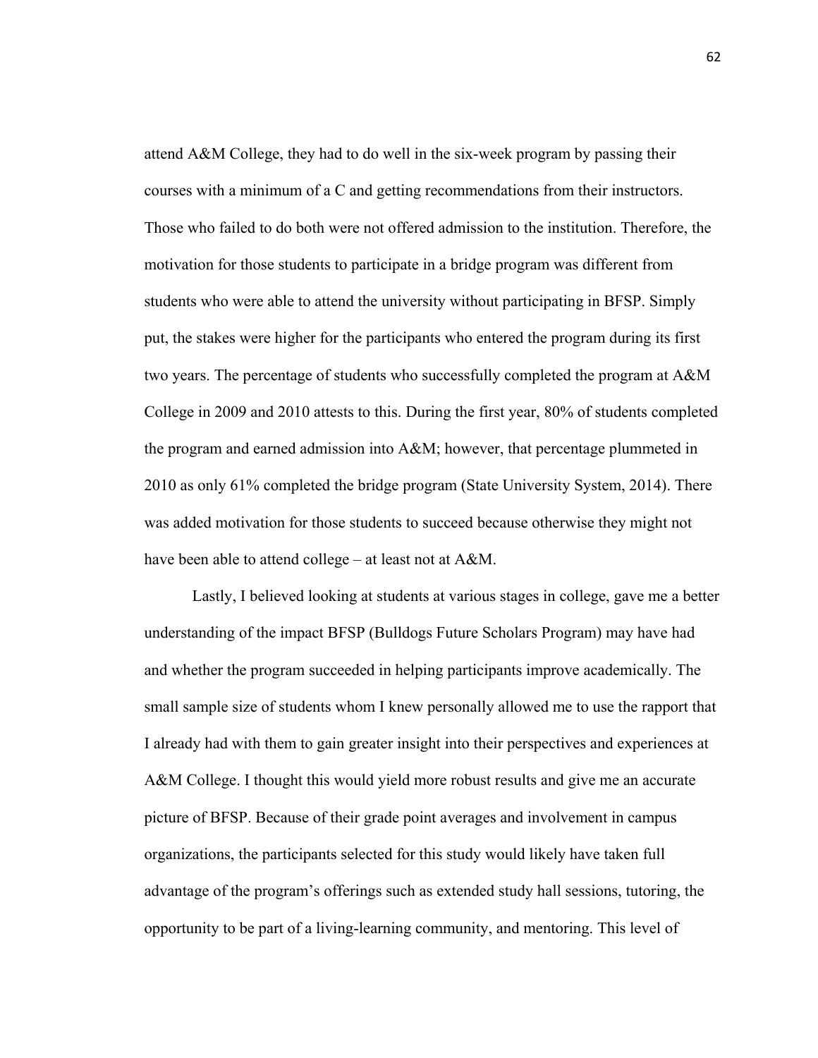attend A&M College, they had to do well in the six-week program by passing their courses with a minimum of a C and getting recommendations from their instructors. Those who failed to do both were not offered admission to the institution. Therefore, the motivation for those students to participate in a bridge program was different from students who were able to attend the university without participating in BFSP. Simply put, the stakes were higher for the participants who entered the program during its first two years. The percentage of students who successfully completed the program at A&M College in 2009 and 2010 attests to this. During the first year, 80% of students completed the program and earned admission into A&M; however, that percentage plummeted in 2010 as only 61% completed the bridge program (State University System, 2014). There was added motivation for those students to succeed because otherwise they might not have been able to attend college – at least not at A&M.

Lastly, I believed looking at students at various stages in college, gave me a better understanding of the impact BFSP (Bulldogs Future Scholars Program) may have had and whether the program succeeded in helping participants improve academically. The small sample size of students whom I knew personally allowed me to use the rapport that I already had with them to gain greater insight into their perspectives and experiences at A&M College. I thought this would yield more robust results and give me an accurate picture of BFSP. Because of their grade point averages and involvement in campus organizations, the participants selected for this study would likely have taken full advantage of the program's offerings such as extended study hall sessions, tutoring, the opportunity to be part of a living-learning community, and mentoring. This level of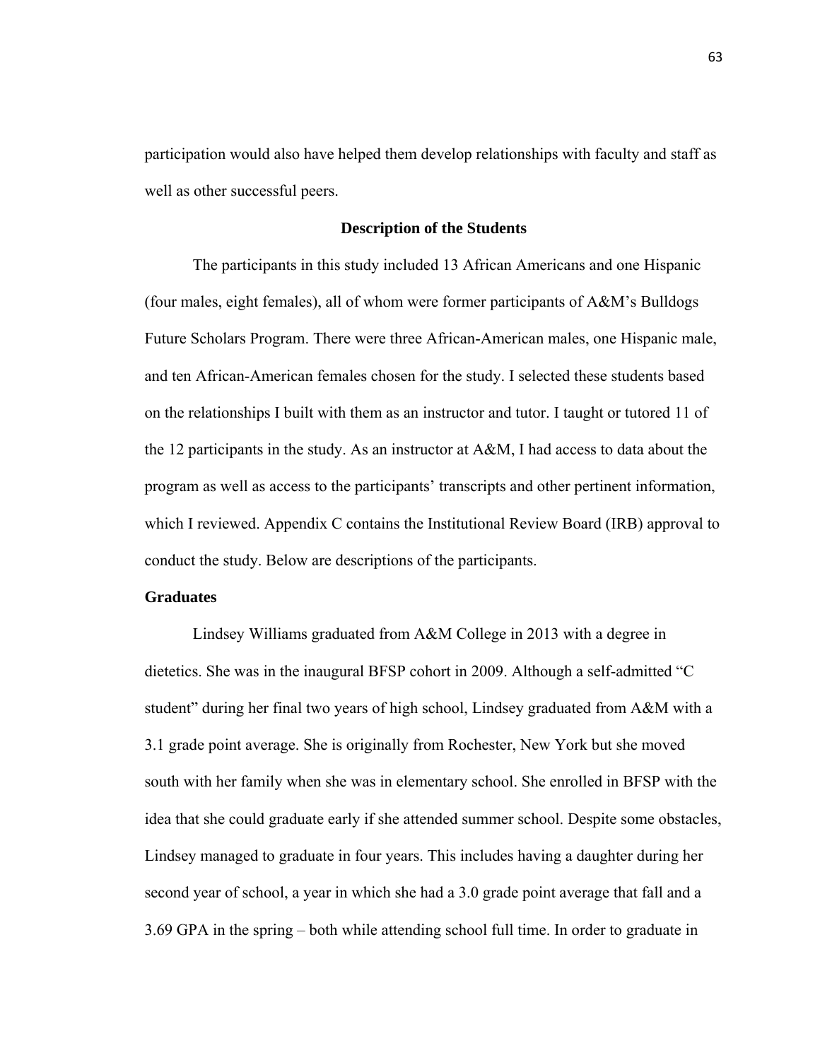participation would also have helped them develop relationships with faculty and staff as well as other successful peers.

## Description of the Students

The participants in this study included 13 African Americans and one Hispanic (four males, eight females), all of whom were former participants of A&M's Bulldogs Future Scholars Program. There were three African-American males, one Hispanic male, and ten African-American females chosen for the study. I selected these students based on the relationships I built with them as an instructor and tutor. I taught or tutored 11 of the 12 participants in the study. As an instructor at A&M, I had access to data about the program as well as access to the participants' transcripts and other pertinent information, which I reviewed. Appendix C contains the Institutional Review Board (IRB) approval to conduct the study. Below are descriptions of the participants.

### Graduates

Lindsey Williams graduated from A&M College in 2013 with a degree in dietetics. She was in the inaugural BFSP cohort in 2009. Although a self-admitted "C student" during her final two years of high school, Lindsey graduated from A&M with a 3.1 grade point average. She is originally from Rochester, New York but she moved south with her family when she was in elementary school. She enrolled in BFSP with the idea that she could graduate early if she attended summer school. Despite some obstacles, Lindsey managed to graduate in four years. This includes having a daughter during her second year of school, a year in which she had a 3.0 grade point average that fall and a 3.69 GPA in the spring – both while attending school full time. In order to graduate in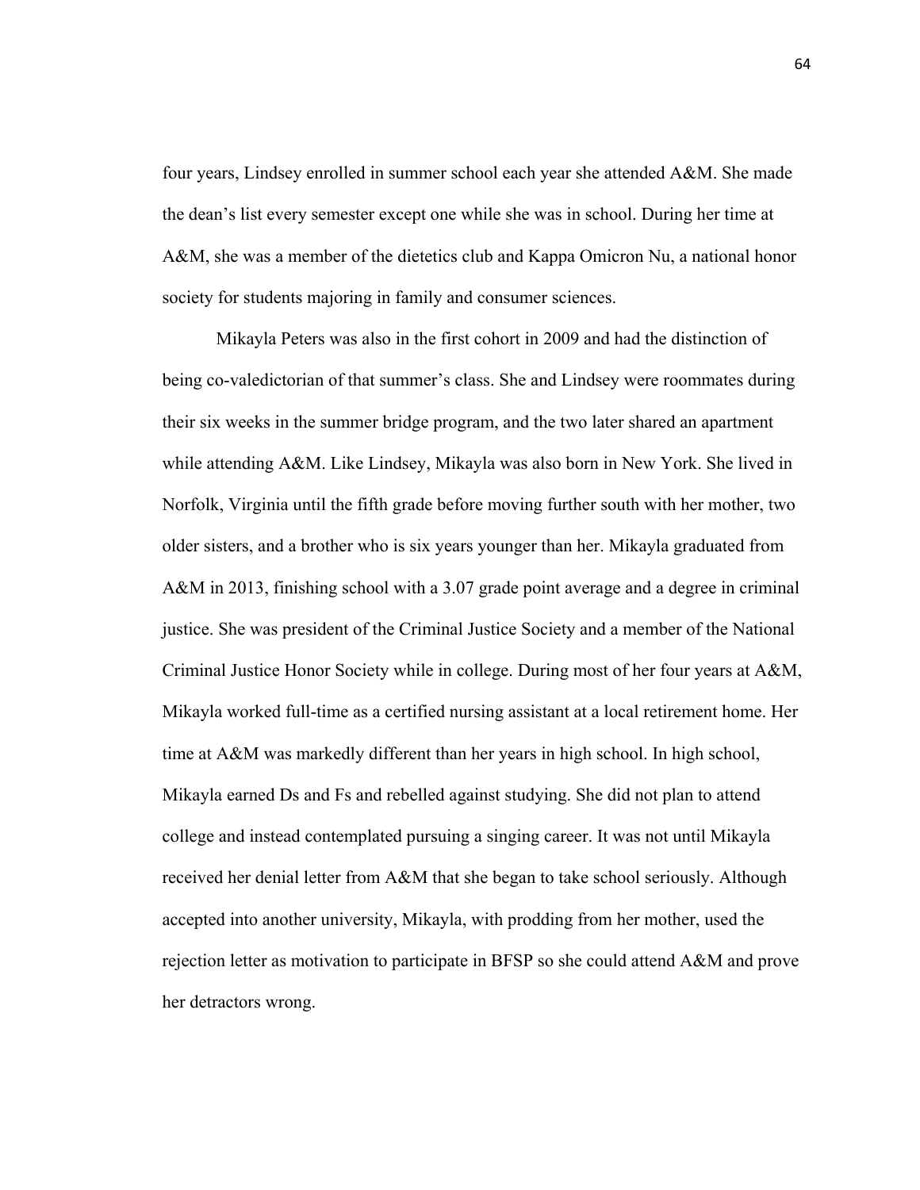four years, Lindsey enrolled in summer school each year she attended A&M. She made the dean's list every semester except one while she was in school. During her time at A&M, she was a member of the dietetics club and Kappa Omicron Nu, a national honor society for students majoring in family and consumer sciences.

Mikayla Peters was also in the first cohort in 2009 and had the distinction of being co-valedictorian of that summer's class. She and Lindsey were roommates during their six weeks in the summer bridge program, and the two later shared an apartment while attending A&M. Like Lindsey, Mikayla was also born in New York. She lived in Norfolk, Virginia until the fifth grade before moving further south with her mother, two older sisters, and a brother who is six years younger than her. Mikayla graduated from A&M in 2013, finishing school with a 3.07 grade point average and a degree in criminal justice. She was president of the Criminal Justice Society and a member of the National Criminal Justice Honor Society while in college. During most of her four years at A&M, Mikayla worked full-time as a certified nursing assistant at a local retirement home. Her time at A&M was markedly different than her years in high school. In high school, Mikayla earned Ds and Fs and rebelled against studying. She did not plan to attend college and instead contemplated pursuing a singing career. It was not until Mikayla received her denial letter from A&M that she began to take school seriously. Although accepted into another university, Mikayla, with prodding from her mother, used the rejection letter as motivation to participate in BFSP so she could attend A&M and prove her detractors wrong.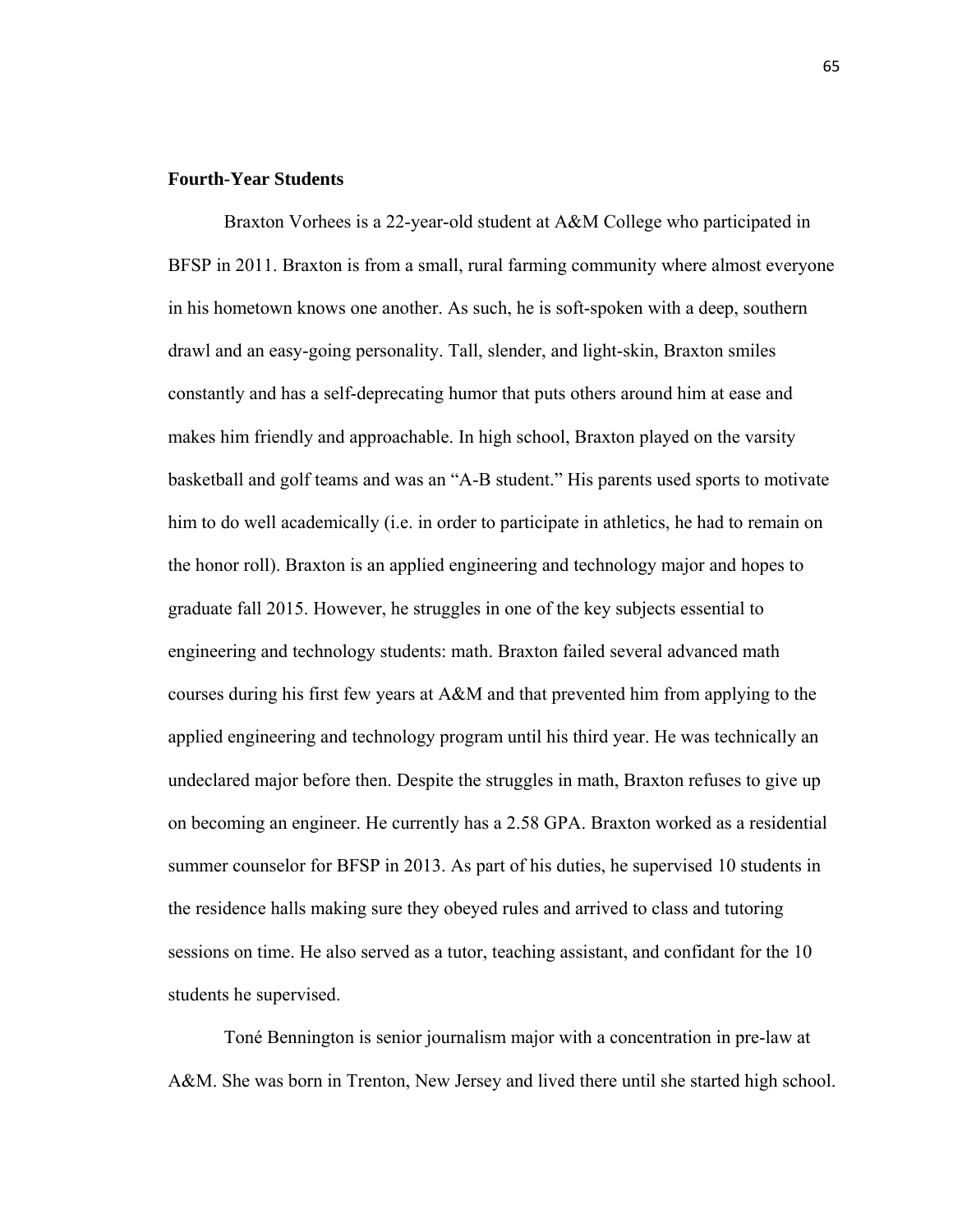**Fourth-Year Students**

Braxton Vorhees is a 22-year-old student at A&M College who participated in BFSP in 2011. Braxton is from a small, rural farming community where almost everyone in his hometown knows one another. As such, he is soft-spoken with a deep, southern drawl and an easy-going personality. Tall, slender, and light-skin, Braxton smiles constantly and has a self-deprecating humor that puts others around him at ease and makes him friendly and approachable. In high school, Braxton played on the varsity basketball and golf teams and was an "A-B student." His parents used sports to motivate him to do well academically (i.e. in order to participate in athletics, he had to remain on the honor roll). Braxton is an applied engineering and technology major and hopes to graduate fall 2015. However, he struggles in one of the key subjects essential to engineering and technology students: math. Braxton failed several advanced math courses during his first few years at A&M and that prevented him from applying to the applied engineering and technology program until his third year. He was technically an undeclared major before then. Despite the struggles in math, Braxton refuses to give up on becoming an engineer. He currently has a 2.58 GPA. Braxton worked as a residential summer counselor for BFSP in 2013. As part of his duties, he supervised 10 students in the residence halls making sure they obeyed rules and arrived to class and tutoring sessions on time. He also served as a tutor, teaching assistant, and confidant for the 10 students he supervised.

Toné Bennington is senior journalism major with a concentration in pre-law at A&M. She was born in Trenton, New Jersey and lived there until she started high school.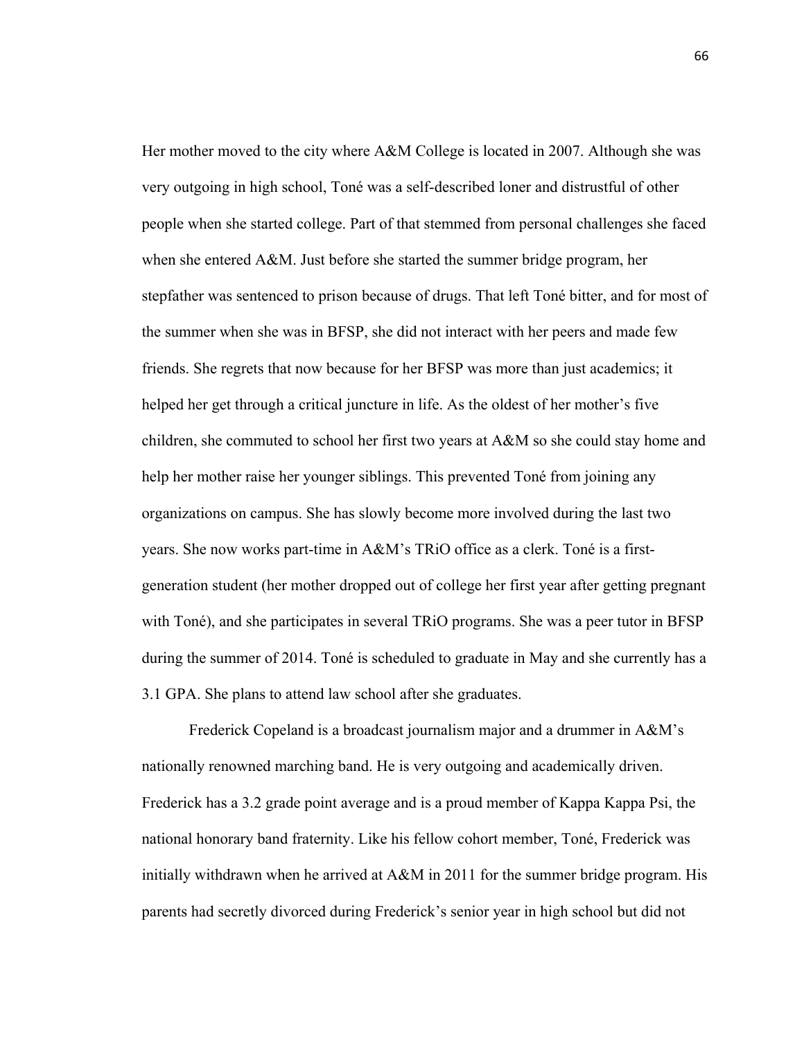Her mother moved to the city where A&M College is located in 2007. Although she was very outgoing in high school, Toné was a self-described loner and distrustful of other people when she started college. Part of that stemmed from personal challenges she faced when she entered A&M. Just before she started the summer bridge program, her stepfather was sentenced to prison because of drugs. That left Toné bitter, and for most of the summer when she was in BFSP, she did not interact with her peers and made few friends. She regrets that now because for her BFSP was more than just academics; it helped her get through a critical juncture in life. As the oldest of her mother's five children, she commuted to school her first two years at A&M so she could stay home and help her mother raise her younger siblings. This prevented Toné from joining any organizations on campus. She has slowly become more involved during the last two years. She now works part-time in A&M's TRiO office as a clerk. Toné is a first-generation student (her mother dropped out of college her first year after getting pregnant with Toné), and she participates in several TRiO programs. She was a peer tutor in BFSP during the summer of 2014. Toné is scheduled to graduate in May and she currently has a 3.1 GPA. She plans to attend law school after she graduates.

Frederick Copeland is a broadcast journalism major and a drummer in A&M's nationally renowned marching band. He is very outgoing and academically driven. Frederick has a 3.2 grade point average and is a proud member of Kappa Kappa Psi, the national honorary band fraternity. Like his fellow cohort member, Toné, Frederick was initially withdrawn when he arrived at A&M in 2011 for the summer bridge program. His parents had secretly divorced during Frederick's senior year in high school but did not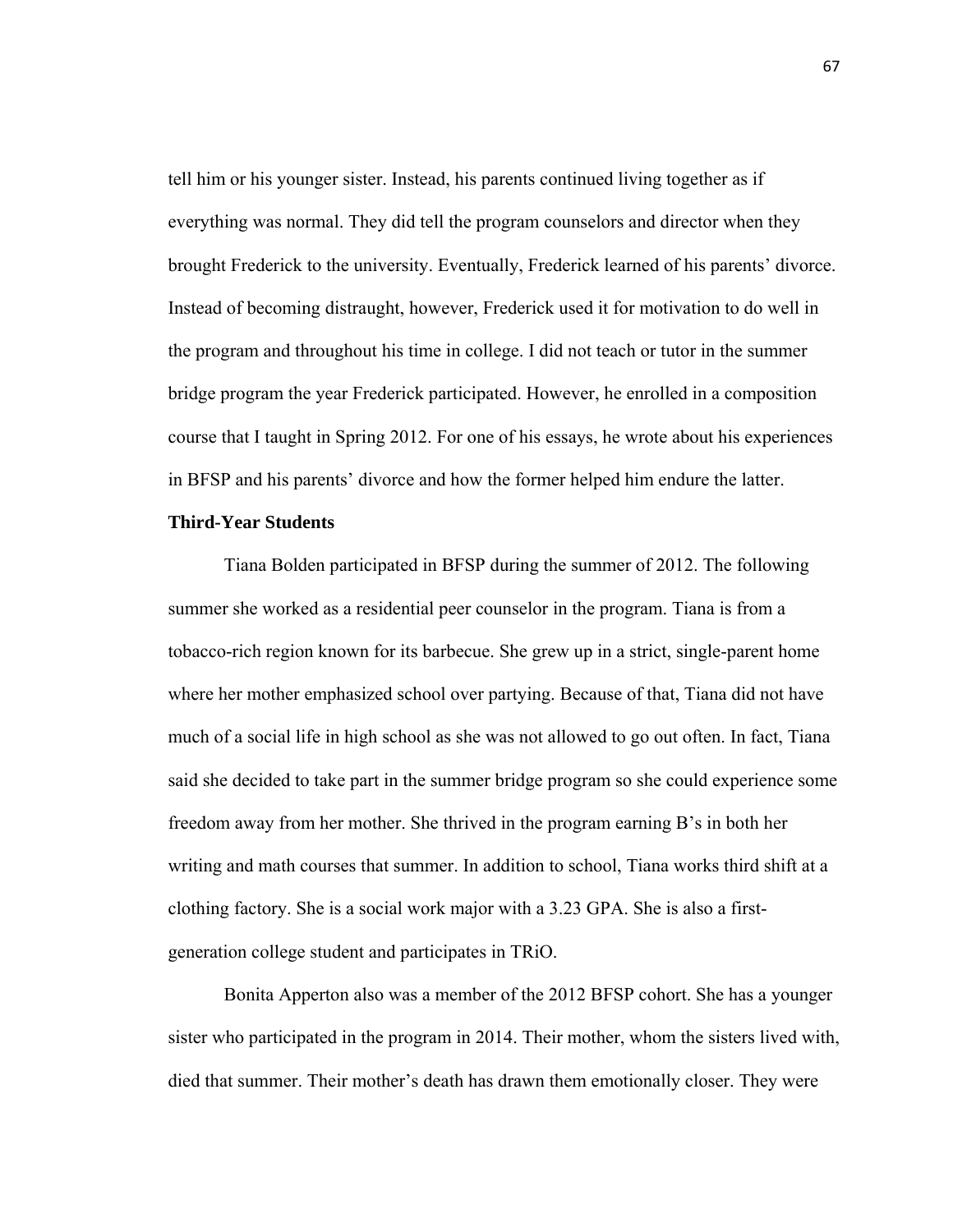tell him or his younger sister. Instead, his parents continued living together as if everything was normal. They did tell the program counselors and director when they brought Frederick to the university. Eventually, Frederick learned of his parents' divorce. Instead of becoming distraught, however, Frederick used it for motivation to do well in the program and throughout his time in college. I did not teach or tutor in the summer bridge program the year Frederick participated. However, he enrolled in a composition course that I taught in Spring 2012. For one of his essays, he wrote about his experiences in BFSP and his parents' divorce and how the former helped him endure the latter.

**Third-Year Students**

Tiana Bolden participated in BFSP during the summer of 2012. The following summer she worked as a residential peer counselor in the program. Tiana is from a tobacco-rich region known for its barbecue. She grew up in a strict, single-parent home where her mother emphasized school over partying. Because of that, Tiana did not have much of a social life in high school as she was not allowed to go out often. In fact, Tiana said she decided to take part in the summer bridge program so she could experience some freedom away from her mother. She thrived in the program earning B's in both her writing and math courses that summer. In addition to school, Tiana works third shift at a clothing factory. She is a social work major with a 3.23 GPA. She is also a first-generation college student and participates in TRiO.

Bonita Apperton also was a member of the 2012 BFSP cohort. She has a younger sister who participated in the program in 2014. Their mother, whom the sisters lived with, died that summer. Their mother's death has drawn them emotionally closer. They were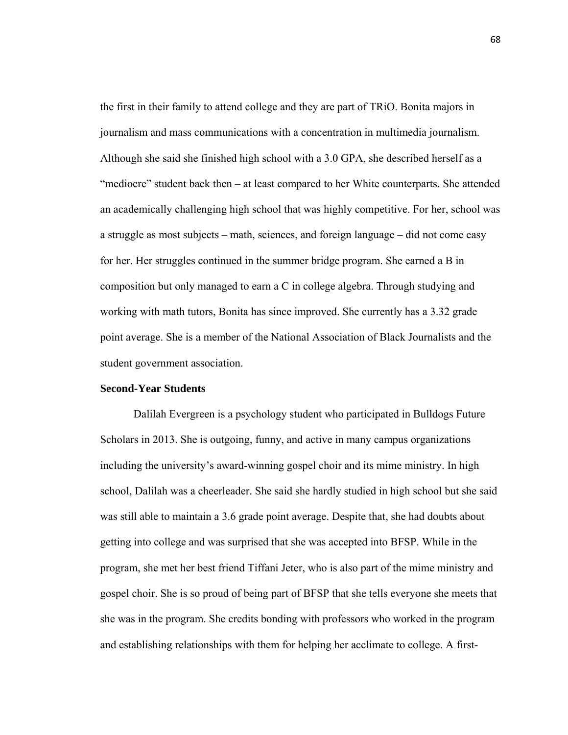the first in their family to attend college and they are part of TRiO. Bonita majors in journalism and mass communications with a concentration in multimedia journalism. Although she said she finished high school with a 3.0 GPA, she described herself as a "mediocre" student back then – at least compared to her White counterparts. She attended an academically challenging high school that was highly competitive. For her, school was a struggle as most subjects – math, sciences, and foreign language – did not come easy for her. Her struggles continued in the summer bridge program. She earned a B in composition but only managed to earn a C in college algebra. Through studying and working with math tutors, Bonita has since improved. She currently has a 3.32 grade point average. She is a member of the National Association of Black Journalists and the student government association.

**Second-Year Students**

Dalilah Evergreen is a psychology student who participated in Bulldogs Future Scholars in 2013. She is outgoing, funny, and active in many campus organizations including the university's award-winning gospel choir and its mime ministry. In high school, Dalilah was a cheerleader. She said she hardly studied in high school but she said was still able to maintain a 3.6 grade point average. Despite that, she had doubts about getting into college and was surprised that she was accepted into BFSP. While in the program, she met her best friend Tiffani Jeter, who is also part of the mime ministry and gospel choir. She is so proud of being part of BFSP that she tells everyone she meets that she was in the program. She credits bonding with professors who worked in the program and establishing relationships with them for helping her acclimate to college. A first-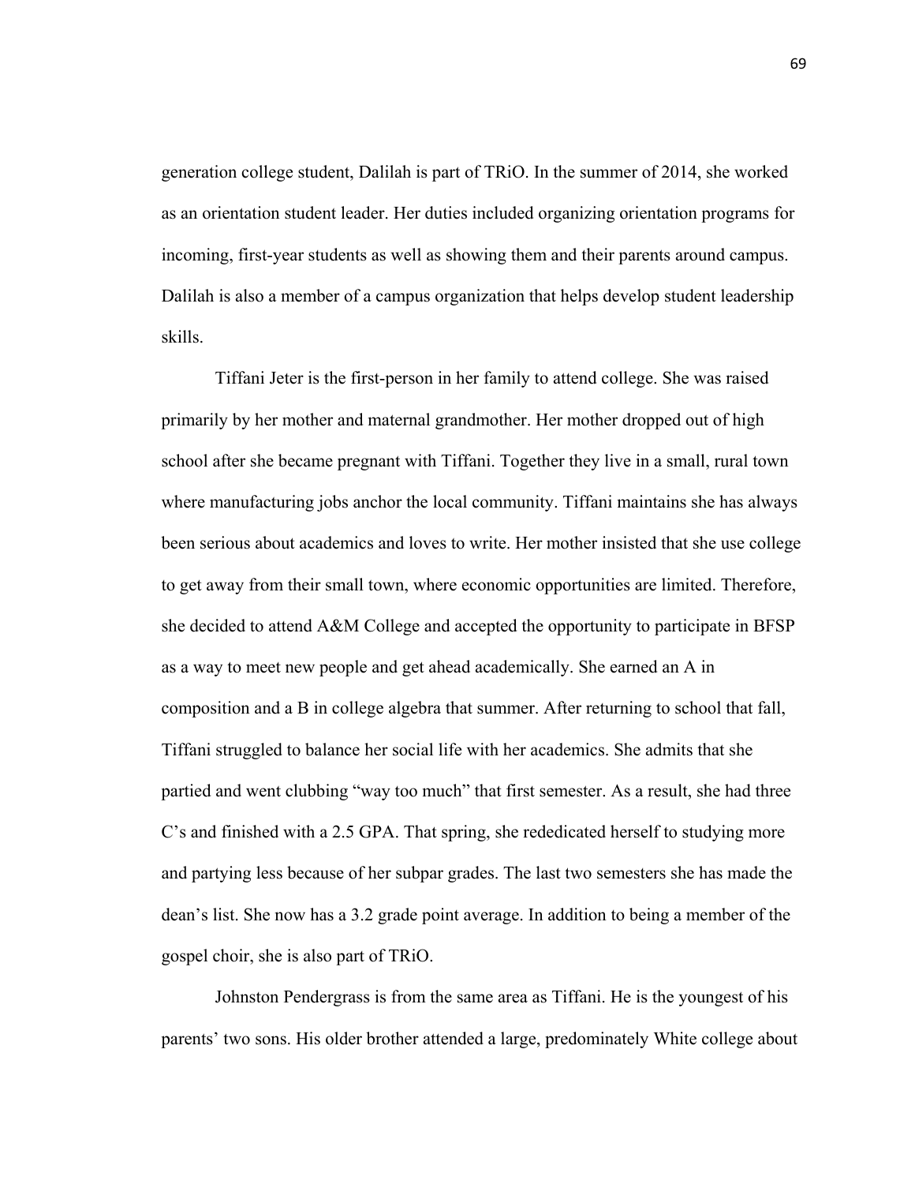generation college student, Dalilah is part of TRiO. In the summer of 2014, she worked as an orientation student leader. Her duties included organizing orientation programs for incoming, first-year students as well as showing them and their parents around campus. Dalilah is also a member of a campus organization that helps develop student leadership skills.

Tiffani Jeter is the first-person in her family to attend college. She was raised primarily by her mother and maternal grandmother. Her mother dropped out of high school after she became pregnant with Tiffani. Together they live in a small, rural town where manufacturing jobs anchor the local community. Tiffani maintains she has always been serious about academics and loves to write. Her mother insisted that she use college to get away from their small town, where economic opportunities are limited. Therefore, she decided to attend A&M College and accepted the opportunity to participate in BFSP as a way to meet new people and get ahead academically. She earned an A in composition and a B in college algebra that summer. After returning to school that fall, Tiffani struggled to balance her social life with her academics. She admits that she partied and went clubbing "way too much" that first semester. As a result, she had three C's and finished with a 2.5 GPA. That spring, she rededicated herself to studying more and partying less because of her subpar grades. The last two semesters she has made the dean's list. She now has a 3.2 grade point average. In addition to being a member of the gospel choir, she is also part of TRiO.

Johnston Pendergrass is from the same area as Tiffani. He is the youngest of his parents' two sons. His older brother attended a large, predominately White college about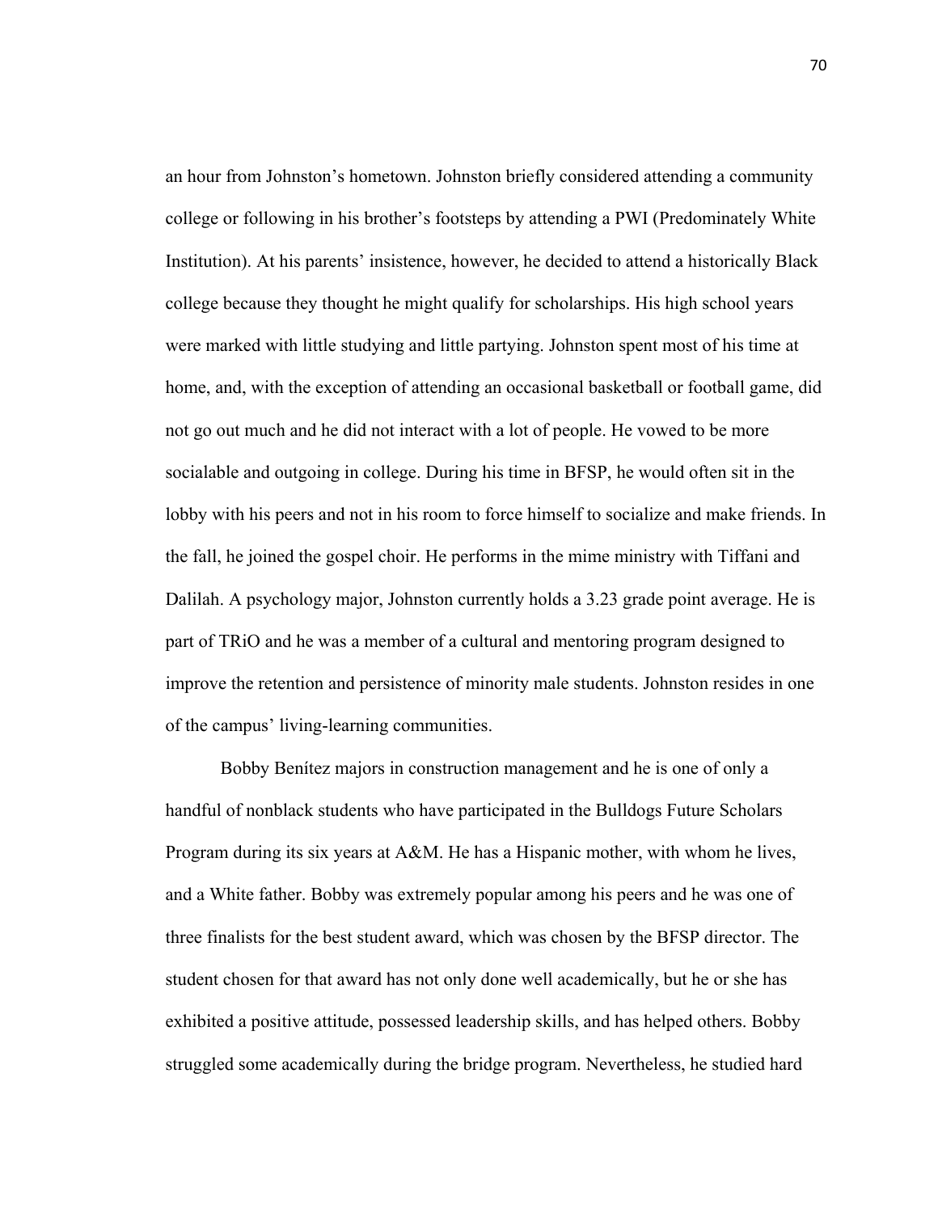an hour from Johnston's hometown. Johnston briefly considered attending a community college or following in his brother's footsteps by attending a PWI (Predominately White Institution). At his parents' insistence, however, he decided to attend a historically Black college because they thought he might qualify for scholarships. His high school years were marked with little studying and little partying. Johnston spent most of his time at home, and, with the exception of attending an occasional basketball or football game, did not go out much and he did not interact with a lot of people. He vowed to be more socialable and outgoing in college. During his time in BFSP, he would often sit in the lobby with his peers and not in his room to force himself to socialize and make friends. In the fall, he joined the gospel choir. He performs in the mime ministry with Tiffani and Dalilah. A psychology major, Johnston currently holds a 3.23 grade point average. He is part of TRiO and he was a member of a cultural and mentoring program designed to improve the retention and persistence of minority male students. Johnston resides in one of the campus' living-learning communities.

Bobby Benítez majors in construction management and he is one of only a handful of nonblack students who have participated in the Bulldogs Future Scholars Program during its six years at A&M. He has a Hispanic mother, with whom he lives, and a White father. Bobby was extremely popular among his peers and he was one of three finalists for the best student award, which was chosen by the BFSP director. The student chosen for that award has not only done well academically, but he or she has exhibited a positive attitude, possessed leadership skills, and has helped others. Bobby struggled some academically during the bridge program. Nevertheless, he studied hard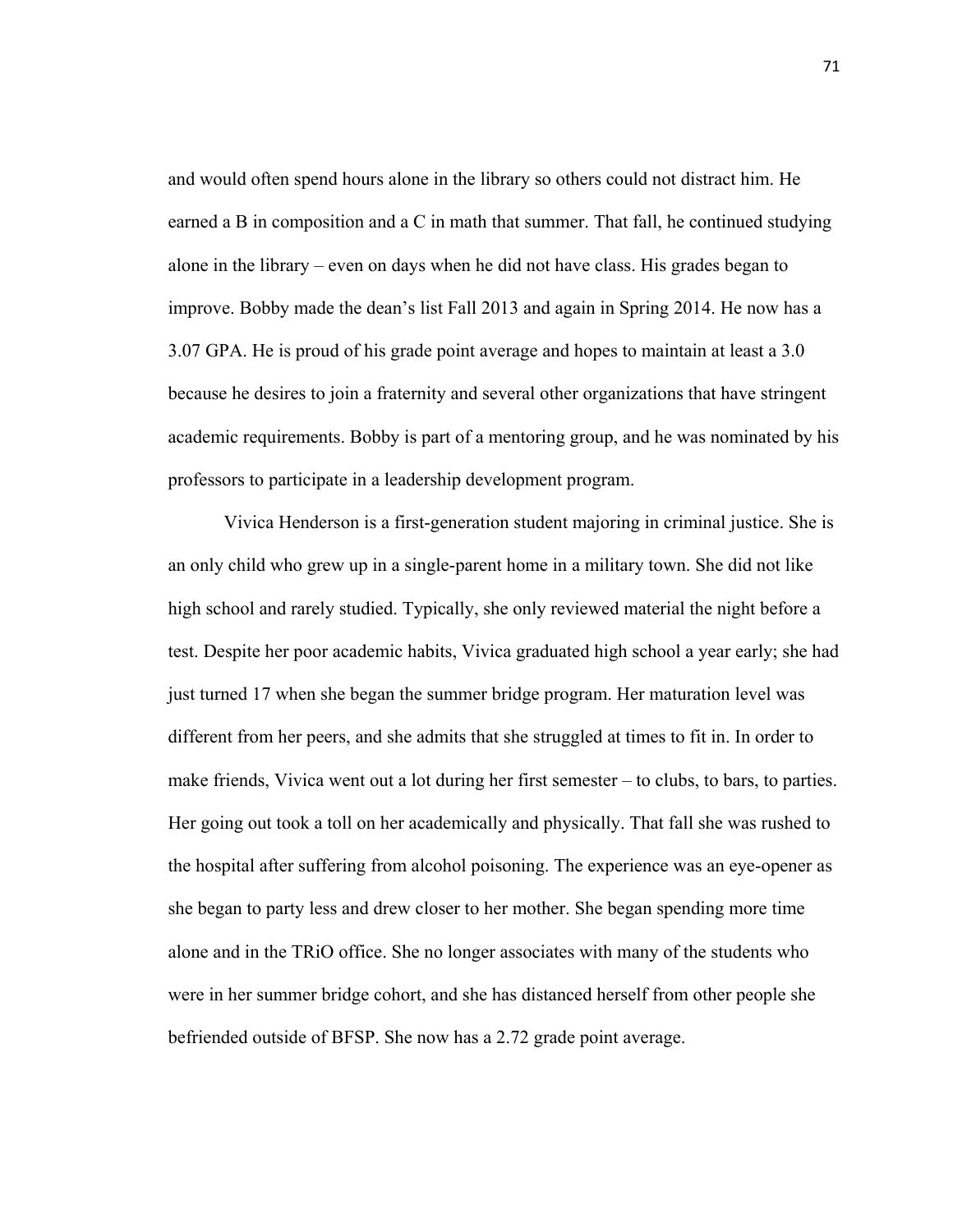and would often spend hours alone in the library so others could not distract him. He earned a B in composition and a C in math that summer. That fall, he continued studying alone in the library – even on days when he did not have class. His grades began to improve. Bobby made the dean's list Fall 2013 and again in Spring 2014. He now has a 3.07 GPA. He is proud of his grade point average and hopes to maintain at least a 3.0 because he desires to join a fraternity and several other organizations that have stringent academic requirements. Bobby is part of a mentoring group, and he was nominated by his professors to participate in a leadership development program.

Vivica Henderson is a first-generation student majoring in criminal justice. She is an only child who grew up in a single-parent home in a military town. She did not like high school and rarely studied. Typically, she only reviewed material the night before a test. Despite her poor academic habits, Vivica graduated high school a year early; she had just turned 17 when she began the summer bridge program. Her maturation level was different from her peers, and she admits that she struggled at times to fit in. In order to make friends, Vivica went out a lot during her first semester – to clubs, to bars, to parties. Her going out took a toll on her academically and physically. That fall she was rushed to the hospital after suffering from alcohol poisoning. The experience was an eye-opener as she began to party less and drew closer to her mother. She began spending more time alone and in the TRiO office. She no longer associates with many of the students who were in her summer bridge cohort, and she has distanced herself from other people she befriended outside of BFSP. She now has a 2.72 grade point average.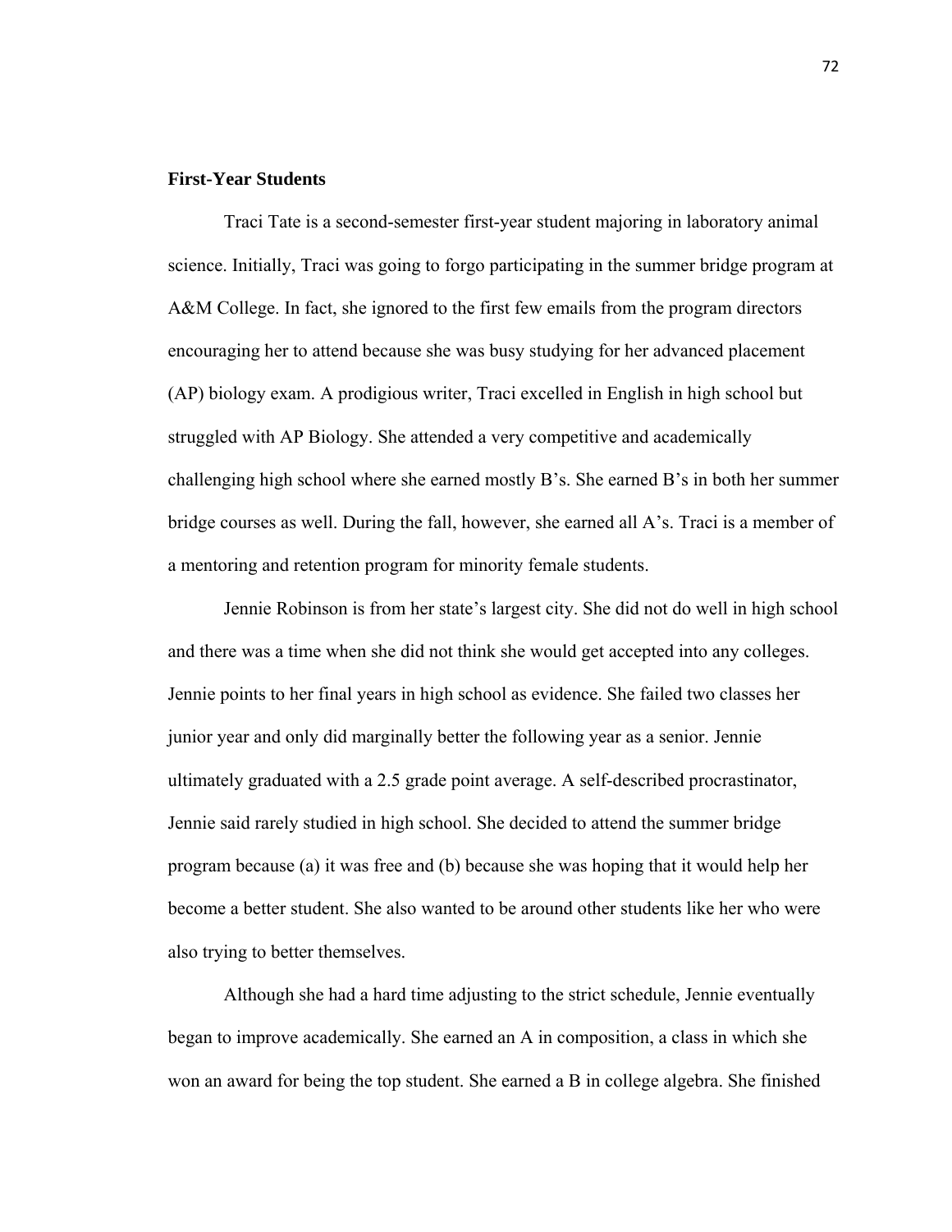**First-Year Students**

Traci Tate is a second-semester first-year student majoring in laboratory animal science. Initially, Traci was going to forgo participating in the summer bridge program at A&M College. In fact, she ignored to the first few emails from the program directors encouraging her to attend because she was busy studying for her advanced placement (AP) biology exam. A prodigious writer, Traci excelled in English in high school but struggled with AP Biology. She attended a very competitive and academically challenging high school where she earned mostly B's. She earned B's in both her summer bridge courses as well. During the fall, however, she earned all A's. Traci is a member of a mentoring and retention program for minority female students.

Jennie Robinson is from her state's largest city. She did not do well in high school and there was a time when she did not think she would get accepted into any colleges. Jennie points to her final years in high school as evidence. She failed two classes her junior year and only did marginally better the following year as a senior. Jennie ultimately graduated with a 2.5 grade point average. A self-described procrastinator, Jennie said rarely studied in high school. She decided to attend the summer bridge program because (a) it was free and (b) because she was hoping that it would help her become a better student. She also wanted to be around other students like her who were also trying to better themselves.

Although she had a hard time adjusting to the strict schedule, Jennie eventually began to improve academically. She earned an A in composition, a class in which she won an award for being the top student. She earned a B in college algebra. She finished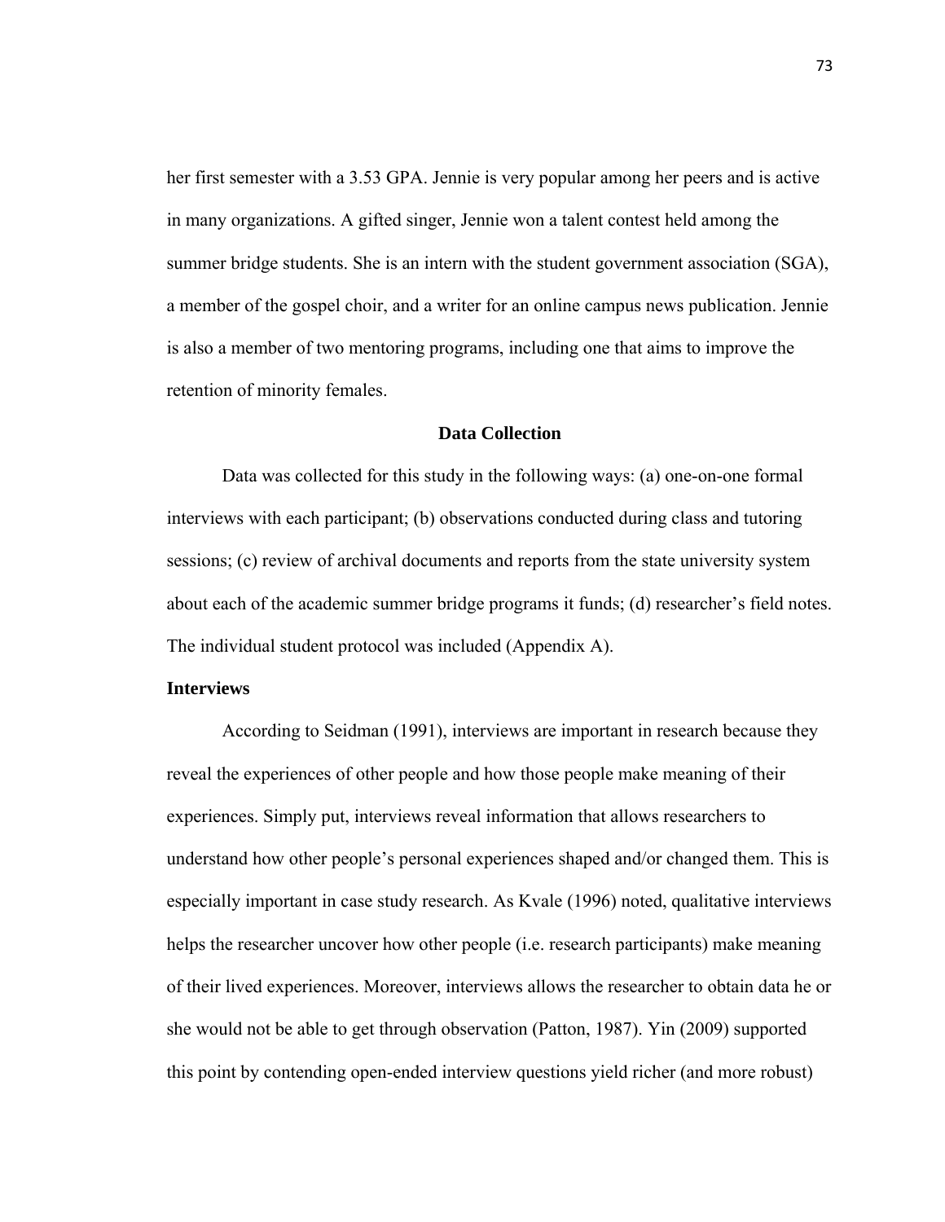her first semester with a 3.53 GPA. Jennie is very popular among her peers and is active in many organizations. A gifted singer, Jennie won a talent contest held among the summer bridge students. She is an intern with the student government association (SGA), a member of the gospel choir, and a writer for an online campus news publication. Jennie is also a member of two mentoring programs, including one that aims to improve the retention of minority females.

## Data Collection

Data was collected for this study in the following ways: (a) one-on-one formal interviews with each participant; (b) observations conducted during class and tutoring sessions; (c) review of archival documents and reports from the state university system about each of the academic summer bridge programs it funds; (d) researcher's field notes. The individual student protocol was included (Appendix A).

### Interviews

According to Seidman (1991), interviews are important in research because they reveal the experiences of other people and how those people make meaning of their experiences. Simply put, interviews reveal information that allows researchers to understand how other people's personal experiences shaped and/or changed them. This is especially important in case study research. As Kvale (1996) noted, qualitative interviews helps the researcher uncover how other people (i.e. research participants) make meaning of their lived experiences. Moreover, interviews allows the researcher to obtain data he or she would not be able to get through observation (Patton, 1987). Yin (2009) supported this point by contending open-ended interview questions yield richer (and more robust)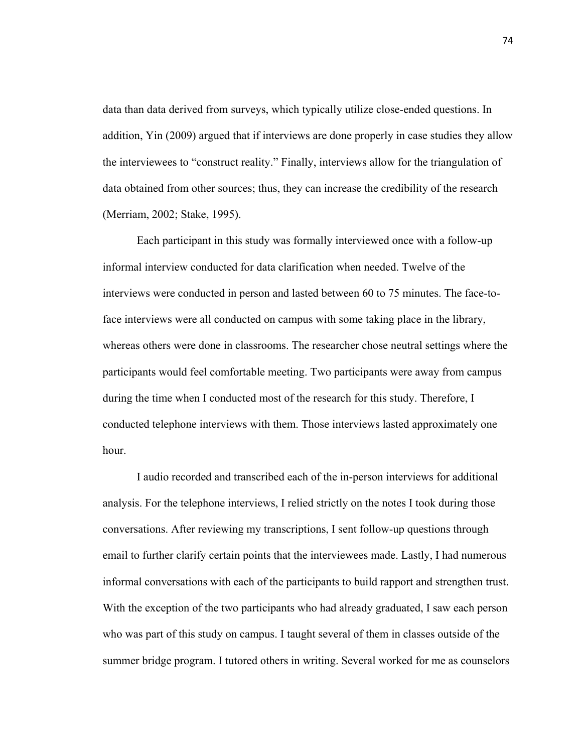data than data derived from surveys, which typically utilize close-ended questions. In addition, Yin (2009) argued that if interviews are done properly in case studies they allow the interviewees to "construct reality." Finally, interviews allow for the triangulation of data obtained from other sources; thus, they can increase the credibility of the research (Merriam, 2002; Stake, 1995).

Each participant in this study was formally interviewed once with a follow-up informal interview conducted for data clarification when needed. Twelve of the interviews were conducted in person and lasted between 60 to 75 minutes. The face-to-face interviews were all conducted on campus with some taking place in the library, whereas others were done in classrooms. The researcher chose neutral settings where the participants would feel comfortable meeting. Two participants were away from campus during the time when I conducted most of the research for this study. Therefore, I conducted telephone interviews with them. Those interviews lasted approximately one hour.

I audio recorded and transcribed each of the in-person interviews for additional analysis. For the telephone interviews, I relied strictly on the notes I took during those conversations. After reviewing my transcriptions, I sent follow-up questions through email to further clarify certain points that the interviewees made. Lastly, I had numerous informal conversations with each of the participants to build rapport and strengthen trust. With the exception of the two participants who had already graduated, I saw each person who was part of this study on campus. I taught several of them in classes outside of the summer bridge program. I tutored others in writing. Several worked for me as counselors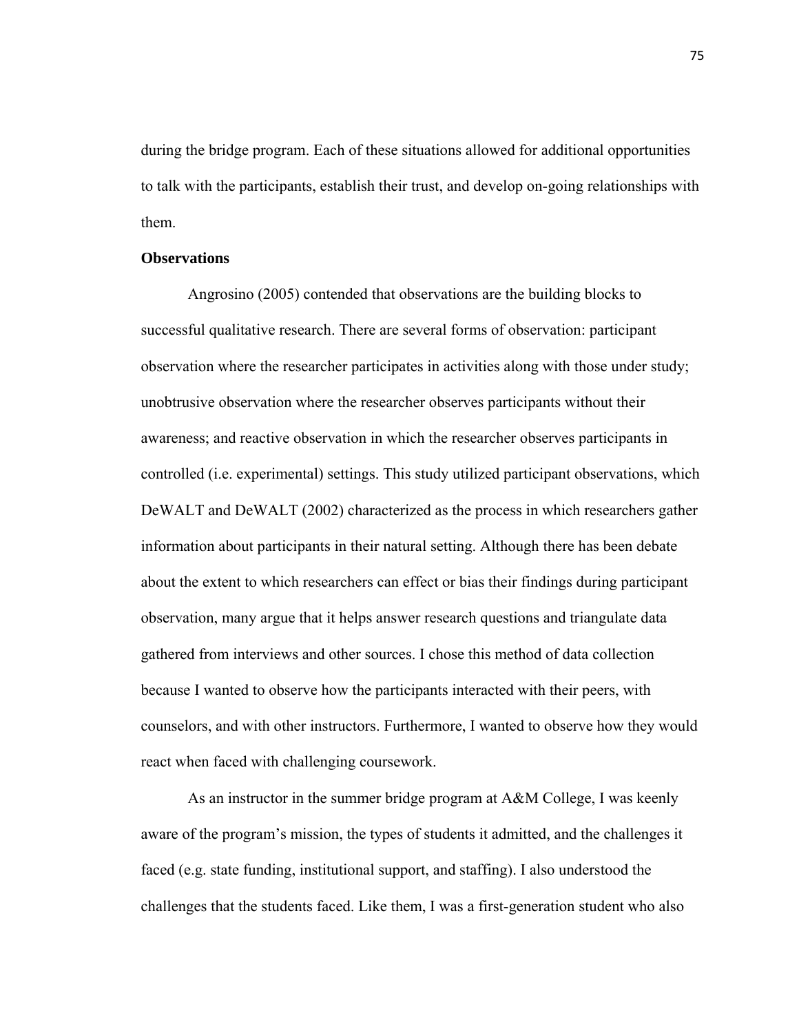during the bridge program. Each of these situations allowed for additional opportunities to talk with the participants, establish their trust, and develop on-going relationships with them.

**Observations**

Angrosino (2005) contended that observations are the building blocks to successful qualitative research. There are several forms of observation: participant observation where the researcher participates in activities along with those under study; unobtrusive observation where the researcher observes participants without their awareness; and reactive observation in which the researcher observes participants in controlled (i.e. experimental) settings. This study utilized participant observations, which DeWALT and DeWALT (2002) characterized as the process in which researchers gather information about participants in their natural setting. Although there has been debate about the extent to which researchers can effect or bias their findings during participant observation, many argue that it helps answer research questions and triangulate data gathered from interviews and other sources. I chose this method of data collection because I wanted to observe how the participants interacted with their peers, with counselors, and with other instructors. Furthermore, I wanted to observe how they would react when faced with challenging coursework.

As an instructor in the summer bridge program at A&M College, I was keenly aware of the program's mission, the types of students it admitted, and the challenges it faced (e.g. state funding, institutional support, and staffing). I also understood the challenges that the students faced. Like them, I was a first-generation student who also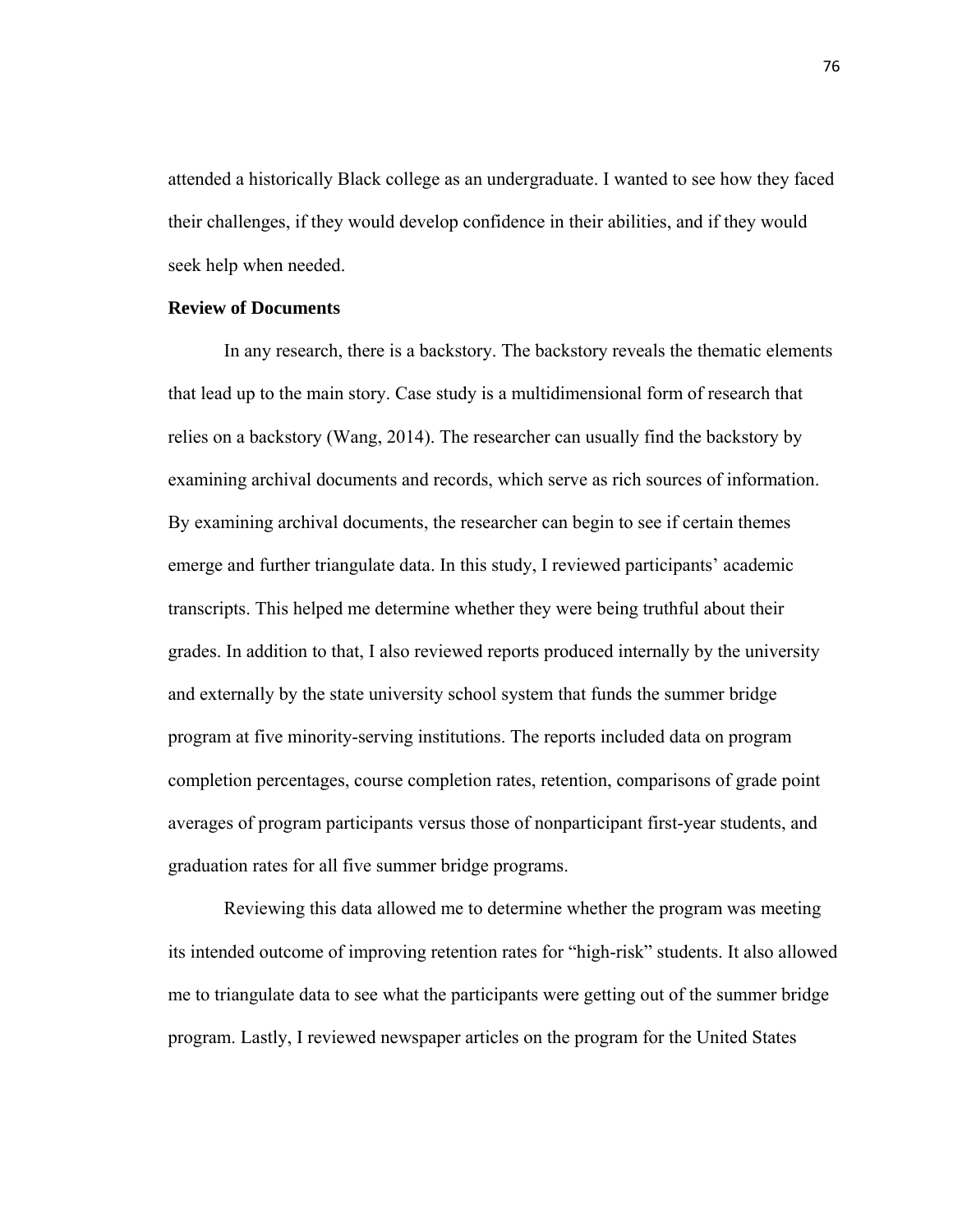attended a historically Black college as an undergraduate. I wanted to see how they faced their challenges, if they would develop confidence in their abilities, and if they would seek help when needed.

**Review of Documents**

In any research, there is a backstory. The backstory reveals the thematic elements that lead up to the main story. Case study is a multidimensional form of research that relies on a backstory (Wang, 2014). The researcher can usually find the backstory by examining archival documents and records, which serve as rich sources of information. By examining archival documents, the researcher can begin to see if certain themes emerge and further triangulate data. In this study, I reviewed participants' academic transcripts. This helped me determine whether they were being truthful about their grades. In addition to that, I also reviewed reports produced internally by the university and externally by the state university school system that funds the summer bridge program at five minority-serving institutions. The reports included data on program completion percentages, course completion rates, retention, comparisons of grade point averages of program participants versus those of nonparticipant first-year students, and graduation rates for all five summer bridge programs.

Reviewing this data allowed me to determine whether the program was meeting its intended outcome of improving retention rates for "high-risk" students. It also allowed me to triangulate data to see what the participants were getting out of the summer bridge program. Lastly, I reviewed newspaper articles on the program for the United States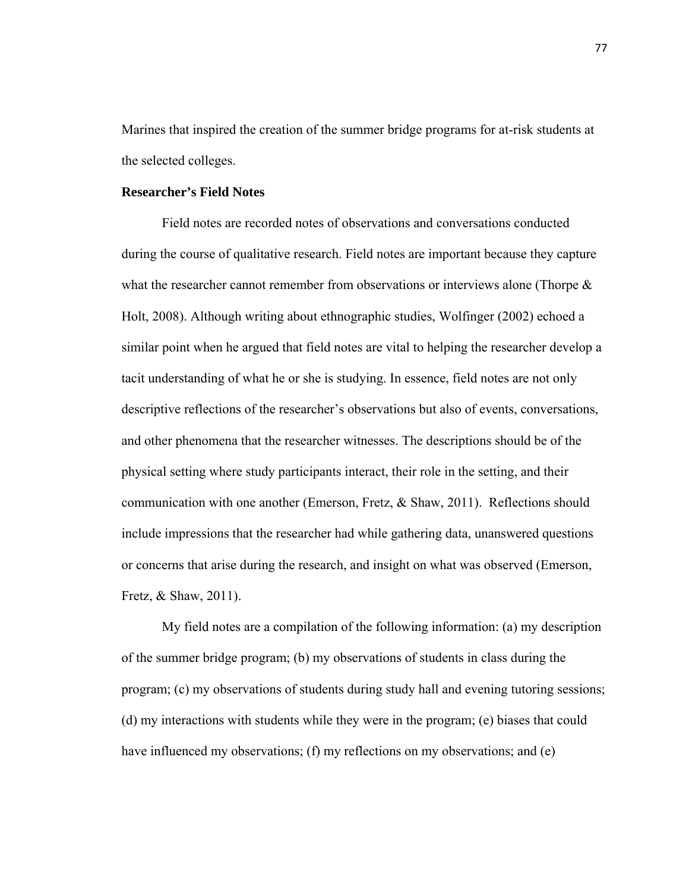Marines that inspired the creation of the summer bridge programs for at-risk students at the selected colleges.

**Researcher's Field Notes**

Field notes are recorded notes of observations and conversations conducted during the course of qualitative research. Field notes are important because they capture what the researcher cannot remember from observations or interviews alone (Thorpe & Holt, 2008). Although writing about ethnographic studies, Wolfinger (2002) echoed a similar point when he argued that field notes are vital to helping the researcher develop a tacit understanding of what he or she is studying. In essence, field notes are not only descriptive reflections of the researcher's observations but also of events, conversations, and other phenomena that the researcher witnesses. The descriptions should be of the physical setting where study participants interact, their role in the setting, and their communication with one another (Emerson, Fretz, & Shaw, 2011). Reflections should include impressions that the researcher had while gathering data, unanswered questions or concerns that arise during the research, and insight on what was observed (Emerson, Fretz, & Shaw, 2011).

My field notes are a compilation of the following information: (a) my description of the summer bridge program; (b) my observations of students in class during the program; (c) my observations of students during study hall and evening tutoring sessions; (d) my interactions with students while they were in the program; (e) biases that could have influenced my observations; (f) my reflections on my observations; and (e)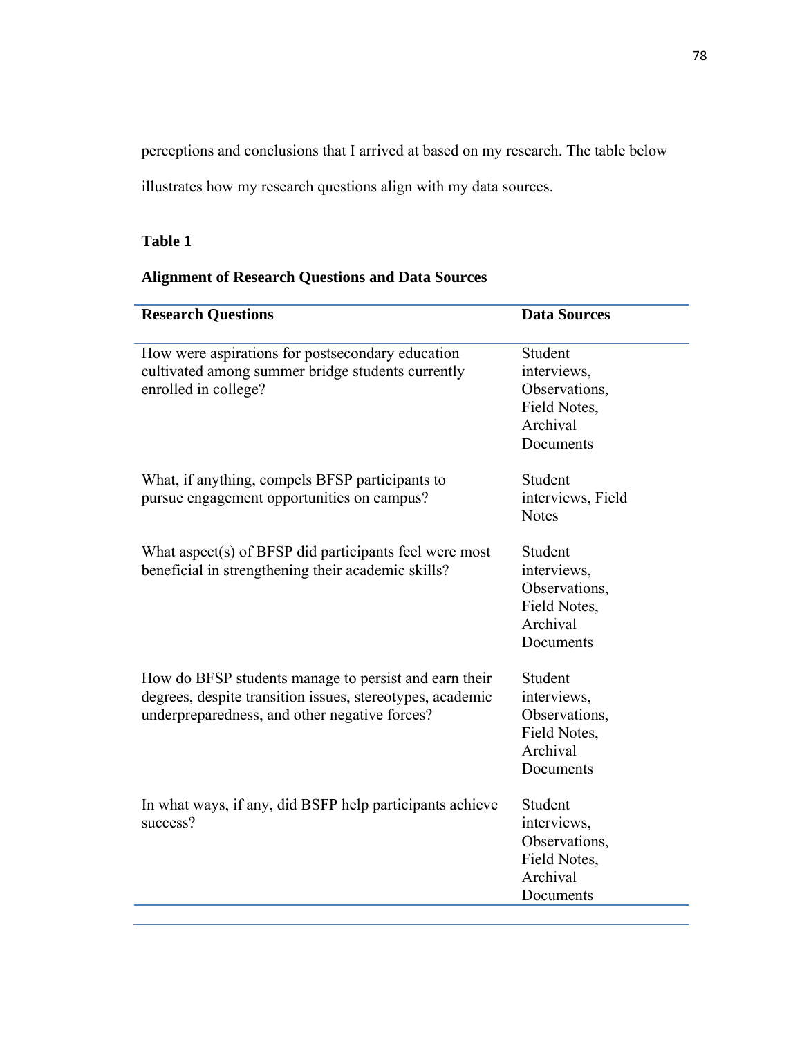perceptions and conclusions that I arrived at based on my research. The table below illustrates how my research questions align with my data sources.

**Table 1**

**Alignment of Research Questions and Data Sources**

| Research Questions | Data Sources |
| --- | --- |
| How were aspirations for postsecondary education cultivated among summer bridge students currently enrolled in college? | Student interviews, Observations, Field Notes, Archival Documents |
| What, if anything, compels BFSP participants to pursue engagement opportunities on campus? | Student interviews, Field Notes |
| What aspect(s) of BFSP did participants feel were most beneficial in strengthening their academic skills? | Student interviews, Observations, Field Notes, Archival Documents |
| How do BFSP students manage to persist and earn their degrees, despite transition issues, stereotypes, academic underpreparedness, and other negative forces? | Student interviews, Observations, Field Notes, Archival Documents |
| In what ways, if any, did BSFP help participants achieve success? | Student interviews, Observations, Field Notes, Archival Documents |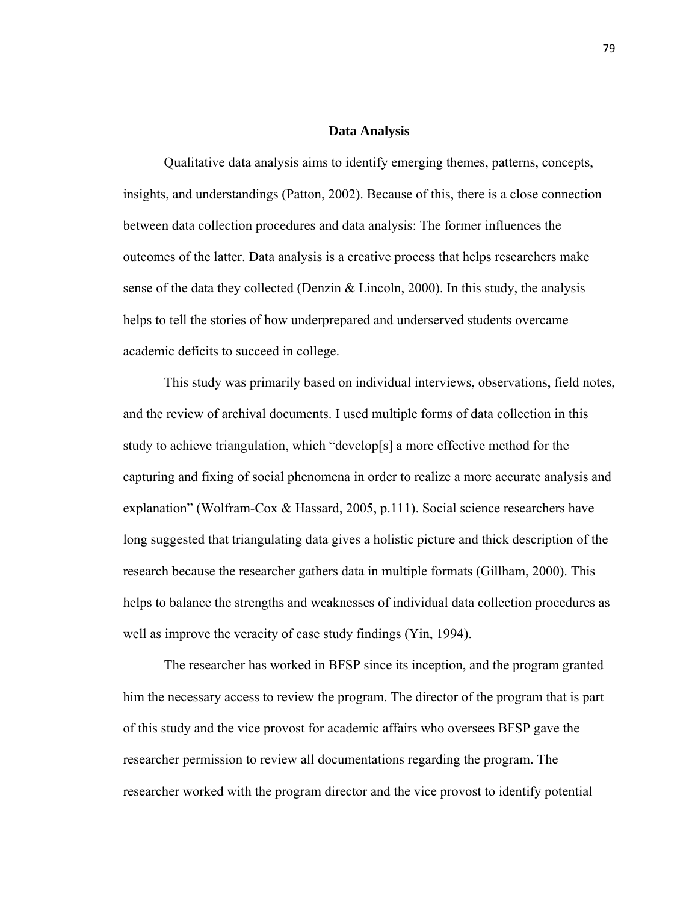## Data Analysis

Qualitative data analysis aims to identify emerging themes, patterns, concepts, insights, and understandings (Patton, 2002). Because of this, there is a close connection between data collection procedures and data analysis: The former influences the outcomes of the latter. Data analysis is a creative process that helps researchers make sense of the data they collected (Denzin & Lincoln, 2000). In this study, the analysis helps to tell the stories of how underprepared and underserved students overcame academic deficits to succeed in college.

This study was primarily based on individual interviews, observations, field notes, and the review of archival documents. I used multiple forms of data collection in this study to achieve triangulation, which "develop[s] a more effective method for the capturing and fixing of social phenomena in order to realize a more accurate analysis and explanation" (Wolfram-Cox & Hassard, 2005, p.111). Social science researchers have long suggested that triangulating data gives a holistic picture and thick description of the research because the researcher gathers data in multiple formats (Gillham, 2000). This helps to balance the strengths and weaknesses of individual data collection procedures as well as improve the veracity of case study findings (Yin, 1994).

The researcher has worked in BFSP since its inception, and the program granted him the necessary access to review the program. The director of the program that is part of this study and the vice provost for academic affairs who oversees BFSP gave the researcher permission to review all documentations regarding the program. The researcher worked with the program director and the vice provost to identify potential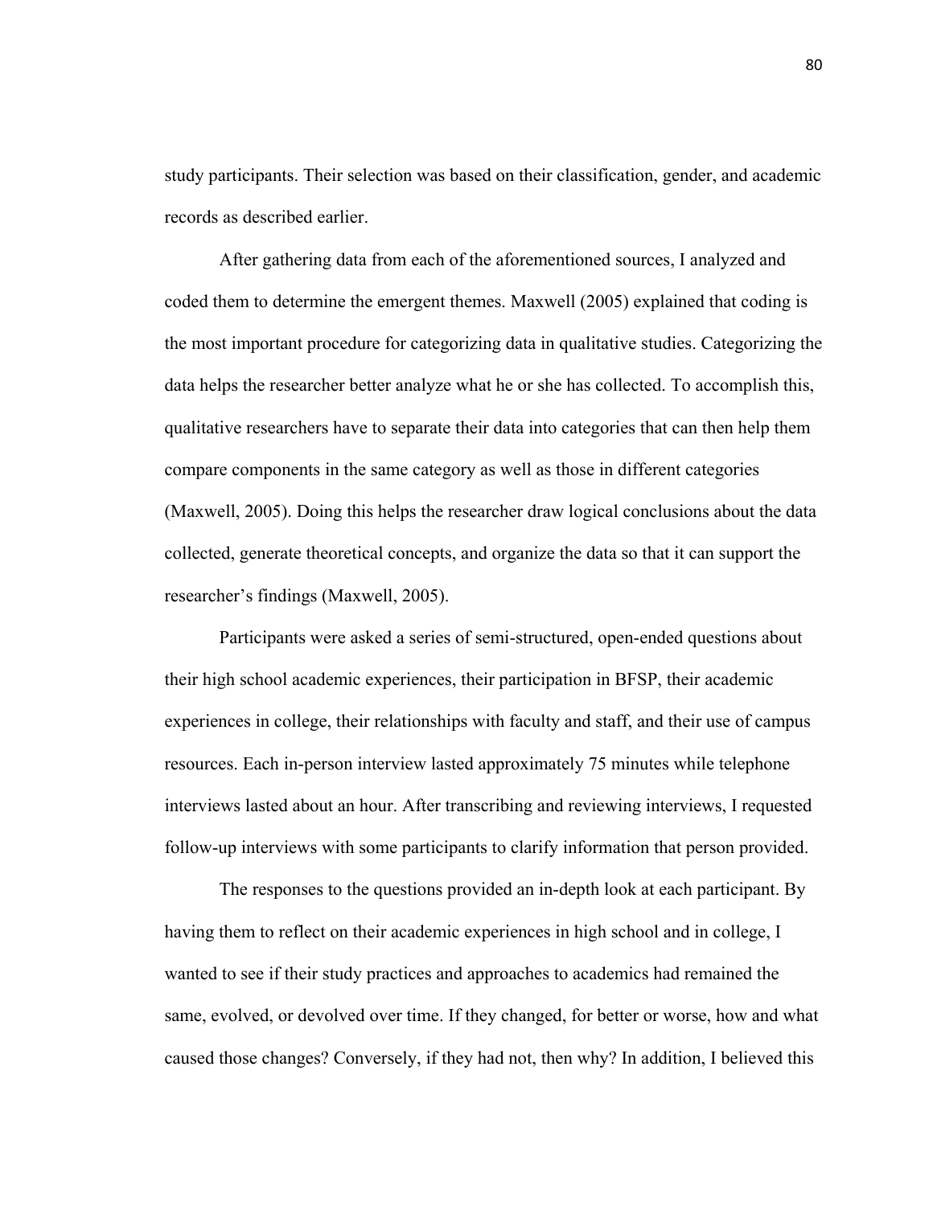study participants. Their selection was based on their classification, gender, and academic records as described earlier.

After gathering data from each of the aforementioned sources, I analyzed and coded them to determine the emergent themes. Maxwell (2005) explained that coding is the most important procedure for categorizing data in qualitative studies. Categorizing the data helps the researcher better analyze what he or she has collected. To accomplish this, qualitative researchers have to separate their data into categories that can then help them compare components in the same category as well as those in different categories (Maxwell, 2005). Doing this helps the researcher draw logical conclusions about the data collected, generate theoretical concepts, and organize the data so that it can support the researcher's findings (Maxwell, 2005).

Participants were asked a series of semi-structured, open-ended questions about their high school academic experiences, their participation in BFSP, their academic experiences in college, their relationships with faculty and staff, and their use of campus resources. Each in-person interview lasted approximately 75 minutes while telephone interviews lasted about an hour. After transcribing and reviewing interviews, I requested follow-up interviews with some participants to clarify information that person provided.

The responses to the questions provided an in-depth look at each participant. By having them to reflect on their academic experiences in high school and in college, I wanted to see if their study practices and approaches to academics had remained the same, evolved, or devolved over time. If they changed, for better or worse, how and what caused those changes? Conversely, if they had not, then why? In addition, I believed this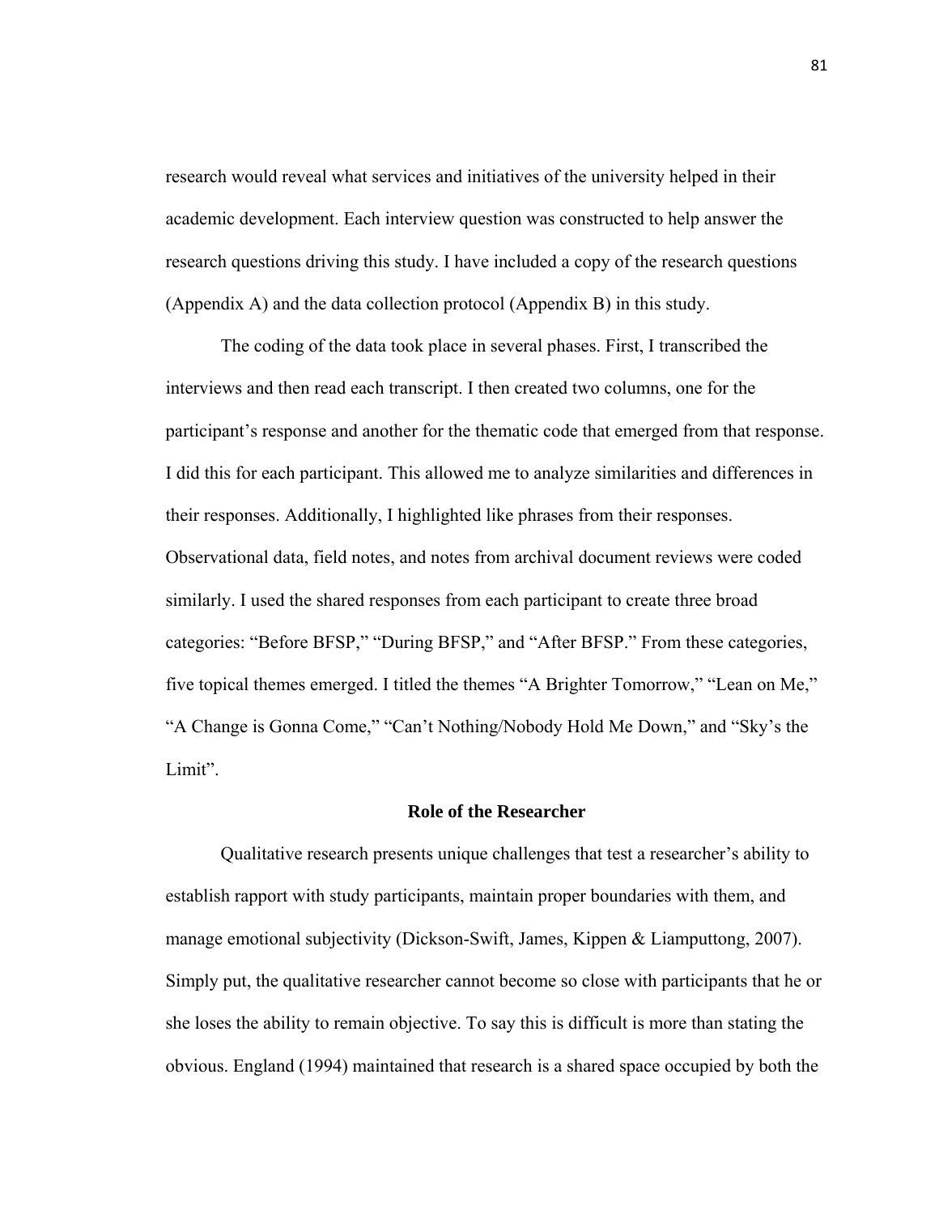research would reveal what services and initiatives of the university helped in their academic development. Each interview question was constructed to help answer the research questions driving this study. I have included a copy of the research questions (Appendix A) and the data collection protocol (Appendix B) in this study.

The coding of the data took place in several phases. First, I transcribed the interviews and then read each transcript. I then created two columns, one for the participant's response and another for the thematic code that emerged from that response. I did this for each participant. This allowed me to analyze similarities and differences in their responses. Additionally, I highlighted like phrases from their responses. Observational data, field notes, and notes from archival document reviews were coded similarly. I used the shared responses from each participant to create three broad categories: "Before BFSP," "During BFSP," and "After BFSP." From these categories, five topical themes emerged. I titled the themes "A Brighter Tomorrow," "Lean on Me," "A Change is Gonna Come," "Can't Nothing/Nobody Hold Me Down," and "Sky's the Limit".

## Role of the Researcher

Qualitative research presents unique challenges that test a researcher's ability to establish rapport with study participants, maintain proper boundaries with them, and manage emotional subjectivity (Dickson-Swift, James, Kippen & Liamputtong, 2007). Simply put, the qualitative researcher cannot become so close with participants that he or she loses the ability to remain objective. To say this is difficult is more than stating the obvious. England (1994) maintained that research is a shared space occupied by both the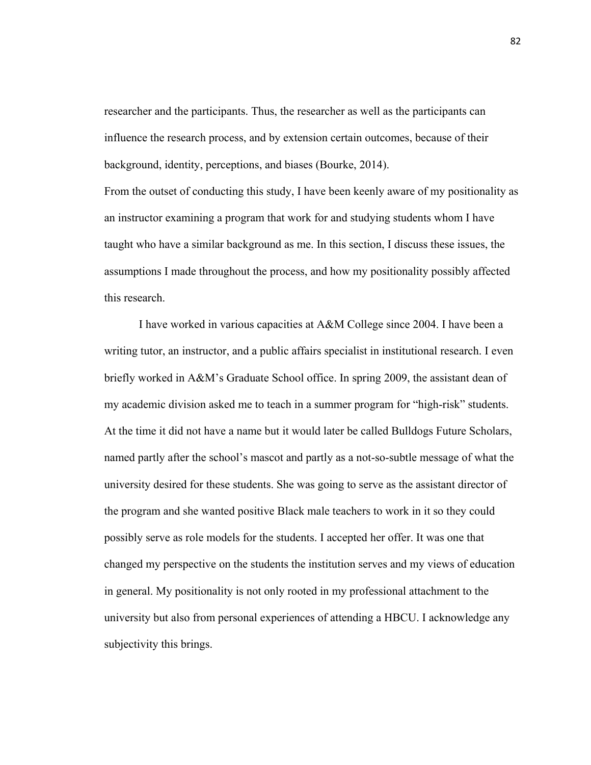researcher and the participants. Thus, the researcher as well as the participants can influence the research process, and by extension certain outcomes, because of their background, identity, perceptions, and biases (Bourke, 2014).

From the outset of conducting this study, I have been keenly aware of my positionality as an instructor examining a program that work for and studying students whom I have taught who have a similar background as me. In this section, I discuss these issues, the assumptions I made throughout the process, and how my positionality possibly affected this research.

I have worked in various capacities at A&M College since 2004. I have been a writing tutor, an instructor, and a public affairs specialist in institutional research. I even briefly worked in A&M's Graduate School office. In spring 2009, the assistant dean of my academic division asked me to teach in a summer program for "high-risk" students. At the time it did not have a name but it would later be called Bulldogs Future Scholars, named partly after the school's mascot and partly as a not-so-subtle message of what the university desired for these students. She was going to serve as the assistant director of the program and she wanted positive Black male teachers to work in it so they could possibly serve as role models for the students. I accepted her offer. It was one that changed my perspective on the students the institution serves and my views of education in general. My positionality is not only rooted in my professional attachment to the university but also from personal experiences of attending a HBCU. I acknowledge any subjectivity this brings.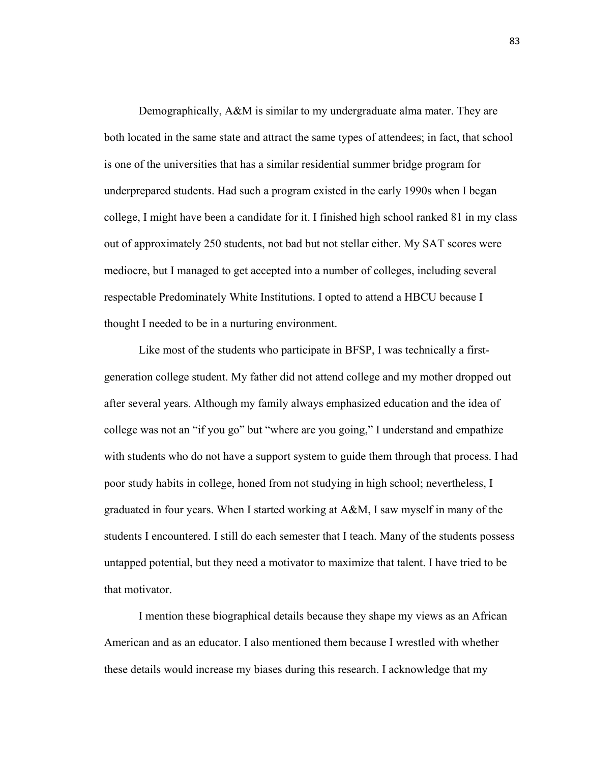Demographically, A&M is similar to my undergraduate alma mater. They are both located in the same state and attract the same types of attendees; in fact, that school is one of the universities that has a similar residential summer bridge program for underprepared students. Had such a program existed in the early 1990s when I began college, I might have been a candidate for it. I finished high school ranked 81 in my class out of approximately 250 students, not bad but not stellar either. My SAT scores were mediocre, but I managed to get accepted into a number of colleges, including several respectable Predominately White Institutions. I opted to attend a HBCU because I thought I needed to be in a nurturing environment.

Like most of the students who participate in BFSP, I was technically a first-generation college student. My father did not attend college and my mother dropped out after several years. Although my family always emphasized education and the idea of college was not an "if you go" but "where are you going," I understand and empathize with students who do not have a support system to guide them through that process. I had poor study habits in college, honed from not studying in high school; nevertheless, I graduated in four years. When I started working at A&M, I saw myself in many of the students I encountered. I still do each semester that I teach. Many of the students possess untapped potential, but they need a motivator to maximize that talent. I have tried to be that motivator.

I mention these biographical details because they shape my views as an African American and as an educator. I also mentioned them because I wrestled with whether these details would increase my biases during this research. I acknowledge that my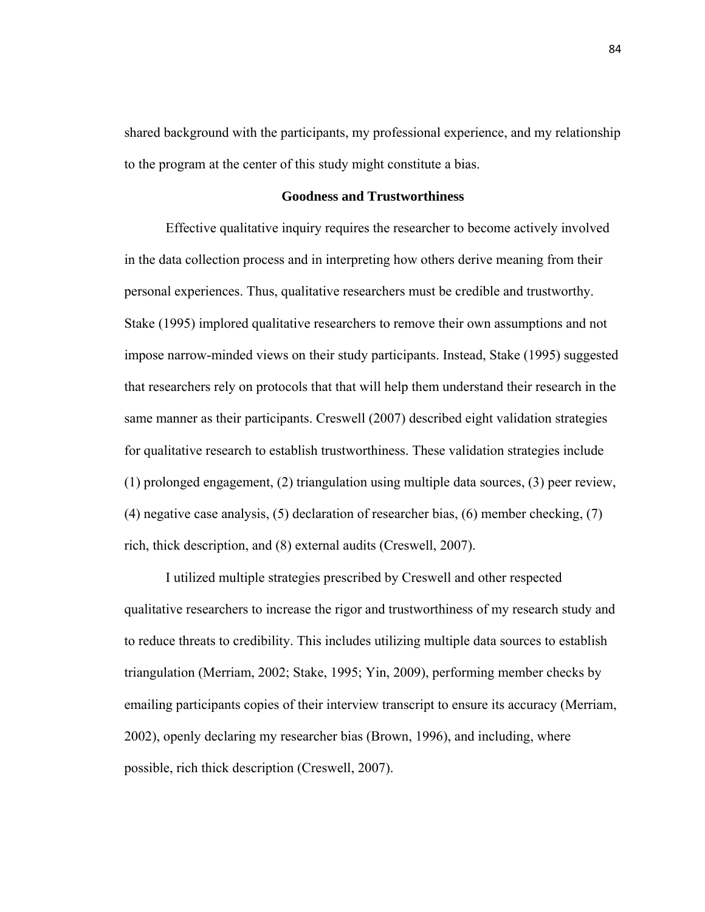shared background with the participants, my professional experience, and my relationship to the program at the center of this study might constitute a bias.

## Goodness and Trustworthiness

Effective qualitative inquiry requires the researcher to become actively involved in the data collection process and in interpreting how others derive meaning from their personal experiences. Thus, qualitative researchers must be credible and trustworthy. Stake (1995) implored qualitative researchers to remove their own assumptions and not impose narrow-minded views on their study participants. Instead, Stake (1995) suggested that researchers rely on protocols that that will help them understand their research in the same manner as their participants. Creswell (2007) described eight validation strategies for qualitative research to establish trustworthiness. These validation strategies include (1) prolonged engagement, (2) triangulation using multiple data sources, (3) peer review, (4) negative case analysis, (5) declaration of researcher bias, (6) member checking, (7) rich, thick description, and (8) external audits (Creswell, 2007).

I utilized multiple strategies prescribed by Creswell and other respected qualitative researchers to increase the rigor and trustworthiness of my research study and to reduce threats to credibility. This includes utilizing multiple data sources to establish triangulation (Merriam, 2002; Stake, 1995; Yin, 2009), performing member checks by emailing participants copies of their interview transcript to ensure its accuracy (Merriam, 2002), openly declaring my researcher bias (Brown, 1996), and including, where possible, rich thick description (Creswell, 2007).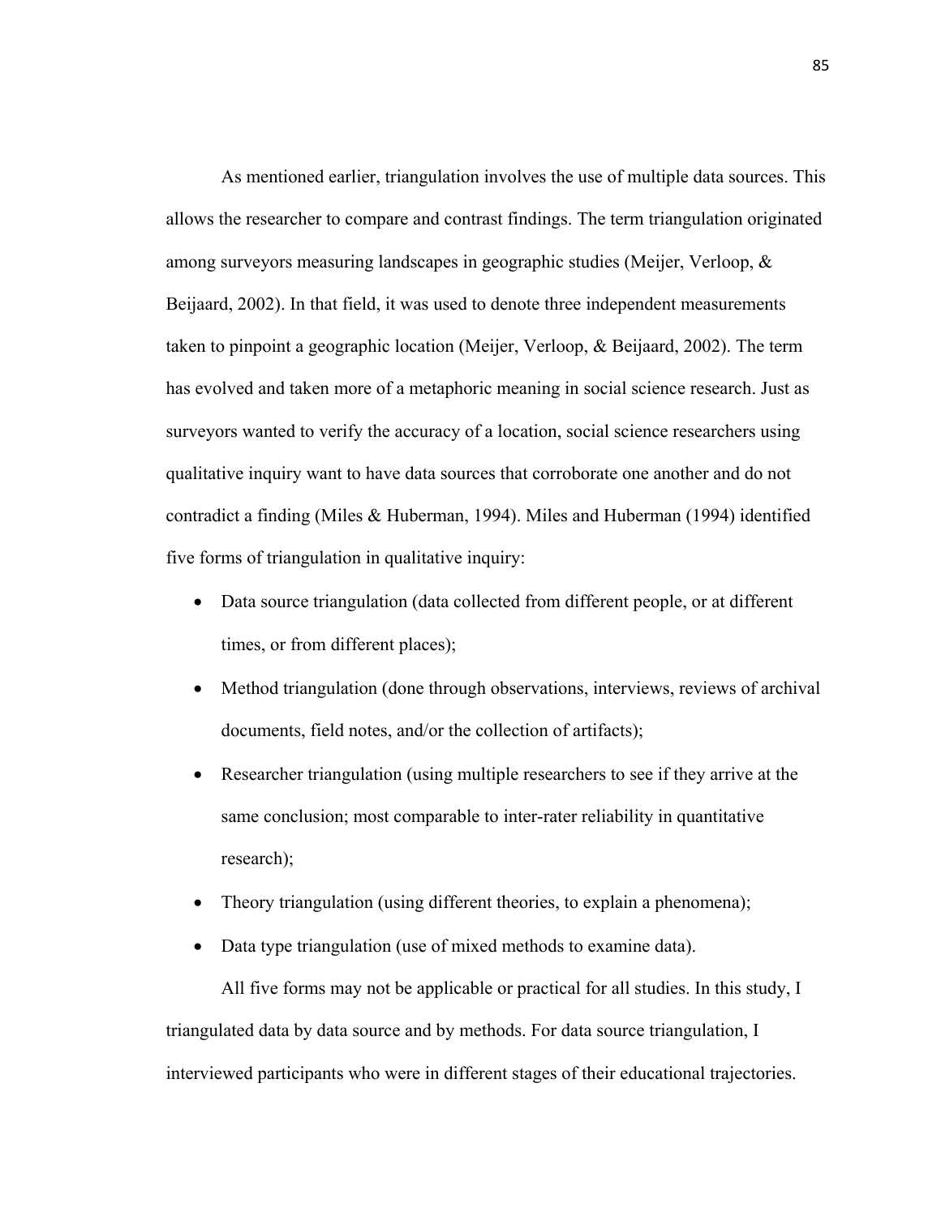As mentioned earlier, triangulation involves the use of multiple data sources. This allows the researcher to compare and contrast findings. The term triangulation originated among surveyors measuring landscapes in geographic studies (Meijer, Verloop, & Beijaard, 2002). In that field, it was used to denote three independent measurements taken to pinpoint a geographic location (Meijer, Verloop, & Beijaard, 2002). The term has evolved and taken more of a metaphoric meaning in social science research. Just as surveyors wanted to verify the accuracy of a location, social science researchers using qualitative inquiry want to have data sources that corroborate one another and do not contradict a finding (Miles & Huberman, 1994). Miles and Huberman (1994) identified five forms of triangulation in qualitative inquiry:

- Data source triangulation (data collected from different people, or at different times, or from different places);
- Method triangulation (done through observations, interviews, reviews of archival documents, field notes, and/or the collection of artifacts);
- Researcher triangulation (using multiple researchers to see if they arrive at the same conclusion; most comparable to inter-rater reliability in quantitative research);
- Theory triangulation (using different theories, to explain a phenomena);
- Data type triangulation (use of mixed methods to examine data).

All five forms may not be applicable or practical for all studies. In this study, I triangulated data by data source and by methods. For data source triangulation, I interviewed participants who were in different stages of their educational trajectories.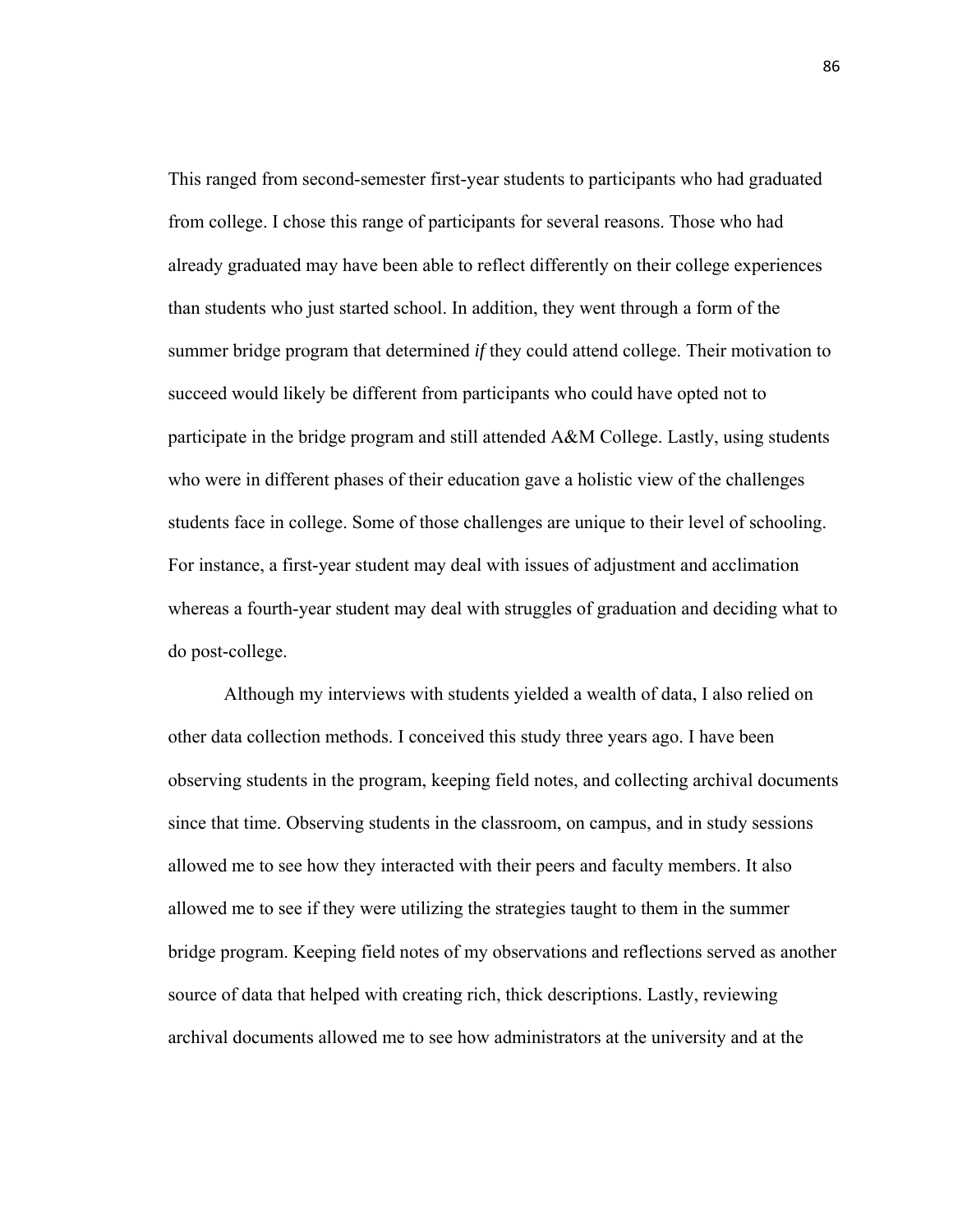This ranged from second-semester first-year students to participants who had graduated from college. I chose this range of participants for several reasons. Those who had already graduated may have been able to reflect differently on their college experiences than students who just started school. In addition, they went through a form of the summer bridge program that determined *if* they could attend college. Their motivation to succeed would likely be different from participants who could have opted not to participate in the bridge program and still attended A&M College. Lastly, using students who were in different phases of their education gave a holistic view of the challenges students face in college. Some of those challenges are unique to their level of schooling. For instance, a first-year student may deal with issues of adjustment and acclimation whereas a fourth-year student may deal with struggles of graduation and deciding what to do post-college.

Although my interviews with students yielded a wealth of data, I also relied on other data collection methods. I conceived this study three years ago. I have been observing students in the program, keeping field notes, and collecting archival documents since that time. Observing students in the classroom, on campus, and in study sessions allowed me to see how they interacted with their peers and faculty members. It also allowed me to see if they were utilizing the strategies taught to them in the summer bridge program. Keeping field notes of my observations and reflections served as another source of data that helped with creating rich, thick descriptions. Lastly, reviewing archival documents allowed me to see how administrators at the university and at the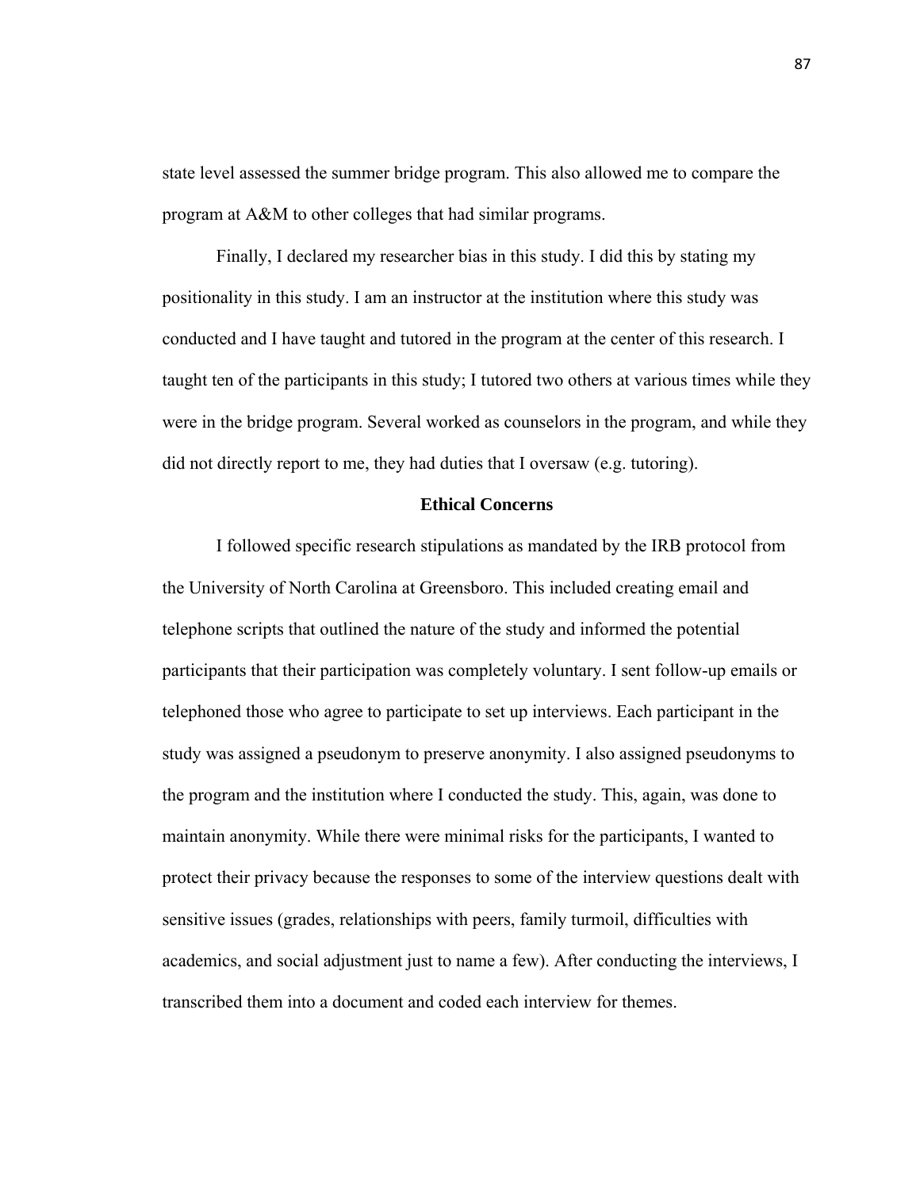state level assessed the summer bridge program. This also allowed me to compare the program at A&M to other colleges that had similar programs.

Finally, I declared my researcher bias in this study. I did this by stating my positionality in this study. I am an instructor at the institution where this study was conducted and I have taught and tutored in the program at the center of this research. I taught ten of the participants in this study; I tutored two others at various times while they were in the bridge program. Several worked as counselors in the program, and while they did not directly report to me, they had duties that I oversaw (e.g. tutoring).

## Ethical Concerns

I followed specific research stipulations as mandated by the IRB protocol from the University of North Carolina at Greensboro. This included creating email and telephone scripts that outlined the nature of the study and informed the potential participants that their participation was completely voluntary. I sent follow-up emails or telephoned those who agree to participate to set up interviews. Each participant in the study was assigned a pseudonym to preserve anonymity. I also assigned pseudonyms to the program and the institution where I conducted the study. This, again, was done to maintain anonymity. While there were minimal risks for the participants, I wanted to protect their privacy because the responses to some of the interview questions dealt with sensitive issues (grades, relationships with peers, family turmoil, difficulties with academics, and social adjustment just to name a few). After conducting the interviews, I transcribed them into a document and coded each interview for themes.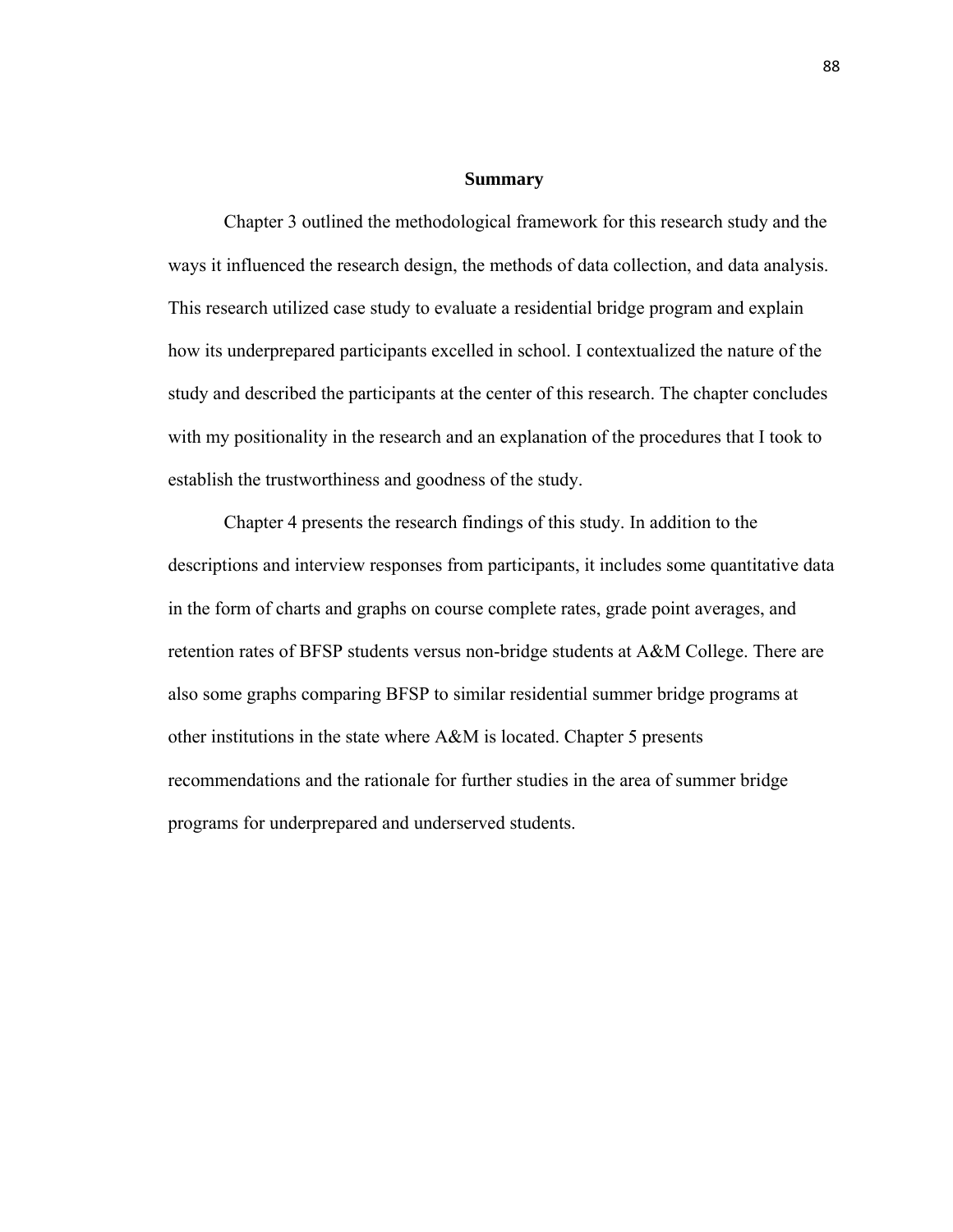## Summary

Chapter 3 outlined the methodological framework for this research study and the ways it influenced the research design, the methods of data collection, and data analysis. This research utilized case study to evaluate a residential bridge program and explain how its underprepared participants excelled in school. I contextualized the nature of the study and described the participants at the center of this research. The chapter concludes with my positionality in the research and an explanation of the procedures that I took to establish the trustworthiness and goodness of the study.

Chapter 4 presents the research findings of this study. In addition to the descriptions and interview responses from participants, it includes some quantitative data in the form of charts and graphs on course complete rates, grade point averages, and retention rates of BFSP students versus non-bridge students at A&M College. There are also some graphs comparing BFSP to similar residential summer bridge programs at other institutions in the state where A&M is located. Chapter 5 presents recommendations and the rationale for further studies in the area of summer bridge programs for underprepared and underserved students.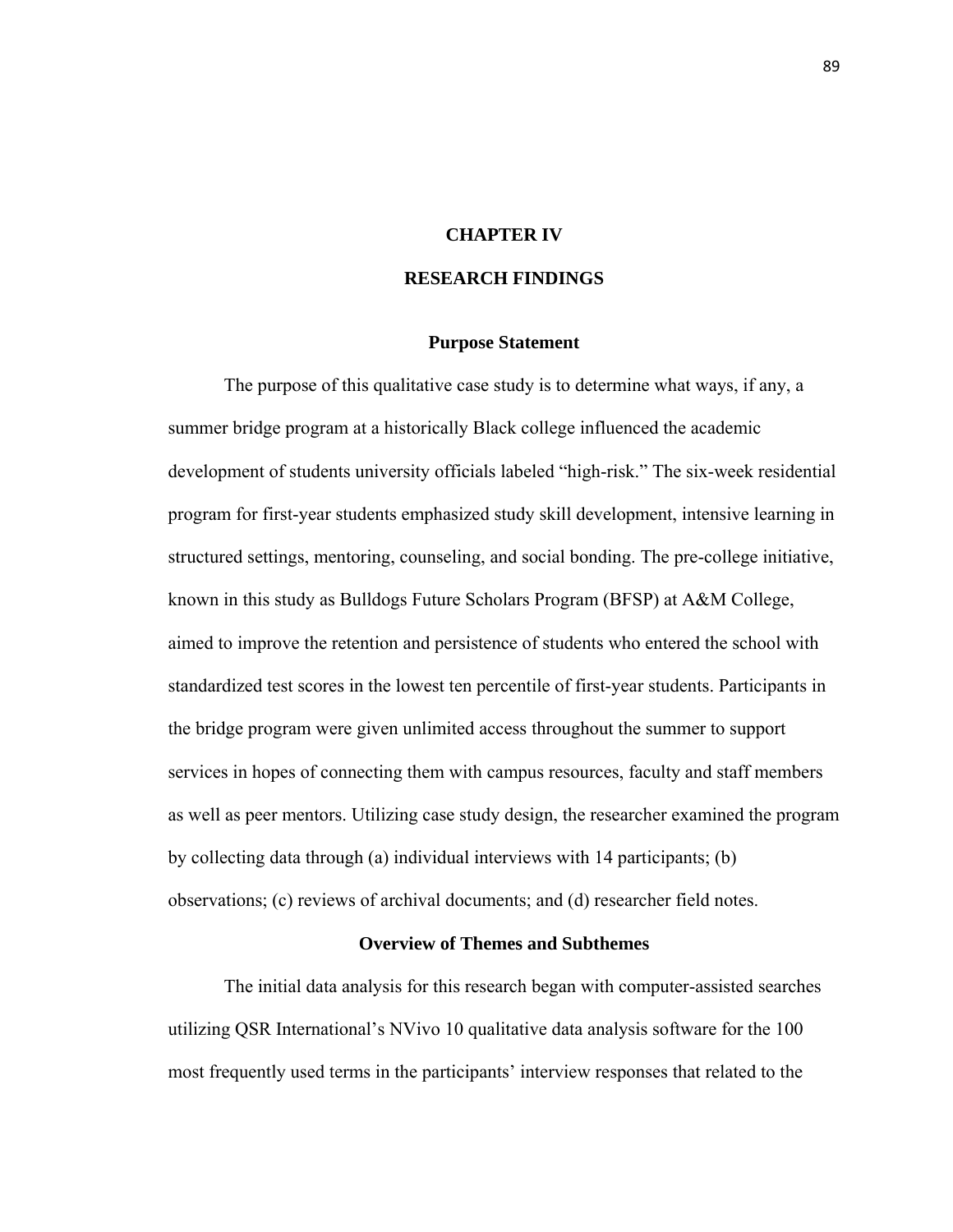# CHAPTER IV

# RESEARCH FINDINGS

## Purpose Statement

The purpose of this qualitative case study is to determine what ways, if any, a summer bridge program at a historically Black college influenced the academic development of students university officials labeled "high-risk." The six-week residential program for first-year students emphasized study skill development, intensive learning in structured settings, mentoring, counseling, and social bonding. The pre-college initiative, known in this study as Bulldogs Future Scholars Program (BFSP) at A&M College, aimed to improve the retention and persistence of students who entered the school with standardized test scores in the lowest ten percentile of first-year students. Participants in the bridge program were given unlimited access throughout the summer to support services in hopes of connecting them with campus resources, faculty and staff members as well as peer mentors. Utilizing case study design, the researcher examined the program by collecting data through (a) individual interviews with 14 participants; (b) observations; (c) reviews of archival documents; and (d) researcher field notes.

## Overview of Themes and Subthemes

The initial data analysis for this research began with computer-assisted searches utilizing QSR International's NVivo 10 qualitative data analysis software for the 100 most frequently used terms in the participants' interview responses that related to the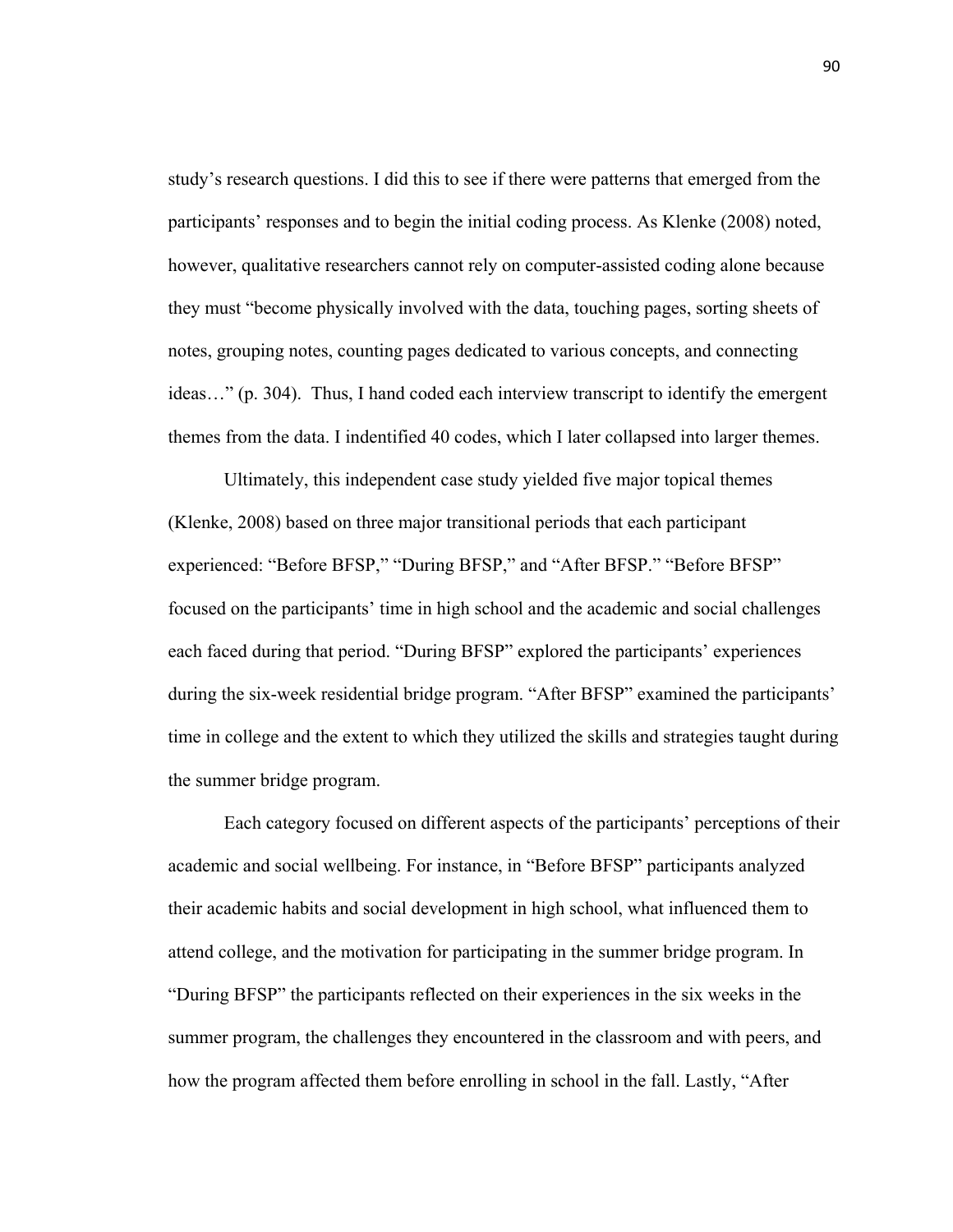study's research questions. I did this to see if there were patterns that emerged from the participants' responses and to begin the initial coding process. As Klenke (2008) noted, however, qualitative researchers cannot rely on computer-assisted coding alone because they must "become physically involved with the data, touching pages, sorting sheets of notes, grouping notes, counting pages dedicated to various concepts, and connecting ideas…" (p. 304). Thus, I hand coded each interview transcript to identify the emergent themes from the data. I indentified 40 codes, which I later collapsed into larger themes.

Ultimately, this independent case study yielded five major topical themes (Klenke, 2008) based on three major transitional periods that each participant experienced: "Before BFSP," "During BFSP," and "After BFSP." "Before BFSP" focused on the participants' time in high school and the academic and social challenges each faced during that period. "During BFSP" explored the participants' experiences during the six-week residential bridge program. "After BFSP" examined the participants' time in college and the extent to which they utilized the skills and strategies taught during the summer bridge program.

Each category focused on different aspects of the participants' perceptions of their academic and social wellbeing. For instance, in "Before BFSP" participants analyzed their academic habits and social development in high school, what influenced them to attend college, and the motivation for participating in the summer bridge program. In "During BFSP" the participants reflected on their experiences in the six weeks in the summer program, the challenges they encountered in the classroom and with peers, and how the program affected them before enrolling in school in the fall. Lastly, "After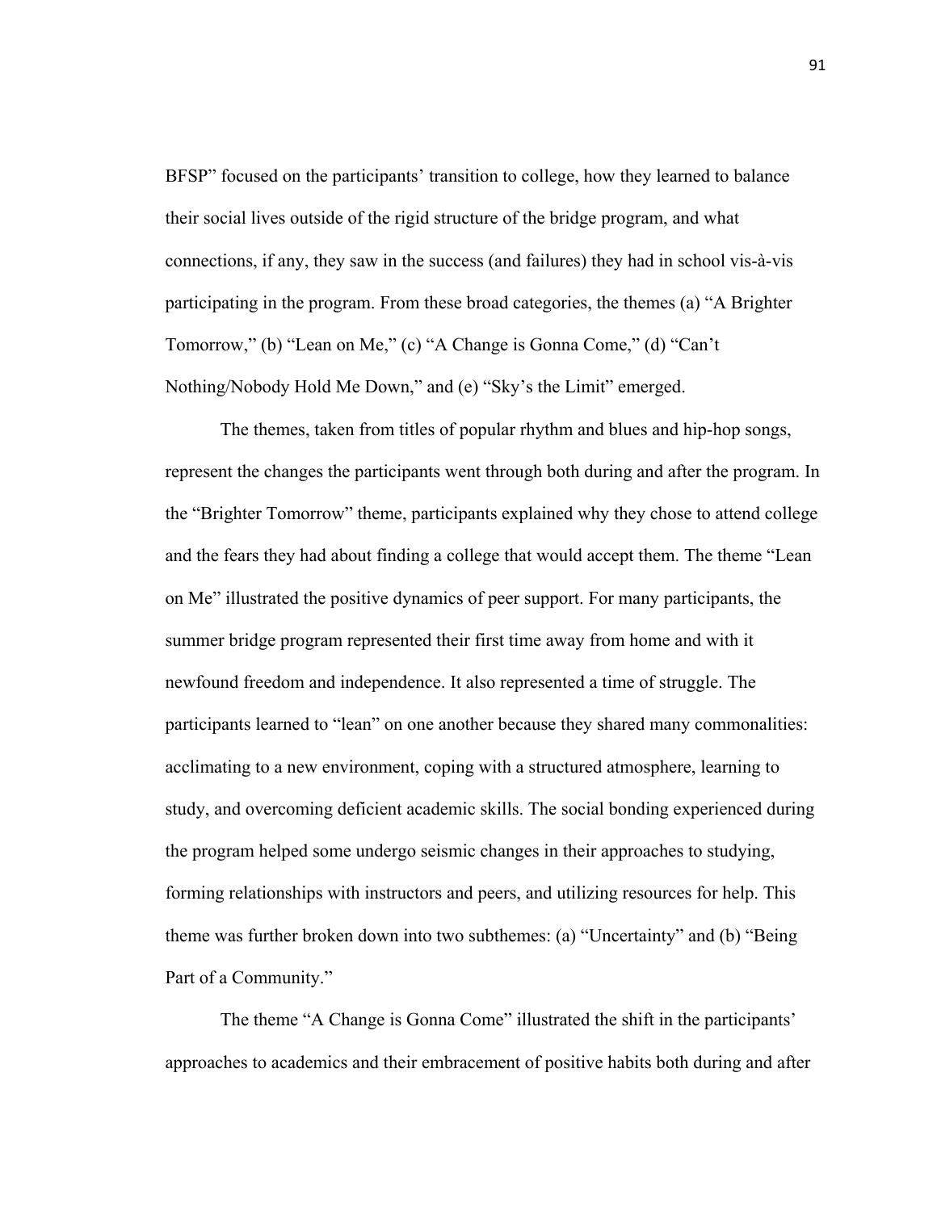BFSP" focused on the participants' transition to college, how they learned to balance their social lives outside of the rigid structure of the bridge program, and what connections, if any, they saw in the success (and failures) they had in school vis-à-vis participating in the program. From these broad categories, the themes (a) "A Brighter Tomorrow," (b) "Lean on Me," (c) "A Change is Gonna Come," (d) "Can't Nothing/Nobody Hold Me Down," and (e) "Sky's the Limit" emerged.

The themes, taken from titles of popular rhythm and blues and hip-hop songs, represent the changes the participants went through both during and after the program. In the "Brighter Tomorrow" theme, participants explained why they chose to attend college and the fears they had about finding a college that would accept them. The theme "Lean on Me" illustrated the positive dynamics of peer support. For many participants, the summer bridge program represented their first time away from home and with it newfound freedom and independence. It also represented a time of struggle. The participants learned to "lean" on one another because they shared many commonalities: acclimating to a new environment, coping with a structured atmosphere, learning to study, and overcoming deficient academic skills. The social bonding experienced during the program helped some undergo seismic changes in their approaches to studying, forming relationships with instructors and peers, and utilizing resources for help. This theme was further broken down into two subthemes: (a) "Uncertainty" and (b) "Being Part of a Community."

The theme "A Change is Gonna Come" illustrated the shift in the participants' approaches to academics and their embracement of positive habits both during and after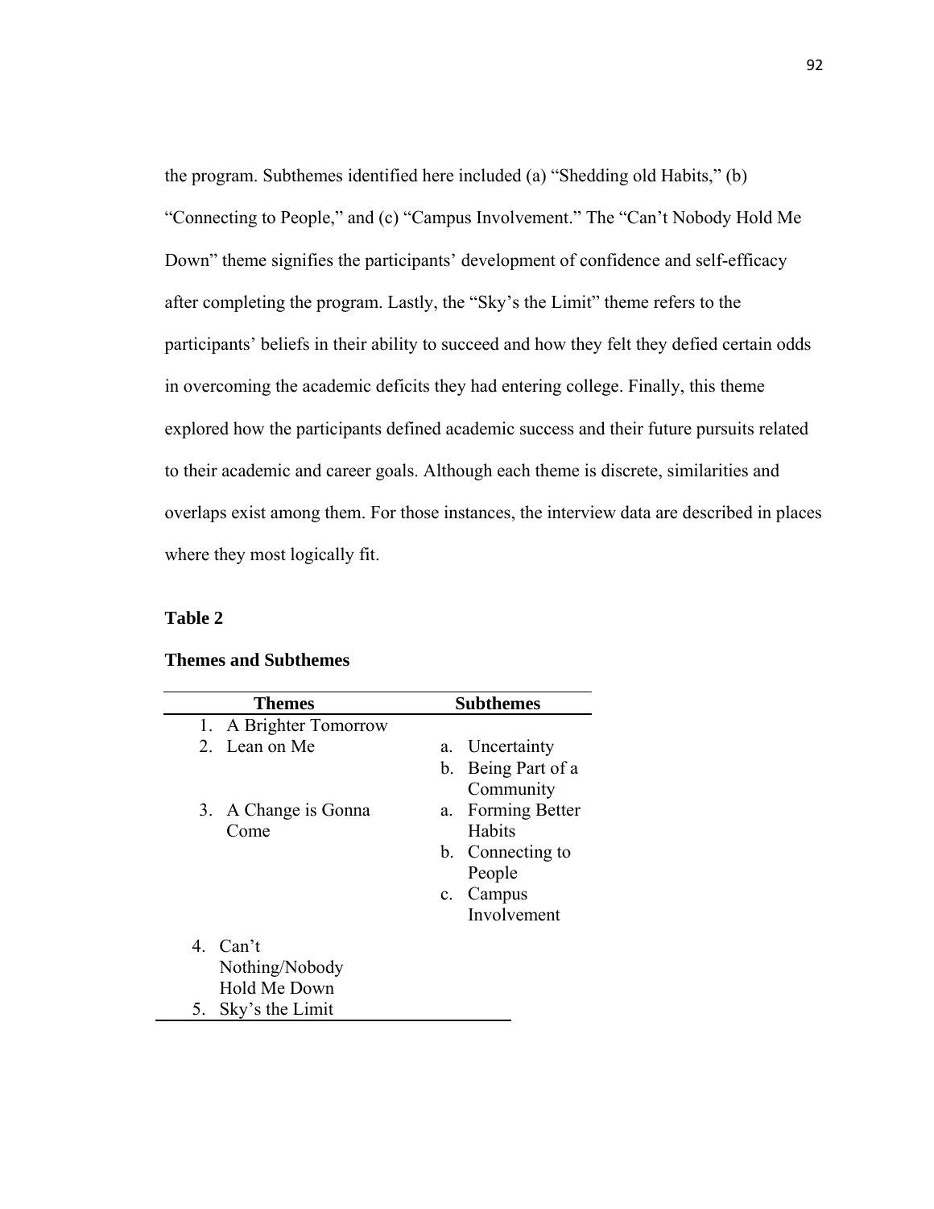the program. Subthemes identified here included (a) "Shedding old Habits," (b) "Connecting to People," and (c) "Campus Involvement." The "Can't Nobody Hold Me Down" theme signifies the participants' development of confidence and self-efficacy after completing the program. Lastly, the "Sky's the Limit" theme refers to the participants' beliefs in their ability to succeed and how they felt they defied certain odds in overcoming the academic deficits they had entering college. Finally, this theme explored how the participants defined academic success and their future pursuits related to their academic and career goals. Although each theme is discrete, similarities and overlaps exist among them. For those instances, the interview data are described in places where they most logically fit.

**Table 2**

**Themes and Subthemes**

| Themes | Subthemes |
|---|---|
| 1. A Brighter Tomorrow | |
| 2. Lean on Me | a. Uncertainty |
| | b. Being Part of a Community |
| 3. A Change is Gonna Come | a. Forming Better Habits |
| | b. Connecting to People |
| | c. Campus Involvement |
| 4. Can't Nothing/Nobody Hold Me Down | |
| 5. Sky's the Limit | |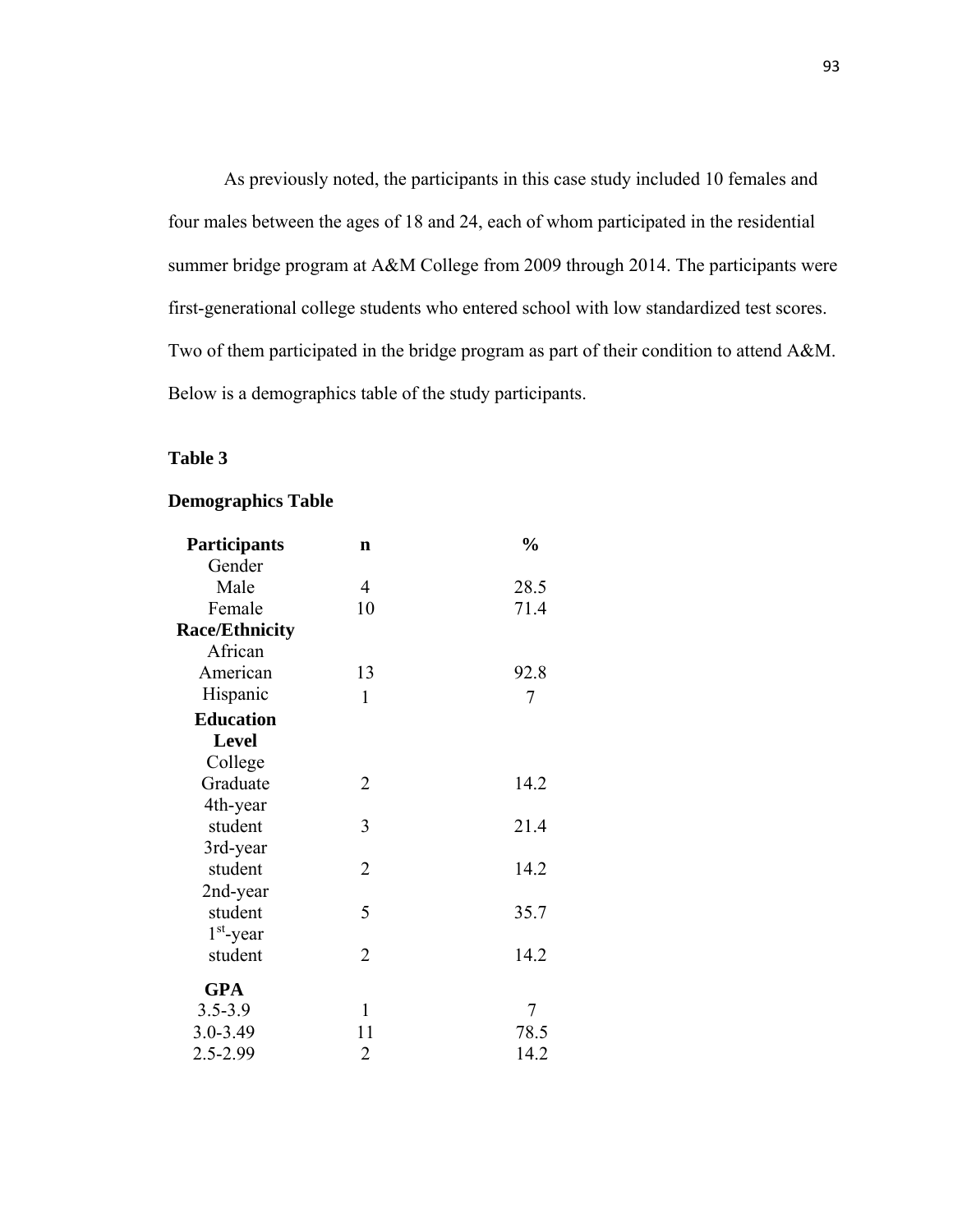As previously noted, the participants in this case study included 10 females and four males between the ages of 18 and 24, each of whom participated in the residential summer bridge program at A&M College from 2009 through 2014. The participants were first-generational college students who entered school with low standardized test scores. Two of them participated in the bridge program as part of their condition to attend A&M. Below is a demographics table of the study participants.

**Table 3**

**Demographics Table**

| **Participants** | **n** | **%** |
|---|---|---|
| Gender | | |
| Male | 4 | 28.5 |
| Female | 10 | 71.4 |
| **Race/Ethnicity** | | |
| African American | 13 | 92.8 |
| Hispanic | 1 | 7 |
| **Education Level** | | |
| College Graduate | 2 | 14.2 |
| 4th-year student | 3 | 21.4 |
| 3rd-year student | 2 | 14.2 |
| 2nd-year student | 5 | 35.7 |
| 1st-year student | 2 | 14.2 |
| **GPA** | | |
| 3.5-3.9 | 1 | 7 |
| 3.0-3.49 | 11 | 78.5 |
| 2.5-2.99 | 2 | 14.2 |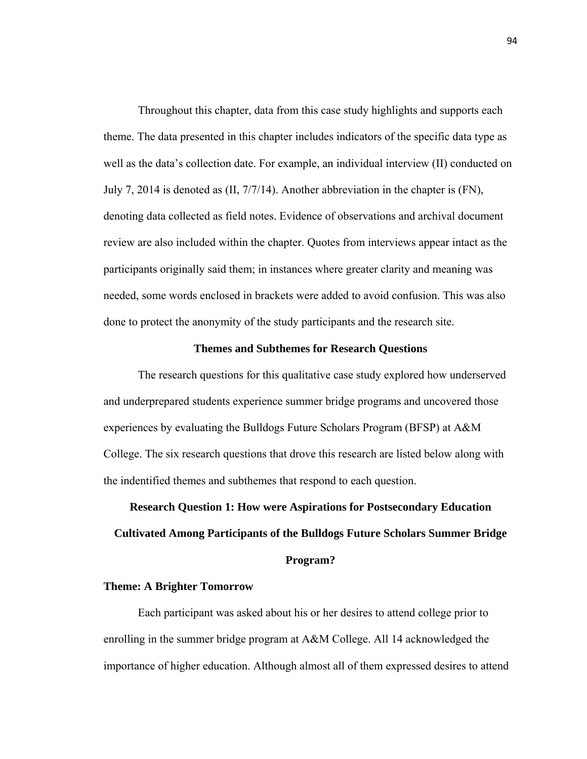Throughout this chapter, data from this case study highlights and supports each theme. The data presented in this chapter includes indicators of the specific data type as well as the data's collection date. For example, an individual interview (II) conducted on July 7, 2014 is denoted as (II, 7/7/14). Another abbreviation in the chapter is (FN), denoting data collected as field notes. Evidence of observations and archival document review are also included within the chapter. Quotes from interviews appear intact as the participants originally said them; in instances where greater clarity and meaning was needed, some words enclosed in brackets were added to avoid confusion. This was also done to protect the anonymity of the study participants and the research site.

## Themes and Subthemes for Research Questions

The research questions for this qualitative case study explored how underserved and underprepared students experience summer bridge programs and uncovered those experiences by evaluating the Bulldogs Future Scholars Program (BFSP) at A&M College. The six research questions that drove this research are listed below along with the indentified themes and subthemes that respond to each question.

### Research Question 1: How were Aspirations for Postsecondary Education Cultivated Among Participants of the Bulldogs Future Scholars Summer Bridge Program?

#### Theme: A Brighter Tomorrow

Each participant was asked about his or her desires to attend college prior to enrolling in the summer bridge program at A&M College. All 14 acknowledged the importance of higher education. Although almost all of them expressed desires to attend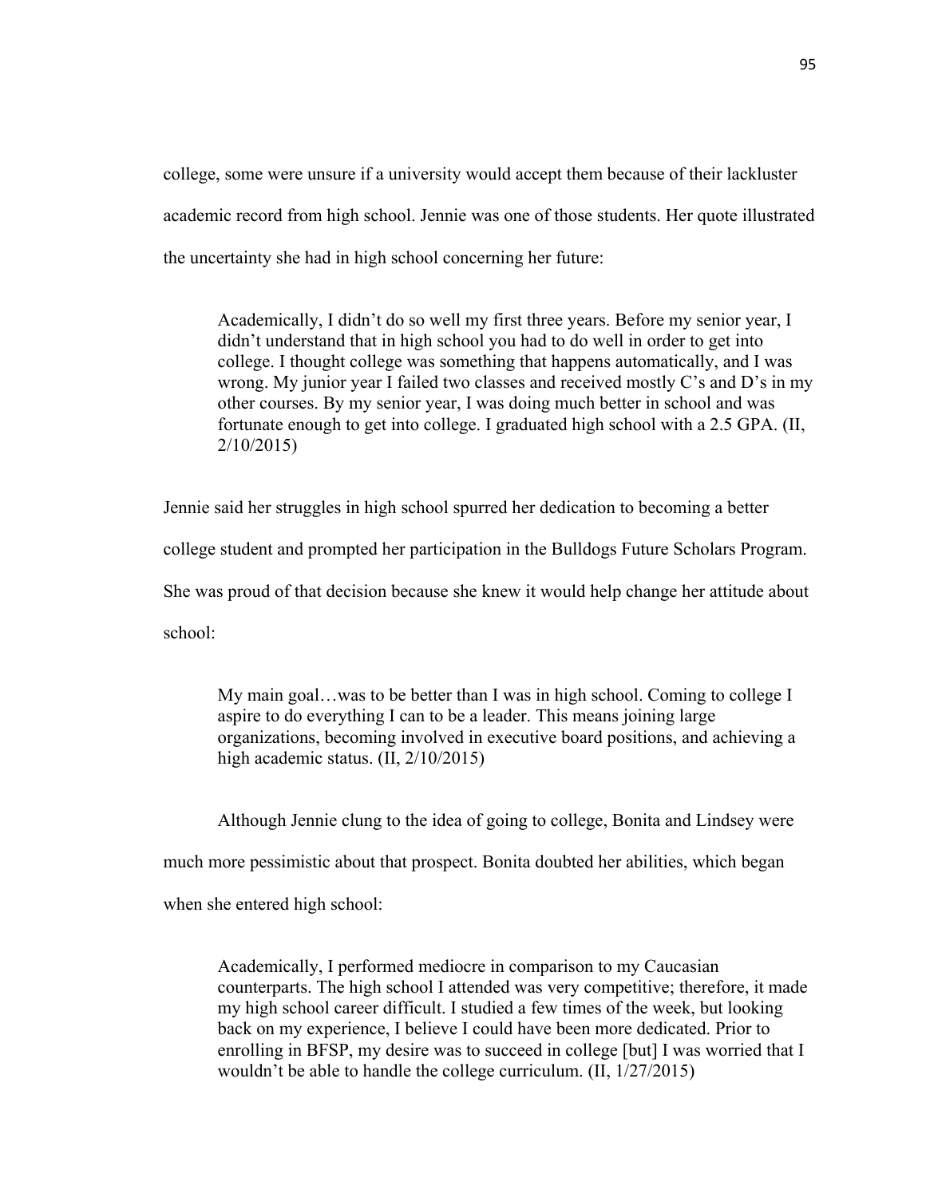college, some were unsure if a university would accept them because of their lackluster academic record from high school. Jennie was one of those students. Her quote illustrated the uncertainty she had in high school concerning her future:

> Academically, I didn't do so well my first three years. Before my senior year, I didn't understand that in high school you had to do well in order to get into college. I thought college was something that happens automatically, and I was wrong. My junior year I failed two classes and received mostly C's and D's in my other courses. By my senior year, I was doing much better in school and was fortunate enough to get into college. I graduated high school with a 2.5 GPA. (II, 2/10/2015)

Jennie said her struggles in high school spurred her dedication to becoming a better college student and prompted her participation in the Bulldogs Future Scholars Program. She was proud of that decision because she knew it would help change her attitude about school:

> My main goal…was to be better than I was in high school. Coming to college I aspire to do everything I can to be a leader. This means joining large organizations, becoming involved in executive board positions, and achieving a high academic status. (II, 2/10/2015)

Although Jennie clung to the idea of going to college, Bonita and Lindsey were much more pessimistic about that prospect. Bonita doubted her abilities, which began when she entered high school:

> Academically, I performed mediocre in comparison to my Caucasian counterparts. The high school I attended was very competitive; therefore, it made my high school career difficult. I studied a few times of the week, but looking back on my experience, I believe I could have been more dedicated. Prior to enrolling in BFSP, my desire was to succeed in college [but] I was worried that I wouldn't be able to handle the college curriculum. (II, 1/27/2015)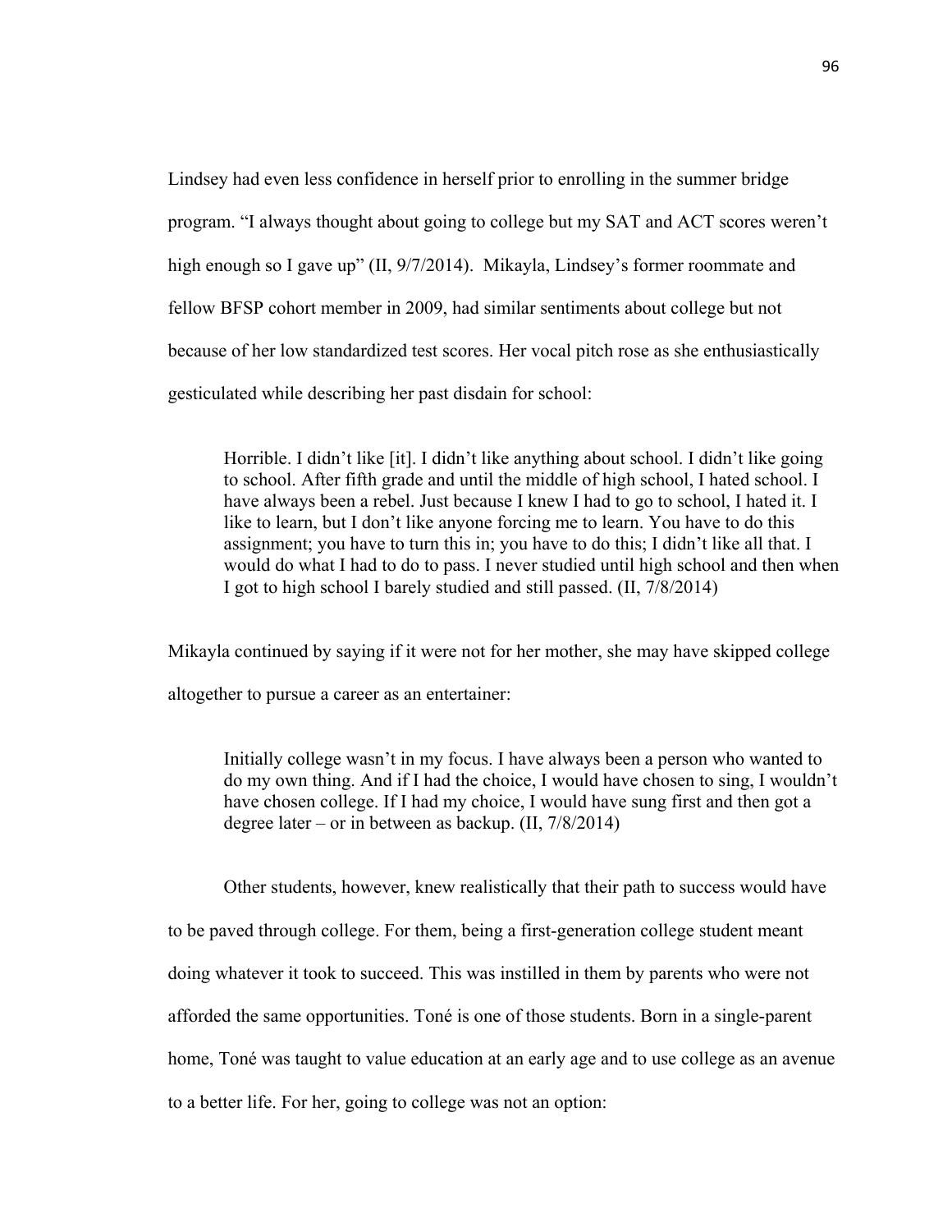Lindsey had even less confidence in herself prior to enrolling in the summer bridge program. "I always thought about going to college but my SAT and ACT scores weren't high enough so I gave up" (II, 9/7/2014). Mikayla, Lindsey's former roommate and fellow BFSP cohort member in 2009, had similar sentiments about college but not because of her low standardized test scores. Her vocal pitch rose as she enthusiastically gesticulated while describing her past disdain for school:

> Horrible. I didn't like [it]. I didn't like anything about school. I didn't like going to school. After fifth grade and until the middle of high school, I hated school. I have always been a rebel. Just because I knew I had to go to school, I hated it. I like to learn, but I don't like anyone forcing me to learn. You have to do this assignment; you have to turn this in; you have to do this; I didn't like all that. I would do what I had to do to pass. I never studied until high school and then when I got to high school I barely studied and still passed. (II, 7/8/2014)

Mikayla continued by saying if it were not for her mother, she may have skipped college altogether to pursue a career as an entertainer:

> Initially college wasn't in my focus. I have always been a person who wanted to do my own thing. And if I had the choice, I would have chosen to sing, I wouldn't have chosen college. If I had my choice, I would have sung first and then got a degree later – or in between as backup. (II, 7/8/2014)

Other students, however, knew realistically that their path to success would have to be paved through college. For them, being a first-generation college student meant doing whatever it took to succeed. This was instilled in them by parents who were not afforded the same opportunities. Toné is one of those students. Born in a single-parent home, Toné was taught to value education at an early age and to use college as an avenue to a better life. For her, going to college was not an option: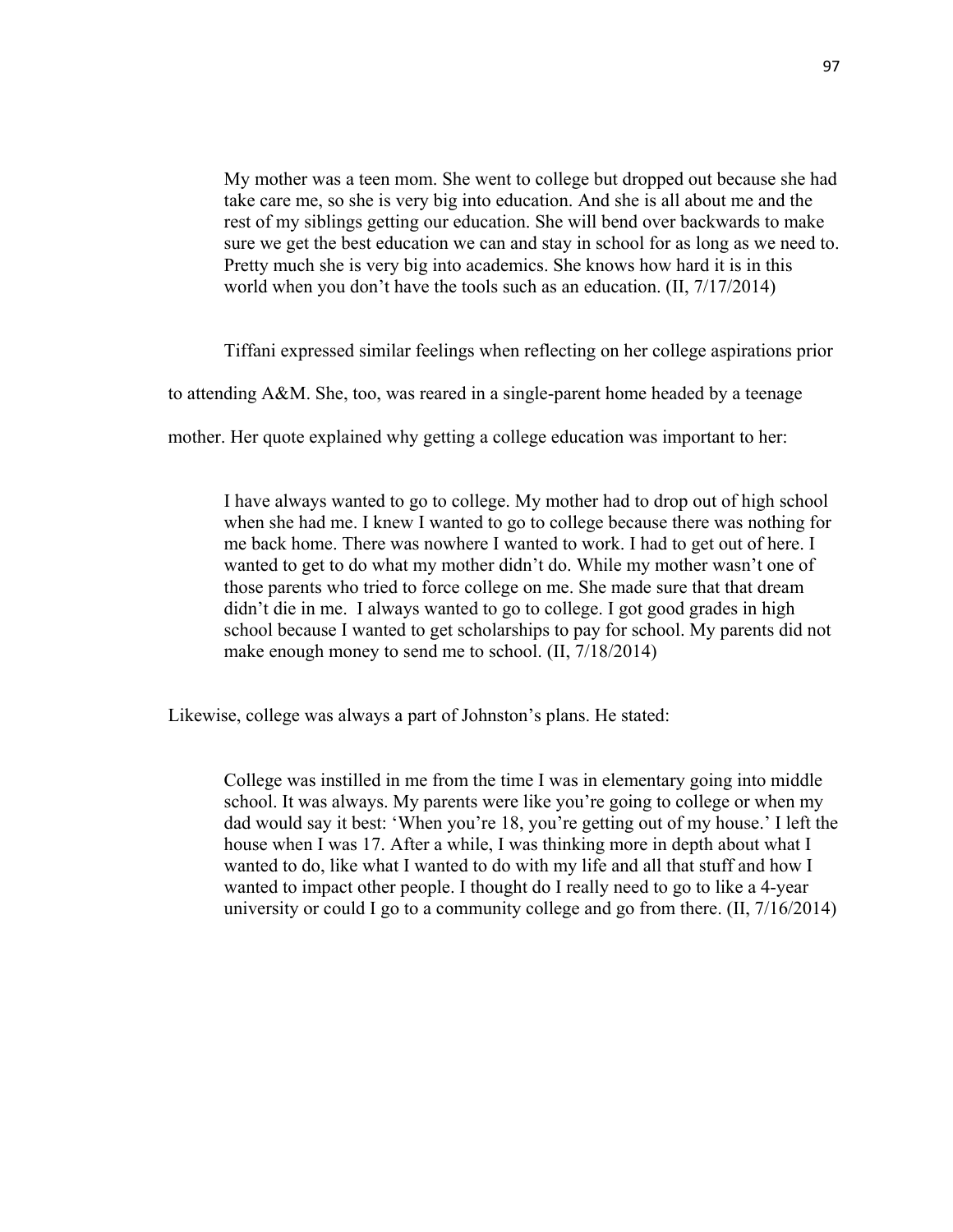> My mother was a teen mom. She went to college but dropped out because she had take care me, so she is very big into education. And she is all about me and the rest of my siblings getting our education. She will bend over backwards to make sure we get the best education we can and stay in school for as long as we need to. Pretty much she is very big into academics. She knows how hard it is in this world when you don't have the tools such as an education. (II, 7/17/2014)

Tiffani expressed similar feelings when reflecting on her college aspirations prior to attending A&M. She, too, was reared in a single-parent home headed by a teenage mother. Her quote explained why getting a college education was important to her:

> I have always wanted to go to college. My mother had to drop out of high school when she had me. I knew I wanted to go to college because there was nothing for me back home. There was nowhere I wanted to work. I had to get out of here. I wanted to get to do what my mother didn't do. While my mother wasn't one of those parents who tried to force college on me. She made sure that that dream didn't die in me. I always wanted to go to college. I got good grades in high school because I wanted to get scholarships to pay for school. My parents did not make enough money to send me to school. (II, 7/18/2014)

Likewise, college was always a part of Johnston's plans. He stated:

> College was instilled in me from the time I was in elementary going into middle school. It was always. My parents were like you're going to college or when my dad would say it best: 'When you're 18, you're getting out of my house.' I left the house when I was 17. After a while, I was thinking more in depth about what I wanted to do, like what I wanted to do with my life and all that stuff and how I wanted to impact other people. I thought do I really need to go to like a 4-year university or could I go to a community college and go from there. (II, 7/16/2014)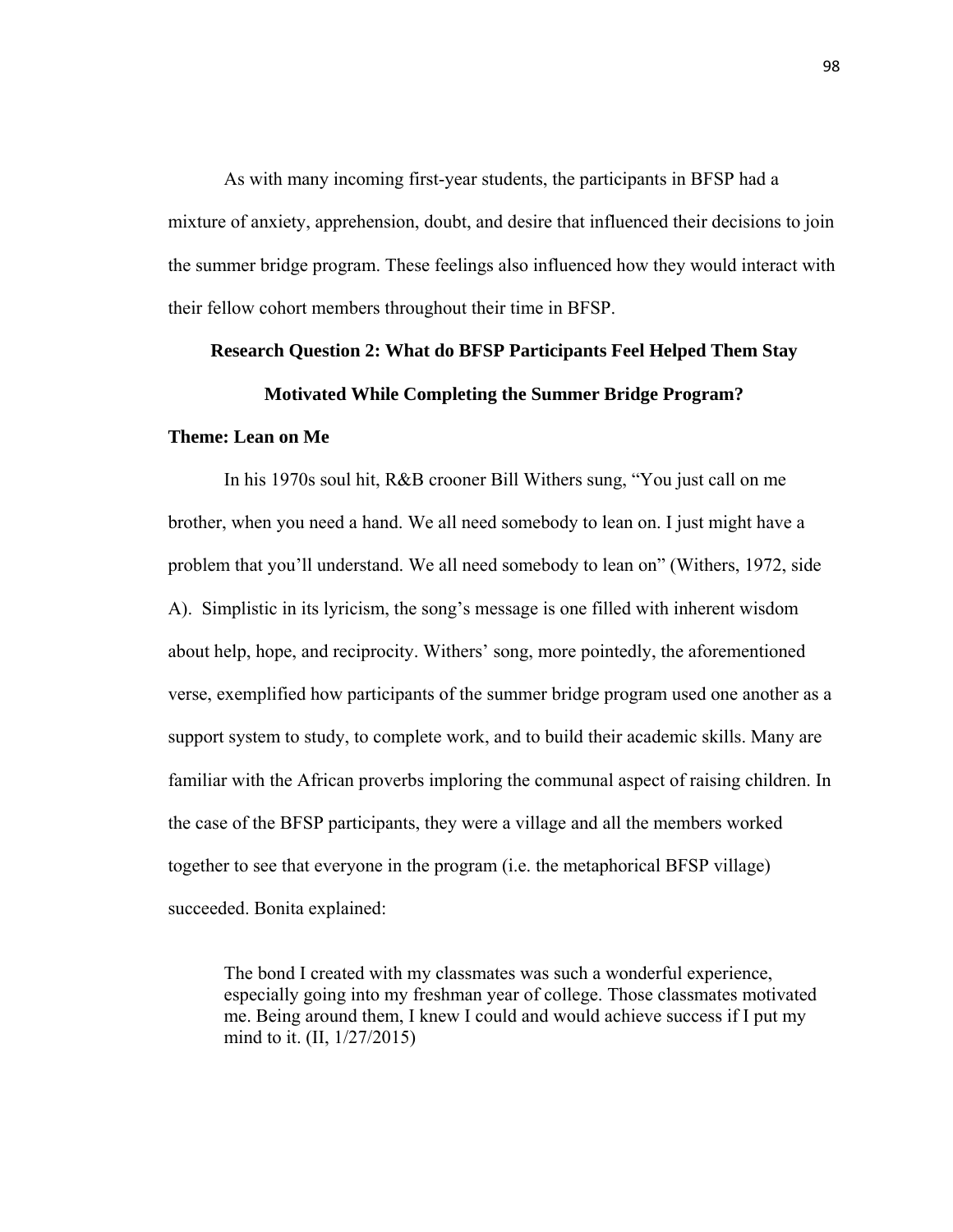As with many incoming first-year students, the participants in BFSP had a mixture of anxiety, apprehension, doubt, and desire that influenced their decisions to join the summer bridge program. These feelings also influenced how they would interact with their fellow cohort members throughout their time in BFSP.

## Research Question 2: What do BFSP Participants Feel Helped Them Stay Motivated While Completing the Summer Bridge Program?

### Theme: Lean on Me

In his 1970s soul hit, R&B crooner Bill Withers sung, "You just call on me brother, when you need a hand. We all need somebody to lean on. I just might have a problem that you'll understand. We all need somebody to lean on" (Withers, 1972, side A). Simplistic in its lyricism, the song's message is one filled with inherent wisdom about help, hope, and reciprocity. Withers' song, more pointedly, the aforementioned verse, exemplified how participants of the summer bridge program used one another as a support system to study, to complete work, and to build their academic skills. Many are familiar with the African proverbs imploring the communal aspect of raising children. In the case of the BFSP participants, they were a village and all the members worked together to see that everyone in the program (i.e. the metaphorical BFSP village) succeeded. Bonita explained:

> The bond I created with my classmates was such a wonderful experience, especially going into my freshman year of college. Those classmates motivated me. Being around them, I knew I could and would achieve success if I put my mind to it. (II, 1/27/2015)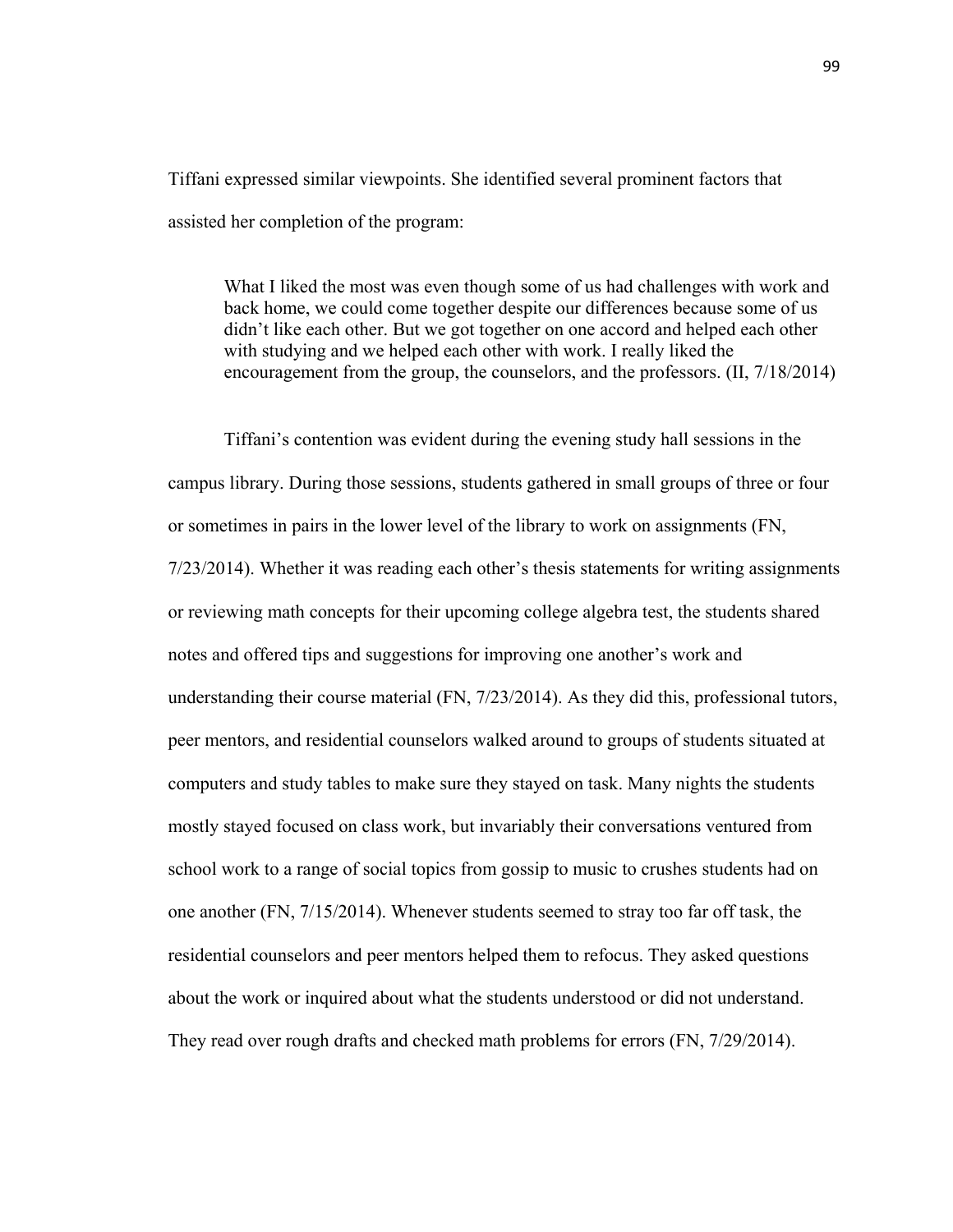Tiffani expressed similar viewpoints. She identified several prominent factors that assisted her completion of the program:

> What I liked the most was even though some of us had challenges with work and back home, we could come together despite our differences because some of us didn't like each other. But we got together on one accord and helped each other with studying and we helped each other with work. I really liked the encouragement from the group, the counselors, and the professors. (II, 7/18/2014)

Tiffani's contention was evident during the evening study hall sessions in the campus library. During those sessions, students gathered in small groups of three or four or sometimes in pairs in the lower level of the library to work on assignments (FN, 7/23/2014). Whether it was reading each other's thesis statements for writing assignments or reviewing math concepts for their upcoming college algebra test, the students shared notes and offered tips and suggestions for improving one another's work and understanding their course material (FN, 7/23/2014). As they did this, professional tutors, peer mentors, and residential counselors walked around to groups of students situated at computers and study tables to make sure they stayed on task. Many nights the students mostly stayed focused on class work, but invariably their conversations ventured from school work to a range of social topics from gossip to music to crushes students had on one another (FN, 7/15/2014). Whenever students seemed to stray too far off task, the residential counselors and peer mentors helped them to refocus. They asked questions about the work or inquired about what the students understood or did not understand. They read over rough drafts and checked math problems for errors (FN, 7/29/2014).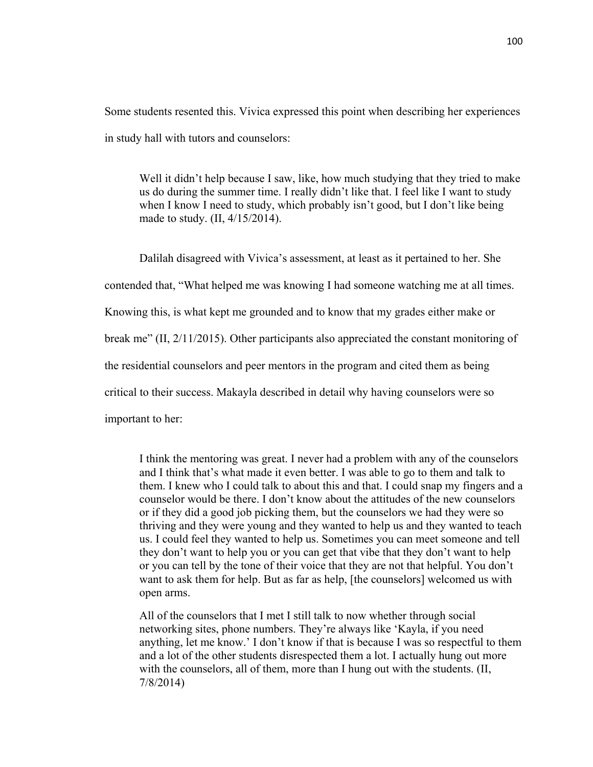Some students resented this. Vivica expressed this point when describing her experiences in study hall with tutors and counselors:

> Well it didn't help because I saw, like, how much studying that they tried to make us do during the summer time. I really didn't like that. I feel like I want to study when I know I need to study, which probably isn't good, but I don't like being made to study. (II, 4/15/2014).

Dalilah disagreed with Vivica's assessment, at least as it pertained to her. She contended that, "What helped me was knowing I had someone watching me at all times. Knowing this, is what kept me grounded and to know that my grades either make or break me" (II, 2/11/2015). Other participants also appreciated the constant monitoring of the residential counselors and peer mentors in the program and cited them as being critical to their success. Makayla described in detail why having counselors were so important to her:

> I think the mentoring was great. I never had a problem with any of the counselors and I think that's what made it even better. I was able to go to them and talk to them. I knew who I could talk to about this and that. I could snap my fingers and a counselor would be there. I don't know about the attitudes of the new counselors or if they did a good job picking them, but the counselors we had they were so thriving and they were young and they wanted to help us and they wanted to teach us. I could feel they wanted to help us. Sometimes you can meet someone and tell they don't want to help you or you can get that vibe that they don't want to help or you can tell by the tone of their voice that they are not that helpful. You don't want to ask them for help. But as far as help, [the counselors] welcomed us with open arms.
>
> All of the counselors that I met I still talk to now whether through social networking sites, phone numbers. They're always like 'Kayla, if you need anything, let me know.' I don't know if that is because I was so respectful to them and a lot of the other students disrespected them a lot. I actually hung out more with the counselors, all of them, more than I hung out with the students. (II, 7/8/2014)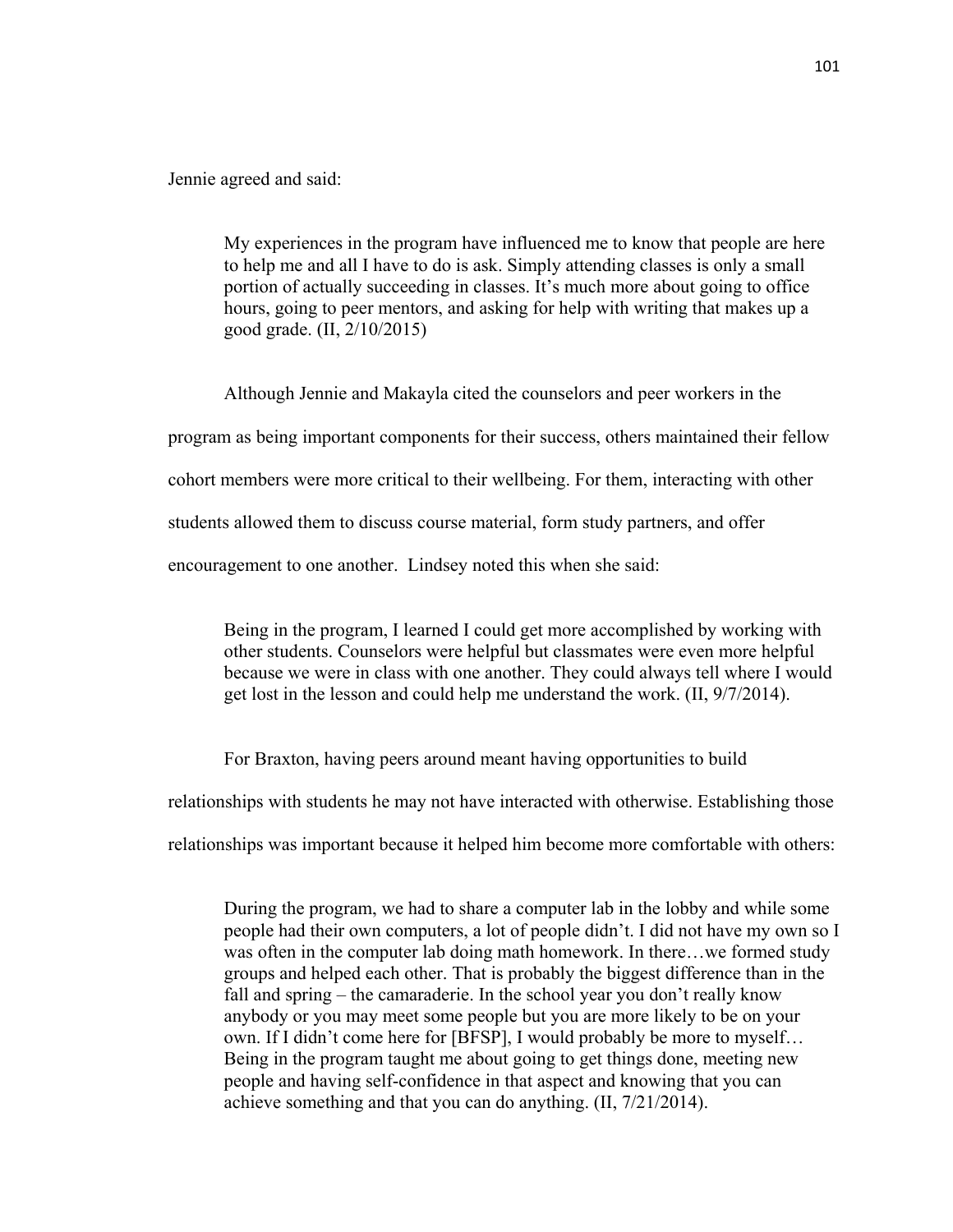Jennie agreed and said:

> My experiences in the program have influenced me to know that people are here to help me and all I have to do is ask. Simply attending classes is only a small portion of actually succeeding in classes. It's much more about going to office hours, going to peer mentors, and asking for help with writing that makes up a good grade. (II, 2/10/2015)

Although Jennie and Makayla cited the counselors and peer workers in the program as being important components for their success, others maintained their fellow cohort members were more critical to their wellbeing. For them, interacting with other students allowed them to discuss course material, form study partners, and offer encouragement to one another. Lindsey noted this when she said:

> Being in the program, I learned I could get more accomplished by working with other students. Counselors were helpful but classmates were even more helpful because we were in class with one another. They could always tell where I would get lost in the lesson and could help me understand the work. (II, 9/7/2014).

For Braxton, having peers around meant having opportunities to build relationships with students he may not have interacted with otherwise. Establishing those relationships was important because it helped him become more comfortable with others:

> During the program, we had to share a computer lab in the lobby and while some people had their own computers, a lot of people didn't. I did not have my own so I was often in the computer lab doing math homework. In there…we formed study groups and helped each other. That is probably the biggest difference than in the fall and spring – the camaraderie. In the school year you don't really know anybody or you may meet some people but you are more likely to be on your own. If I didn't come here for [BFSP], I would probably be more to myself… Being in the program taught me about going to get things done, meeting new people and having self-confidence in that aspect and knowing that you can achieve something and that you can do anything. (II, 7/21/2014).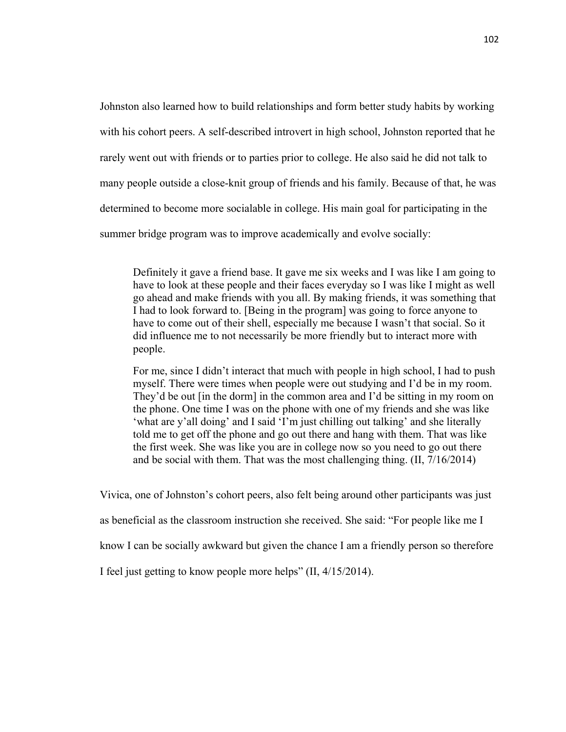Johnston also learned how to build relationships and form better study habits by working with his cohort peers. A self-described introvert in high school, Johnston reported that he rarely went out with friends or to parties prior to college. He also said he did not talk to many people outside a close-knit group of friends and his family. Because of that, he was determined to become more socialable in college. His main goal for participating in the summer bridge program was to improve academically and evolve socially:

> Definitely it gave a friend base. It gave me six weeks and I was like I am going to have to look at these people and their faces everyday so I was like I might as well go ahead and make friends with you all. By making friends, it was something that I had to look forward to. [Being in the program] was going to force anyone to have to come out of their shell, especially me because I wasn't that social. So it did influence me to not necessarily be more friendly but to interact more with people.
>
> For me, since I didn't interact that much with people in high school, I had to push myself. There were times when people were out studying and I'd be in my room. They'd be out [in the dorm] in the common area and I'd be sitting in my room on the phone. One time I was on the phone with one of my friends and she was like 'what are y'all doing' and I said 'I'm just chilling out talking' and she literally told me to get off the phone and go out there and hang with them. That was like the first week. She was like you are in college now so you need to go out there and be social with them. That was the most challenging thing. (II, 7/16/2014)

Vivica, one of Johnston's cohort peers, also felt being around other participants was just as beneficial as the classroom instruction she received. She said: "For people like me I know I can be socially awkward but given the chance I am a friendly person so therefore I feel just getting to know people more helps" (II, 4/15/2014).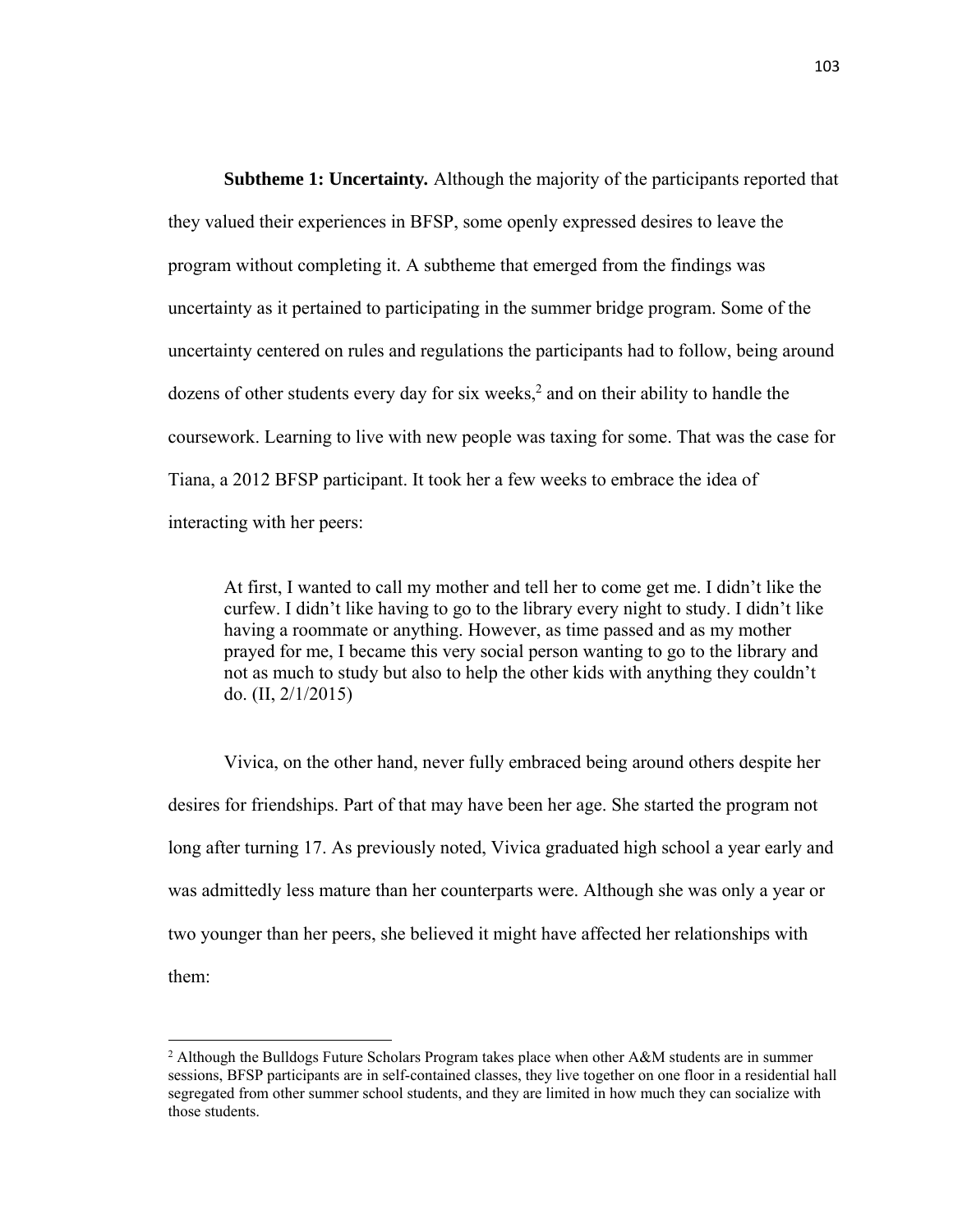**Subtheme 1: Uncertainty.** Although the majority of the participants reported that they valued their experiences in BFSP, some openly expressed desires to leave the program without completing it. A subtheme that emerged from the findings was uncertainty as it pertained to participating in the summer bridge program. Some of the uncertainty centered on rules and regulations the participants had to follow, being around dozens of other students every day for six weeks,[2] and on their ability to handle the coursework. Learning to live with new people was taxing for some. That was the case for Tiana, a 2012 BFSP participant. It took her a few weeks to embrace the idea of interacting with her peers:

> At first, I wanted to call my mother and tell her to come get me. I didn't like the curfew. I didn't like having to go to the library every night to study. I didn't like having a roommate or anything. However, as time passed and as my mother prayed for me, I became this very social person wanting to go to the library and not as much to study but also to help the other kids with anything they couldn't do. (II, 2/1/2015)

Vivica, on the other hand, never fully embraced being around others despite her desires for friendships. Part of that may have been her age. She started the program not long after turning 17. As previously noted, Vivica graduated high school a year early and was admittedly less mature than her counterparts were. Although she was only a year or two younger than her peers, she believed it might have affected her relationships with them:

---

[2] Although the Bulldogs Future Scholars Program takes place when other A&M students are in summer sessions, BFSP participants are in self-contained classes, they live together on one floor in a residential hall segregated from other summer school students, and they are limited in how much they can socialize with those students.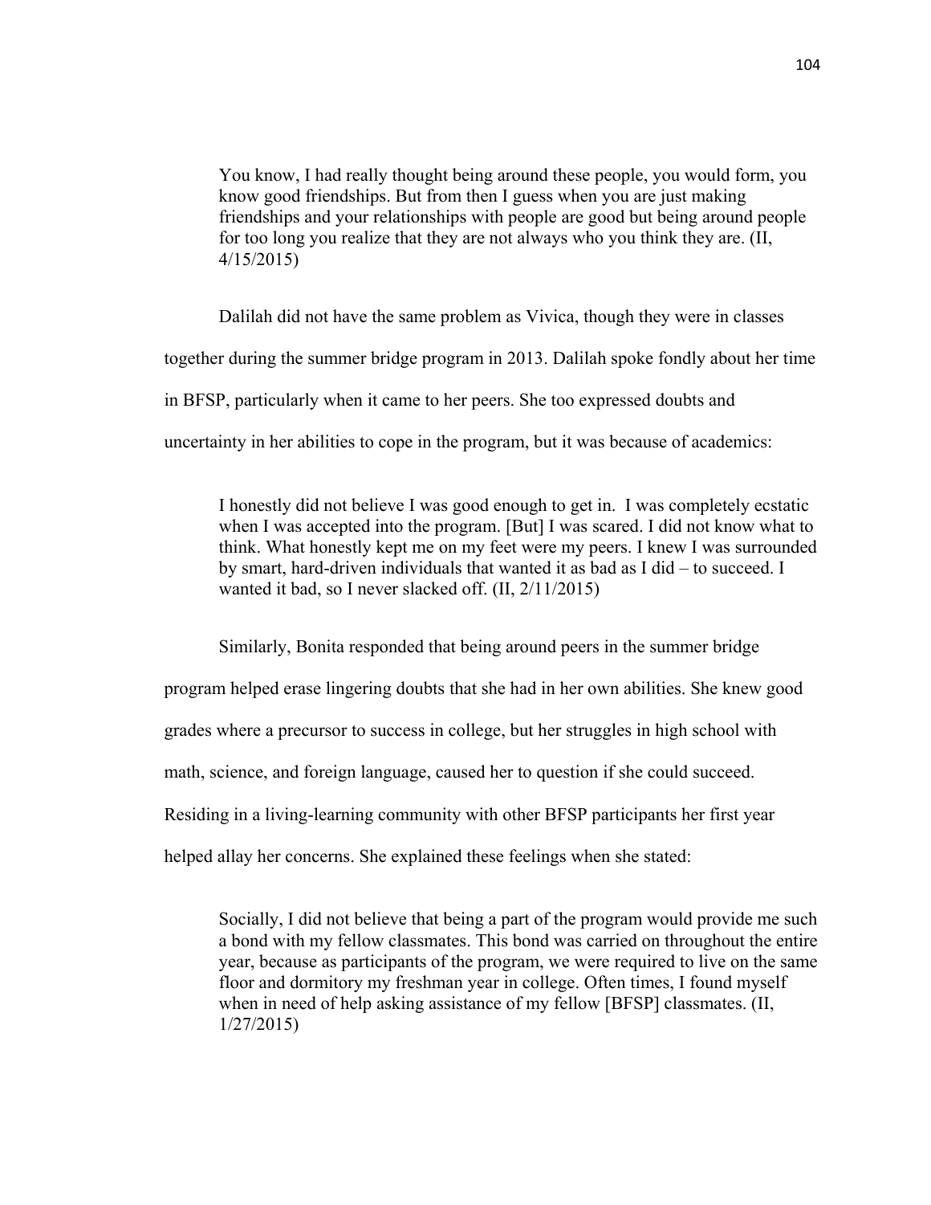> You know, I had really thought being around these people, you would form, you know good friendships. But from then I guess when you are just making friendships and your relationships with people are good but being around people for too long you realize that they are not always who you think they are. (II, 4/15/2015)

Dalilah did not have the same problem as Vivica, though they were in classes together during the summer bridge program in 2013. Dalilah spoke fondly about her time in BFSP, particularly when it came to her peers. She too expressed doubts and uncertainty in her abilities to cope in the program, but it was because of academics:

> I honestly did not believe I was good enough to get in. I was completely ecstatic when I was accepted into the program. [But] I was scared. I did not know what to think. What honestly kept me on my feet were my peers. I knew I was surrounded by smart, hard-driven individuals that wanted it as bad as I did – to succeed. I wanted it bad, so I never slacked off. (II, 2/11/2015)

Similarly, Bonita responded that being around peers in the summer bridge program helped erase lingering doubts that she had in her own abilities. She knew good grades where a precursor to success in college, but her struggles in high school with math, science, and foreign language, caused her to question if she could succeed. Residing in a living-learning community with other BFSP participants her first year helped allay her concerns. She explained these feelings when she stated:

> Socially, I did not believe that being a part of the program would provide me such a bond with my fellow classmates. This bond was carried on throughout the entire year, because as participants of the program, we were required to live on the same floor and dormitory my freshman year in college. Often times, I found myself when in need of help asking assistance of my fellow [BFSP] classmates. (II, 1/27/2015)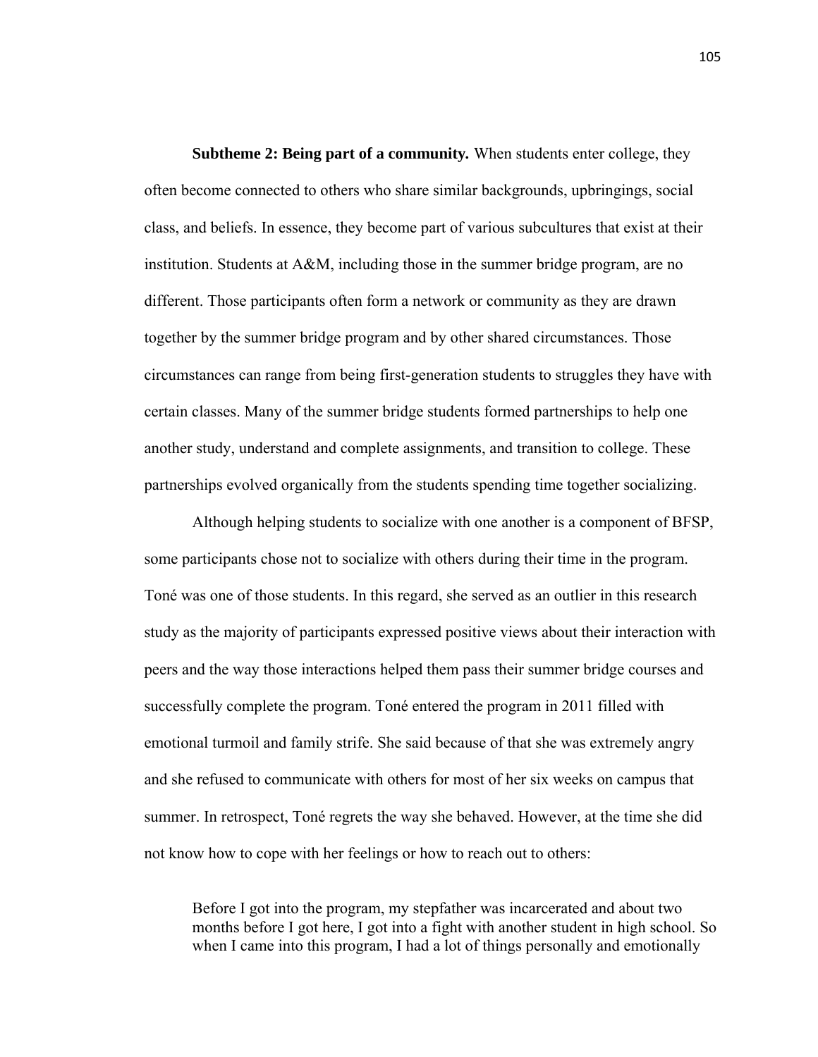**Subtheme 2: Being part of a community.** When students enter college, they often become connected to others who share similar backgrounds, upbringings, social class, and beliefs. In essence, they become part of various subcultures that exist at their institution. Students at A&M, including those in the summer bridge program, are no different. Those participants often form a network or community as they are drawn together by the summer bridge program and by other shared circumstances. Those circumstances can range from being first-generation students to struggles they have with certain classes. Many of the summer bridge students formed partnerships to help one another study, understand and complete assignments, and transition to college. These partnerships evolved organically from the students spending time together socializing.

Although helping students to socialize with one another is a component of BFSP, some participants chose not to socialize with others during their time in the program. Toné was one of those students. In this regard, she served as an outlier in this research study as the majority of participants expressed positive views about their interaction with peers and the way those interactions helped them pass their summer bridge courses and successfully complete the program. Toné entered the program in 2011 filled with emotional turmoil and family strife. She said because of that she was extremely angry and she refused to communicate with others for most of her six weeks on campus that summer. In retrospect, Toné regrets the way she behaved. However, at the time she did not know how to cope with her feelings or how to reach out to others:

> Before I got into the program, my stepfather was incarcerated and about two months before I got here, I got into a fight with another student in high school. So when I came into this program, I had a lot of things personally and emotionally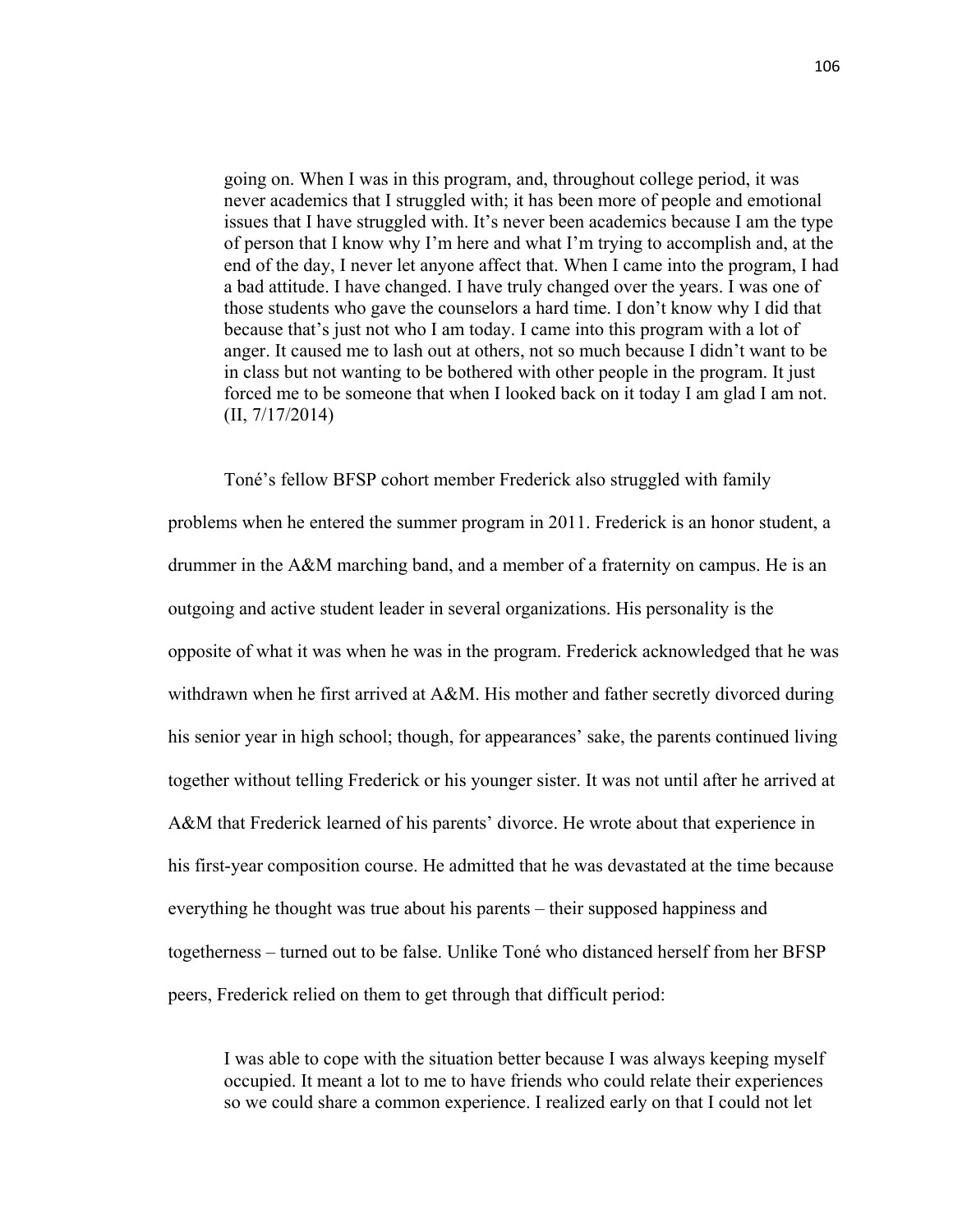> going on. When I was in this program, and, throughout college period, it was never academics that I struggled with; it has been more of people and emotional issues that I have struggled with. It's never been academics because I am the type of person that I know why I'm here and what I'm trying to accomplish and, at the end of the day, I never let anyone affect that. When I came into the program, I had a bad attitude. I have changed. I have truly changed over the years. I was one of those students who gave the counselors a hard time. I don't know why I did that because that's just not who I am today. I came into this program with a lot of anger. It caused me to lash out at others, not so much because I didn't want to be in class but not wanting to be bothered with other people in the program. It just forced me to be someone that when I looked back on it today I am glad I am not. (II, 7/17/2014)

Toné's fellow BFSP cohort member Frederick also struggled with family problems when he entered the summer program in 2011. Frederick is an honor student, a drummer in the A&M marching band, and a member of a fraternity on campus. He is an outgoing and active student leader in several organizations. His personality is the opposite of what it was when he was in the program. Frederick acknowledged that he was withdrawn when he first arrived at A&M. His mother and father secretly divorced during his senior year in high school; though, for appearances' sake, the parents continued living together without telling Frederick or his younger sister. It was not until after he arrived at A&M that Frederick learned of his parents' divorce. He wrote about that experience in his first-year composition course. He admitted that he was devastated at the time because everything he thought was true about his parents – their supposed happiness and togetherness – turned out to be false. Unlike Toné who distanced herself from her BFSP peers, Frederick relied on them to get through that difficult period:

> I was able to cope with the situation better because I was always keeping myself occupied. It meant a lot to me to have friends who could relate their experiences so we could share a common experience. I realized early on that I could not let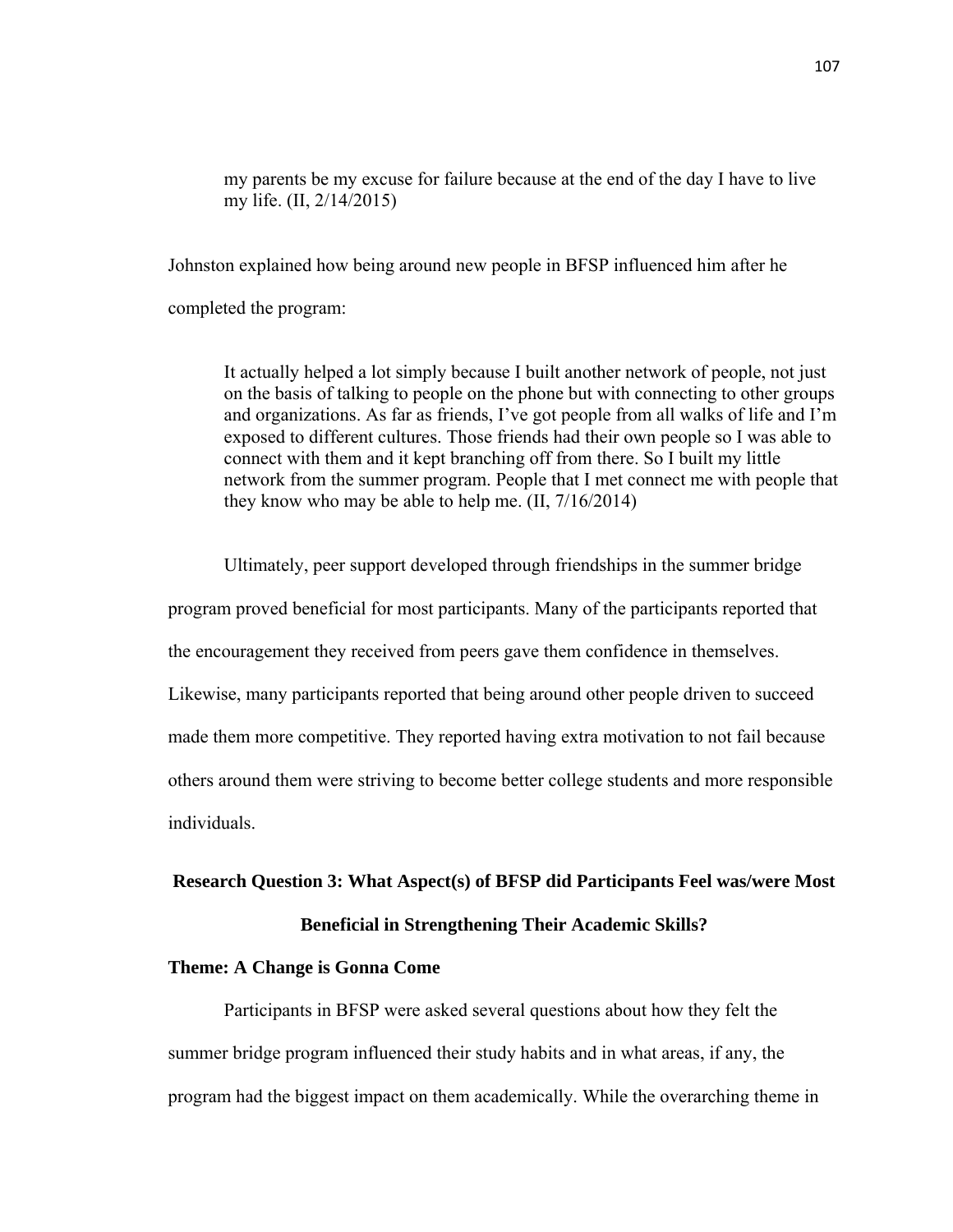> my parents be my excuse for failure because at the end of the day I have to live my life. (II, 2/14/2015)

Johnston explained how being around new people in BFSP influenced him after he completed the program:

> It actually helped a lot simply because I built another network of people, not just on the basis of talking to people on the phone but with connecting to other groups and organizations. As far as friends, I've got people from all walks of life and I'm exposed to different cultures. Those friends had their own people so I was able to connect with them and it kept branching off from there. So I built my little network from the summer program. People that I met connect me with people that they know who may be able to help me. (II, 7/16/2014)

Ultimately, peer support developed through friendships in the summer bridge program proved beneficial for most participants. Many of the participants reported that the encouragement they received from peers gave them confidence in themselves. Likewise, many participants reported that being around other people driven to succeed made them more competitive. They reported having extra motivation to not fail because others around them were striving to become better college students and more responsible individuals.

## Research Question 3: What Aspect(s) of BFSP did Participants Feel was/were Most Beneficial in Strengthening Their Academic Skills?

### Theme: A Change is Gonna Come

Participants in BFSP were asked several questions about how they felt the summer bridge program influenced their study habits and in what areas, if any, the program had the biggest impact on them academically. While the overarching theme in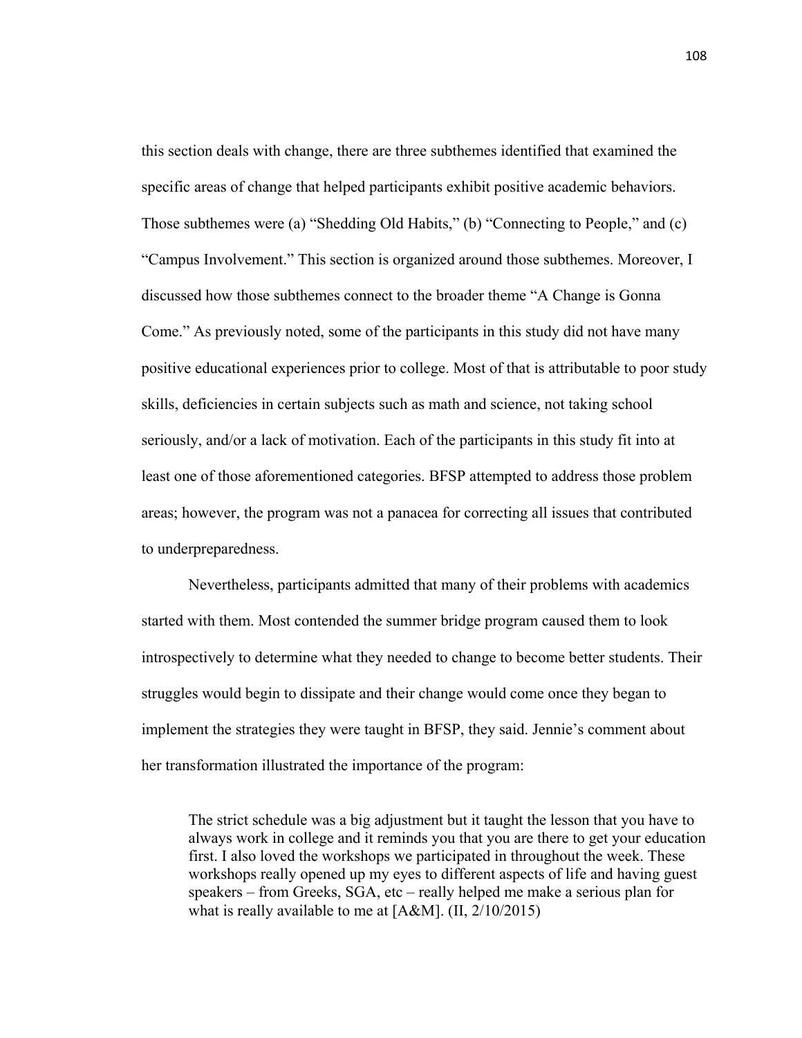this section deals with change, there are three subthemes identified that examined the specific areas of change that helped participants exhibit positive academic behaviors. Those subthemes were (a) "Shedding Old Habits," (b) "Connecting to People," and (c) "Campus Involvement." This section is organized around those subthemes. Moreover, I discussed how those subthemes connect to the broader theme "A Change is Gonna Come." As previously noted, some of the participants in this study did not have many positive educational experiences prior to college. Most of that is attributable to poor study skills, deficiencies in certain subjects such as math and science, not taking school seriously, and/or a lack of motivation. Each of the participants in this study fit into at least one of those aforementioned categories. BFSP attempted to address those problem areas; however, the program was not a panacea for correcting all issues that contributed to underpreparedness.

Nevertheless, participants admitted that many of their problems with academics started with them. Most contended the summer bridge program caused them to look introspectively to determine what they needed to change to become better students. Their struggles would begin to dissipate and their change would come once they began to implement the strategies they were taught in BFSP, they said. Jennie's comment about her transformation illustrated the importance of the program:

> The strict schedule was a big adjustment but it taught the lesson that you have to always work in college and it reminds you that you are there to get your education first. I also loved the workshops we participated in throughout the week. These workshops really opened up my eyes to different aspects of life and having guest speakers – from Greeks, SGA, etc – really helped me make a serious plan for what is really available to me at [A&M]. (II, 2/10/2015)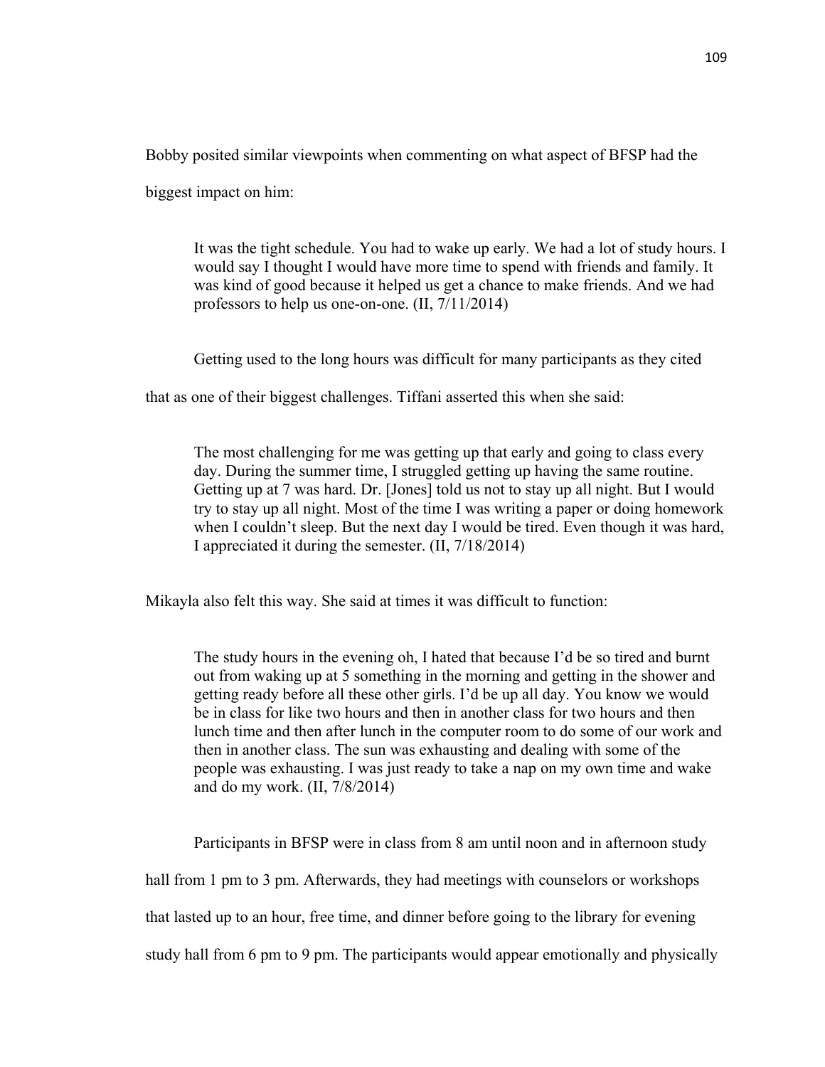Bobby posited similar viewpoints when commenting on what aspect of BFSP had the biggest impact on him:

> It was the tight schedule. You had to wake up early. We had a lot of study hours. I would say I thought I would have more time to spend with friends and family. It was kind of good because it helped us get a chance to make friends. And we had professors to help us one-on-one. (II, 7/11/2014)

Getting used to the long hours was difficult for many participants as they cited that as one of their biggest challenges. Tiffani asserted this when she said:

> The most challenging for me was getting up that early and going to class every day. During the summer time, I struggled getting up having the same routine. Getting up at 7 was hard. Dr. [Jones] told us not to stay up all night. But I would try to stay up all night. Most of the time I was writing a paper or doing homework when I couldn't sleep. But the next day I would be tired. Even though it was hard, I appreciated it during the semester. (II, 7/18/2014)

Mikayla also felt this way. She said at times it was difficult to function:

> The study hours in the evening oh, I hated that because I'd be so tired and burnt out from waking up at 5 something in the morning and getting in the shower and getting ready before all these other girls. I'd be up all day. You know we would be in class for like two hours and then in another class for two hours and then lunch time and then after lunch in the computer room to do some of our work and then in another class. The sun was exhausting and dealing with some of the people was exhausting. I was just ready to take a nap on my own time and wake and do my work. (II, 7/8/2014)

Participants in BFSP were in class from 8 am until noon and in afternoon study hall from 1 pm to 3 pm. Afterwards, they had meetings with counselors or workshops that lasted up to an hour, free time, and dinner before going to the library for evening study hall from 6 pm to 9 pm. The participants would appear emotionally and physically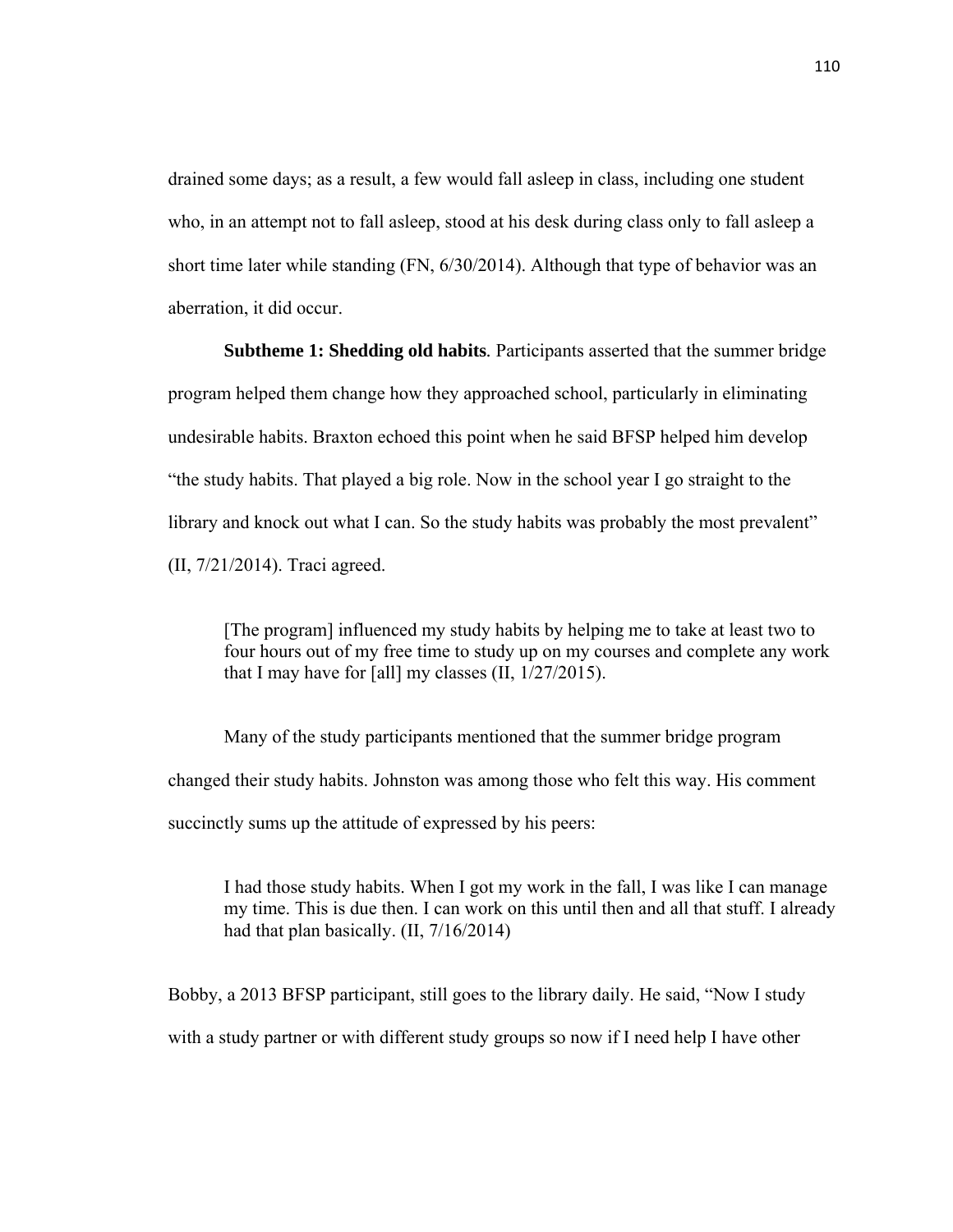drained some days; as a result, a few would fall asleep in class, including one student who, in an attempt not to fall asleep, stood at his desk during class only to fall asleep a short time later while standing (FN, 6/30/2014). Although that type of behavior was an aberration, it did occur.

**Subtheme 1: Shedding old habits**. Participants asserted that the summer bridge program helped them change how they approached school, particularly in eliminating undesirable habits. Braxton echoed this point when he said BFSP helped him develop "the study habits. That played a big role. Now in the school year I go straight to the library and knock out what I can. So the study habits was probably the most prevalent" (II, 7/21/2014). Traci agreed.

> [The program] influenced my study habits by helping me to take at least two to four hours out of my free time to study up on my courses and complete any work that I may have for [all] my classes (II, 1/27/2015).

Many of the study participants mentioned that the summer bridge program changed their study habits. Johnston was among those who felt this way. His comment succinctly sums up the attitude of expressed by his peers:

> I had those study habits. When I got my work in the fall, I was like I can manage my time. This is due then. I can work on this until then and all that stuff. I already had that plan basically. (II, 7/16/2014)

Bobby, a 2013 BFSP participant, still goes to the library daily. He said, "Now I study with a study partner or with different study groups so now if I need help I have other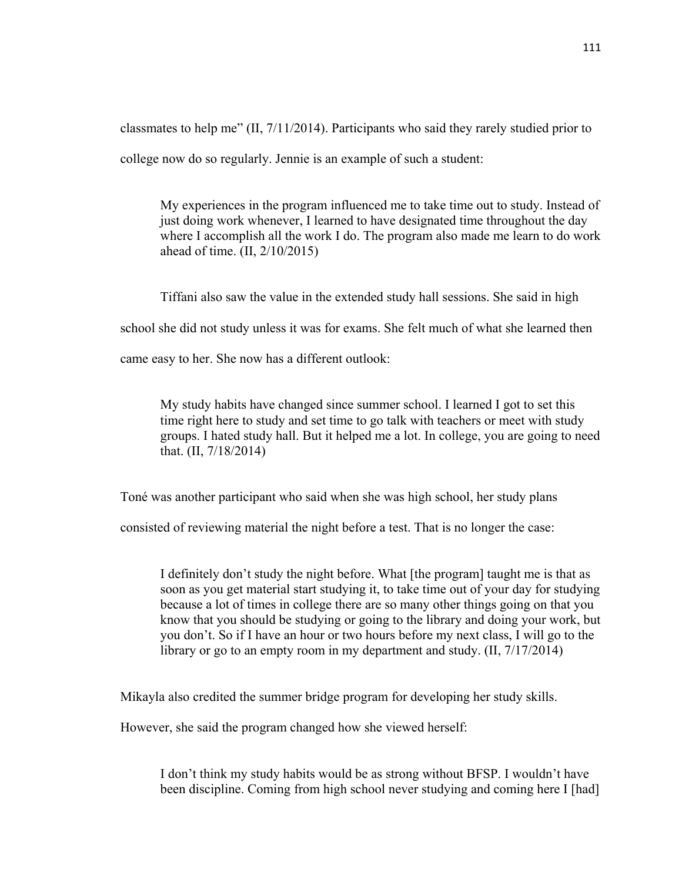classmates to help me" (II, 7/11/2014). Participants who said they rarely studied prior to college now do so regularly. Jennie is an example of such a student:

> My experiences in the program influenced me to take time out to study. Instead of just doing work whenever, I learned to have designated time throughout the day where I accomplish all the work I do. The program also made me learn to do work ahead of time. (II, 2/10/2015)

Tiffani also saw the value in the extended study hall sessions. She said in high school she did not study unless it was for exams. She felt much of what she learned then came easy to her. She now has a different outlook:

> My study habits have changed since summer school. I learned I got to set this time right here to study and set time to go talk with teachers or meet with study groups. I hated study hall. But it helped me a lot. In college, you are going to need that. (II, 7/18/2014)

Toné was another participant who said when she was high school, her study plans consisted of reviewing material the night before a test. That is no longer the case:

> I definitely don't study the night before. What [the program] taught me is that as soon as you get material start studying it, to take time out of your day for studying because a lot of times in college there are so many other things going on that you know that you should be studying or going to the library and doing your work, but you don't. So if I have an hour or two hours before my next class, I will go to the library or go to an empty room in my department and study. (II, 7/17/2014)

Mikayla also credited the summer bridge program for developing her study skills. However, she said the program changed how she viewed herself:

> I don't think my study habits would be as strong without BFSP. I wouldn't have been discipline. Coming from high school never studying and coming here I [had]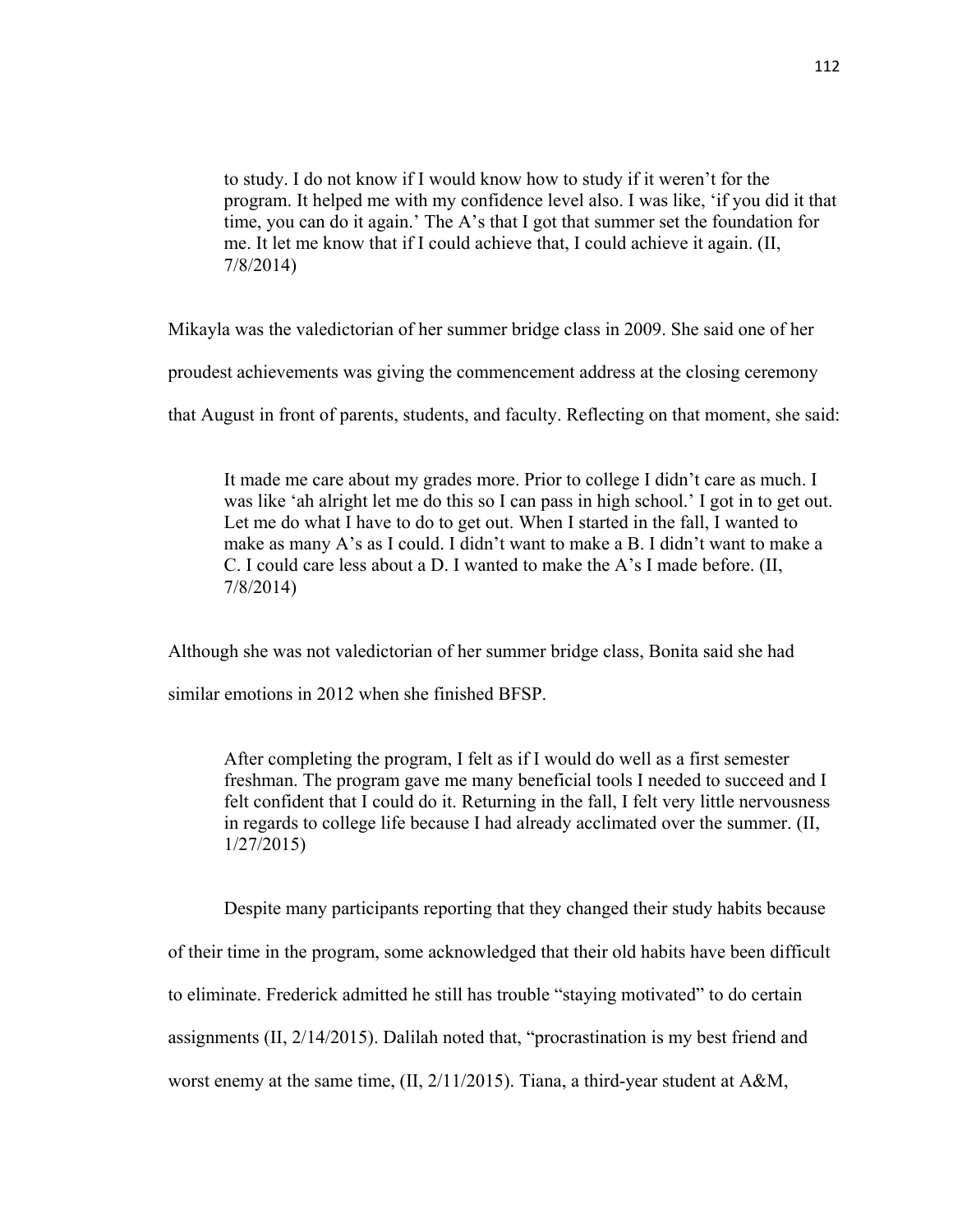> to study. I do not know if I would know how to study if it weren't for the program. It helped me with my confidence level also. I was like, 'if you did it that time, you can do it again.' The A's that I got that summer set the foundation for me. It let me know that if I could achieve that, I could achieve it again. (II, 7/8/2014)

Mikayla was the valedictorian of her summer bridge class in 2009. She said one of her proudest achievements was giving the commencement address at the closing ceremony that August in front of parents, students, and faculty. Reflecting on that moment, she said:

> It made me care about my grades more. Prior to college I didn't care as much. I was like 'ah alright let me do this so I can pass in high school.' I got in to get out. Let me do what I have to do to get out. When I started in the fall, I wanted to make as many A's as I could. I didn't want to make a B. I didn't want to make a C. I could care less about a D. I wanted to make the A's I made before. (II, 7/8/2014)

Although she was not valedictorian of her summer bridge class, Bonita said she had similar emotions in 2012 when she finished BFSP.

> After completing the program, I felt as if I would do well as a first semester freshman. The program gave me many beneficial tools I needed to succeed and I felt confident that I could do it. Returning in the fall, I felt very little nervousness in regards to college life because I had already acclimated over the summer. (II, 1/27/2015)

Despite many participants reporting that they changed their study habits because of their time in the program, some acknowledged that their old habits have been difficult to eliminate. Frederick admitted he still has trouble "staying motivated" to do certain assignments (II, 2/14/2015). Dalilah noted that, "procrastination is my best friend and worst enemy at the same time, (II, 2/11/2015). Tiana, a third-year student at A&M,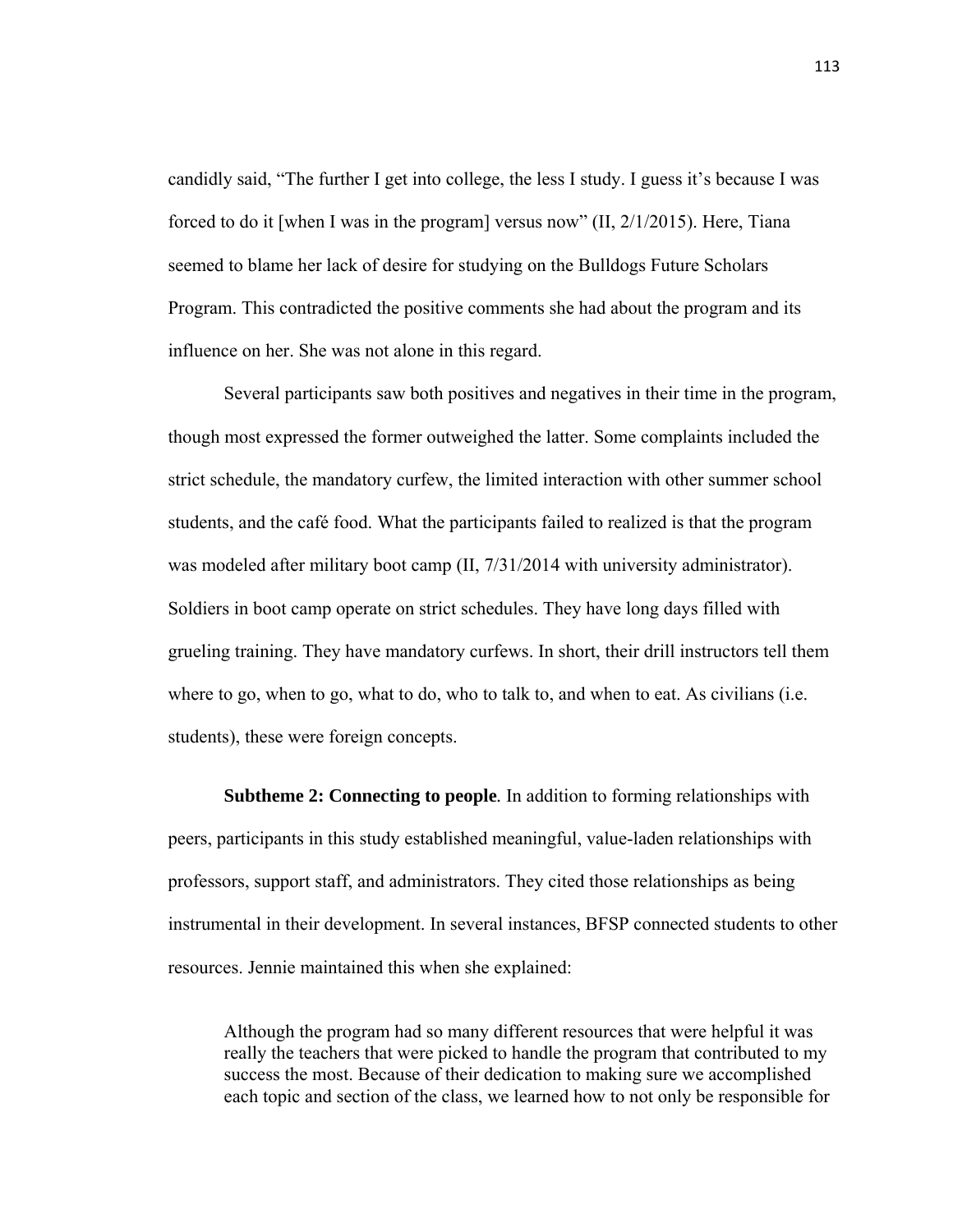candidly said, "The further I get into college, the less I study. I guess it's because I was forced to do it [when I was in the program] versus now" (II, 2/1/2015). Here, Tiana seemed to blame her lack of desire for studying on the Bulldogs Future Scholars Program. This contradicted the positive comments she had about the program and its influence on her. She was not alone in this regard.

Several participants saw both positives and negatives in their time in the program, though most expressed the former outweighed the latter. Some complaints included the strict schedule, the mandatory curfew, the limited interaction with other summer school students, and the café food. What the participants failed to realized is that the program was modeled after military boot camp (II, 7/31/2014 with university administrator). Soldiers in boot camp operate on strict schedules. They have long days filled with grueling training. They have mandatory curfews. In short, their drill instructors tell them where to go, when to go, what to do, who to talk to, and when to eat. As civilians (i.e. students), these were foreign concepts.

**Subtheme 2: Connecting to people**. In addition to forming relationships with peers, participants in this study established meaningful, value-laden relationships with professors, support staff, and administrators. They cited those relationships as being instrumental in their development. In several instances, BFSP connected students to other resources. Jennie maintained this when she explained:

> Although the program had so many different resources that were helpful it was really the teachers that were picked to handle the program that contributed to my success the most. Because of their dedication to making sure we accomplished each topic and section of the class, we learned how to not only be responsible for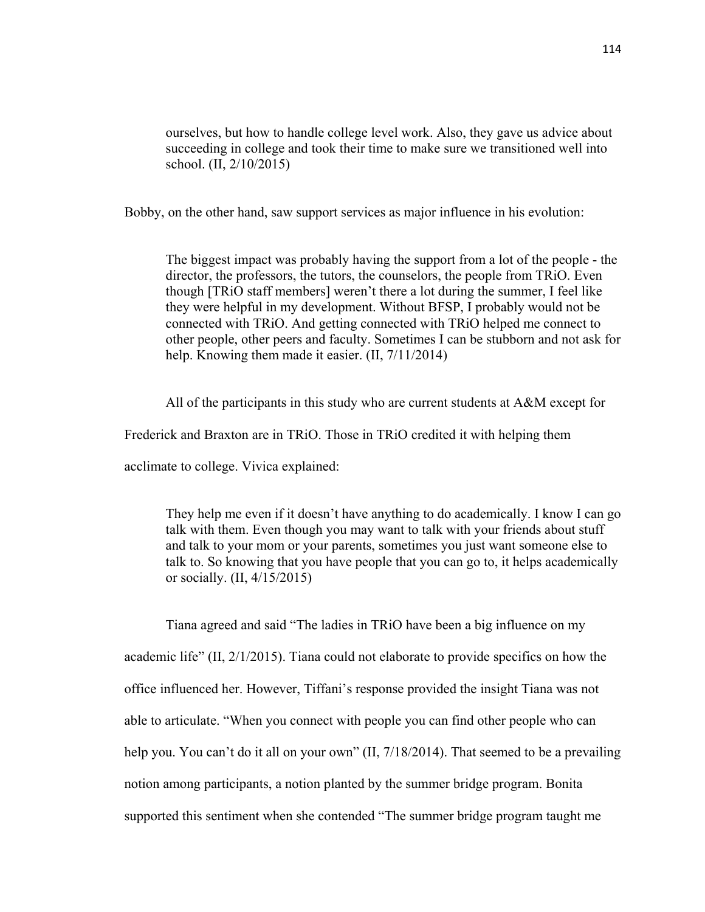> ourselves, but how to handle college level work. Also, they gave us advice about succeeding in college and took their time to make sure we transitioned well into school. (II, 2/10/2015)

Bobby, on the other hand, saw support services as major influence in his evolution:

> The biggest impact was probably having the support from a lot of the people - the director, the professors, the tutors, the counselors, the people from TRiO. Even though [TRiO staff members] weren't there a lot during the summer, I feel like they were helpful in my development. Without BFSP, I probably would not be connected with TRiO. And getting connected with TRiO helped me connect to other people, other peers and faculty. Sometimes I can be stubborn and not ask for help. Knowing them made it easier. (II, 7/11/2014)

All of the participants in this study who are current students at A&M except for Frederick and Braxton are in TRiO. Those in TRiO credited it with helping them acclimate to college. Vivica explained:

> They help me even if it doesn't have anything to do academically. I know I can go talk with them. Even though you may want to talk with your friends about stuff and talk to your mom or your parents, sometimes you just want someone else to talk to. So knowing that you have people that you can go to, it helps academically or socially. (II, 4/15/2015)

Tiana agreed and said "The ladies in TRiO have been a big influence on my academic life" (II, 2/1/2015). Tiana could not elaborate to provide specifics on how the office influenced her. However, Tiffani's response provided the insight Tiana was not able to articulate. "When you connect with people you can find other people who can help you. You can't do it all on your own" (II, 7/18/2014). That seemed to be a prevailing notion among participants, a notion planted by the summer bridge program. Bonita supported this sentiment when she contended "The summer bridge program taught me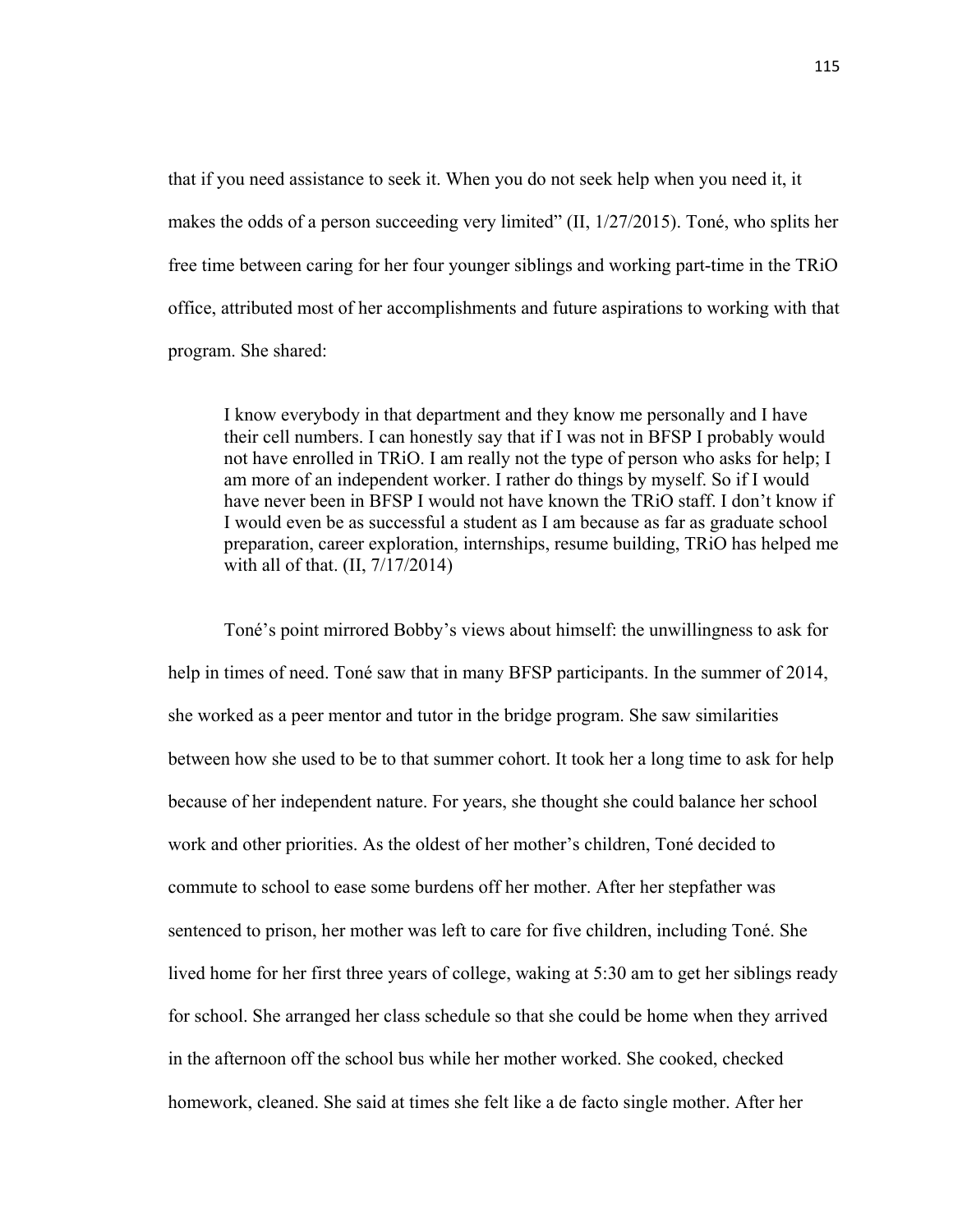that if you need assistance to seek it. When you do not seek help when you need it, it makes the odds of a person succeeding very limited" (II, 1/27/2015). Toné, who splits her free time between caring for her four younger siblings and working part-time in the TRiO office, attributed most of her accomplishments and future aspirations to working with that program. She shared:

> I know everybody in that department and they know me personally and I have their cell numbers. I can honestly say that if I was not in BFSP I probably would not have enrolled in TRiO. I am really not the type of person who asks for help; I am more of an independent worker. I rather do things by myself. So if I would have never been in BFSP I would not have known the TRiO staff. I don't know if I would even be as successful a student as I am because as far as graduate school preparation, career exploration, internships, resume building, TRiO has helped me with all of that. (II, 7/17/2014)

Toné's point mirrored Bobby's views about himself: the unwillingness to ask for help in times of need. Toné saw that in many BFSP participants. In the summer of 2014, she worked as a peer mentor and tutor in the bridge program. She saw similarities between how she used to be to that summer cohort. It took her a long time to ask for help because of her independent nature. For years, she thought she could balance her school work and other priorities. As the oldest of her mother's children, Toné decided to commute to school to ease some burdens off her mother. After her stepfather was sentenced to prison, her mother was left to care for five children, including Toné. She lived home for her first three years of college, waking at 5:30 am to get her siblings ready for school. She arranged her class schedule so that she could be home when they arrived in the afternoon off the school bus while her mother worked. She cooked, checked homework, cleaned. She said at times she felt like a de facto single mother. After her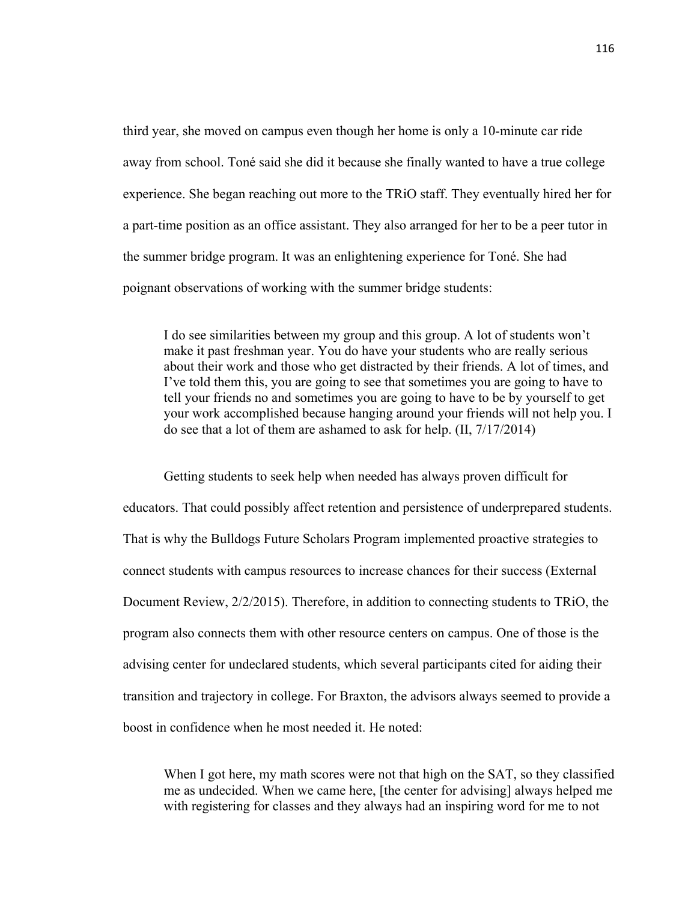third year, she moved on campus even though her home is only a 10-minute car ride away from school. Toné said she did it because she finally wanted to have a true college experience. She began reaching out more to the TRiO staff. They eventually hired her for a part-time position as an office assistant. They also arranged for her to be a peer tutor in the summer bridge program. It was an enlightening experience for Toné. She had poignant observations of working with the summer bridge students:

> I do see similarities between my group and this group. A lot of students won't make it past freshman year. You do have your students who are really serious about their work and those who get distracted by their friends. A lot of times, and I've told them this, you are going to see that sometimes you are going to have to tell your friends no and sometimes you are going to have to be by yourself to get your work accomplished because hanging around your friends will not help you. I do see that a lot of them are ashamed to ask for help. (II, 7/17/2014)

Getting students to seek help when needed has always proven difficult for educators. That could possibly affect retention and persistence of underprepared students. That is why the Bulldogs Future Scholars Program implemented proactive strategies to connect students with campus resources to increase chances for their success (External Document Review, 2/2/2015). Therefore, in addition to connecting students to TRiO, the program also connects them with other resource centers on campus. One of those is the advising center for undeclared students, which several participants cited for aiding their transition and trajectory in college. For Braxton, the advisors always seemed to provide a boost in confidence when he most needed it. He noted:

> When I got here, my math scores were not that high on the SAT, so they classified me as undecided. When we came here, [the center for advising] always helped me with registering for classes and they always had an inspiring word for me to not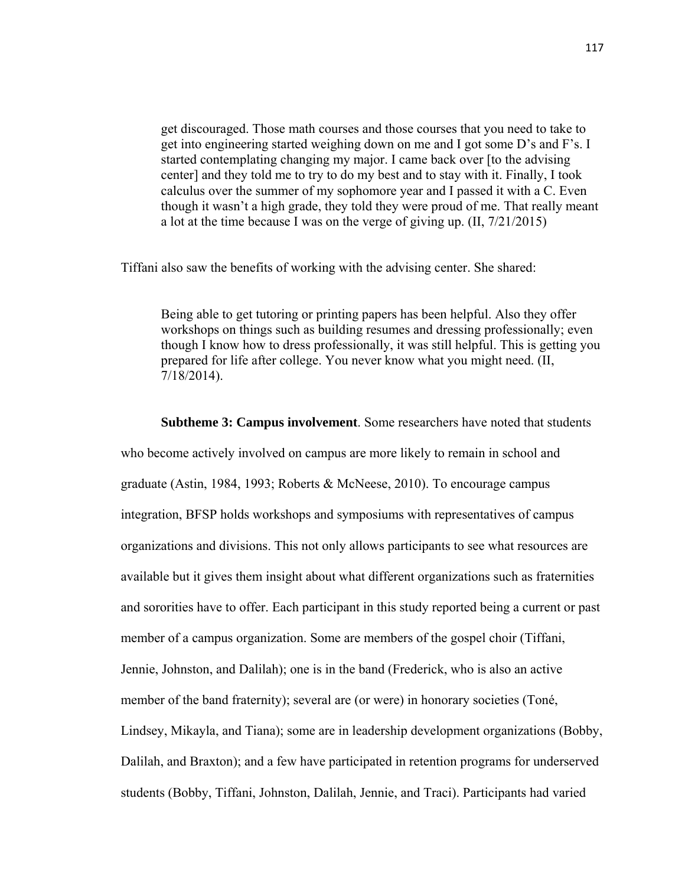> get discouraged. Those math courses and those courses that you need to take to get into engineering started weighing down on me and I got some D's and F's. I started contemplating changing my major. I came back over [to the advising center] and they told me to try to do my best and to stay with it. Finally, I took calculus over the summer of my sophomore year and I passed it with a C. Even though it wasn't a high grade, they told they were proud of me. That really meant a lot at the time because I was on the verge of giving up. (II, 7/21/2015)

Tiffani also saw the benefits of working with the advising center. She shared:

> Being able to get tutoring or printing papers has been helpful. Also they offer workshops on things such as building resumes and dressing professionally; even though I know how to dress professionally, it was still helpful. This is getting you prepared for life after college. You never know what you might need. (II, 7/18/2014).

**Subtheme 3: Campus involvement**. Some researchers have noted that students who become actively involved on campus are more likely to remain in school and graduate (Astin, 1984, 1993; Roberts & McNeese, 2010). To encourage campus integration, BFSP holds workshops and symposiums with representatives of campus organizations and divisions. This not only allows participants to see what resources are available but it gives them insight about what different organizations such as fraternities and sororities have to offer. Each participant in this study reported being a current or past member of a campus organization. Some are members of the gospel choir (Tiffani, Jennie, Johnston, and Dalilah); one is in the band (Frederick, who is also an active member of the band fraternity); several are (or were) in honorary societies (Toné, Lindsey, Mikayla, and Tiana); some are in leadership development organizations (Bobby, Dalilah, and Braxton); and a few have participated in retention programs for underserved students (Bobby, Tiffani, Johnston, Dalilah, Jennie, and Traci). Participants had varied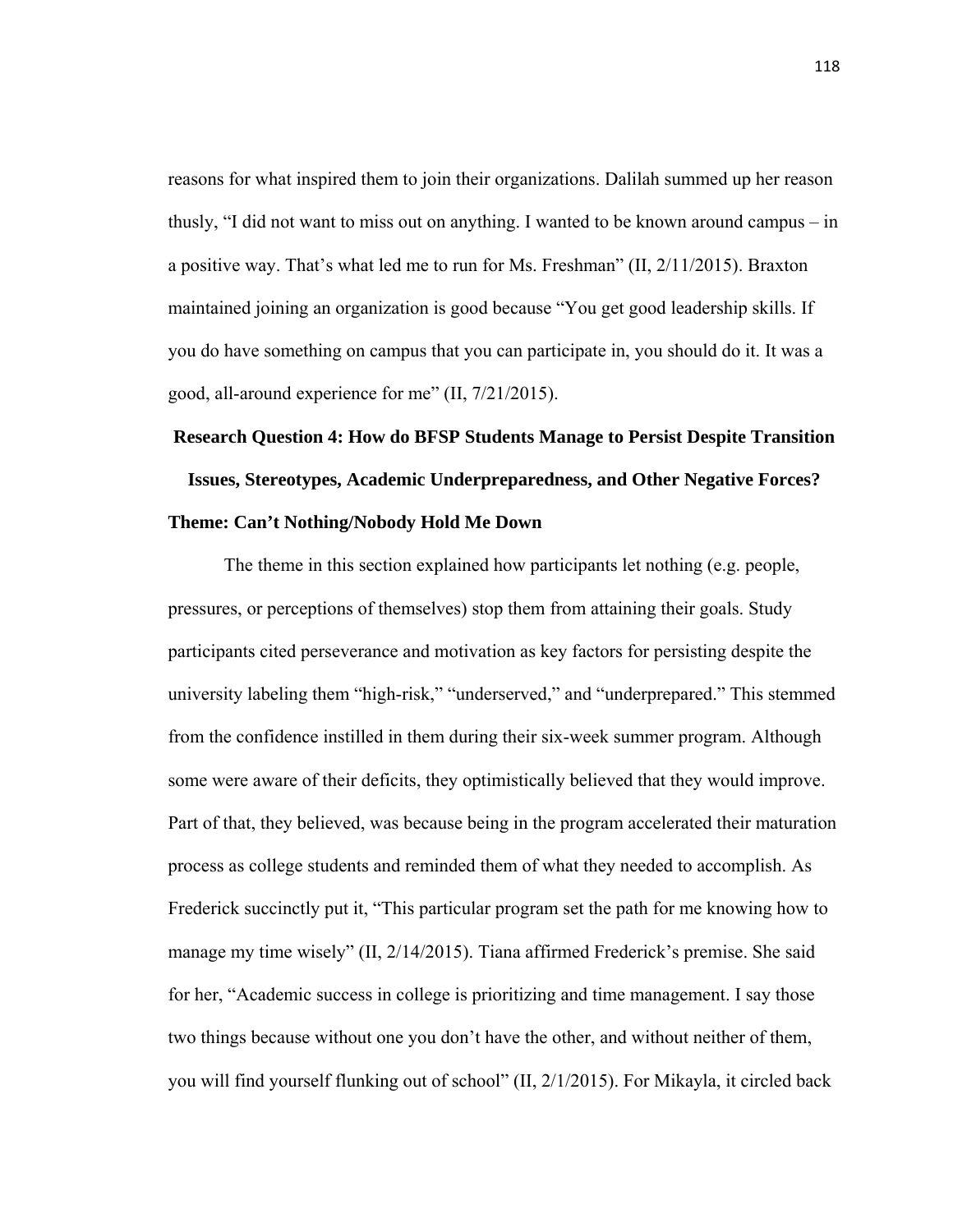reasons for what inspired them to join their organizations. Dalilah summed up her reason thusly, "I did not want to miss out on anything. I wanted to be known around campus – in a positive way. That's what led me to run for Ms. Freshman" (II, 2/11/2015). Braxton maintained joining an organization is good because "You get good leadership skills. If you do have something on campus that you can participate in, you should do it. It was a good, all-around experience for me" (II, 7/21/2015).

## Research Question 4: How do BFSP Students Manage to Persist Despite Transition Issues, Stereotypes, Academic Underpreparedness, and Other Negative Forces?

### Theme: Can't Nothing/Nobody Hold Me Down

The theme in this section explained how participants let nothing (e.g. people, pressures, or perceptions of themselves) stop them from attaining their goals. Study participants cited perseverance and motivation as key factors for persisting despite the university labeling them "high-risk," "underserved," and "underprepared." This stemmed from the confidence instilled in them during their six-week summer program. Although some were aware of their deficits, they optimistically believed that they would improve. Part of that, they believed, was because being in the program accelerated their maturation process as college students and reminded them of what they needed to accomplish. As Frederick succinctly put it, "This particular program set the path for me knowing how to manage my time wisely" (II, 2/14/2015). Tiana affirmed Frederick's premise. She said for her, "Academic success in college is prioritizing and time management. I say those two things because without one you don't have the other, and without neither of them, you will find yourself flunking out of school" (II, 2/1/2015). For Mikayla, it circled back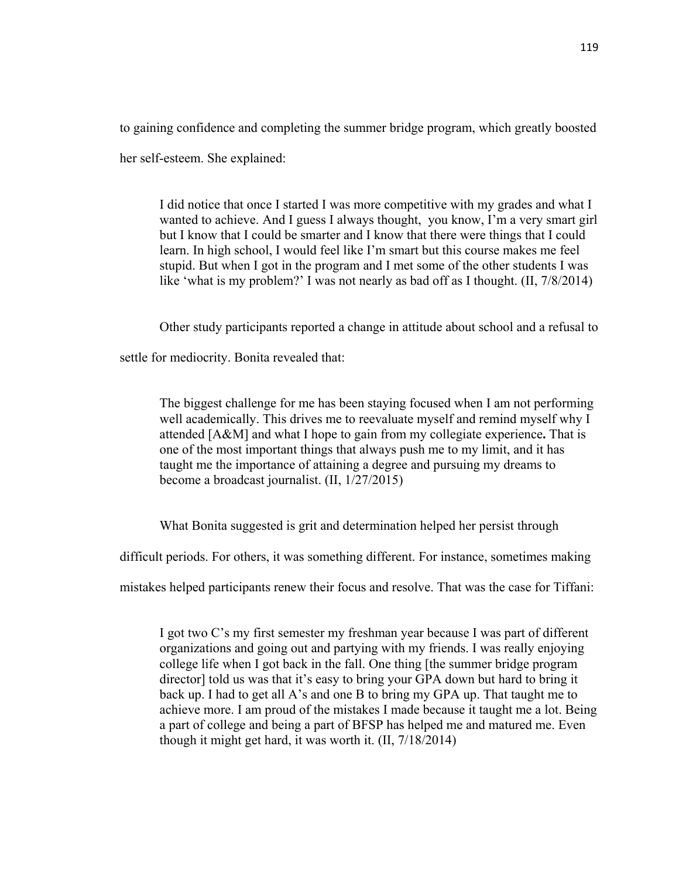to gaining confidence and completing the summer bridge program, which greatly boosted her self-esteem. She explained:

> I did notice that once I started I was more competitive with my grades and what I wanted to achieve. And I guess I always thought, you know, I'm a very smart girl but I know that I could be smarter and I know that there were things that I could learn. In high school, I would feel like I'm smart but this course makes me feel stupid. But when I got in the program and I met some of the other students I was like 'what is my problem?' I was not nearly as bad off as I thought. (II, 7/8/2014)

Other study participants reported a change in attitude about school and a refusal to settle for mediocrity. Bonita revealed that:

> The biggest challenge for me has been staying focused when I am not performing well academically. This drives me to reevaluate myself and remind myself why I attended [A&M] and what I hope to gain from my collegiate experience**.** That is one of the most important things that always push me to my limit, and it has taught me the importance of attaining a degree and pursuing my dreams to become a broadcast journalist. (II, 1/27/2015)

What Bonita suggested is grit and determination helped her persist through difficult periods. For others, it was something different. For instance, sometimes making mistakes helped participants renew their focus and resolve. That was the case for Tiffani:

> I got two C's my first semester my freshman year because I was part of different organizations and going out and partying with my friends. I was really enjoying college life when I got back in the fall. One thing [the summer bridge program director] told us was that it's easy to bring your GPA down but hard to bring it back up. I had to get all A's and one B to bring my GPA up. That taught me to achieve more. I am proud of the mistakes I made because it taught me a lot. Being a part of college and being a part of BFSP has helped me and matured me. Even though it might get hard, it was worth it. (II, 7/18/2014)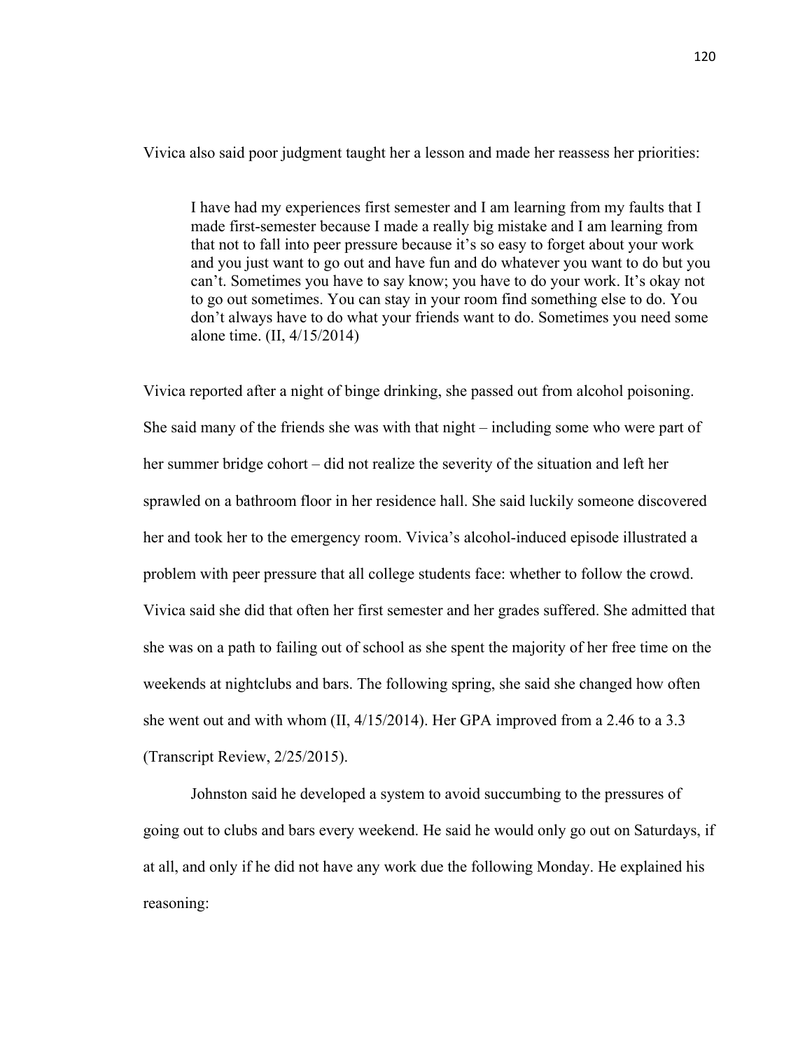Vivica also said poor judgment taught her a lesson and made her reassess her priorities:

> I have had my experiences first semester and I am learning from my faults that I made first-semester because I made a really big mistake and I am learning from that not to fall into peer pressure because it's so easy to forget about your work and you just want to go out and have fun and do whatever you want to do but you can't. Sometimes you have to say know; you have to do your work. It's okay not to go out sometimes. You can stay in your room find something else to do. You don't always have to do what your friends want to do. Sometimes you need some alone time. (II, 4/15/2014)

Vivica reported after a night of binge drinking, she passed out from alcohol poisoning. She said many of the friends she was with that night – including some who were part of her summer bridge cohort – did not realize the severity of the situation and left her sprawled on a bathroom floor in her residence hall. She said luckily someone discovered her and took her to the emergency room. Vivica's alcohol-induced episode illustrated a problem with peer pressure that all college students face: whether to follow the crowd. Vivica said she did that often her first semester and her grades suffered. She admitted that she was on a path to failing out of school as she spent the majority of her free time on the weekends at nightclubs and bars. The following spring, she said she changed how often she went out and with whom (II, 4/15/2014). Her GPA improved from a 2.46 to a 3.3 (Transcript Review, 2/25/2015).

Johnston said he developed a system to avoid succumbing to the pressures of going out to clubs and bars every weekend. He said he would only go out on Saturdays, if at all, and only if he did not have any work due the following Monday. He explained his reasoning: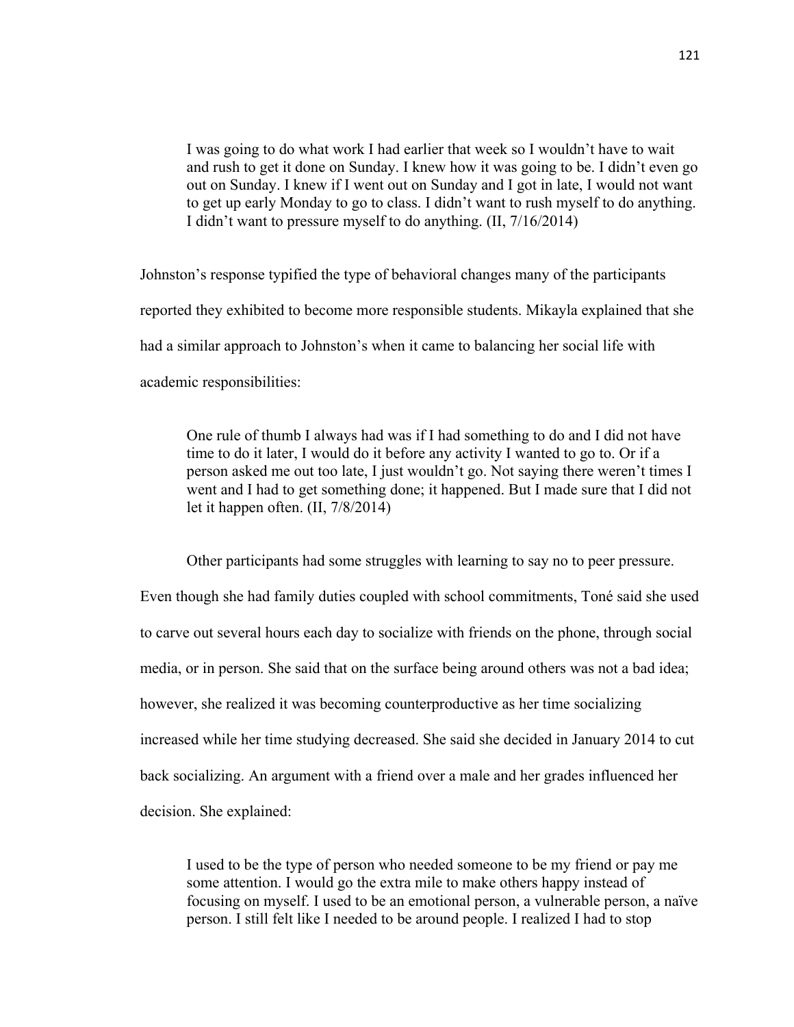> I was going to do what work I had earlier that week so I wouldn't have to wait and rush to get it done on Sunday. I knew how it was going to be. I didn't even go out on Sunday. I knew if I went out on Sunday and I got in late, I would not want to get up early Monday to go to class. I didn't want to rush myself to do anything. I didn't want to pressure myself to do anything. (II, 7/16/2014)

Johnston's response typified the type of behavioral changes many of the participants reported they exhibited to become more responsible students. Mikayla explained that she had a similar approach to Johnston's when it came to balancing her social life with academic responsibilities:

> One rule of thumb I always had was if I had something to do and I did not have time to do it later, I would do it before any activity I wanted to go to. Or if a person asked me out too late, I just wouldn't go. Not saying there weren't times I went and I had to get something done; it happened. But I made sure that I did not let it happen often. (II, 7/8/2014)

Other participants had some struggles with learning to say no to peer pressure. Even though she had family duties coupled with school commitments, Toné said she used to carve out several hours each day to socialize with friends on the phone, through social media, or in person. She said that on the surface being around others was not a bad idea; however, she realized it was becoming counterproductive as her time socializing increased while her time studying decreased. She said she decided in January 2014 to cut back socializing. An argument with a friend over a male and her grades influenced her decision. She explained:

> I used to be the type of person who needed someone to be my friend or pay me some attention. I would go the extra mile to make others happy instead of focusing on myself. I used to be an emotional person, a vulnerable person, a naïve person. I still felt like I needed to be around people. I realized I had to stop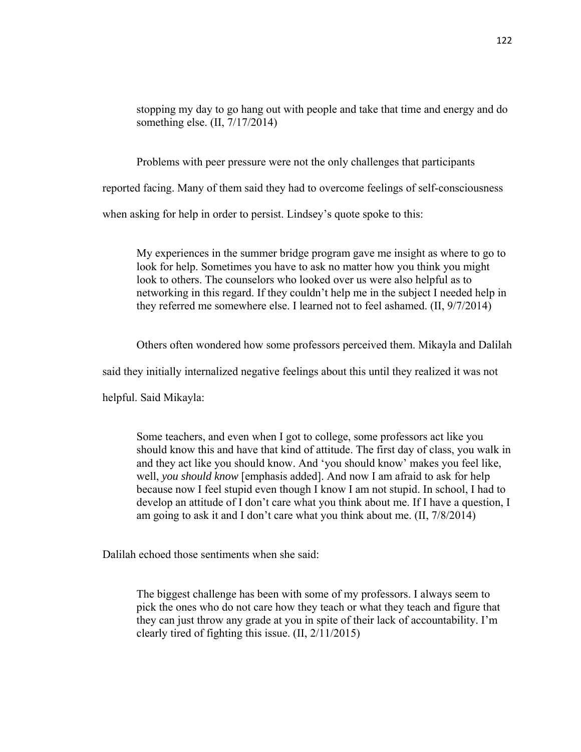> stopping my day to go hang out with people and take that time and energy and do something else. (II, 7/17/2014)

Problems with peer pressure were not the only challenges that participants reported facing. Many of them said they had to overcome feelings of self-consciousness when asking for help in order to persist. Lindsey's quote spoke to this:

> My experiences in the summer bridge program gave me insight as where to go to look for help. Sometimes you have to ask no matter how you think you might look to others. The counselors who looked over us were also helpful as to networking in this regard. If they couldn't help me in the subject I needed help in they referred me somewhere else. I learned not to feel ashamed. (II, 9/7/2014)

Others often wondered how some professors perceived them. Mikayla and Dalilah said they initially internalized negative feelings about this until they realized it was not helpful. Said Mikayla:

> Some teachers, and even when I got to college, some professors act like you should know this and have that kind of attitude. The first day of class, you walk in and they act like you should know. And 'you should know' makes you feel like, well, *you should know* [emphasis added]. And now I am afraid to ask for help because now I feel stupid even though I know I am not stupid. In school, I had to develop an attitude of I don't care what you think about me. If I have a question, I am going to ask it and I don't care what you think about me. (II, 7/8/2014)

Dalilah echoed those sentiments when she said:

> The biggest challenge has been with some of my professors. I always seem to pick the ones who do not care how they teach or what they teach and figure that they can just throw any grade at you in spite of their lack of accountability. I'm clearly tired of fighting this issue. (II, 2/11/2015)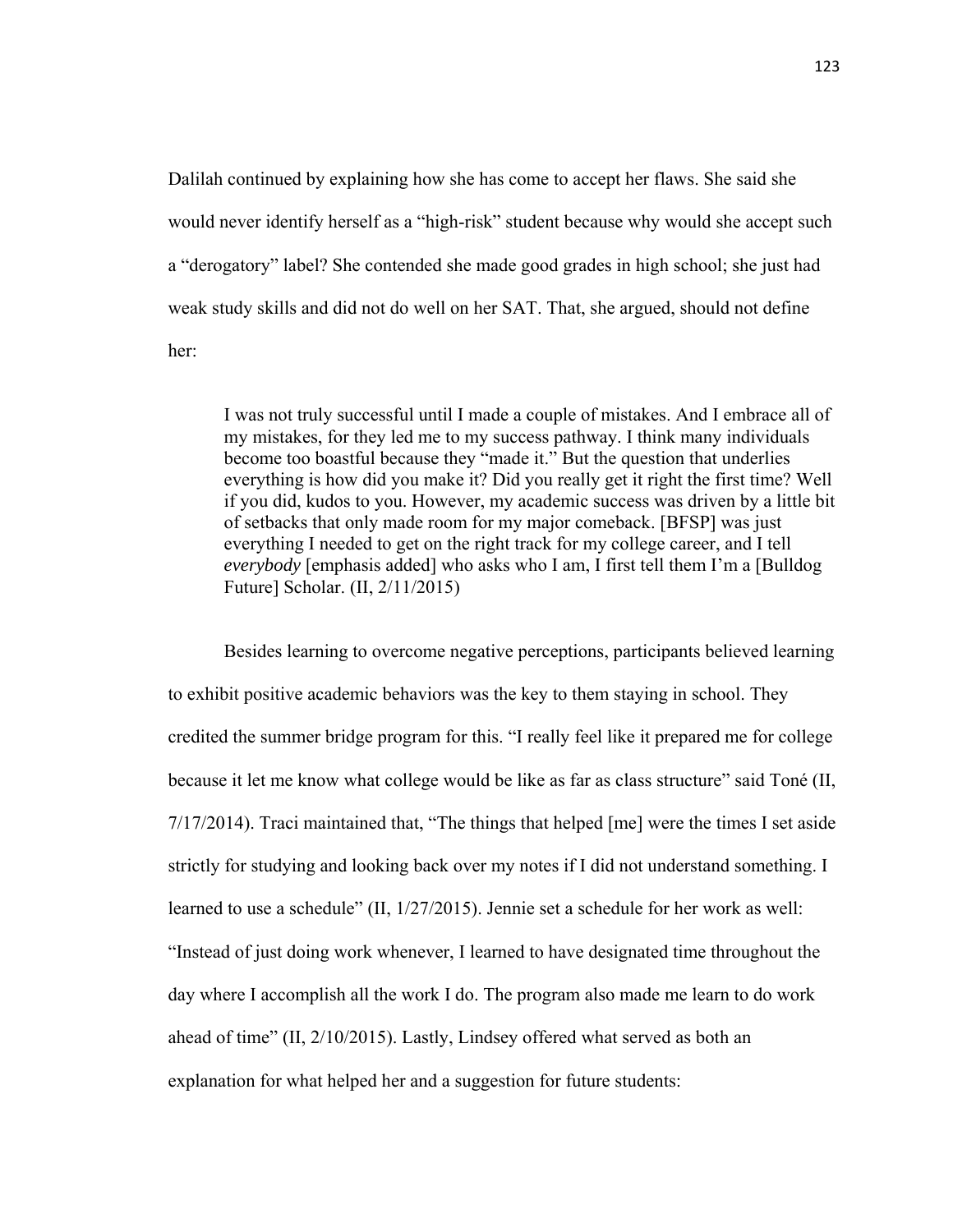Dalilah continued by explaining how she has come to accept her flaws. She said she would never identify herself as a "high-risk" student because why would she accept such a "derogatory" label? She contended she made good grades in high school; she just had weak study skills and did not do well on her SAT. That, she argued, should not define her:

> I was not truly successful until I made a couple of mistakes. And I embrace all of my mistakes, for they led me to my success pathway. I think many individuals become too boastful because they "made it." But the question that underlies everything is how did you make it? Did you really get it right the first time? Well if you did, kudos to you. However, my academic success was driven by a little bit of setbacks that only made room for my major comeback. [BFSP] was just everything I needed to get on the right track for my college career, and I tell *everybody* [emphasis added] who asks who I am, I first tell them I'm a [Bulldog Future] Scholar. (II, 2/11/2015)

Besides learning to overcome negative perceptions, participants believed learning to exhibit positive academic behaviors was the key to them staying in school. They credited the summer bridge program for this. "I really feel like it prepared me for college because it let me know what college would be like as far as class structure" said Toné (II, 7/17/2014). Traci maintained that, "The things that helped [me] were the times I set aside strictly for studying and looking back over my notes if I did not understand something. I learned to use a schedule" (II, 1/27/2015). Jennie set a schedule for her work as well: "Instead of just doing work whenever, I learned to have designated time throughout the day where I accomplish all the work I do. The program also made me learn to do work ahead of time" (II, 2/10/2015). Lastly, Lindsey offered what served as both an explanation for what helped her and a suggestion for future students: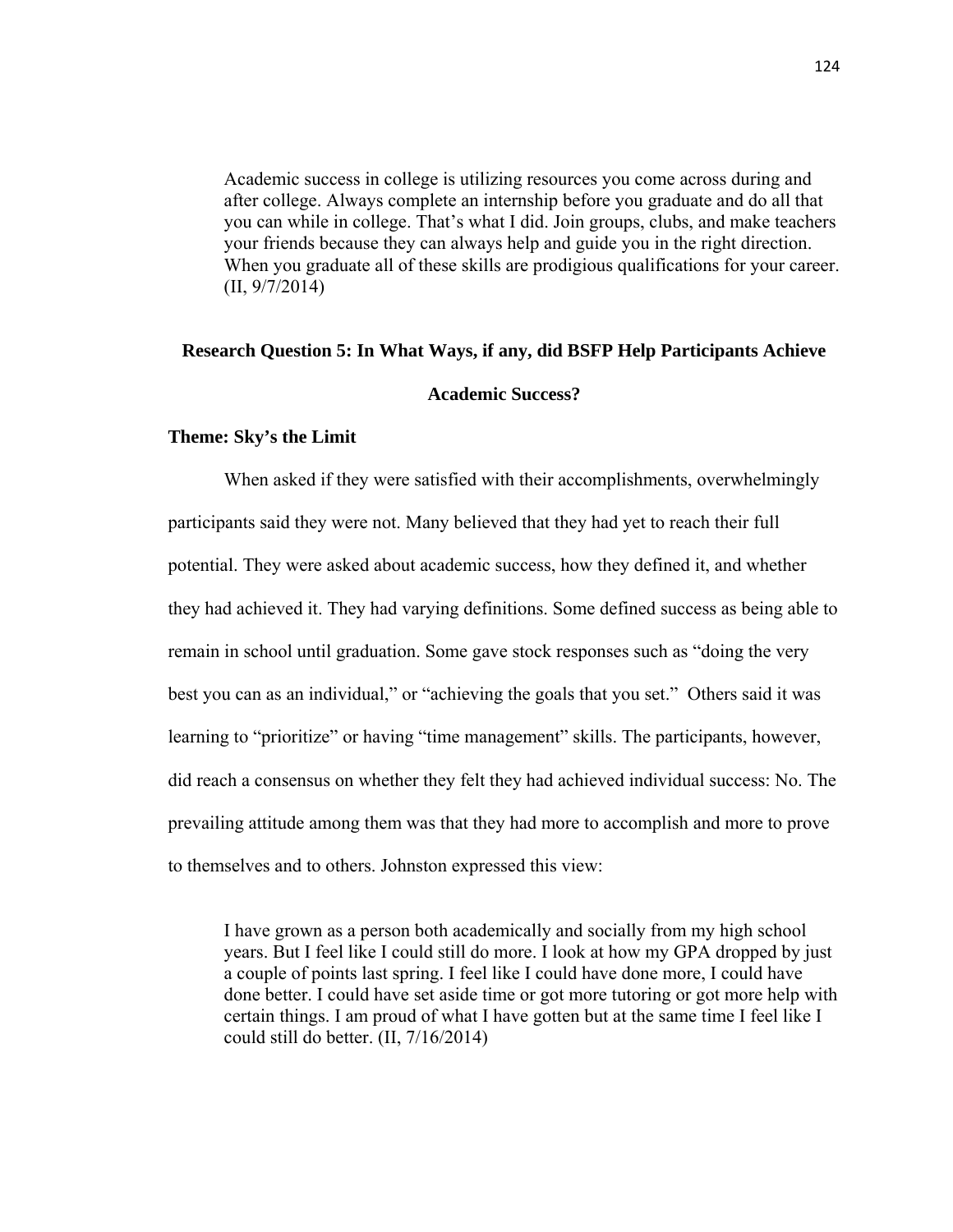> Academic success in college is utilizing resources you come across during and after college. Always complete an internship before you graduate and do all that you can while in college. That's what I did. Join groups, clubs, and make teachers your friends because they can always help and guide you in the right direction. When you graduate all of these skills are prodigious qualifications for your career. (II, 9/7/2014)

## Research Question 5: In What Ways, if any, did BSFP Help Participants Achieve Academic Success?

### Theme: Sky's the Limit

When asked if they were satisfied with their accomplishments, overwhelmingly participants said they were not. Many believed that they had yet to reach their full potential. They were asked about academic success, how they defined it, and whether they had achieved it. They had varying definitions. Some defined success as being able to remain in school until graduation. Some gave stock responses such as "doing the very best you can as an individual," or "achieving the goals that you set." Others said it was learning to "prioritize" or having "time management" skills. The participants, however, did reach a consensus on whether they felt they had achieved individual success: No. The prevailing attitude among them was that they had more to accomplish and more to prove to themselves and to others. Johnston expressed this view:

> I have grown as a person both academically and socially from my high school years. But I feel like I could still do more. I look at how my GPA dropped by just a couple of points last spring. I feel like I could have done more, I could have done better. I could have set aside time or got more tutoring or got more help with certain things. I am proud of what I have gotten but at the same time I feel like I could still do better. (II, 7/16/2014)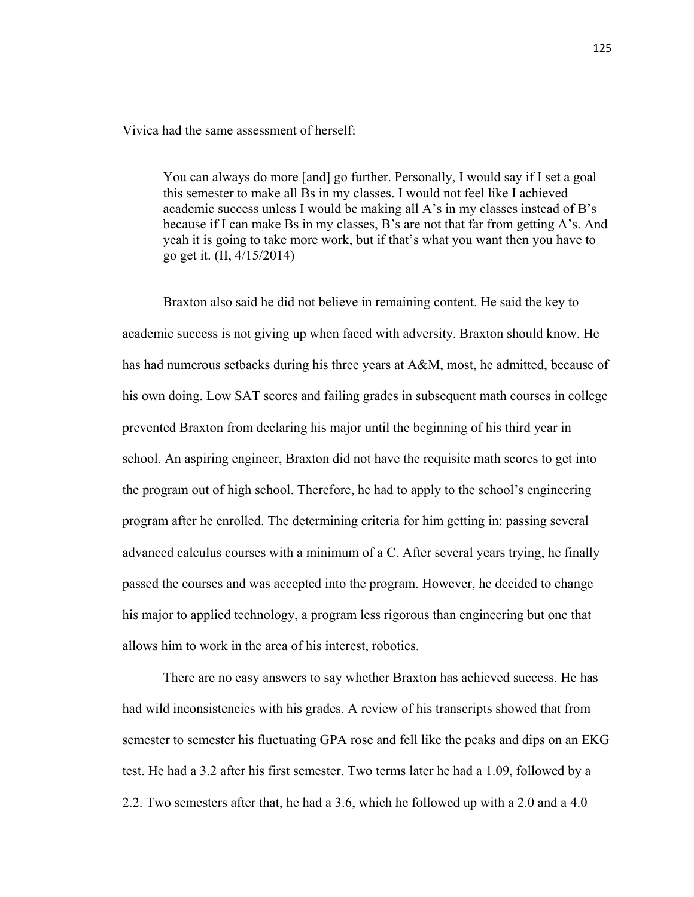Vivica had the same assessment of herself:

> You can always do more [and] go further. Personally, I would say if I set a goal this semester to make all Bs in my classes. I would not feel like I achieved academic success unless I would be making all A's in my classes instead of B's because if I can make Bs in my classes, B's are not that far from getting A's. And yeah it is going to take more work, but if that's what you want then you have to go get it. (II, 4/15/2014)

Braxton also said he did not believe in remaining content. He said the key to academic success is not giving up when faced with adversity. Braxton should know. He has had numerous setbacks during his three years at A&M, most, he admitted, because of his own doing. Low SAT scores and failing grades in subsequent math courses in college prevented Braxton from declaring his major until the beginning of his third year in school. An aspiring engineer, Braxton did not have the requisite math scores to get into the program out of high school. Therefore, he had to apply to the school's engineering program after he enrolled. The determining criteria for him getting in: passing several advanced calculus courses with a minimum of a C. After several years trying, he finally passed the courses and was accepted into the program. However, he decided to change his major to applied technology, a program less rigorous than engineering but one that allows him to work in the area of his interest, robotics.

There are no easy answers to say whether Braxton has achieved success. He has had wild inconsistencies with his grades. A review of his transcripts showed that from semester to semester his fluctuating GPA rose and fell like the peaks and dips on an EKG test. He had a 3.2 after his first semester. Two terms later he had a 1.09, followed by a 2.2. Two semesters after that, he had a 3.6, which he followed up with a 2.0 and a 4.0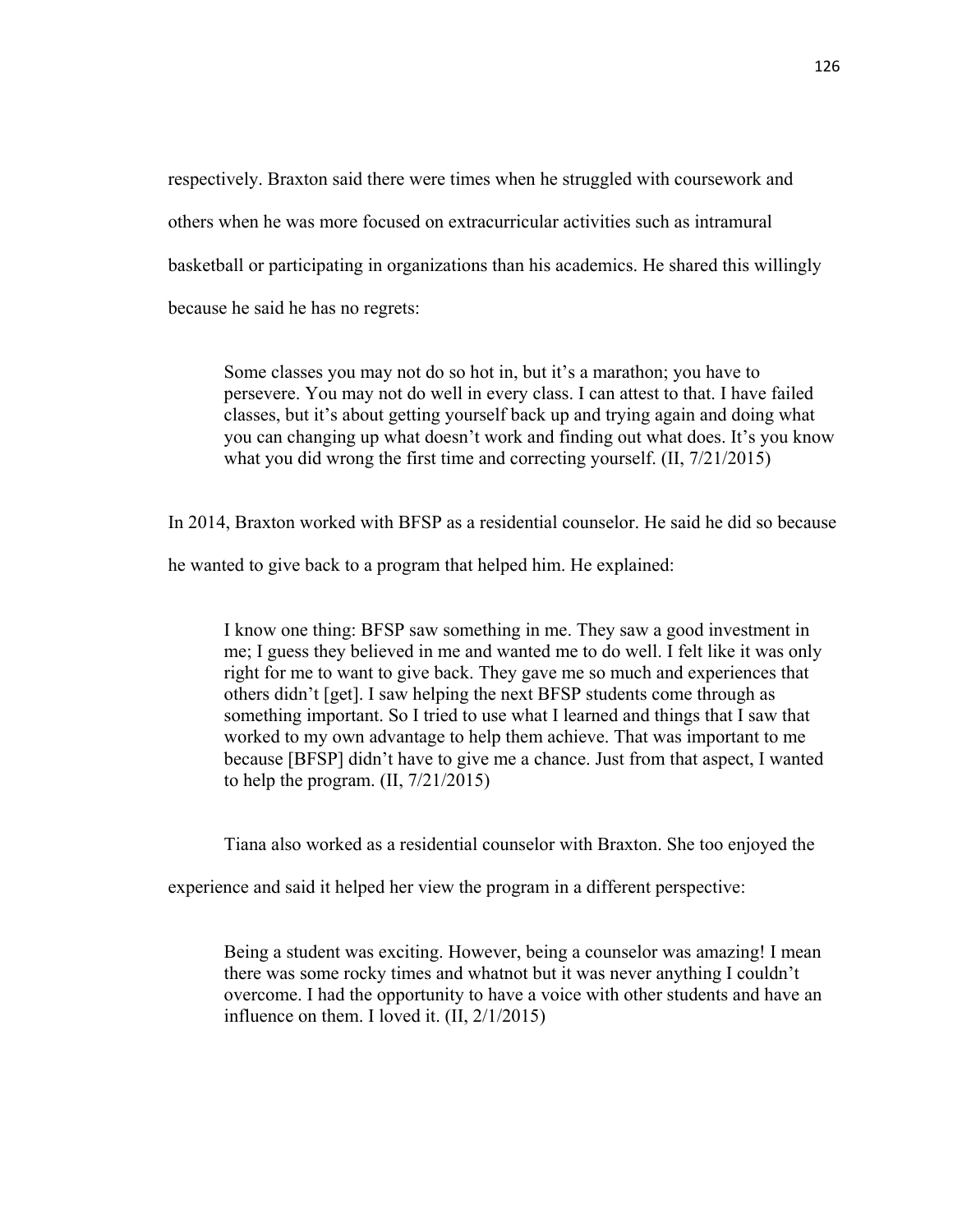respectively. Braxton said there were times when he struggled with coursework and others when he was more focused on extracurricular activities such as intramural basketball or participating in organizations than his academics. He shared this willingly because he said he has no regrets:

> Some classes you may not do so hot in, but it's a marathon; you have to persevere. You may not do well in every class. I can attest to that. I have failed classes, but it's about getting yourself back up and trying again and doing what you can changing up what doesn't work and finding out what does. It's you know what you did wrong the first time and correcting yourself. (II, 7/21/2015)

In 2014, Braxton worked with BFSP as a residential counselor. He said he did so because he wanted to give back to a program that helped him. He explained:

> I know one thing: BFSP saw something in me. They saw a good investment in me; I guess they believed in me and wanted me to do well. I felt like it was only right for me to want to give back. They gave me so much and experiences that others didn't [get]. I saw helping the next BFSP students come through as something important. So I tried to use what I learned and things that I saw that worked to my own advantage to help them achieve. That was important to me because [BFSP] didn't have to give me a chance. Just from that aspect, I wanted to help the program. (II, 7/21/2015)

Tiana also worked as a residential counselor with Braxton. She too enjoyed the experience and said it helped her view the program in a different perspective:

> Being a student was exciting. However, being a counselor was amazing! I mean there was some rocky times and whatnot but it was never anything I couldn't overcome. I had the opportunity to have a voice with other students and have an influence on them. I loved it. (II, 2/1/2015)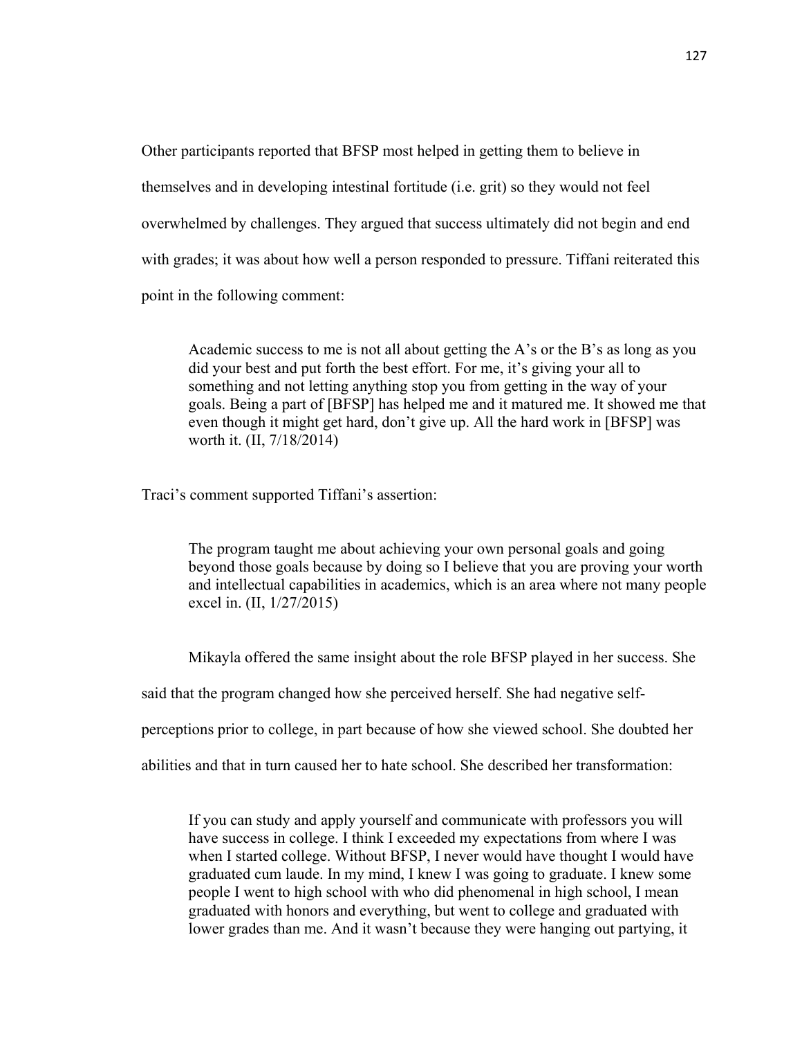Other participants reported that BFSP most helped in getting them to believe in themselves and in developing intestinal fortitude (i.e. grit) so they would not feel overwhelmed by challenges. They argued that success ultimately did not begin and end with grades; it was about how well a person responded to pressure. Tiffani reiterated this point in the following comment:

> Academic success to me is not all about getting the A's or the B's as long as you did your best and put forth the best effort. For me, it's giving your all to something and not letting anything stop you from getting in the way of your goals. Being a part of [BFSP] has helped me and it matured me. It showed me that even though it might get hard, don't give up. All the hard work in [BFSP] was worth it. (II, 7/18/2014)

Traci's comment supported Tiffani's assertion:

> The program taught me about achieving your own personal goals and going beyond those goals because by doing so I believe that you are proving your worth and intellectual capabilities in academics, which is an area where not many people excel in. (II, 1/27/2015)

Mikayla offered the same insight about the role BFSP played in her success. She said that the program changed how she perceived herself. She had negative self-perceptions prior to college, in part because of how she viewed school. She doubted her abilities and that in turn caused her to hate school. She described her transformation:

> If you can study and apply yourself and communicate with professors you will have success in college. I think I exceeded my expectations from where I was when I started college. Without BFSP, I never would have thought I would have graduated cum laude. In my mind, I knew I was going to graduate. I knew some people I went to high school with who did phenomenal in high school, I mean graduated with honors and everything, but went to college and graduated with lower grades than me. And it wasn't because they were hanging out partying, it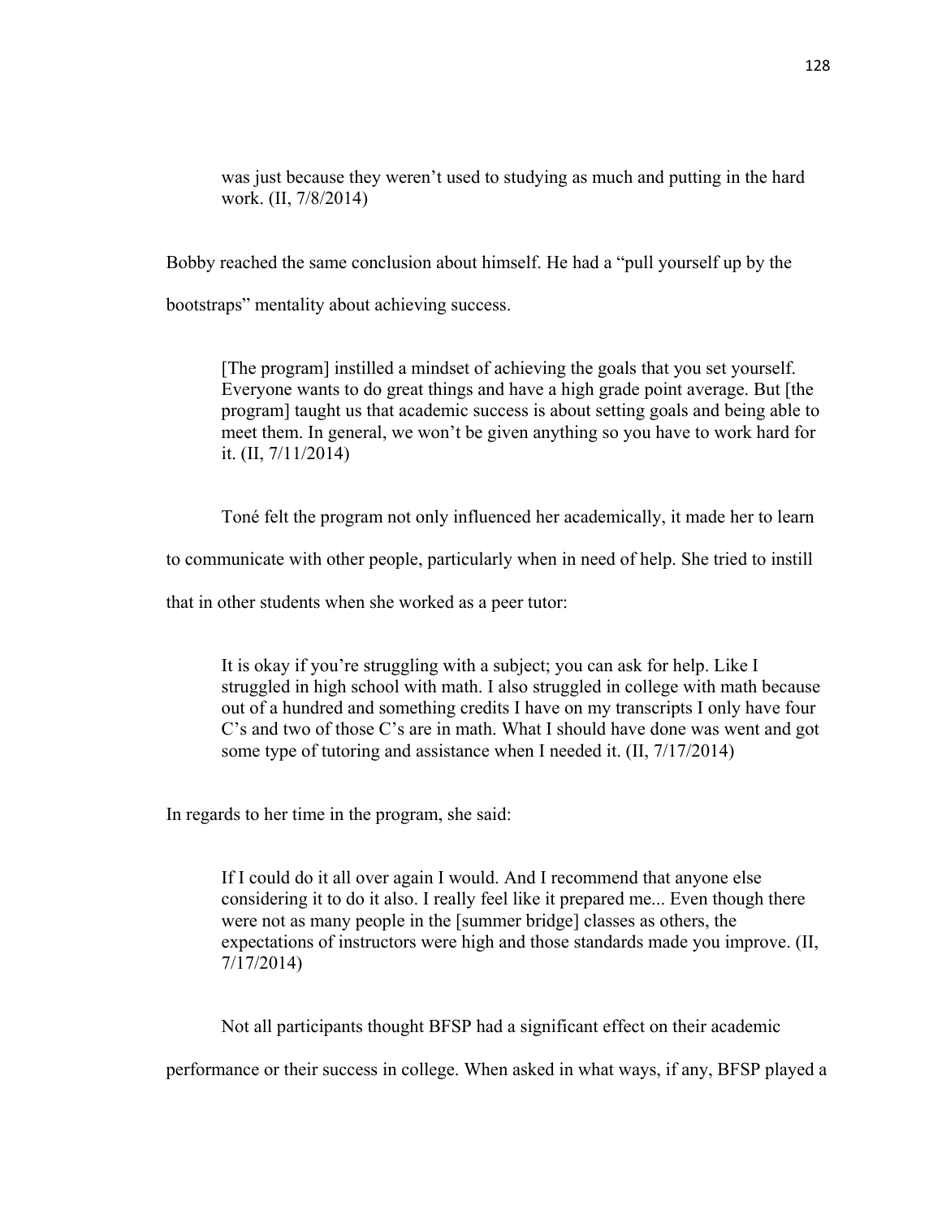> was just because they weren't used to studying as much and putting in the hard work. (II, 7/8/2014)

Bobby reached the same conclusion about himself. He had a "pull yourself up by the bootstraps" mentality about achieving success.

> [The program] instilled a mindset of achieving the goals that you set yourself. Everyone wants to do great things and have a high grade point average. But [the program] taught us that academic success is about setting goals and being able to meet them. In general, we won't be given anything so you have to work hard for it. (II, 7/11/2014)

Toné felt the program not only influenced her academically, it made her to learn to communicate with other people, particularly when in need of help. She tried to instill that in other students when she worked as a peer tutor:

> It is okay if you're struggling with a subject; you can ask for help. Like I struggled in high school with math. I also struggled in college with math because out of a hundred and something credits I have on my transcripts I only have four C's and two of those C's are in math. What I should have done was went and got some type of tutoring and assistance when I needed it. (II, 7/17/2014)

In regards to her time in the program, she said:

> If I could do it all over again I would. And I recommend that anyone else considering it to do it also. I really feel like it prepared me... Even though there were not as many people in the [summer bridge] classes as others, the expectations of instructors were high and those standards made you improve. (II, 7/17/2014)

Not all participants thought BFSP had a significant effect on their academic performance or their success in college. When asked in what ways, if any, BFSP played a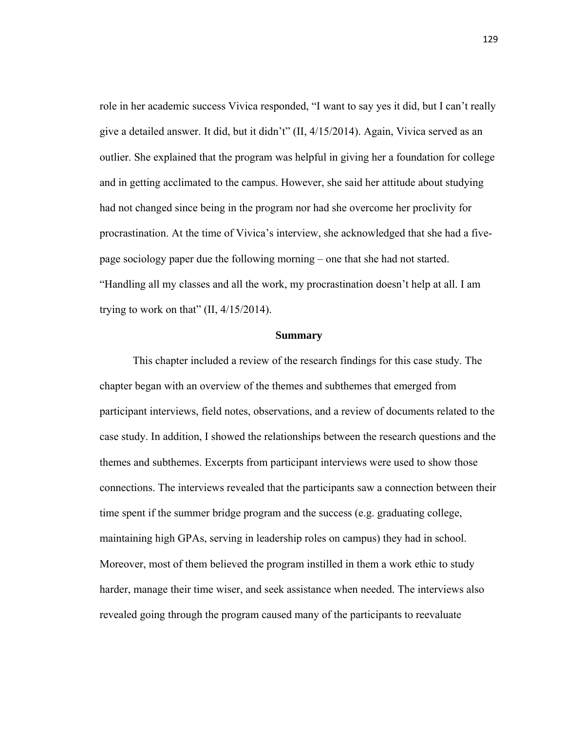role in her academic success Vivica responded, "I want to say yes it did, but I can't really give a detailed answer. It did, but it didn't" (II, 4/15/2014). Again, Vivica served as an outlier. She explained that the program was helpful in giving her a foundation for college and in getting acclimated to the campus. However, she said her attitude about studying had not changed since being in the program nor had she overcome her proclivity for procrastination. At the time of Vivica's interview, she acknowledged that she had a five-page sociology paper due the following morning – one that she had not started. "Handling all my classes and all the work, my procrastination doesn't help at all. I am trying to work on that" (II, 4/15/2014).

## Summary

This chapter included a review of the research findings for this case study. The chapter began with an overview of the themes and subthemes that emerged from participant interviews, field notes, observations, and a review of documents related to the case study. In addition, I showed the relationships between the research questions and the themes and subthemes. Excerpts from participant interviews were used to show those connections. The interviews revealed that the participants saw a connection between their time spent if the summer bridge program and the success (e.g. graduating college, maintaining high GPAs, serving in leadership roles on campus) they had in school. Moreover, most of them believed the program instilled in them a work ethic to study harder, manage their time wiser, and seek assistance when needed. The interviews also revealed going through the program caused many of the participants to reevaluate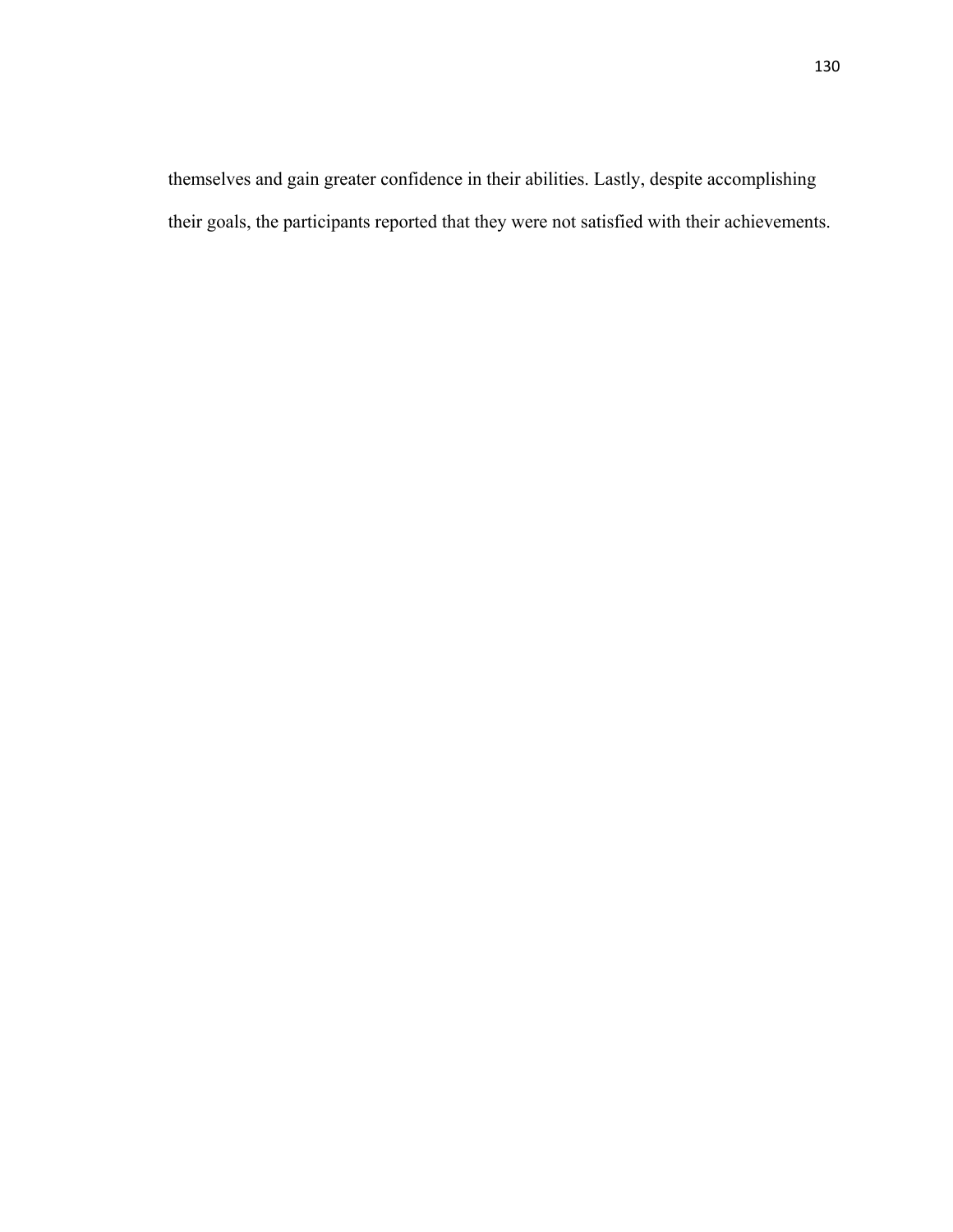themselves and gain greater confidence in their abilities. Lastly, despite accomplishing their goals, the participants reported that they were not satisfied with their achievements.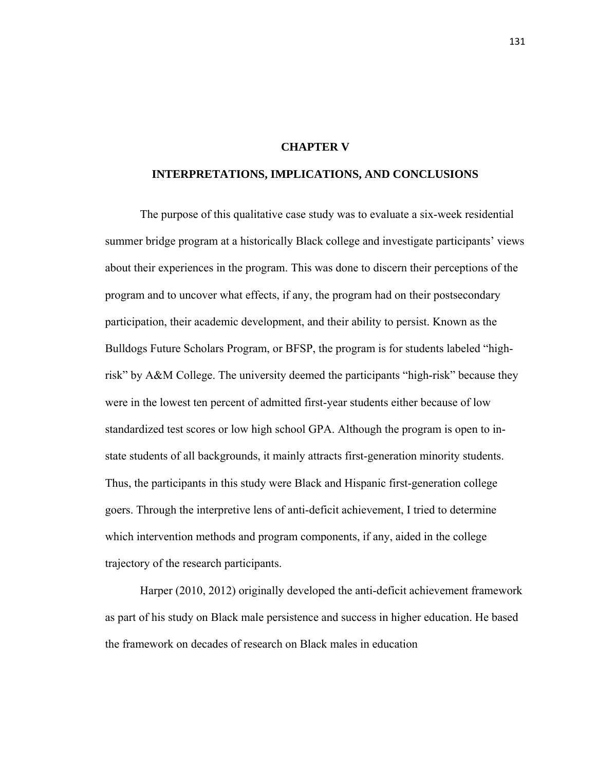# CHAPTER V

# INTERPRETATIONS, IMPLICATIONS, AND CONCLUSIONS

The purpose of this qualitative case study was to evaluate a six-week residential summer bridge program at a historically Black college and investigate participants' views about their experiences in the program. This was done to discern their perceptions of the program and to uncover what effects, if any, the program had on their postsecondary participation, their academic development, and their ability to persist. Known as the Bulldogs Future Scholars Program, or BFSP, the program is for students labeled "high-risk" by A&M College. The university deemed the participants "high-risk" because they were in the lowest ten percent of admitted first-year students either because of low standardized test scores or low high school GPA. Although the program is open to in-state students of all backgrounds, it mainly attracts first-generation minority students. Thus, the participants in this study were Black and Hispanic first-generation college goers. Through the interpretive lens of anti-deficit achievement, I tried to determine which intervention methods and program components, if any, aided in the college trajectory of the research participants.

Harper (2010, 2012) originally developed the anti-deficit achievement framework as part of his study on Black male persistence and success in higher education. He based the framework on decades of research on Black males in education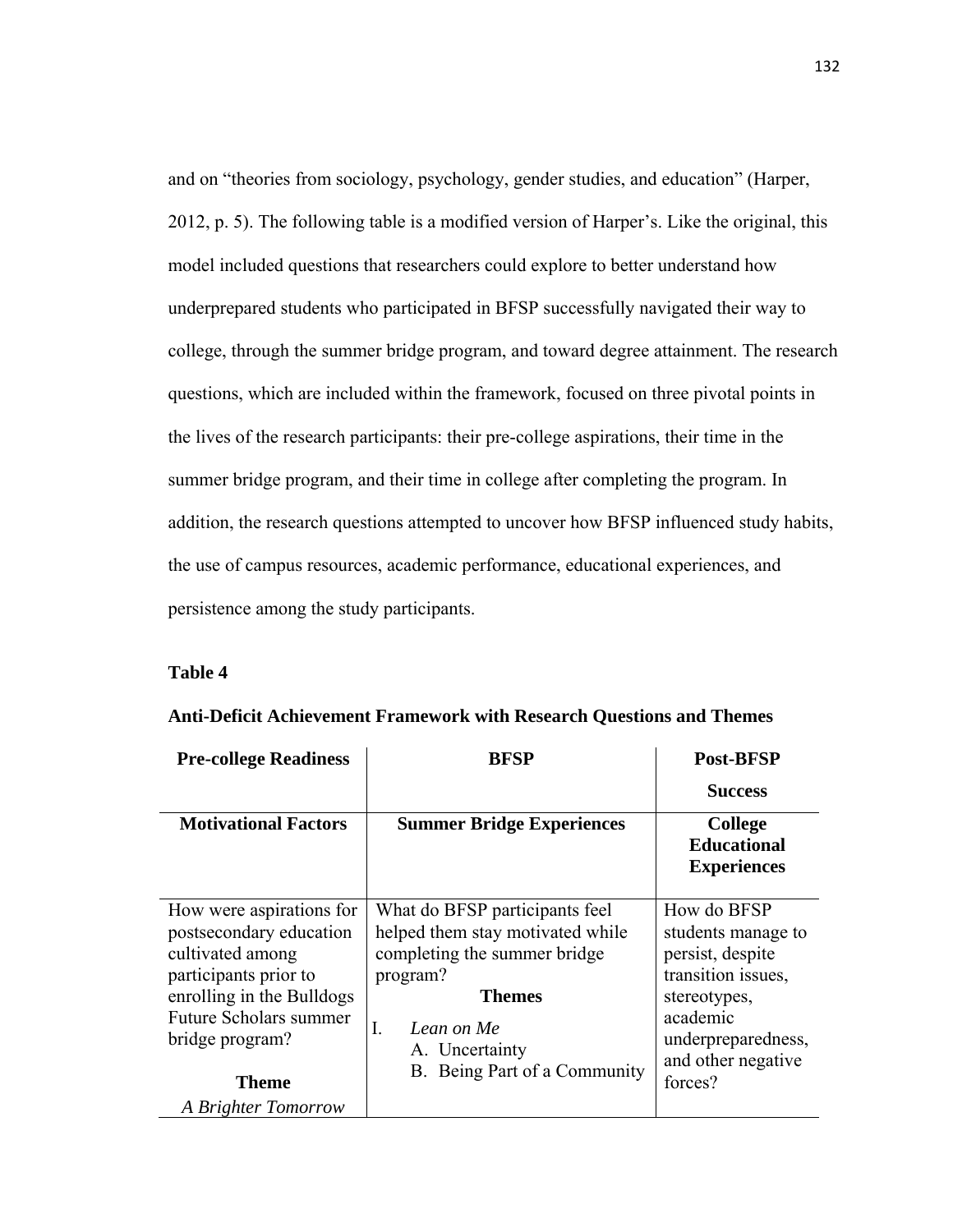and on "theories from sociology, psychology, gender studies, and education" (Harper, 2012, p. 5). The following table is a modified version of Harper's. Like the original, this model included questions that researchers could explore to better understand how underprepared students who participated in BFSP successfully navigated their way to college, through the summer bridge program, and toward degree attainment. The research questions, which are included within the framework, focused on three pivotal points in the lives of the research participants: their pre-college aspirations, their time in the summer bridge program, and their time in college after completing the program. In addition, the research questions attempted to uncover how BFSP influenced study habits, the use of campus resources, academic performance, educational experiences, and persistence among the study participants.

**Table 4**

**Anti-Deficit Achievement Framework with Research Questions and Themes**

| **Pre-college Readiness** | **BFSP** | **Post-BFSP Success** |
|---|---|---|
| **Motivational Factors** | **Summer Bridge Experiences** | **College Educational Experiences** |
| How were aspirations for postsecondary education cultivated among participants prior to enrolling in the Bulldogs Future Scholars summer bridge program? **Theme** *A Brighter Tomorrow* | What do BFSP participants feel helped them stay motivated while completing the summer bridge program? **Themes** I. *Lean on Me* A. Uncertainty B. Being Part of a Community | How do BFSP students manage to persist, despite transition issues, stereotypes, academic underpreparedness, and other negative forces? |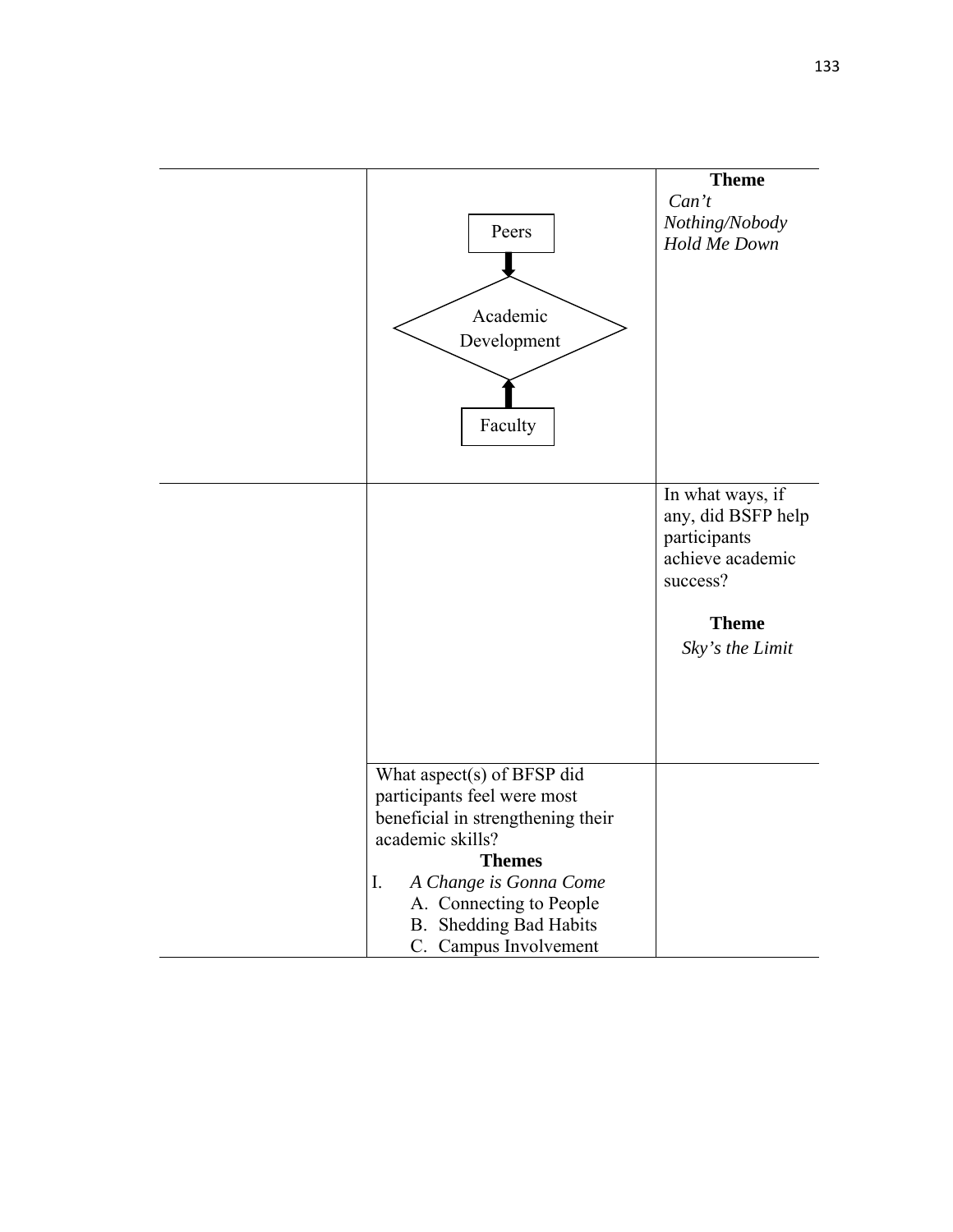|  |  |  |
|---|---|---|
|  | Peers → Academic Development ← Faculty | **Theme** *Can't Nothing/Nobody Hold Me Down* |
|  |  | In what ways, if any, did BSFP help participants achieve academic success? **Theme** *Sky's the Limit* |
|  | What aspect(s) of BFSP did participants feel were most beneficial in strengthening their academic skills? **Themes** I. *A Change is Gonna Come* A. Connecting to People B. Shedding Bad Habits C. Campus Involvement |  |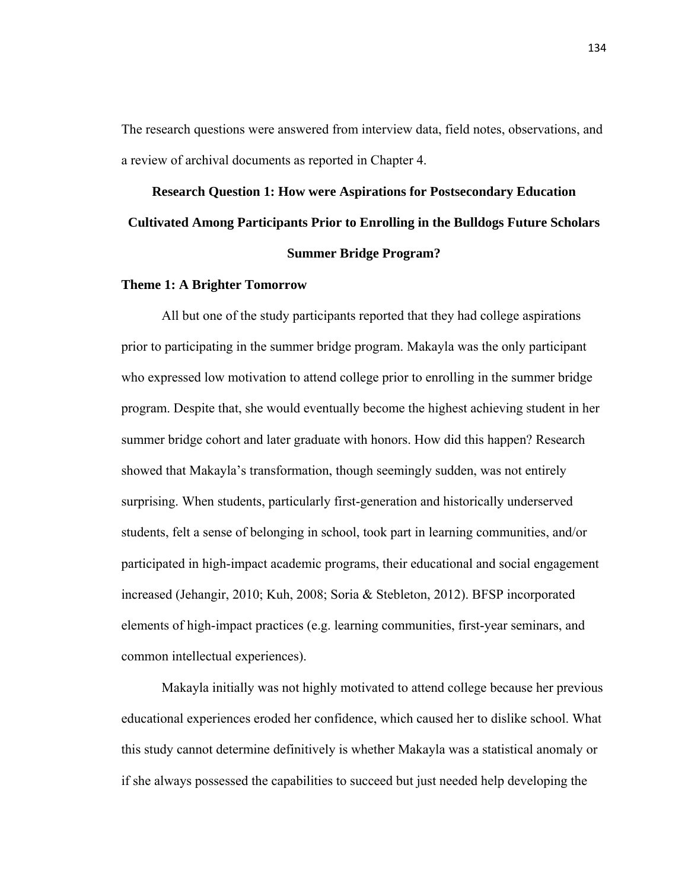The research questions were answered from interview data, field notes, observations, and a review of archival documents as reported in Chapter 4.

## Research Question 1: How were Aspirations for Postsecondary Education Cultivated Among Participants Prior to Enrolling in the Bulldogs Future Scholars Summer Bridge Program?

### Theme 1: A Brighter Tomorrow

All but one of the study participants reported that they had college aspirations prior to participating in the summer bridge program. Makayla was the only participant who expressed low motivation to attend college prior to enrolling in the summer bridge program. Despite that, she would eventually become the highest achieving student in her summer bridge cohort and later graduate with honors. How did this happen? Research showed that Makayla's transformation, though seemingly sudden, was not entirely surprising. When students, particularly first-generation and historically underserved students, felt a sense of belonging in school, took part in learning communities, and/or participated in high-impact academic programs, their educational and social engagement increased (Jehangir, 2010; Kuh, 2008; Soria & Stebleton, 2012). BFSP incorporated elements of high-impact practices (e.g. learning communities, first-year seminars, and common intellectual experiences).

Makayla initially was not highly motivated to attend college because her previous educational experiences eroded her confidence, which caused her to dislike school. What this study cannot determine definitively is whether Makayla was a statistical anomaly or if she always possessed the capabilities to succeed but just needed help developing the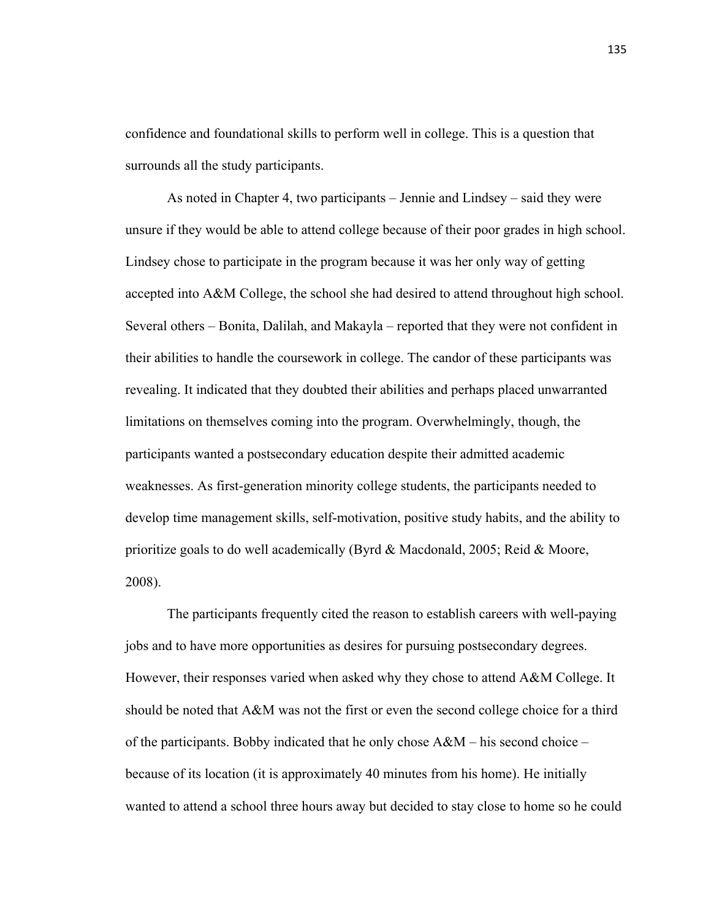confidence and foundational skills to perform well in college. This is a question that surrounds all the study participants.

As noted in Chapter 4, two participants – Jennie and Lindsey – said they were unsure if they would be able to attend college because of their poor grades in high school. Lindsey chose to participate in the program because it was her only way of getting accepted into A&M College, the school she had desired to attend throughout high school. Several others – Bonita, Dalilah, and Makayla – reported that they were not confident in their abilities to handle the coursework in college. The candor of these participants was revealing. It indicated that they doubted their abilities and perhaps placed unwarranted limitations on themselves coming into the program. Overwhelmingly, though, the participants wanted a postsecondary education despite their admitted academic weaknesses. As first-generation minority college students, the participants needed to develop time management skills, self-motivation, positive study habits, and the ability to prioritize goals to do well academically (Byrd & Macdonald, 2005; Reid & Moore, 2008).

The participants frequently cited the reason to establish careers with well-paying jobs and to have more opportunities as desires for pursuing postsecondary degrees. However, their responses varied when asked why they chose to attend A&M College. It should be noted that A&M was not the first or even the second college choice for a third of the participants. Bobby indicated that he only chose A&M – his second choice – because of its location (it is approximately 40 minutes from his home). He initially wanted to attend a school three hours away but decided to stay close to home so he could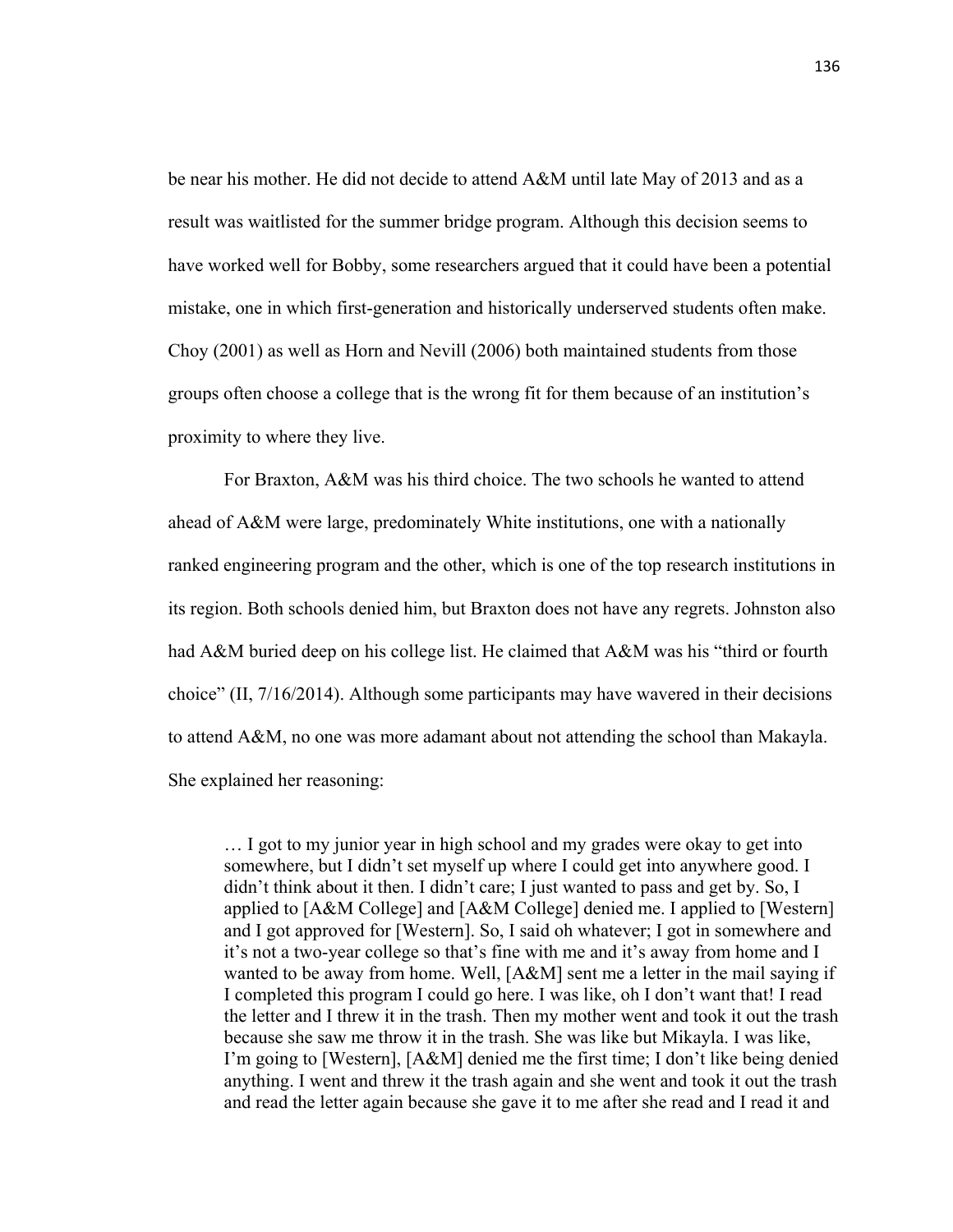be near his mother. He did not decide to attend A&M until late May of 2013 and as a result was waitlisted for the summer bridge program. Although this decision seems to have worked well for Bobby, some researchers argued that it could have been a potential mistake, one in which first-generation and historically underserved students often make. Choy (2001) as well as Horn and Nevill (2006) both maintained students from those groups often choose a college that is the wrong fit for them because of an institution's proximity to where they live.

For Braxton, A&M was his third choice. The two schools he wanted to attend ahead of A&M were large, predominately White institutions, one with a nationally ranked engineering program and the other, which is one of the top research institutions in its region. Both schools denied him, but Braxton does not have any regrets. Johnston also had A&M buried deep on his college list. He claimed that A&M was his "third or fourth choice" (II, 7/16/2014). Although some participants may have wavered in their decisions to attend A&M, no one was more adamant about not attending the school than Makayla. She explained her reasoning:

> … I got to my junior year in high school and my grades were okay to get into somewhere, but I didn't set myself up where I could get into anywhere good. I didn't think about it then. I didn't care; I just wanted to pass and get by. So, I applied to [A&M College] and [A&M College] denied me. I applied to [Western] and I got approved for [Western]. So, I said oh whatever; I got in somewhere and it's not a two-year college so that's fine with me and it's away from home and I wanted to be away from home. Well, [A&M] sent me a letter in the mail saying if I completed this program I could go here. I was like, oh I don't want that! I read the letter and I threw it in the trash. Then my mother went and took it out the trash because she saw me throw it in the trash. She was like but Mikayla. I was like, I'm going to [Western], [A&M] denied me the first time; I don't like being denied anything. I went and threw it the trash again and she went and took it out the trash and read the letter again because she gave it to me after she read and I read it and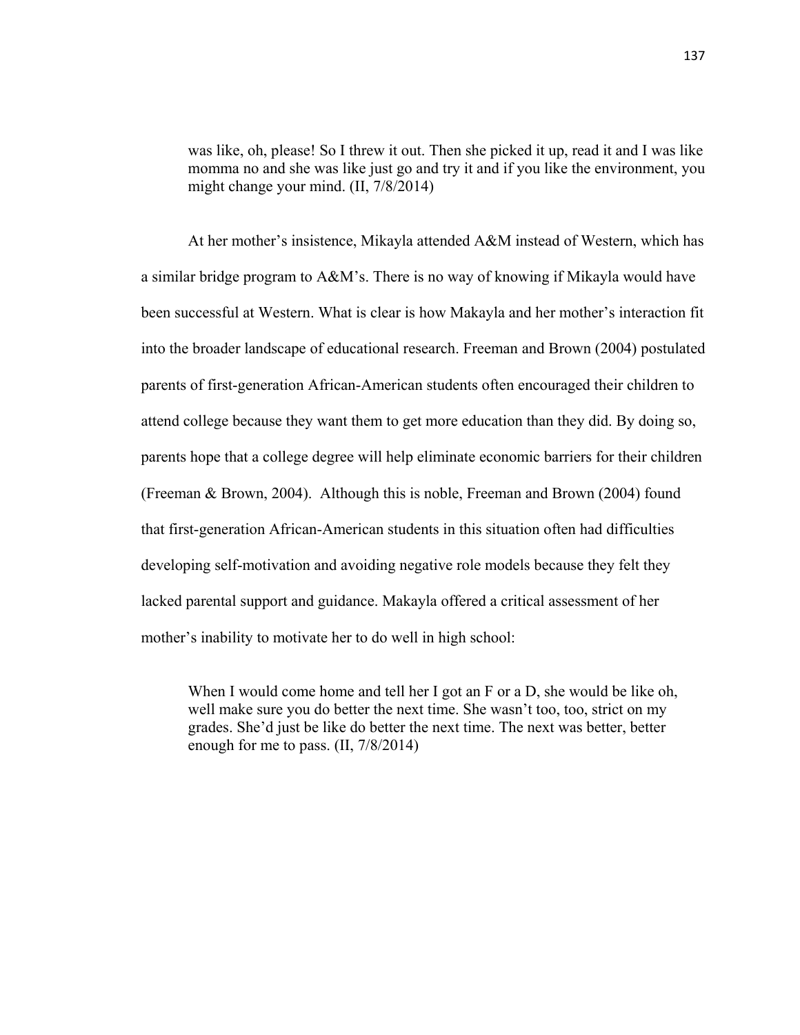> was like, oh, please! So I threw it out. Then she picked it up, read it and I was like momma no and she was like just go and try it and if you like the environment, you might change your mind. (II, 7/8/2014)

At her mother's insistence, Mikayla attended A&M instead of Western, which has a similar bridge program to A&M's. There is no way of knowing if Mikayla would have been successful at Western. What is clear is how Makayla and her mother's interaction fit into the broader landscape of educational research. Freeman and Brown (2004) postulated parents of first-generation African-American students often encouraged their children to attend college because they want them to get more education than they did. By doing so, parents hope that a college degree will help eliminate economic barriers for their children (Freeman & Brown, 2004). Although this is noble, Freeman and Brown (2004) found that first-generation African-American students in this situation often had difficulties developing self-motivation and avoiding negative role models because they felt they lacked parental support and guidance. Makayla offered a critical assessment of her mother's inability to motivate her to do well in high school:

> When I would come home and tell her I got an F or a D, she would be like oh, well make sure you do better the next time. She wasn't too, too, strict on my grades. She'd just be like do better the next time. The next was better, better enough for me to pass. (II, 7/8/2014)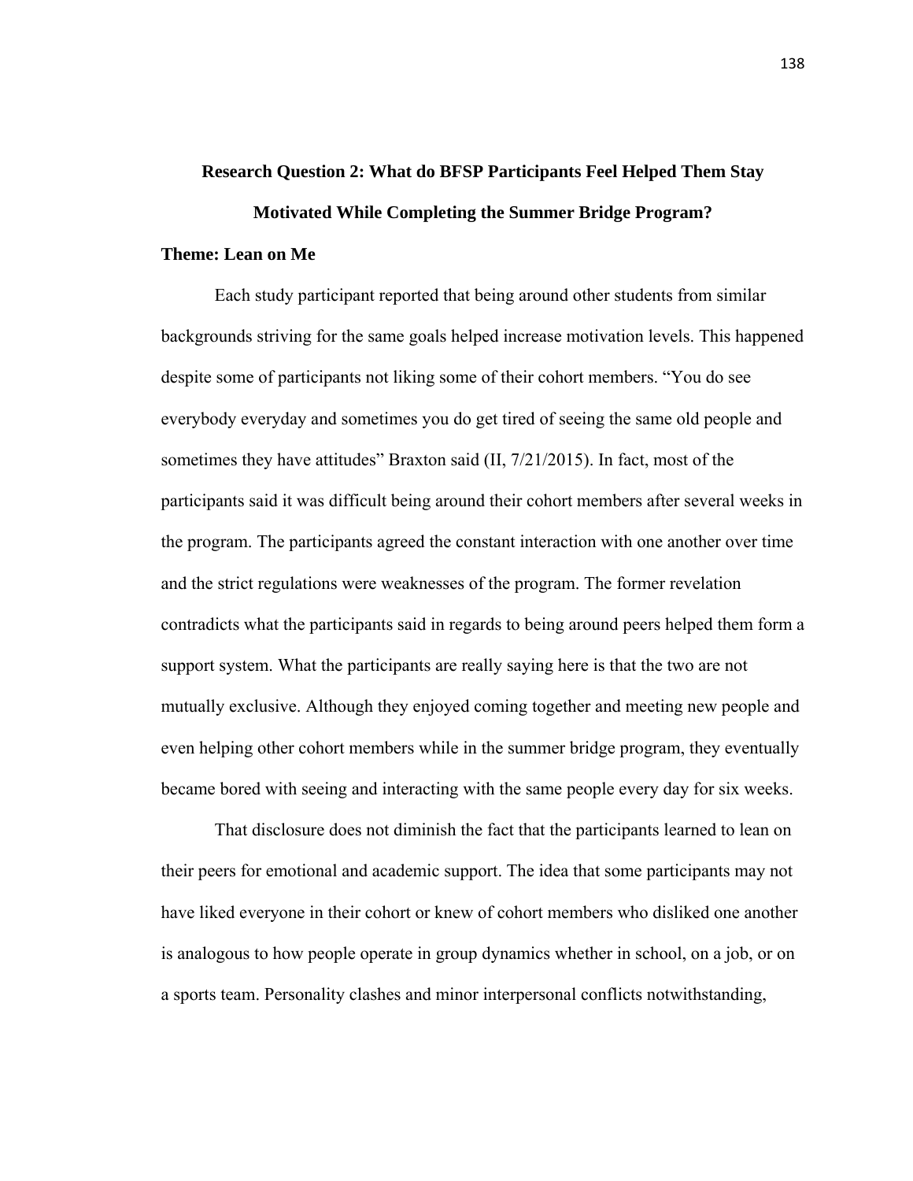## Research Question 2: What do BFSP Participants Feel Helped Them Stay Motivated While Completing the Summer Bridge Program?

### Theme: Lean on Me

Each study participant reported that being around other students from similar backgrounds striving for the same goals helped increase motivation levels. This happened despite some of participants not liking some of their cohort members. "You do see everybody everyday and sometimes you do get tired of seeing the same old people and sometimes they have attitudes" Braxton said (II, 7/21/2015). In fact, most of the participants said it was difficult being around their cohort members after several weeks in the program. The participants agreed the constant interaction with one another over time and the strict regulations were weaknesses of the program. The former revelation contradicts what the participants said in regards to being around peers helped them form a support system. What the participants are really saying here is that the two are not mutually exclusive. Although they enjoyed coming together and meeting new people and even helping other cohort members while in the summer bridge program, they eventually became bored with seeing and interacting with the same people every day for six weeks.

That disclosure does not diminish the fact that the participants learned to lean on their peers for emotional and academic support. The idea that some participants may not have liked everyone in their cohort or knew of cohort members who disliked one another is analogous to how people operate in group dynamics whether in school, on a job, or on a sports team. Personality clashes and minor interpersonal conflicts notwithstanding,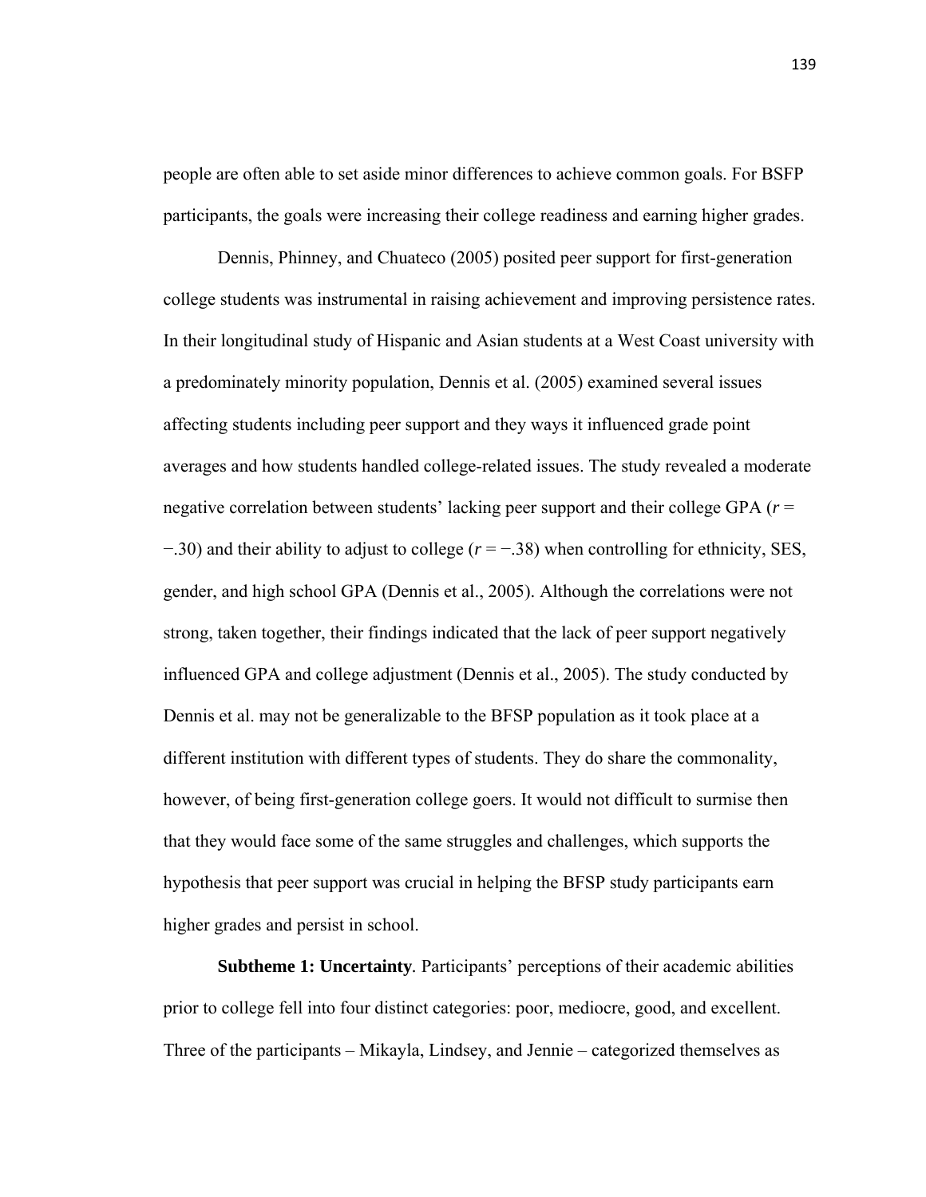people are often able to set aside minor differences to achieve common goals. For BSFP participants, the goals were increasing their college readiness and earning higher grades.

Dennis, Phinney, and Chuateco (2005) posited peer support for first-generation college students was instrumental in raising achievement and improving persistence rates. In their longitudinal study of Hispanic and Asian students at a West Coast university with a predominately minority population, Dennis et al. (2005) examined several issues affecting students including peer support and they ways it influenced grade point averages and how students handled college-related issues. The study revealed a moderate negative correlation between students' lacking peer support and their college GPA ($r = -.30$) and their ability to adjust to college ($r = -.38$) when controlling for ethnicity, SES, gender, and high school GPA (Dennis et al., 2005). Although the correlations were not strong, taken together, their findings indicated that the lack of peer support negatively influenced GPA and college adjustment (Dennis et al., 2005). The study conducted by Dennis et al. may not be generalizable to the BFSP population as it took place at a different institution with different types of students. They do share the commonality, however, of being first-generation college goers. It would not difficult to surmise then that they would face some of the same struggles and challenges, which supports the hypothesis that peer support was crucial in helping the BFSP study participants earn higher grades and persist in school.

**Subtheme 1: Uncertainty**. Participants' perceptions of their academic abilities prior to college fell into four distinct categories: poor, mediocre, good, and excellent. Three of the participants – Mikayla, Lindsey, and Jennie – categorized themselves as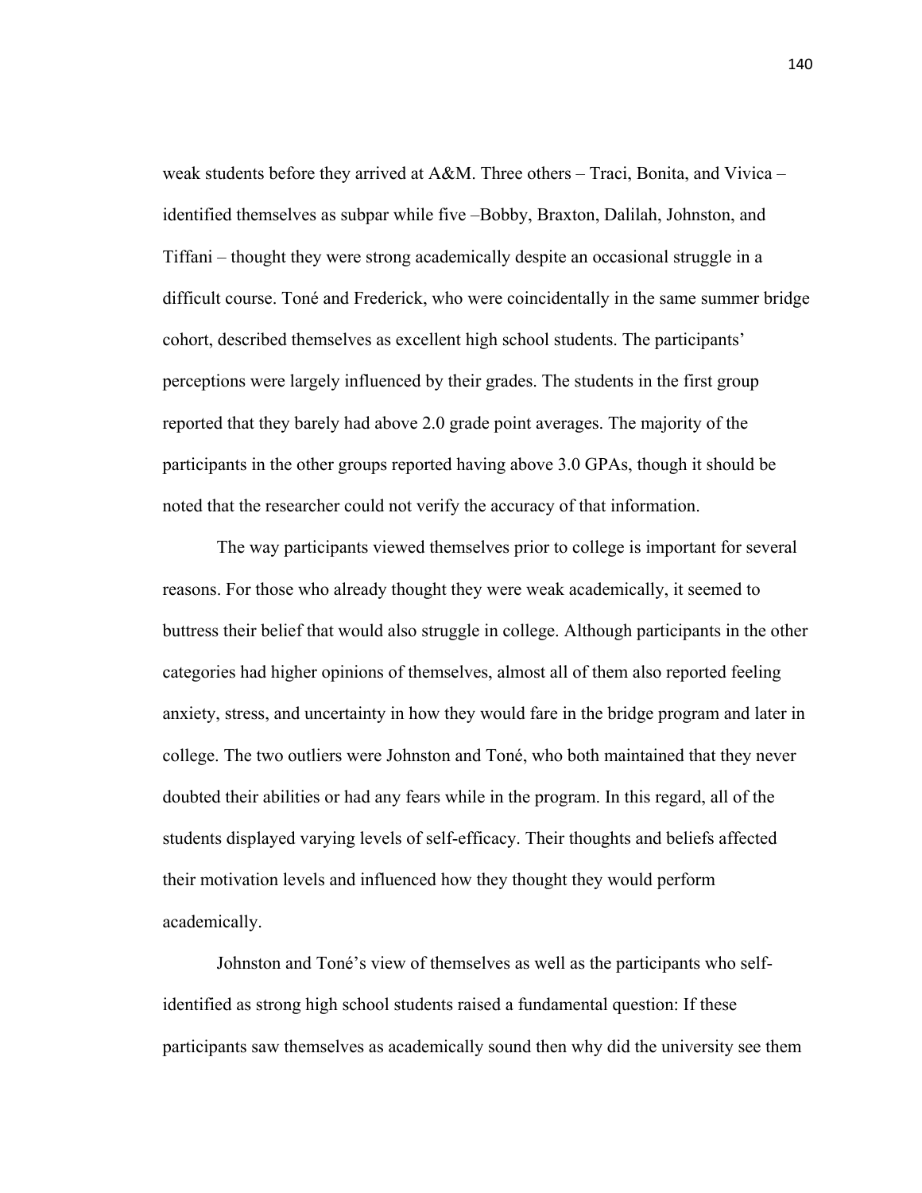weak students before they arrived at A&M. Three others – Traci, Bonita, and Vivica – identified themselves as subpar while five –Bobby, Braxton, Dalilah, Johnston, and Tiffani – thought they were strong academically despite an occasional struggle in a difficult course. Toné and Frederick, who were coincidentally in the same summer bridge cohort, described themselves as excellent high school students. The participants' perceptions were largely influenced by their grades. The students in the first group reported that they barely had above 2.0 grade point averages. The majority of the participants in the other groups reported having above 3.0 GPAs, though it should be noted that the researcher could not verify the accuracy of that information.

The way participants viewed themselves prior to college is important for several reasons. For those who already thought they were weak academically, it seemed to buttress their belief that would also struggle in college. Although participants in the other categories had higher opinions of themselves, almost all of them also reported feeling anxiety, stress, and uncertainty in how they would fare in the bridge program and later in college. The two outliers were Johnston and Toné, who both maintained that they never doubted their abilities or had any fears while in the program. In this regard, all of the students displayed varying levels of self-efficacy. Their thoughts and beliefs affected their motivation levels and influenced how they thought they would perform academically.

Johnston and Toné's view of themselves as well as the participants who self-identified as strong high school students raised a fundamental question: If these participants saw themselves as academically sound then why did the university see them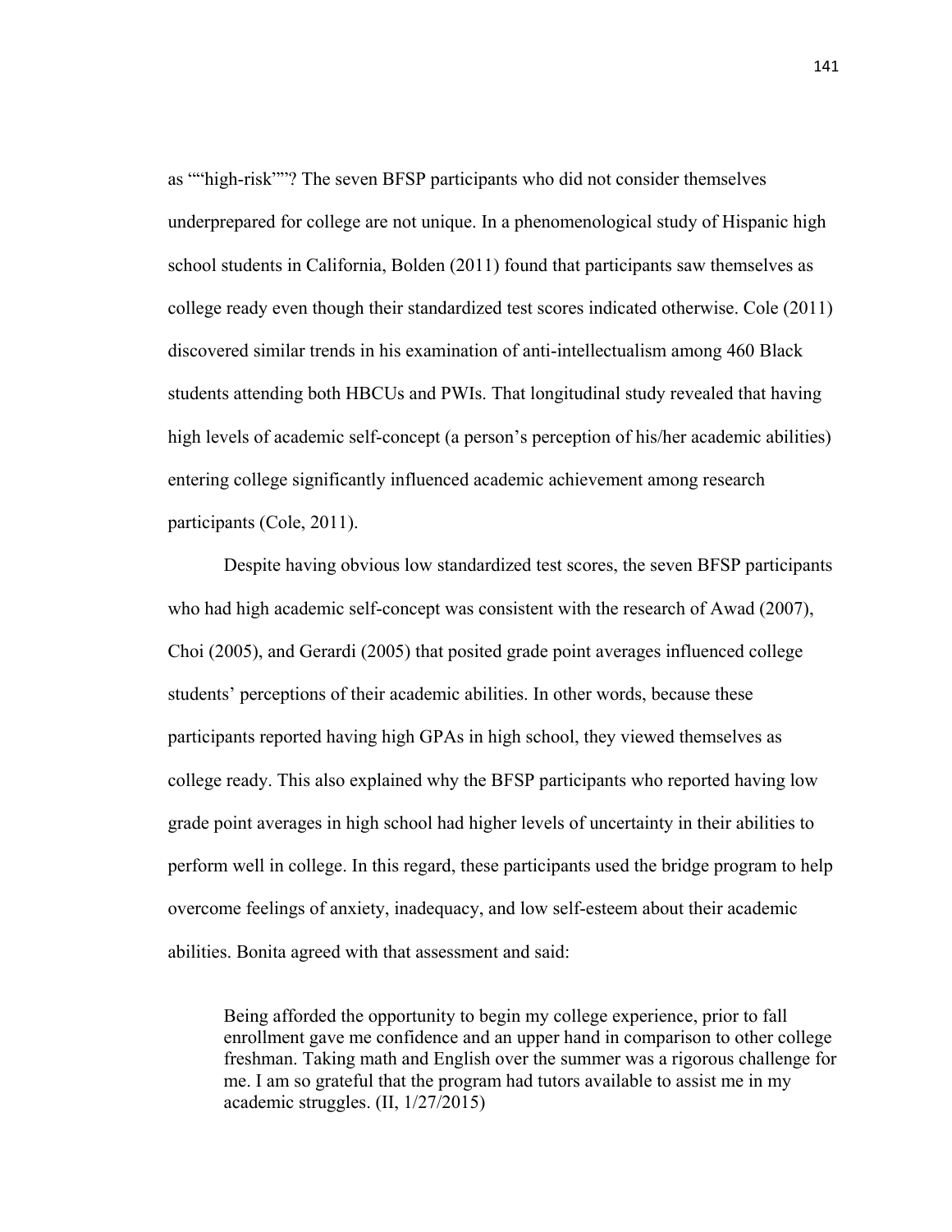as ""high-risk""? The seven BFSP participants who did not consider themselves underprepared for college are not unique. In a phenomenological study of Hispanic high school students in California, Bolden (2011) found that participants saw themselves as college ready even though their standardized test scores indicated otherwise. Cole (2011) discovered similar trends in his examination of anti-intellectualism among 460 Black students attending both HBCUs and PWIs. That longitudinal study revealed that having high levels of academic self-concept (a person's perception of his/her academic abilities) entering college significantly influenced academic achievement among research participants (Cole, 2011).

Despite having obvious low standardized test scores, the seven BFSP participants who had high academic self-concept was consistent with the research of Awad (2007), Choi (2005), and Gerardi (2005) that posited grade point averages influenced college students' perceptions of their academic abilities. In other words, because these participants reported having high GPAs in high school, they viewed themselves as college ready. This also explained why the BFSP participants who reported having low grade point averages in high school had higher levels of uncertainty in their abilities to perform well in college. In this regard, these participants used the bridge program to help overcome feelings of anxiety, inadequacy, and low self-esteem about their academic abilities. Bonita agreed with that assessment and said:

> Being afforded the opportunity to begin my college experience, prior to fall enrollment gave me confidence and an upper hand in comparison to other college freshman. Taking math and English over the summer was a rigorous challenge for me. I am so grateful that the program had tutors available to assist me in my academic struggles. (II, 1/27/2015)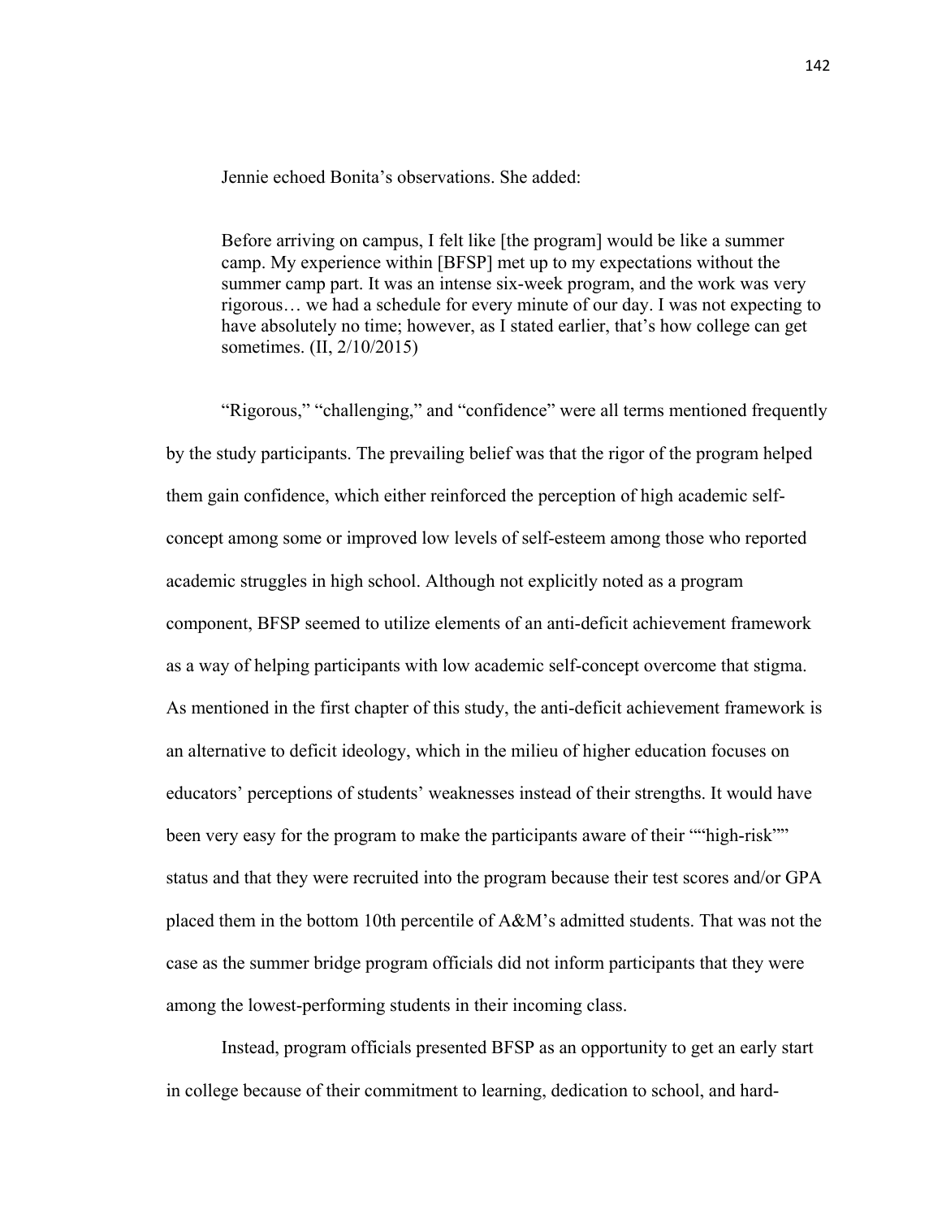Jennie echoed Bonita's observations. She added:

> Before arriving on campus, I felt like [the program] would be like a summer camp. My experience within [BFSP] met up to my expectations without the summer camp part. It was an intense six-week program, and the work was very rigorous… we had a schedule for every minute of our day. I was not expecting to have absolutely no time; however, as I stated earlier, that's how college can get sometimes. (II, 2/10/2015)

"Rigorous," "challenging," and "confidence" were all terms mentioned frequently by the study participants. The prevailing belief was that the rigor of the program helped them gain confidence, which either reinforced the perception of high academic self-concept among some or improved low levels of self-esteem among those who reported academic struggles in high school. Although not explicitly noted as a program component, BFSP seemed to utilize elements of an anti-deficit achievement framework as a way of helping participants with low academic self-concept overcome that stigma. As mentioned in the first chapter of this study, the anti-deficit achievement framework is an alternative to deficit ideology, which in the milieu of higher education focuses on educators' perceptions of students' weaknesses instead of their strengths. It would have been very easy for the program to make the participants aware of their ""high-risk"" status and that they were recruited into the program because their test scores and/or GPA placed them in the bottom 10th percentile of A&M's admitted students. That was not the case as the summer bridge program officials did not inform participants that they were among the lowest-performing students in their incoming class.

Instead, program officials presented BFSP as an opportunity to get an early start in college because of their commitment to learning, dedication to school, and hard-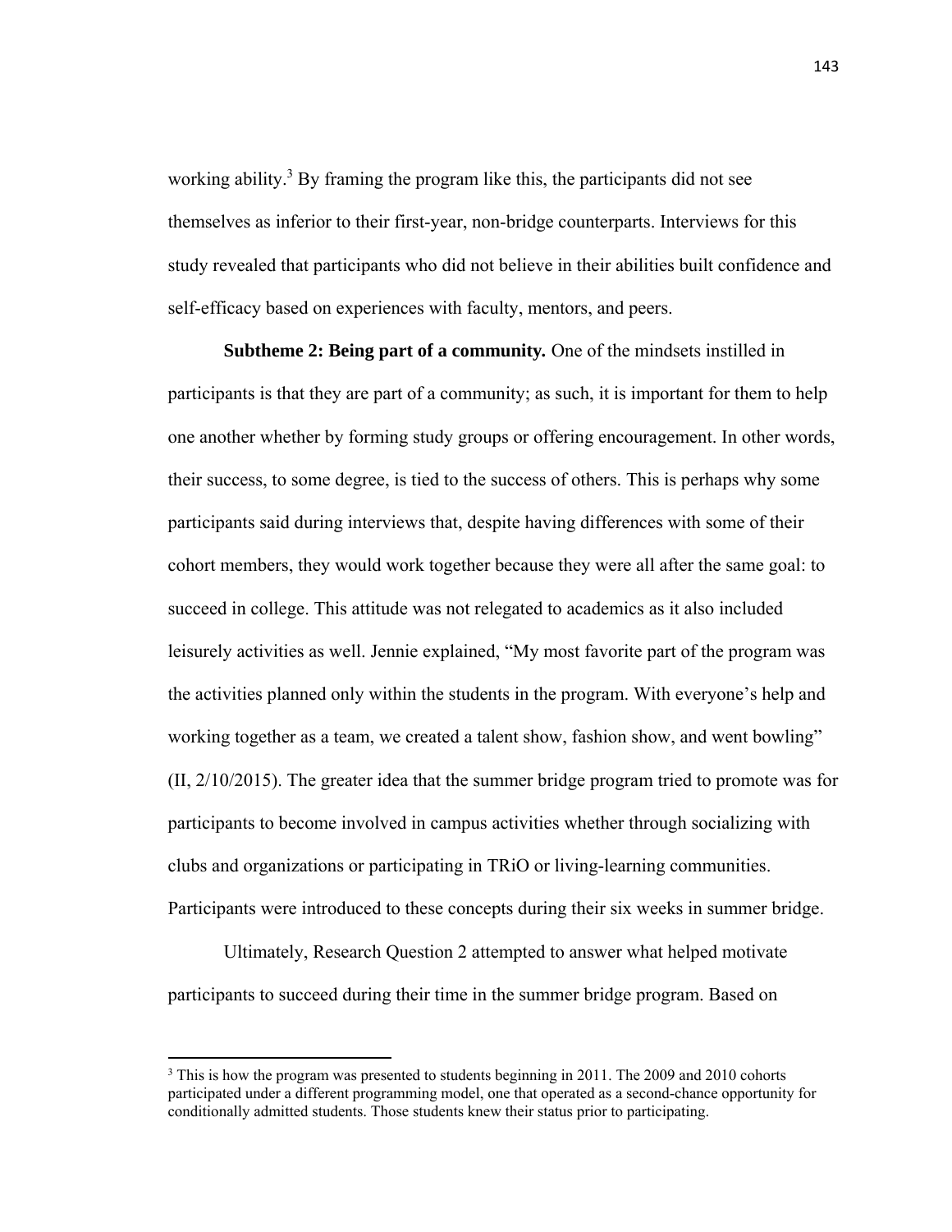working ability.[3] By framing the program like this, the participants did not see themselves as inferior to their first-year, non-bridge counterparts. Interviews for this study revealed that participants who did not believe in their abilities built confidence and self-efficacy based on experiences with faculty, mentors, and peers.

**Subtheme 2: Being part of a community.** One of the mindsets instilled in participants is that they are part of a community; as such, it is important for them to help one another whether by forming study groups or offering encouragement. In other words, their success, to some degree, is tied to the success of others. This is perhaps why some participants said during interviews that, despite having differences with some of their cohort members, they would work together because they were all after the same goal: to succeed in college. This attitude was not relegated to academics as it also included leisurely activities as well. Jennie explained, "My most favorite part of the program was the activities planned only within the students in the program. With everyone's help and working together as a team, we created a talent show, fashion show, and went bowling" (II, 2/10/2015). The greater idea that the summer bridge program tried to promote was for participants to become involved in campus activities whether through socializing with clubs and organizations or participating in TRiO or living-learning communities. Participants were introduced to these concepts during their six weeks in summer bridge.

Ultimately, Research Question 2 attempted to answer what helped motivate participants to succeed during their time in the summer bridge program. Based on

---

[3] This is how the program was presented to students beginning in 2011. The 2009 and 2010 cohorts participated under a different programming model, one that operated as a second-chance opportunity for conditionally admitted students. Those students knew their status prior to participating.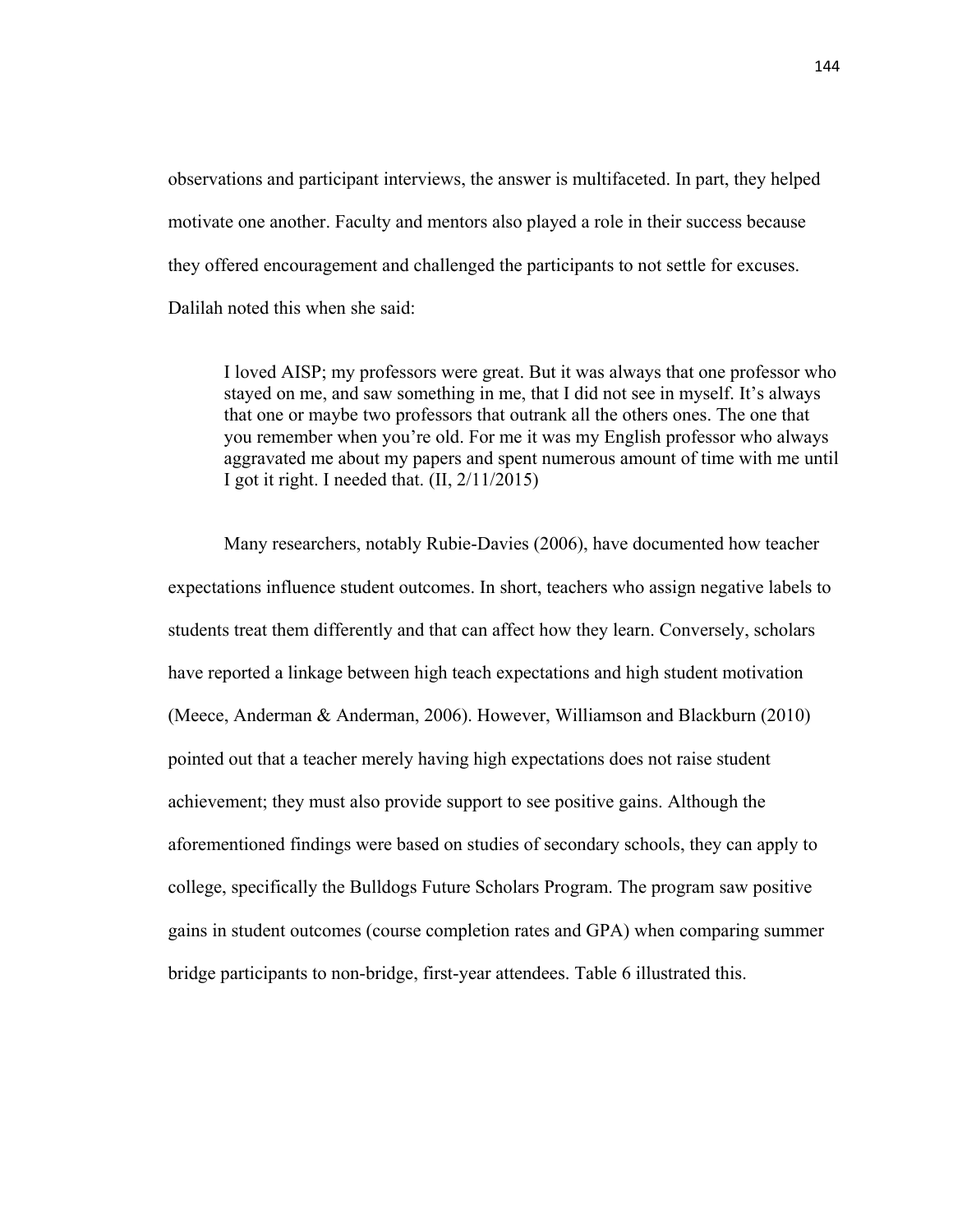observations and participant interviews, the answer is multifaceted. In part, they helped motivate one another. Faculty and mentors also played a role in their success because they offered encouragement and challenged the participants to not settle for excuses. Dalilah noted this when she said:

> I loved AISP; my professors were great. But it was always that one professor who stayed on me, and saw something in me, that I did not see in myself. It's always that one or maybe two professors that outrank all the others ones. The one that you remember when you're old. For me it was my English professor who always aggravated me about my papers and spent numerous amount of time with me until I got it right. I needed that. (II, 2/11/2015)

Many researchers, notably Rubie-Davies (2006), have documented how teacher expectations influence student outcomes. In short, teachers who assign negative labels to students treat them differently and that can affect how they learn. Conversely, scholars have reported a linkage between high teach expectations and high student motivation (Meece, Anderman & Anderman, 2006). However, Williamson and Blackburn (2010) pointed out that a teacher merely having high expectations does not raise student achievement; they must also provide support to see positive gains. Although the aforementioned findings were based on studies of secondary schools, they can apply to college, specifically the Bulldogs Future Scholars Program. The program saw positive gains in student outcomes (course completion rates and GPA) when comparing summer bridge participants to non-bridge, first-year attendees. Table 6 illustrated this.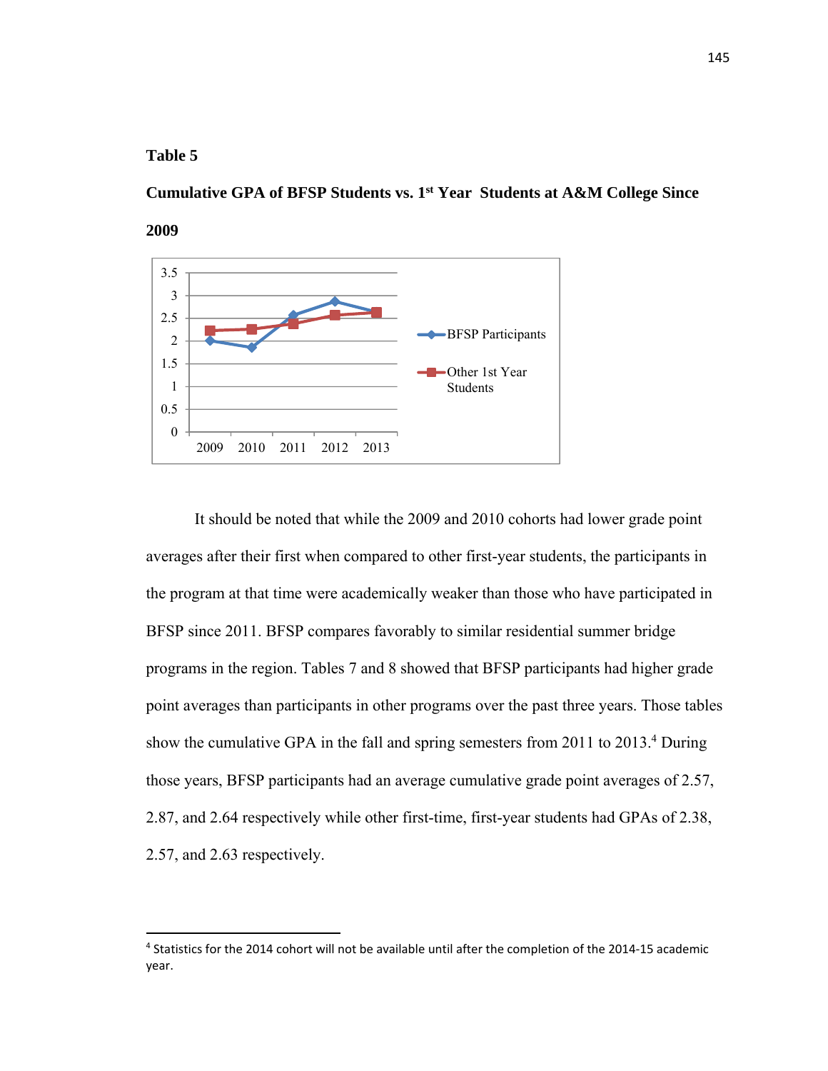**Table 5**

**Cumulative GPA of BFSP Students vs. 1st Year Students at A&M College Since 2009**

It should be noted that while the 2009 and 2010 cohorts had lower grade point averages after their first when compared to other first-year students, the participants in the program at that time were academically weaker than those who have participated in BFSP since 2011. BFSP compares favorably to similar residential summer bridge programs in the region. Tables 7 and 8 showed that BFSP participants had higher grade point averages than participants in other programs over the past three years. Those tables show the cumulative GPA in the fall and spring semesters from 2011 to 2013.[4] During those years, BFSP participants had an average cumulative grade point averages of 2.57, 2.87, and 2.64 respectively while other first-time, first-year students had GPAs of 2.38, 2.57, and 2.63 respectively.

[4] Statistics for the 2014 cohort will not be available until after the completion of the 2014-15 academic year.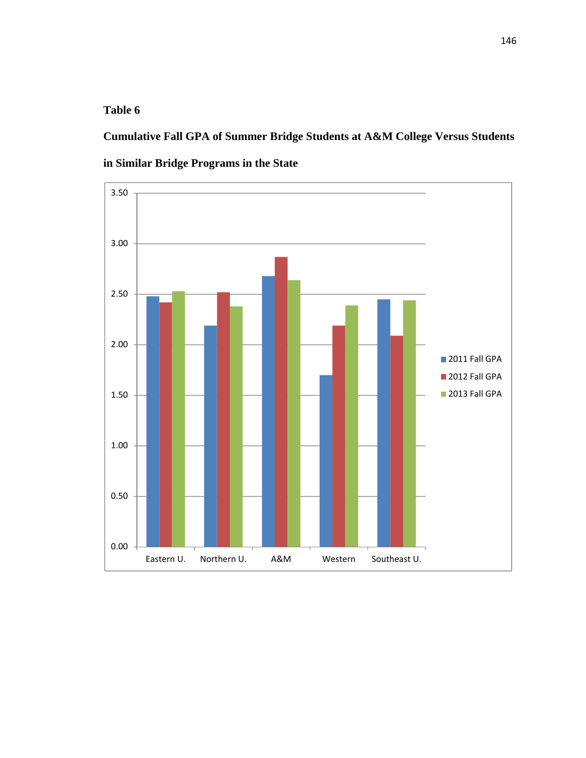**Table 6**

**Cumulative Fall GPA of Summer Bridge Students at A&M College Versus Students in Similar Bridge Programs in the State**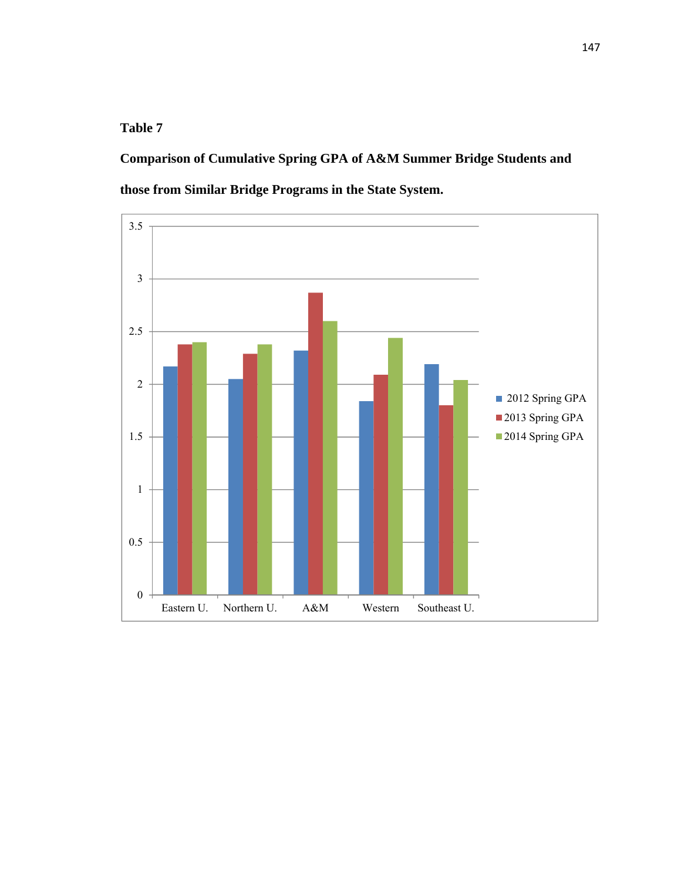**Table 7**

**Comparison of Cumulative Spring GPA of A&M Summer Bridge Students and those from Similar Bridge Programs in the State System.**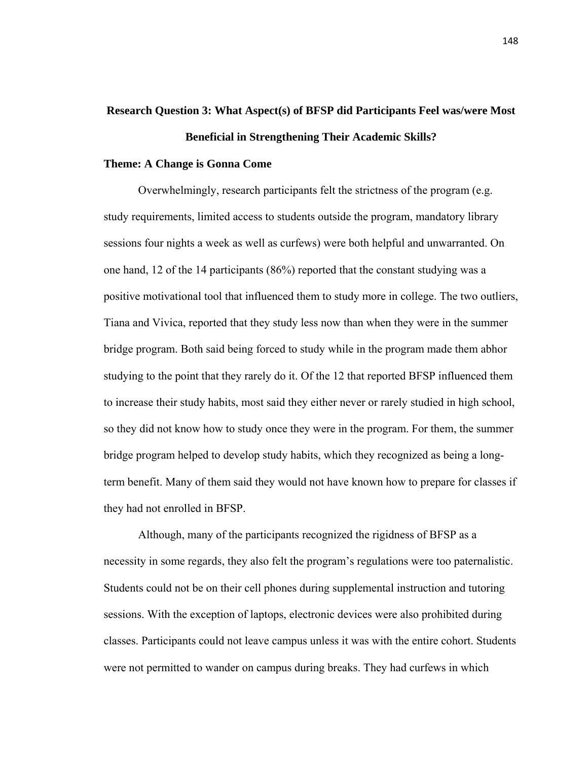## Research Question 3: What Aspect(s) of BFSP did Participants Feel was/were Most Beneficial in Strengthening Their Academic Skills?

### Theme: A Change is Gonna Come

Overwhelmingly, research participants felt the strictness of the program (e.g. study requirements, limited access to students outside the program, mandatory library sessions four nights a week as well as curfews) were both helpful and unwarranted. On one hand, 12 of the 14 participants (86%) reported that the constant studying was a positive motivational tool that influenced them to study more in college. The two outliers, Tiana and Vivica, reported that they study less now than when they were in the summer bridge program. Both said being forced to study while in the program made them abhor studying to the point that they rarely do it. Of the 12 that reported BFSP influenced them to increase their study habits, most said they either never or rarely studied in high school, so they did not know how to study once they were in the program. For them, the summer bridge program helped to develop study habits, which they recognized as being a long-term benefit. Many of them said they would not have known how to prepare for classes if they had not enrolled in BFSP.

Although, many of the participants recognized the rigidness of BFSP as a necessity in some regards, they also felt the program's regulations were too paternalistic. Students could not be on their cell phones during supplemental instruction and tutoring sessions. With the exception of laptops, electronic devices were also prohibited during classes. Participants could not leave campus unless it was with the entire cohort. Students were not permitted to wander on campus during breaks. They had curfews in which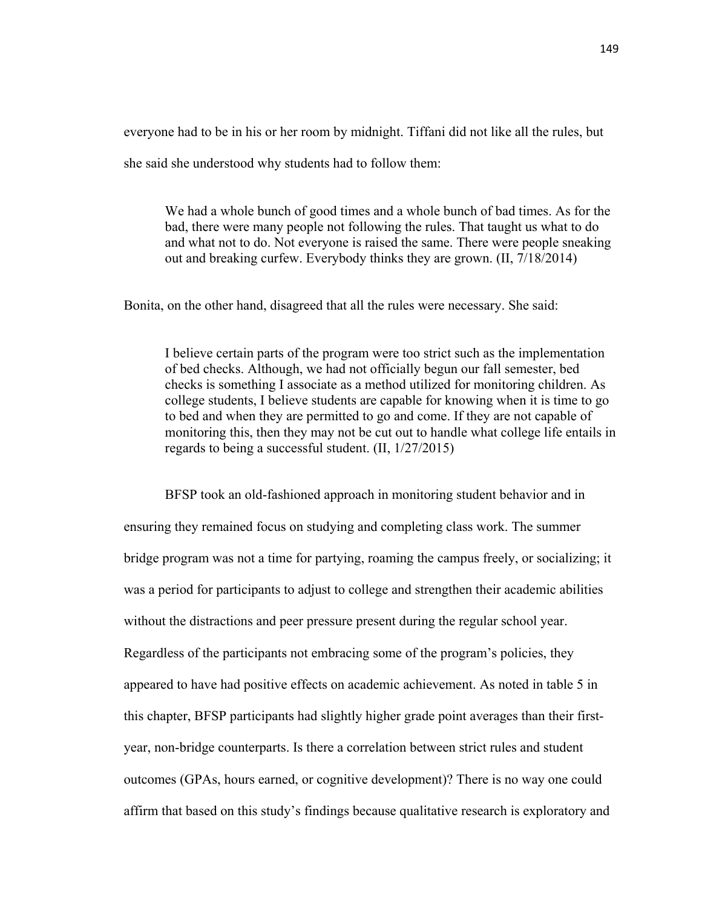everyone had to be in his or her room by midnight. Tiffani did not like all the rules, but she said she understood why students had to follow them:

> We had a whole bunch of good times and a whole bunch of bad times. As for the bad, there were many people not following the rules. That taught us what to do and what not to do. Not everyone is raised the same. There were people sneaking out and breaking curfew. Everybody thinks they are grown. (II, 7/18/2014)

Bonita, on the other hand, disagreed that all the rules were necessary. She said:

> I believe certain parts of the program were too strict such as the implementation of bed checks. Although, we had not officially begun our fall semester, bed checks is something I associate as a method utilized for monitoring children. As college students, I believe students are capable for knowing when it is time to go to bed and when they are permitted to go and come. If they are not capable of monitoring this, then they may not be cut out to handle what college life entails in regards to being a successful student. (II, 1/27/2015)

BFSP took an old-fashioned approach in monitoring student behavior and in ensuring they remained focus on studying and completing class work. The summer bridge program was not a time for partying, roaming the campus freely, or socializing; it was a period for participants to adjust to college and strengthen their academic abilities without the distractions and peer pressure present during the regular school year. Regardless of the participants not embracing some of the program's policies, they appeared to have had positive effects on academic achievement. As noted in table 5 in this chapter, BFSP participants had slightly higher grade point averages than their first-year, non-bridge counterparts. Is there a correlation between strict rules and student outcomes (GPAs, hours earned, or cognitive development)? There is no way one could affirm that based on this study's findings because qualitative research is exploratory and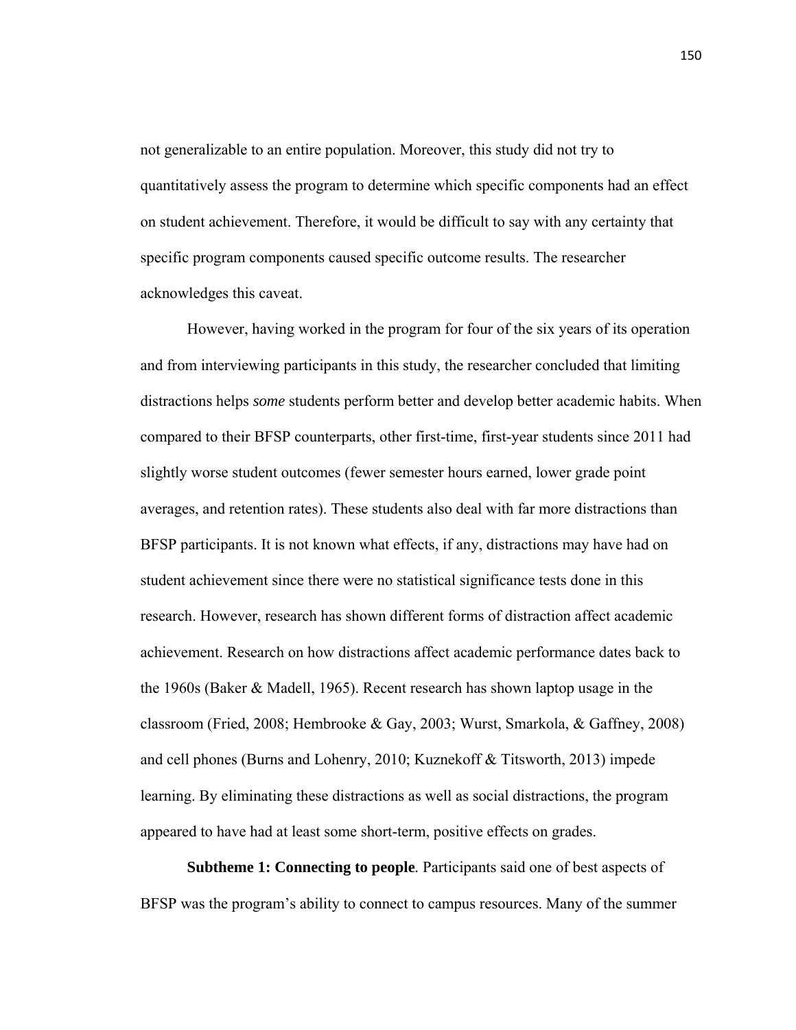not generalizable to an entire population. Moreover, this study did not try to quantitatively assess the program to determine which specific components had an effect on student achievement. Therefore, it would be difficult to say with any certainty that specific program components caused specific outcome results. The researcher acknowledges this caveat.

However, having worked in the program for four of the six years of its operation and from interviewing participants in this study, the researcher concluded that limiting distractions helps *some* students perform better and develop better academic habits. When compared to their BFSP counterparts, other first-time, first-year students since 2011 had slightly worse student outcomes (fewer semester hours earned, lower grade point averages, and retention rates). These students also deal with far more distractions than BFSP participants. It is not known what effects, if any, distractions may have had on student achievement since there were no statistical significance tests done in this research. However, research has shown different forms of distraction affect academic achievement. Research on how distractions affect academic performance dates back to the 1960s (Baker & Madell, 1965). Recent research has shown laptop usage in the classroom (Fried, 2008; Hembrooke & Gay, 2003; Wurst, Smarkola, & Gaffney, 2008) and cell phones (Burns and Lohenry, 2010; Kuznekoff & Titsworth, 2013) impede learning. By eliminating these distractions as well as social distractions, the program appeared to have had at least some short-term, positive effects on grades.

**Subtheme 1: Connecting to people***.* Participants said one of best aspects of BFSP was the program's ability to connect to campus resources. Many of the summer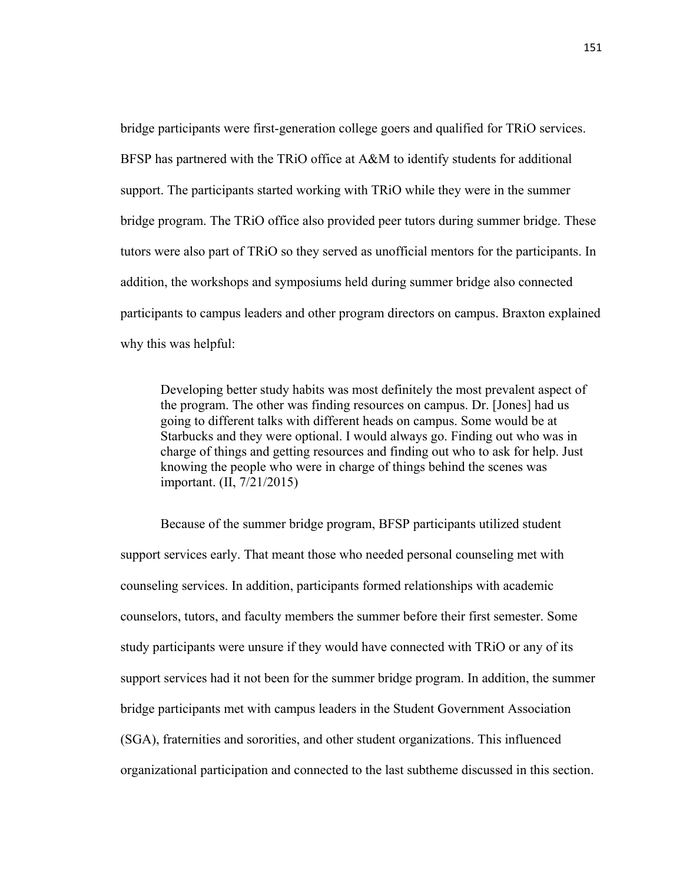bridge participants were first-generation college goers and qualified for TRiO services. BFSP has partnered with the TRiO office at A&M to identify students for additional support. The participants started working with TRiO while they were in the summer bridge program. The TRiO office also provided peer tutors during summer bridge. These tutors were also part of TRiO so they served as unofficial mentors for the participants. In addition, the workshops and symposiums held during summer bridge also connected participants to campus leaders and other program directors on campus. Braxton explained why this was helpful:

> Developing better study habits was most definitely the most prevalent aspect of the program. The other was finding resources on campus. Dr. [Jones] had us going to different talks with different heads on campus. Some would be at Starbucks and they were optional. I would always go. Finding out who was in charge of things and getting resources and finding out who to ask for help. Just knowing the people who were in charge of things behind the scenes was important. (II, 7/21/2015)

Because of the summer bridge program, BFSP participants utilized student support services early. That meant those who needed personal counseling met with counseling services. In addition, participants formed relationships with academic counselors, tutors, and faculty members the summer before their first semester. Some study participants were unsure if they would have connected with TRiO or any of its support services had it not been for the summer bridge program. In addition, the summer bridge participants met with campus leaders in the Student Government Association (SGA), fraternities and sororities, and other student organizations. This influenced organizational participation and connected to the last subtheme discussed in this section.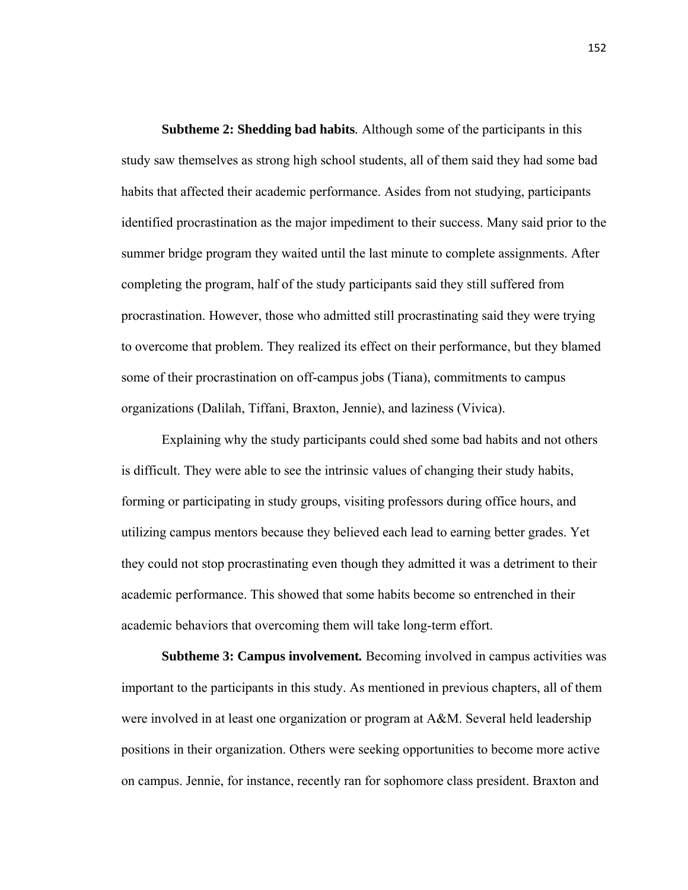**Subtheme 2: Shedding bad habits**. Although some of the participants in this study saw themselves as strong high school students, all of them said they had some bad habits that affected their academic performance. Asides from not studying, participants identified procrastination as the major impediment to their success. Many said prior to the summer bridge program they waited until the last minute to complete assignments. After completing the program, half of the study participants said they still suffered from procrastination. However, those who admitted still procrastinating said they were trying to overcome that problem. They realized its effect on their performance, but they blamed some of their procrastination on off-campus jobs (Tiana), commitments to campus organizations (Dalilah, Tiffani, Braxton, Jennie), and laziness (Vivica).

Explaining why the study participants could shed some bad habits and not others is difficult. They were able to see the intrinsic values of changing their study habits, forming or participating in study groups, visiting professors during office hours, and utilizing campus mentors because they believed each lead to earning better grades. Yet they could not stop procrastinating even though they admitted it was a detriment to their academic performance. This showed that some habits become so entrenched in their academic behaviors that overcoming them will take long-term effort.

**Subtheme 3: Campus involvement.** Becoming involved in campus activities was important to the participants in this study. As mentioned in previous chapters, all of them were involved in at least one organization or program at A&M. Several held leadership positions in their organization. Others were seeking opportunities to become more active on campus. Jennie, for instance, recently ran for sophomore class president. Braxton and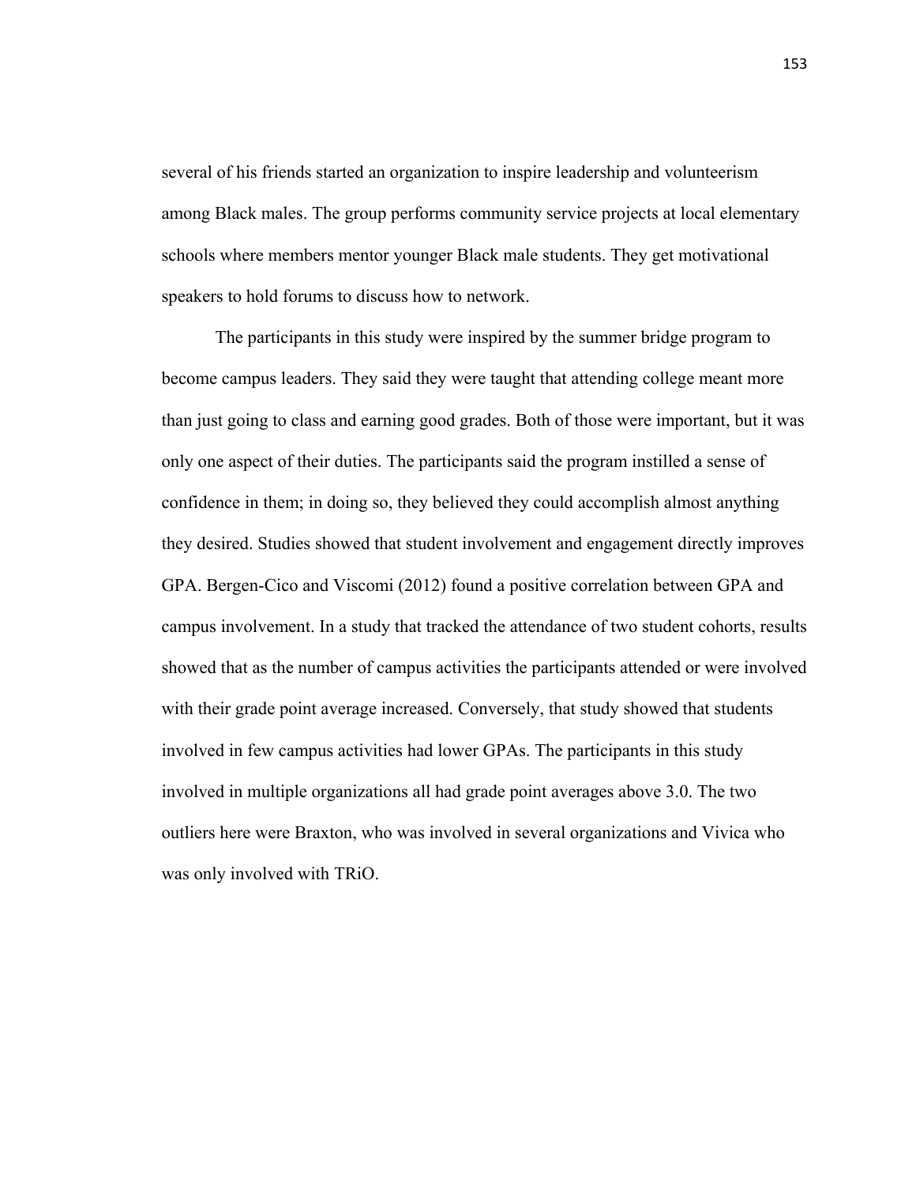several of his friends started an organization to inspire leadership and volunteerism among Black males. The group performs community service projects at local elementary schools where members mentor younger Black male students. They get motivational speakers to hold forums to discuss how to network.

The participants in this study were inspired by the summer bridge program to become campus leaders. They said they were taught that attending college meant more than just going to class and earning good grades. Both of those were important, but it was only one aspect of their duties. The participants said the program instilled a sense of confidence in them; in doing so, they believed they could accomplish almost anything they desired. Studies showed that student involvement and engagement directly improves GPA. Bergen-Cico and Viscomi (2012) found a positive correlation between GPA and campus involvement. In a study that tracked the attendance of two student cohorts, results showed that as the number of campus activities the participants attended or were involved with their grade point average increased. Conversely, that study showed that students involved in few campus activities had lower GPAs. The participants in this study involved in multiple organizations all had grade point averages above 3.0. The two outliers here were Braxton, who was involved in several organizations and Vivica who was only involved with TRiO.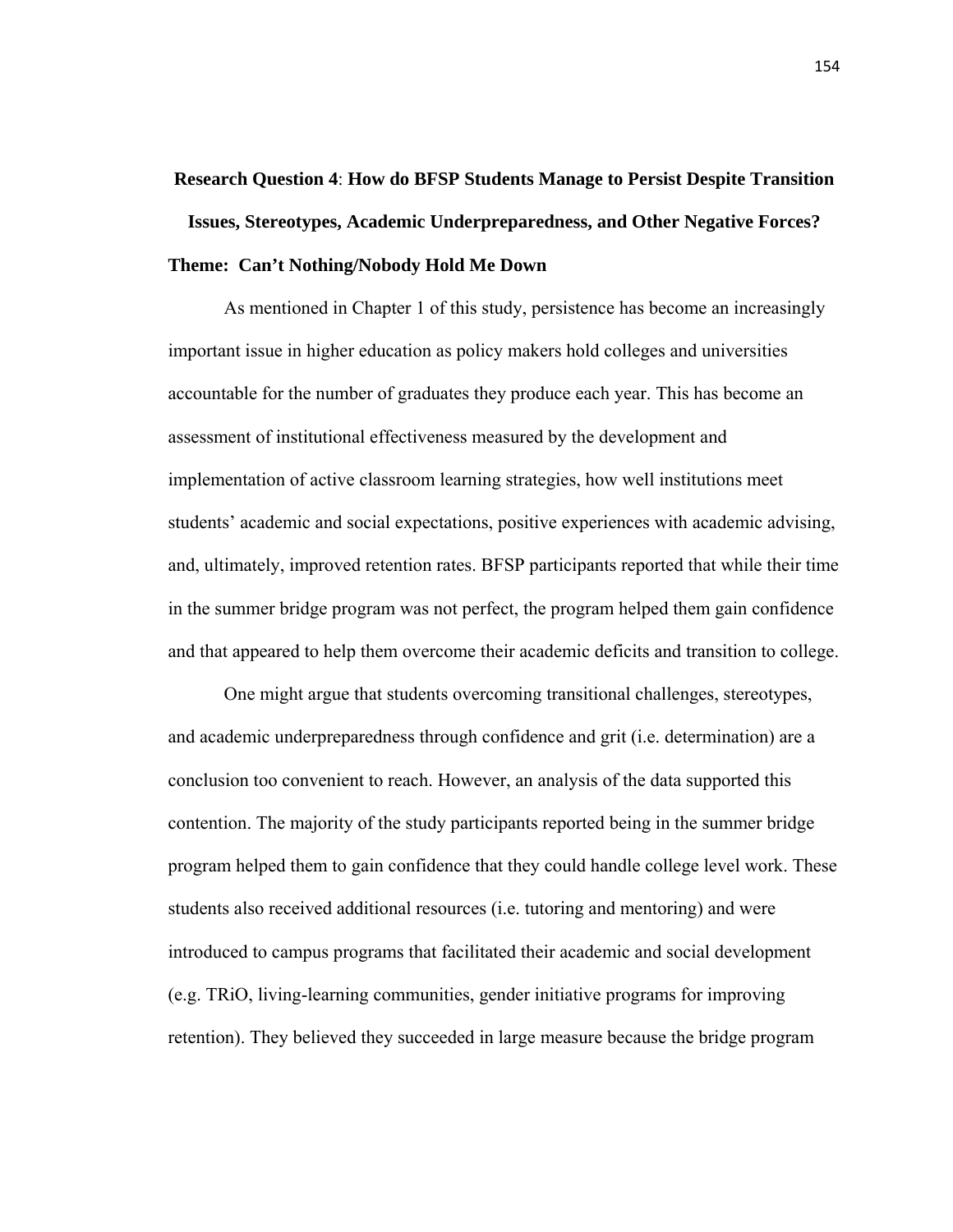**Research Question 4**: **How do BFSP Students Manage to Persist Despite Transition Issues, Stereotypes, Academic Underpreparedness, and Other Negative Forces?**

**Theme: Can't Nothing/Nobody Hold Me Down**

As mentioned in Chapter 1 of this study, persistence has become an increasingly important issue in higher education as policy makers hold colleges and universities accountable for the number of graduates they produce each year. This has become an assessment of institutional effectiveness measured by the development and implementation of active classroom learning strategies, how well institutions meet students' academic and social expectations, positive experiences with academic advising, and, ultimately, improved retention rates. BFSP participants reported that while their time in the summer bridge program was not perfect, the program helped them gain confidence and that appeared to help them overcome their academic deficits and transition to college.

One might argue that students overcoming transitional challenges, stereotypes, and academic underpreparedness through confidence and grit (i.e. determination) are a conclusion too convenient to reach. However, an analysis of the data supported this contention. The majority of the study participants reported being in the summer bridge program helped them to gain confidence that they could handle college level work. These students also received additional resources (i.e. tutoring and mentoring) and were introduced to campus programs that facilitated their academic and social development (e.g. TRiO, living-learning communities, gender initiative programs for improving retention). They believed they succeeded in large measure because the bridge program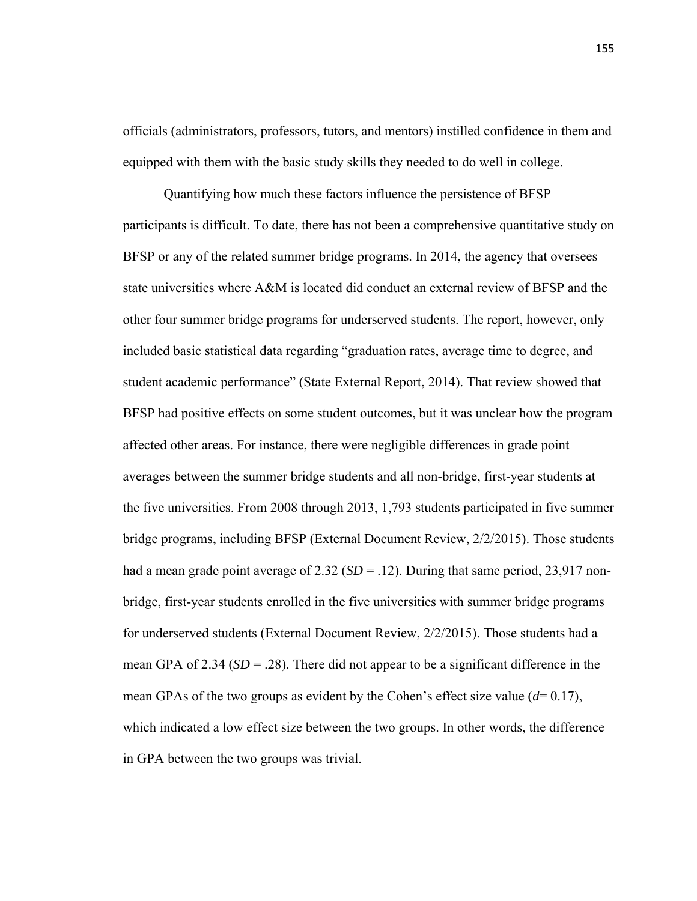officials (administrators, professors, tutors, and mentors) instilled confidence in them and equipped with them with the basic study skills they needed to do well in college.

Quantifying how much these factors influence the persistence of BFSP participants is difficult. To date, there has not been a comprehensive quantitative study on BFSP or any of the related summer bridge programs. In 2014, the agency that oversees state universities where A&M is located did conduct an external review of BFSP and the other four summer bridge programs for underserved students. The report, however, only included basic statistical data regarding "graduation rates, average time to degree, and student academic performance" (State External Report, 2014). That review showed that BFSP had positive effects on some student outcomes, but it was unclear how the program affected other areas. For instance, there were negligible differences in grade point averages between the summer bridge students and all non-bridge, first-year students at the five universities. From 2008 through 2013, 1,793 students participated in five summer bridge programs, including BFSP (External Document Review, 2/2/2015). Those students had a mean grade point average of 2.32 (*SD* = .12). During that same period, 23,917 non-bridge, first-year students enrolled in the five universities with summer bridge programs for underserved students (External Document Review, 2/2/2015). Those students had a mean GPA of 2.34 (*SD* = .28). There did not appear to be a significant difference in the mean GPAs of the two groups as evident by the Cohen's effect size value ($d$= 0.17), which indicated a low effect size between the two groups. In other words, the difference in GPA between the two groups was trivial.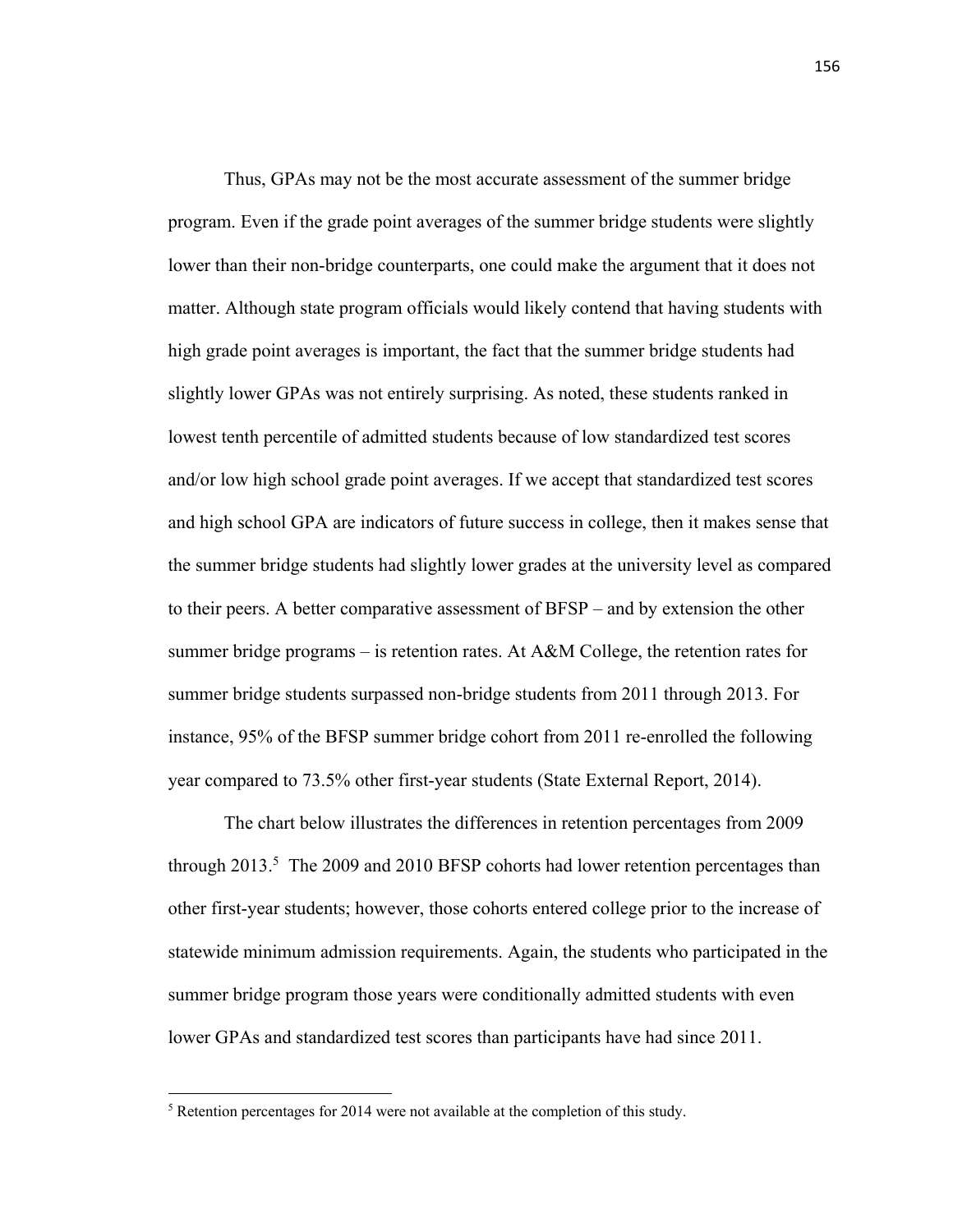Thus, GPAs may not be the most accurate assessment of the summer bridge program. Even if the grade point averages of the summer bridge students were slightly lower than their non-bridge counterparts, one could make the argument that it does not matter. Although state program officials would likely contend that having students with high grade point averages is important, the fact that the summer bridge students had slightly lower GPAs was not entirely surprising. As noted, these students ranked in lowest tenth percentile of admitted students because of low standardized test scores and/or low high school grade point averages. If we accept that standardized test scores and high school GPA are indicators of future success in college, then it makes sense that the summer bridge students had slightly lower grades at the university level as compared to their peers. A better comparative assessment of BFSP – and by extension the other summer bridge programs – is retention rates. At A&M College, the retention rates for summer bridge students surpassed non-bridge students from 2011 through 2013. For instance, 95% of the BFSP summer bridge cohort from 2011 re-enrolled the following year compared to 73.5% other first-year students (State External Report, 2014).

The chart below illustrates the differences in retention percentages from 2009 through 2013.[5] The 2009 and 2010 BFSP cohorts had lower retention percentages than other first-year students; however, those cohorts entered college prior to the increase of statewide minimum admission requirements. Again, the students who participated in the summer bridge program those years were conditionally admitted students with even lower GPAs and standardized test scores than participants have had since 2011.

[5] Retention percentages for 2014 were not available at the completion of this study.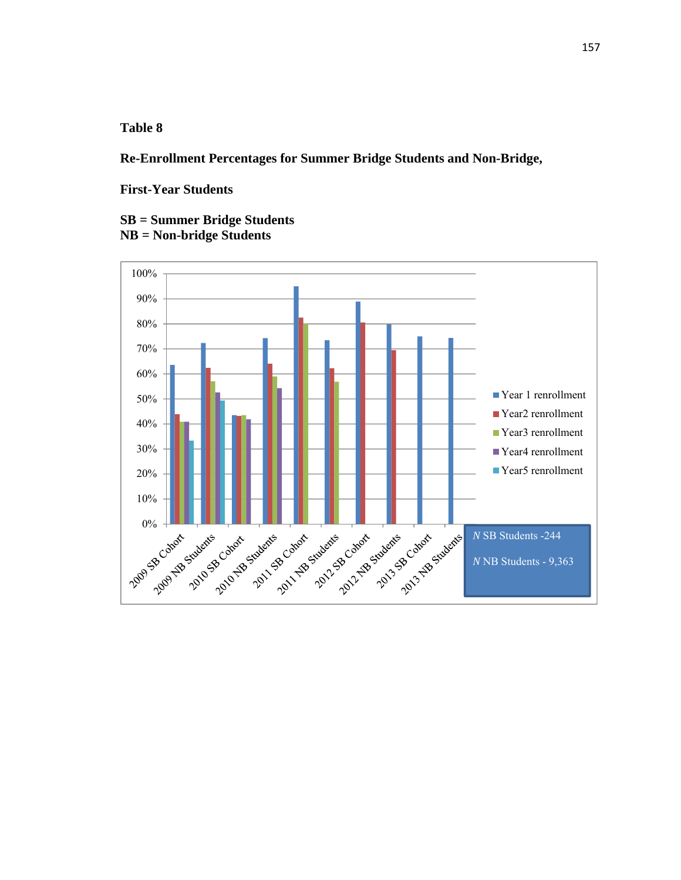**Table 8**

**Re-Enrollment Percentages for Summer Bridge Students and Non-Bridge,**

**First-Year Students**

**SB = Summer Bridge Students**
**NB = Non-bridge Students**

100%
90%
80%
70%
60%
50%
40%
30%
20%
10%
0%

2009 SB Cohort
2009 NB Students
2010 SB Cohort
2010 NB Students
2011 SB Cohort
2011 NB Students
2012 SB Cohort
2012 NB Students
2013 SB Cohort
2013 NB Students

Year 1 renrollment
Year2 renrollment
Year3 renrollment
Year4 renrollment
Year5 renrollment

*N* SB Students -244

*N* NB Students - 9,363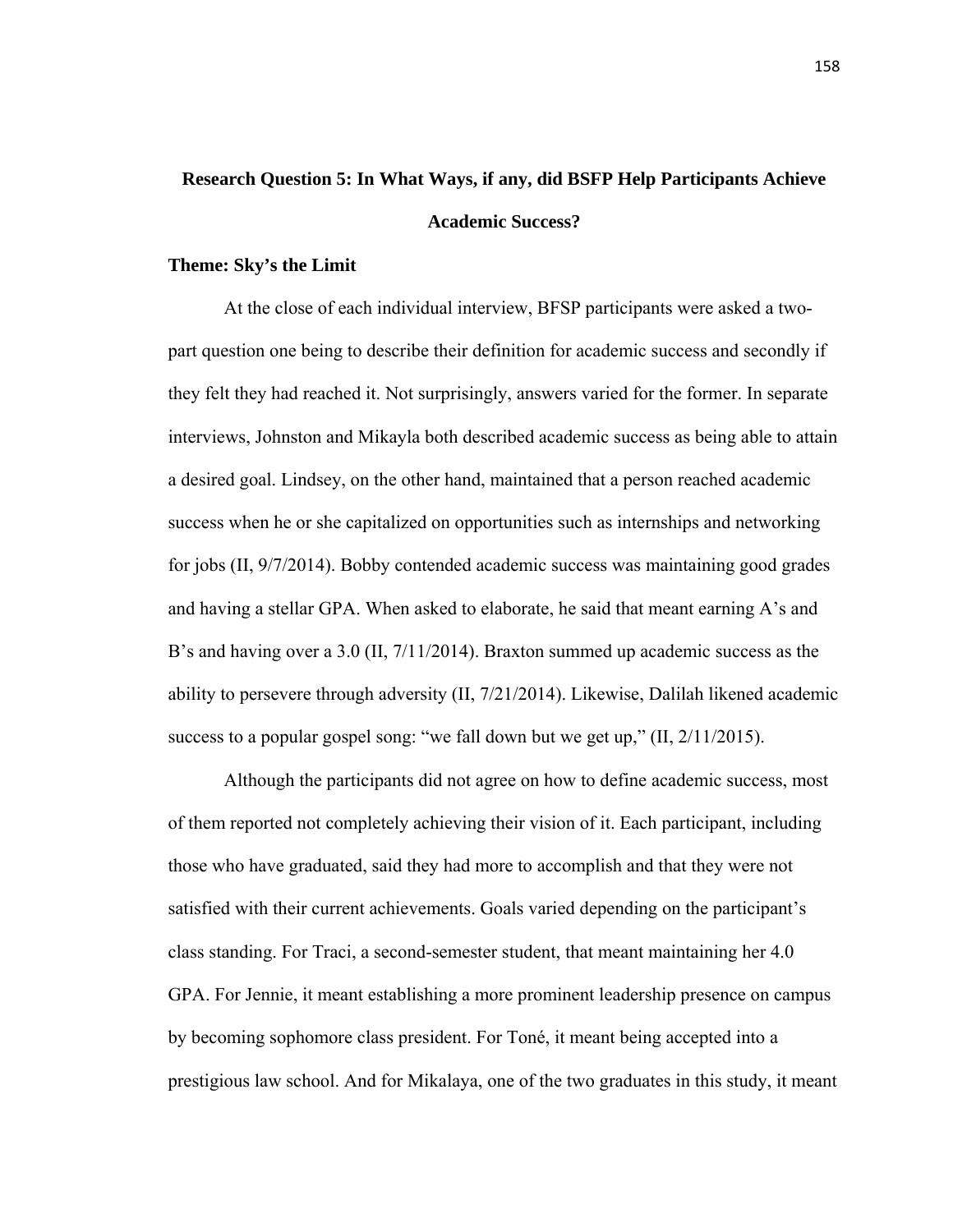## Research Question 5: In What Ways, if any, did BSFP Help Participants Achieve Academic Success?

### Theme: Sky's the Limit

At the close of each individual interview, BFSP participants were asked a two-part question one being to describe their definition for academic success and secondly if they felt they had reached it. Not surprisingly, answers varied for the former. In separate interviews, Johnston and Mikayla both described academic success as being able to attain a desired goal. Lindsey, on the other hand, maintained that a person reached academic success when he or she capitalized on opportunities such as internships and networking for jobs (II, 9/7/2014). Bobby contended academic success was maintaining good grades and having a stellar GPA. When asked to elaborate, he said that meant earning A's and B's and having over a 3.0 (II, 7/11/2014). Braxton summed up academic success as the ability to persevere through adversity (II, 7/21/2014). Likewise, Dalilah likened academic success to a popular gospel song: "we fall down but we get up," (II, 2/11/2015).

Although the participants did not agree on how to define academic success, most of them reported not completely achieving their vision of it. Each participant, including those who have graduated, said they had more to accomplish and that they were not satisfied with their current achievements. Goals varied depending on the participant's class standing. For Traci, a second-semester student, that meant maintaining her 4.0 GPA. For Jennie, it meant establishing a more prominent leadership presence on campus by becoming sophomore class president. For Toné, it meant being accepted into a prestigious law school. And for Mikalaya, one of the two graduates in this study, it meant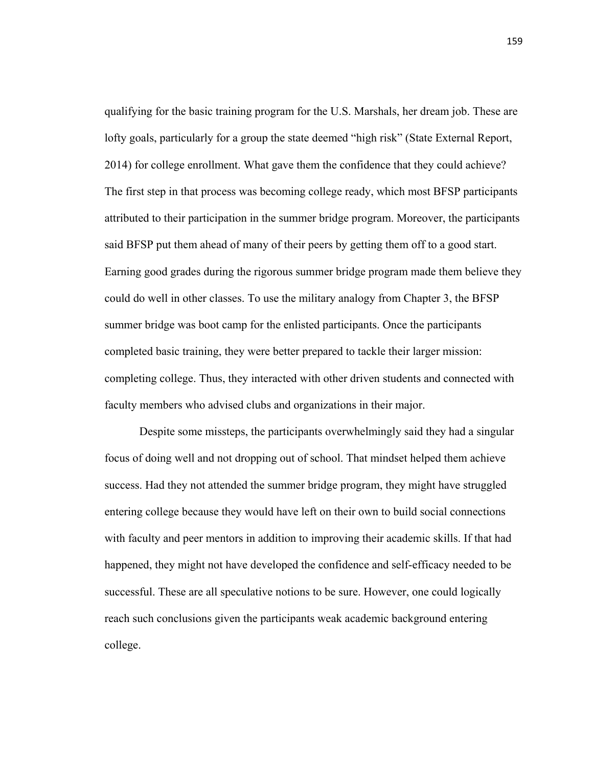qualifying for the basic training program for the U.S. Marshals, her dream job. These are lofty goals, particularly for a group the state deemed "high risk" (State External Report, 2014) for college enrollment. What gave them the confidence that they could achieve? The first step in that process was becoming college ready, which most BFSP participants attributed to their participation in the summer bridge program. Moreover, the participants said BFSP put them ahead of many of their peers by getting them off to a good start. Earning good grades during the rigorous summer bridge program made them believe they could do well in other classes. To use the military analogy from Chapter 3, the BFSP summer bridge was boot camp for the enlisted participants. Once the participants completed basic training, they were better prepared to tackle their larger mission: completing college. Thus, they interacted with other driven students and connected with faculty members who advised clubs and organizations in their major.

Despite some missteps, the participants overwhelmingly said they had a singular focus of doing well and not dropping out of school. That mindset helped them achieve success. Had they not attended the summer bridge program, they might have struggled entering college because they would have left on their own to build social connections with faculty and peer mentors in addition to improving their academic skills. If that had happened, they might not have developed the confidence and self-efficacy needed to be successful. These are all speculative notions to be sure. However, one could logically reach such conclusions given the participants weak academic background entering college.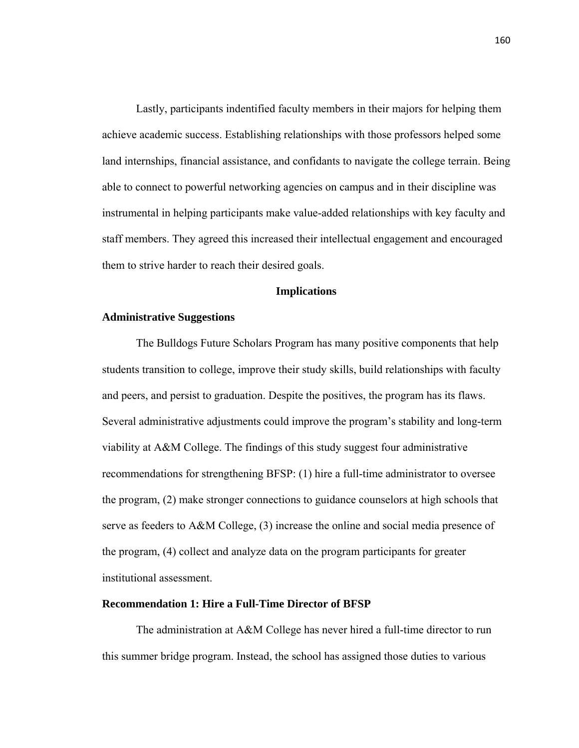Lastly, participants indentified faculty members in their majors for helping them achieve academic success. Establishing relationships with those professors helped some land internships, financial assistance, and confidants to navigate the college terrain. Being able to connect to powerful networking agencies on campus and in their discipline was instrumental in helping participants make value-added relationships with key faculty and staff members. They agreed this increased their intellectual engagement and encouraged them to strive harder to reach their desired goals.

## Implications

### Administrative Suggestions

The Bulldogs Future Scholars Program has many positive components that help students transition to college, improve their study skills, build relationships with faculty and peers, and persist to graduation. Despite the positives, the program has its flaws. Several administrative adjustments could improve the program's stability and long-term viability at A&M College. The findings of this study suggest four administrative recommendations for strengthening BFSP: (1) hire a full-time administrator to oversee the program, (2) make stronger connections to guidance counselors at high schools that serve as feeders to A&M College, (3) increase the online and social media presence of the program, (4) collect and analyze data on the program participants for greater institutional assessment.

### Recommendation 1: Hire a Full-Time Director of BFSP

The administration at A&M College has never hired a full-time director to run this summer bridge program. Instead, the school has assigned those duties to various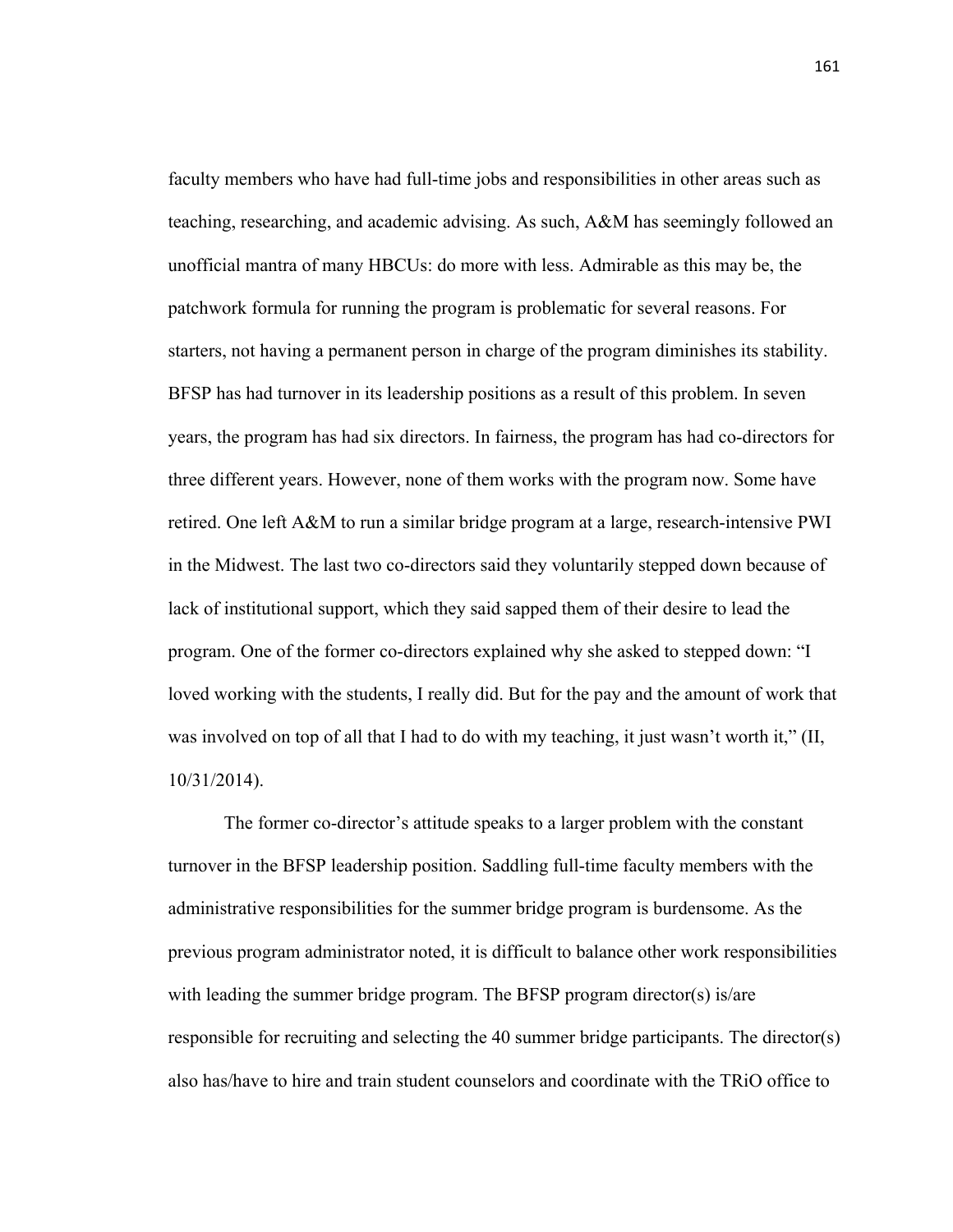faculty members who have had full-time jobs and responsibilities in other areas such as teaching, researching, and academic advising. As such, A&M has seemingly followed an unofficial mantra of many HBCUs: do more with less. Admirable as this may be, the patchwork formula for running the program is problematic for several reasons. For starters, not having a permanent person in charge of the program diminishes its stability. BFSP has had turnover in its leadership positions as a result of this problem. In seven years, the program has had six directors. In fairness, the program has had co-directors for three different years. However, none of them works with the program now. Some have retired. One left A&M to run a similar bridge program at a large, research-intensive PWI in the Midwest. The last two co-directors said they voluntarily stepped down because of lack of institutional support, which they said sapped them of their desire to lead the program. One of the former co-directors explained why she asked to stepped down: "I loved working with the students, I really did. But for the pay and the amount of work that was involved on top of all that I had to do with my teaching, it just wasn't worth it," (II, 10/31/2014).

The former co-director's attitude speaks to a larger problem with the constant turnover in the BFSP leadership position. Saddling full-time faculty members with the administrative responsibilities for the summer bridge program is burdensome. As the previous program administrator noted, it is difficult to balance other work responsibilities with leading the summer bridge program. The BFSP program director(s) is/are responsible for recruiting and selecting the 40 summer bridge participants. The director(s) also has/have to hire and train student counselors and coordinate with the TRiO office to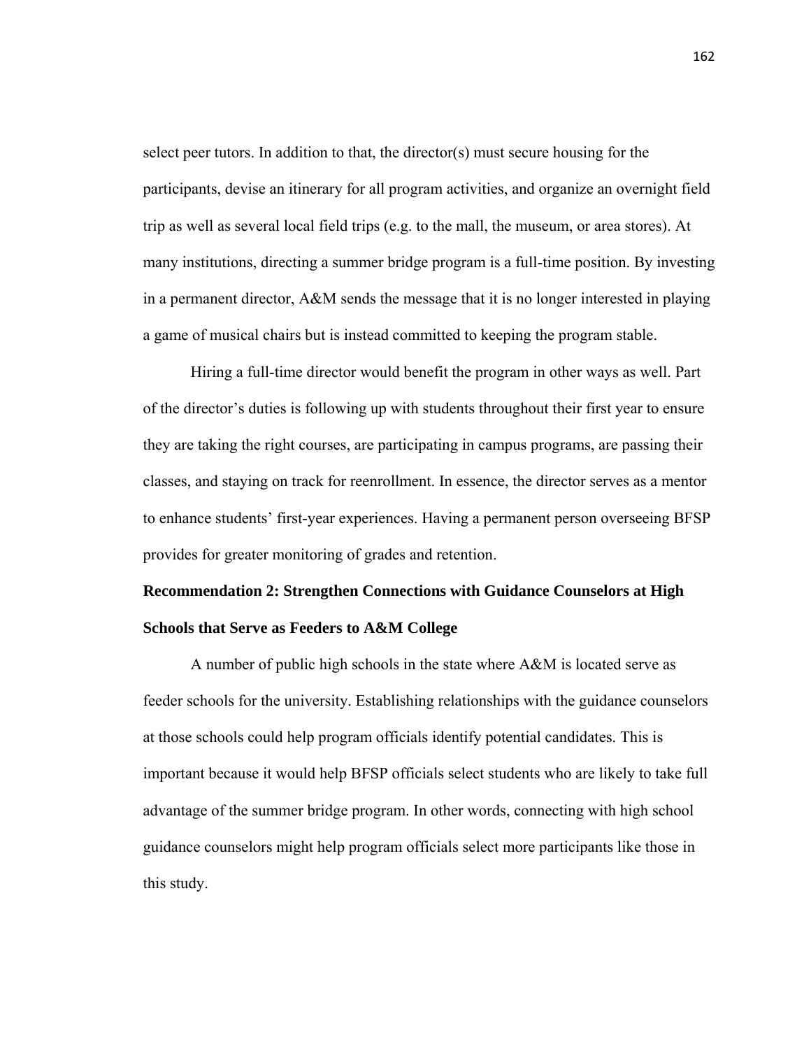select peer tutors. In addition to that, the director(s) must secure housing for the participants, devise an itinerary for all program activities, and organize an overnight field trip as well as several local field trips (e.g. to the mall, the museum, or area stores). At many institutions, directing a summer bridge program is a full-time position. By investing in a permanent director, A&M sends the message that it is no longer interested in playing a game of musical chairs but is instead committed to keeping the program stable.

Hiring a full-time director would benefit the program in other ways as well. Part of the director's duties is following up with students throughout their first year to ensure they are taking the right courses, are participating in campus programs, are passing their classes, and staying on track for reenrollment. In essence, the director serves as a mentor to enhance students' first-year experiences. Having a permanent person overseeing BFSP provides for greater monitoring of grades and retention.

**Recommendation 2: Strengthen Connections with Guidance Counselors at High Schools that Serve as Feeders to A&M College**

A number of public high schools in the state where A&M is located serve as feeder schools for the university. Establishing relationships with the guidance counselors at those schools could help program officials identify potential candidates. This is important because it would help BFSP officials select students who are likely to take full advantage of the summer bridge program. In other words, connecting with high school guidance counselors might help program officials select more participants like those in this study.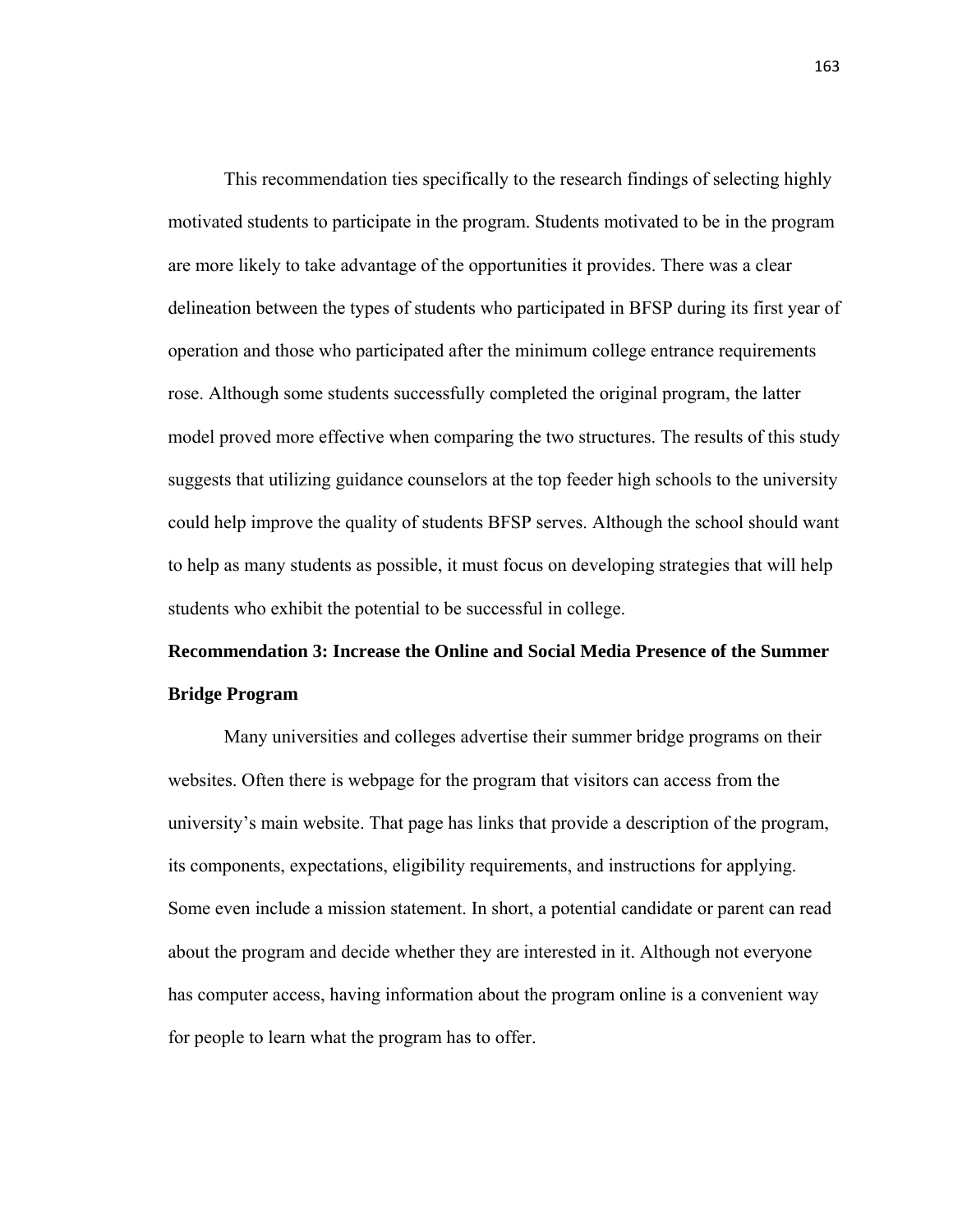This recommendation ties specifically to the research findings of selecting highly motivated students to participate in the program. Students motivated to be in the program are more likely to take advantage of the opportunities it provides. There was a clear delineation between the types of students who participated in BFSP during its first year of operation and those who participated after the minimum college entrance requirements rose. Although some students successfully completed the original program, the latter model proved more effective when comparing the two structures. The results of this study suggests that utilizing guidance counselors at the top feeder high schools to the university could help improve the quality of students BFSP serves. Although the school should want to help as many students as possible, it must focus on developing strategies that will help students who exhibit the potential to be successful in college.

**Recommendation 3: Increase the Online and Social Media Presence of the Summer Bridge Program**

Many universities and colleges advertise their summer bridge programs on their websites. Often there is webpage for the program that visitors can access from the university's main website. That page has links that provide a description of the program, its components, expectations, eligibility requirements, and instructions for applying. Some even include a mission statement. In short, a potential candidate or parent can read about the program and decide whether they are interested in it. Although not everyone has computer access, having information about the program online is a convenient way for people to learn what the program has to offer.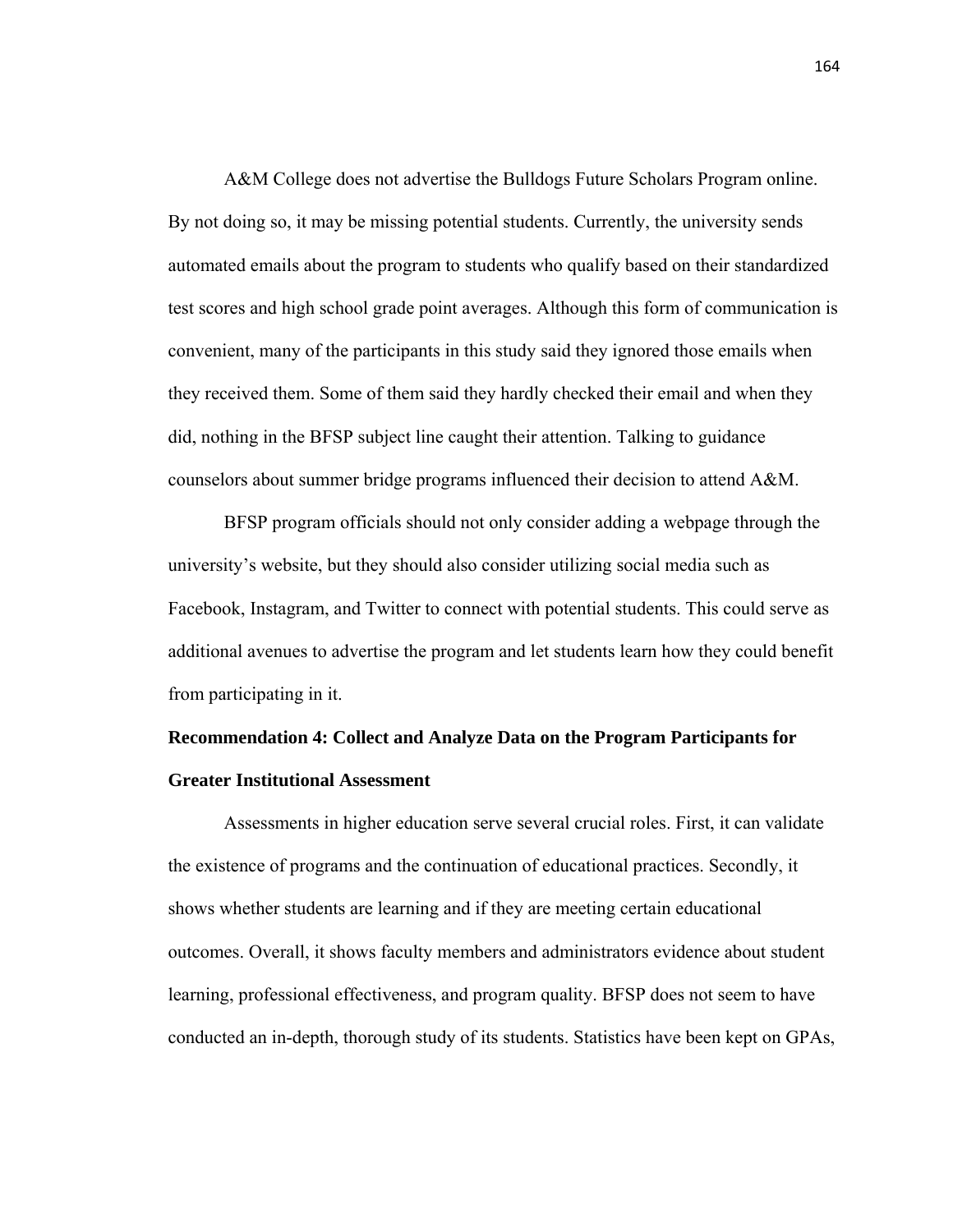A&M College does not advertise the Bulldogs Future Scholars Program online. By not doing so, it may be missing potential students. Currently, the university sends automated emails about the program to students who qualify based on their standardized test scores and high school grade point averages. Although this form of communication is convenient, many of the participants in this study said they ignored those emails when they received them. Some of them said they hardly checked their email and when they did, nothing in the BFSP subject line caught their attention. Talking to guidance counselors about summer bridge programs influenced their decision to attend A&M.

BFSP program officials should not only consider adding a webpage through the university's website, but they should also consider utilizing social media such as Facebook, Instagram, and Twitter to connect with potential students. This could serve as additional avenues to advertise the program and let students learn how they could benefit from participating in it.

**Recommendation 4: Collect and Analyze Data on the Program Participants for Greater Institutional Assessment**

Assessments in higher education serve several crucial roles. First, it can validate the existence of programs and the continuation of educational practices. Secondly, it shows whether students are learning and if they are meeting certain educational outcomes. Overall, it shows faculty members and administrators evidence about student learning, professional effectiveness, and program quality. BFSP does not seem to have conducted an in-depth, thorough study of its students. Statistics have been kept on GPAs,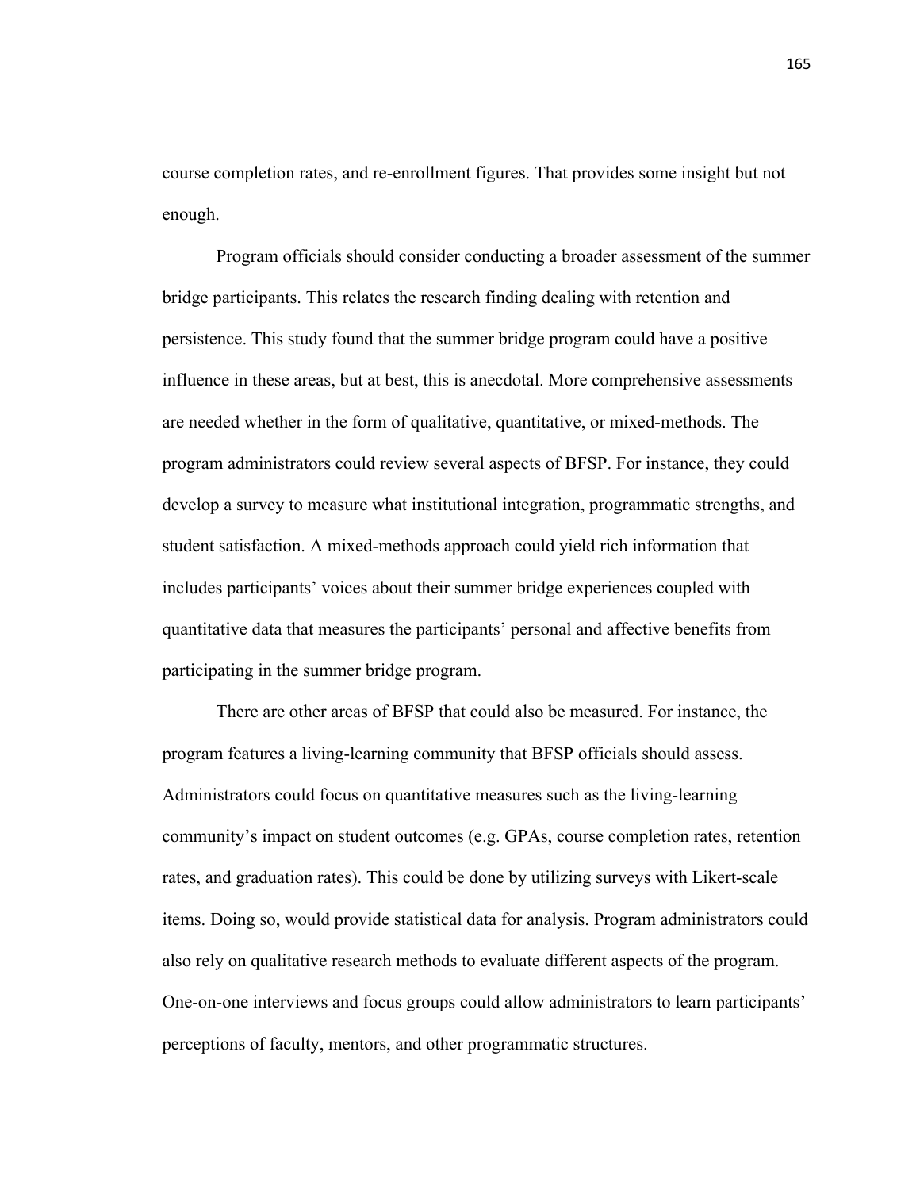course completion rates, and re-enrollment figures. That provides some insight but not enough.

Program officials should consider conducting a broader assessment of the summer bridge participants. This relates the research finding dealing with retention and persistence. This study found that the summer bridge program could have a positive influence in these areas, but at best, this is anecdotal. More comprehensive assessments are needed whether in the form of qualitative, quantitative, or mixed-methods. The program administrators could review several aspects of BFSP. For instance, they could develop a survey to measure what institutional integration, programmatic strengths, and student satisfaction. A mixed-methods approach could yield rich information that includes participants' voices about their summer bridge experiences coupled with quantitative data that measures the participants' personal and affective benefits from participating in the summer bridge program.

There are other areas of BFSP that could also be measured. For instance, the program features a living-learning community that BFSP officials should assess. Administrators could focus on quantitative measures such as the living-learning community's impact on student outcomes (e.g. GPAs, course completion rates, retention rates, and graduation rates). This could be done by utilizing surveys with Likert-scale items. Doing so, would provide statistical data for analysis. Program administrators could also rely on qualitative research methods to evaluate different aspects of the program. One-on-one interviews and focus groups could allow administrators to learn participants' perceptions of faculty, mentors, and other programmatic structures.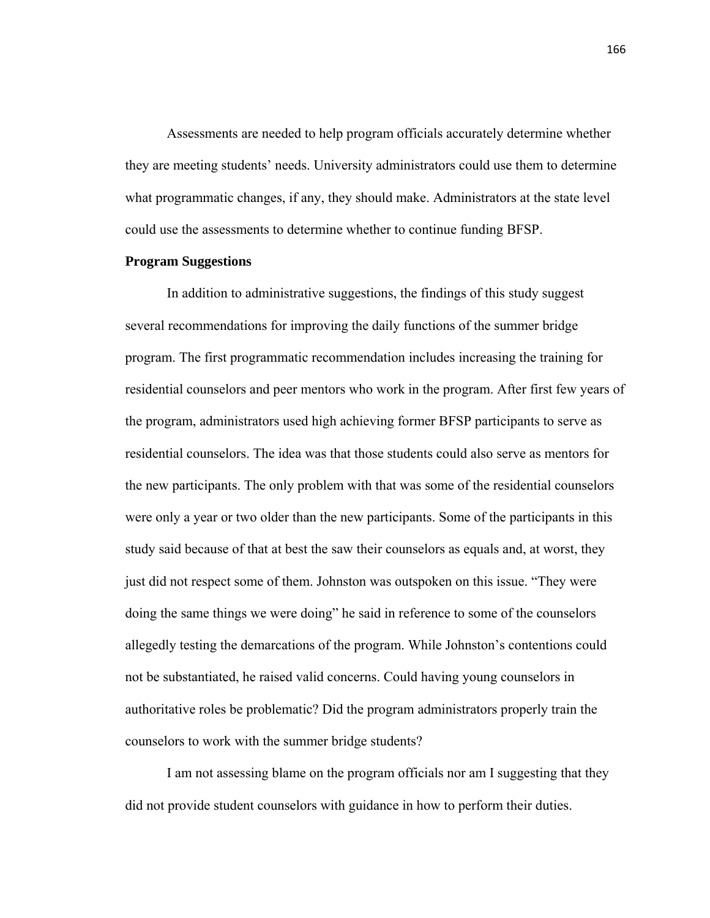Assessments are needed to help program officials accurately determine whether they are meeting students' needs. University administrators could use them to determine what programmatic changes, if any, they should make. Administrators at the state level could use the assessments to determine whether to continue funding BFSP.

**Program Suggestions**

In addition to administrative suggestions, the findings of this study suggest several recommendations for improving the daily functions of the summer bridge program. The first programmatic recommendation includes increasing the training for residential counselors and peer mentors who work in the program. After first few years of the program, administrators used high achieving former BFSP participants to serve as residential counselors. The idea was that those students could also serve as mentors for the new participants. The only problem with that was some of the residential counselors were only a year or two older than the new participants. Some of the participants in this study said because of that at best the saw their counselors as equals and, at worst, they just did not respect some of them. Johnston was outspoken on this issue. "They were doing the same things we were doing" he said in reference to some of the counselors allegedly testing the demarcations of the program. While Johnston's contentions could not be substantiated, he raised valid concerns. Could having young counselors in authoritative roles be problematic? Did the program administrators properly train the counselors to work with the summer bridge students?

I am not assessing blame on the program officials nor am I suggesting that they did not provide student counselors with guidance in how to perform their duties.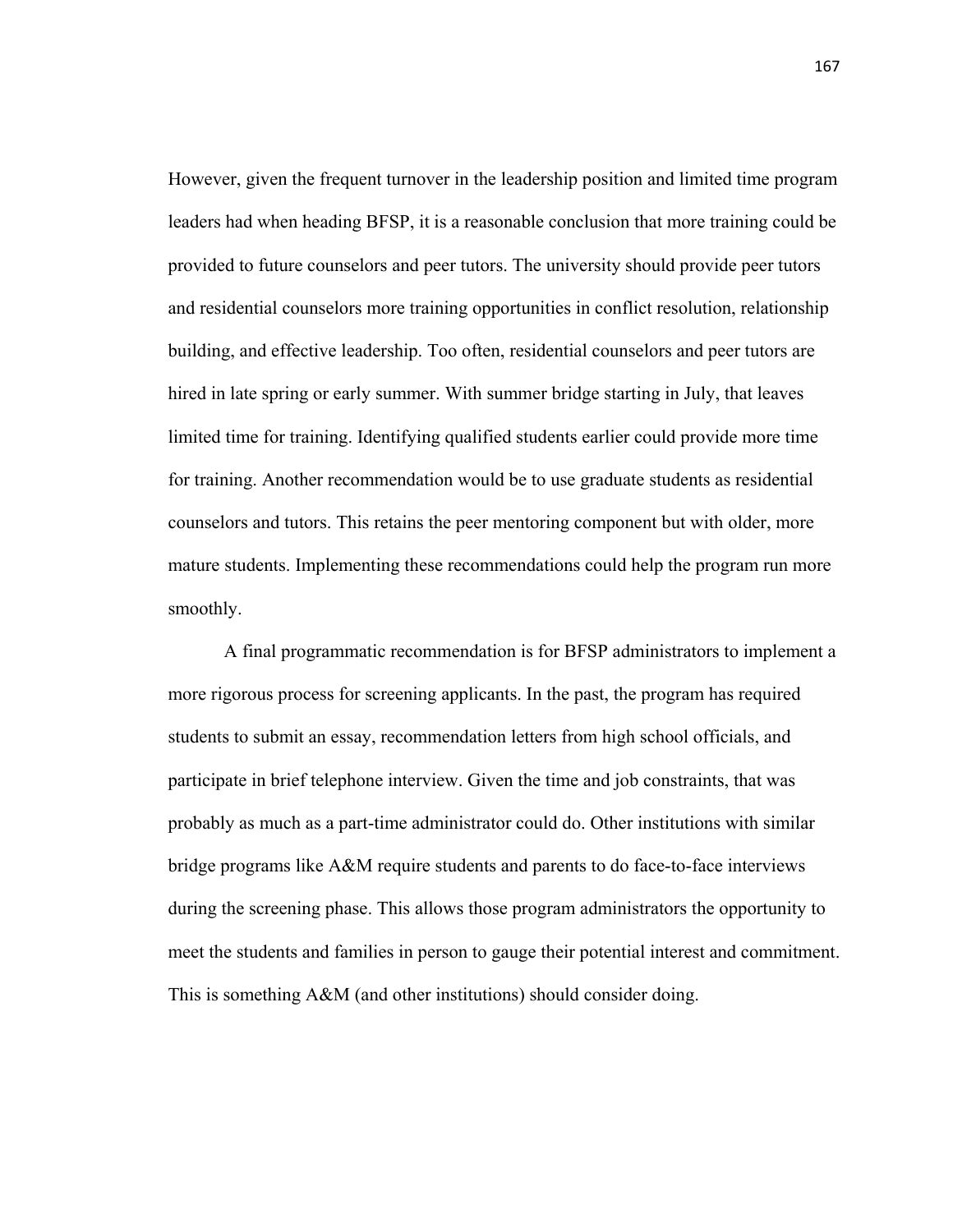However, given the frequent turnover in the leadership position and limited time program leaders had when heading BFSP, it is a reasonable conclusion that more training could be provided to future counselors and peer tutors. The university should provide peer tutors and residential counselors more training opportunities in conflict resolution, relationship building, and effective leadership. Too often, residential counselors and peer tutors are hired in late spring or early summer. With summer bridge starting in July, that leaves limited time for training. Identifying qualified students earlier could provide more time for training. Another recommendation would be to use graduate students as residential counselors and tutors. This retains the peer mentoring component but with older, more mature students. Implementing these recommendations could help the program run more smoothly.

A final programmatic recommendation is for BFSP administrators to implement a more rigorous process for screening applicants. In the past, the program has required students to submit an essay, recommendation letters from high school officials, and participate in brief telephone interview. Given the time and job constraints, that was probably as much as a part-time administrator could do. Other institutions with similar bridge programs like A&M require students and parents to do face-to-face interviews during the screening phase. This allows those program administrators the opportunity to meet the students and families in person to gauge their potential interest and commitment. This is something A&M (and other institutions) should consider doing.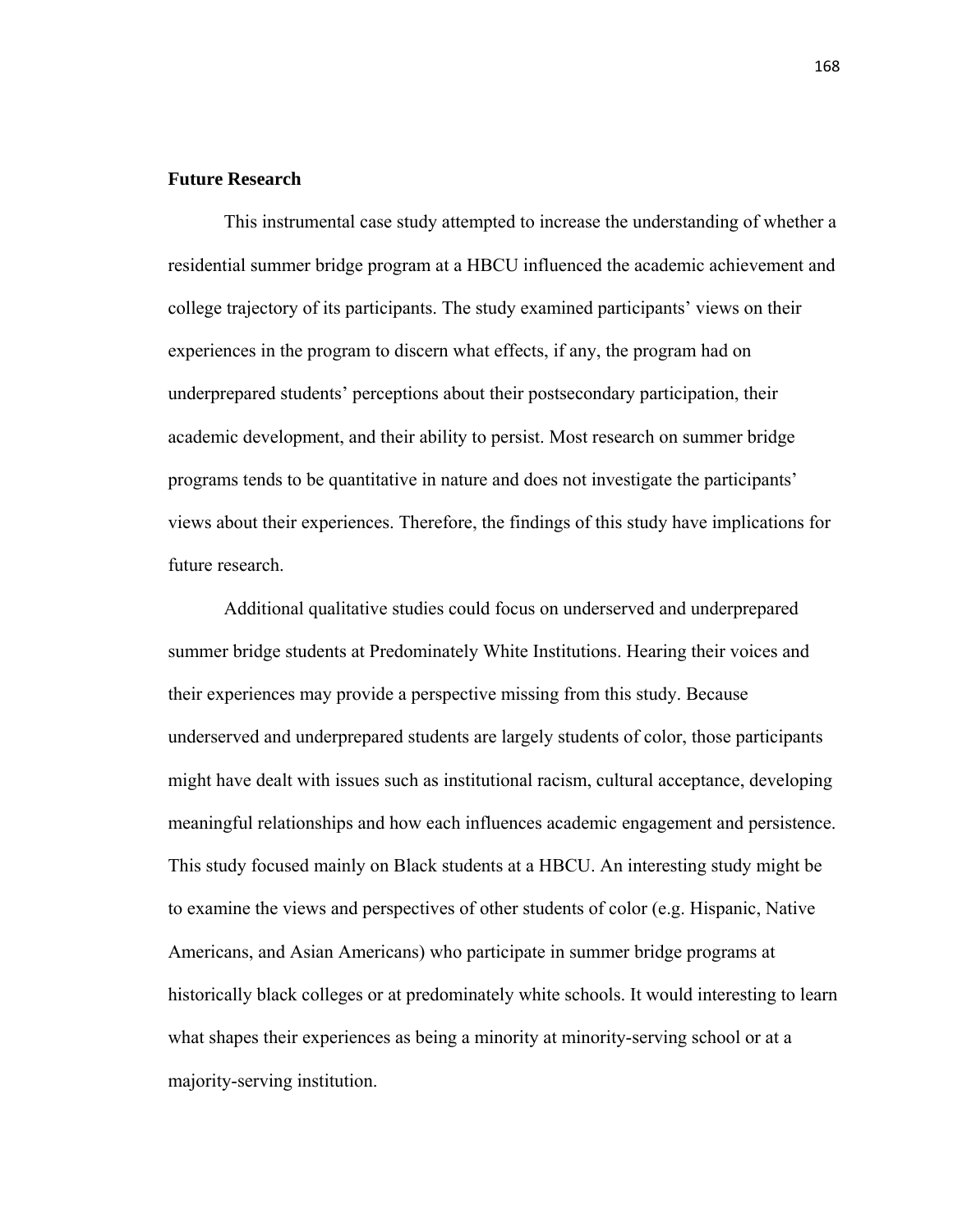## Future Research

This instrumental case study attempted to increase the understanding of whether a residential summer bridge program at a HBCU influenced the academic achievement and college trajectory of its participants. The study examined participants' views on their experiences in the program to discern what effects, if any, the program had on underprepared students' perceptions about their postsecondary participation, their academic development, and their ability to persist. Most research on summer bridge programs tends to be quantitative in nature and does not investigate the participants' views about their experiences. Therefore, the findings of this study have implications for future research.

Additional qualitative studies could focus on underserved and underprepared summer bridge students at Predominately White Institutions. Hearing their voices and their experiences may provide a perspective missing from this study. Because underserved and underprepared students are largely students of color, those participants might have dealt with issues such as institutional racism, cultural acceptance, developing meaningful relationships and how each influences academic engagement and persistence. This study focused mainly on Black students at a HBCU. An interesting study might be to examine the views and perspectives of other students of color (e.g. Hispanic, Native Americans, and Asian Americans) who participate in summer bridge programs at historically black colleges or at predominately white schools. It would interesting to learn what shapes their experiences as being a minority at minority-serving school or at a majority-serving institution.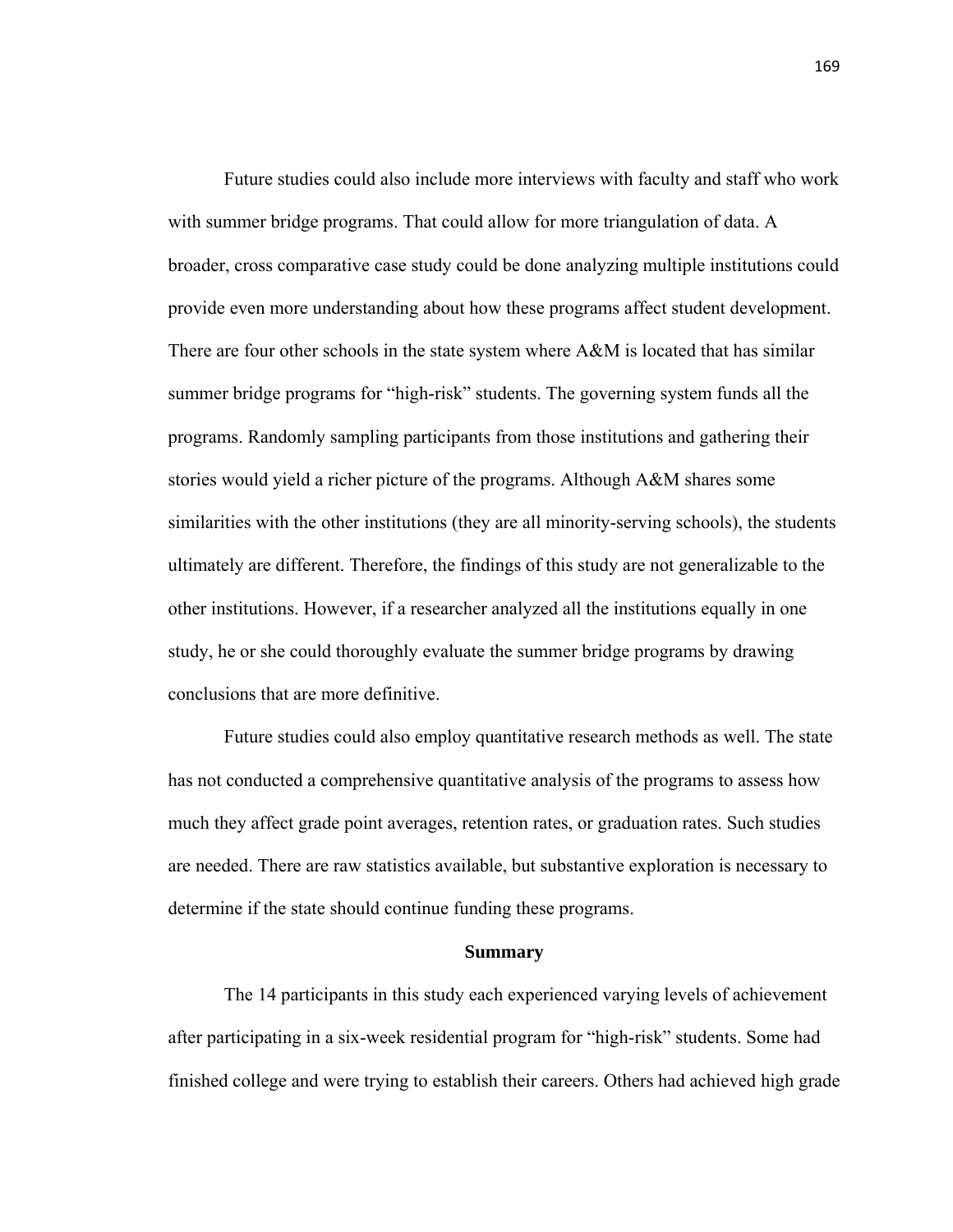Future studies could also include more interviews with faculty and staff who work with summer bridge programs. That could allow for more triangulation of data. A broader, cross comparative case study could be done analyzing multiple institutions could provide even more understanding about how these programs affect student development. There are four other schools in the state system where A&M is located that has similar summer bridge programs for "high-risk" students. The governing system funds all the programs. Randomly sampling participants from those institutions and gathering their stories would yield a richer picture of the programs. Although A&M shares some similarities with the other institutions (they are all minority-serving schools), the students ultimately are different. Therefore, the findings of this study are not generalizable to the other institutions. However, if a researcher analyzed all the institutions equally in one study, he or she could thoroughly evaluate the summer bridge programs by drawing conclusions that are more definitive.

Future studies could also employ quantitative research methods as well. The state has not conducted a comprehensive quantitative analysis of the programs to assess how much they affect grade point averages, retention rates, or graduation rates. Such studies are needed. There are raw statistics available, but substantive exploration is necessary to determine if the state should continue funding these programs.

## Summary

The 14 participants in this study each experienced varying levels of achievement after participating in a six-week residential program for "high-risk" students. Some had finished college and were trying to establish their careers. Others had achieved high grade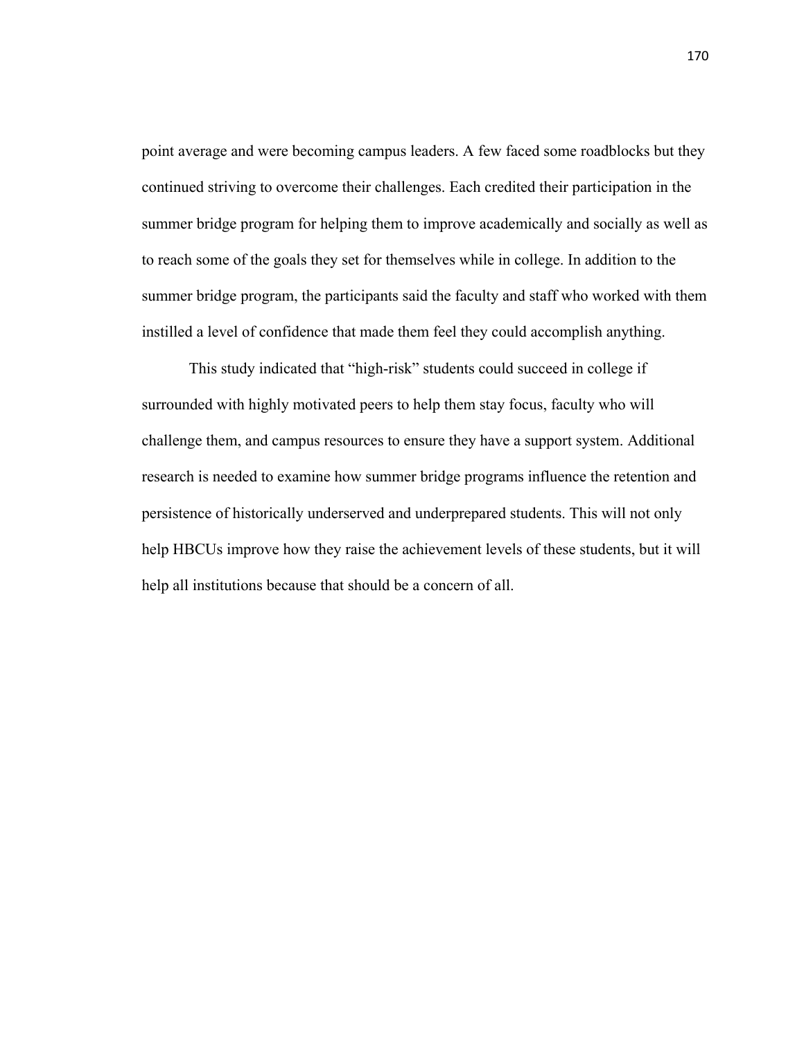point average and were becoming campus leaders. A few faced some roadblocks but they continued striving to overcome their challenges. Each credited their participation in the summer bridge program for helping them to improve academically and socially as well as to reach some of the goals they set for themselves while in college. In addition to the summer bridge program, the participants said the faculty and staff who worked with them instilled a level of confidence that made them feel they could accomplish anything.

This study indicated that "high-risk" students could succeed in college if surrounded with highly motivated peers to help them stay focus, faculty who will challenge them, and campus resources to ensure they have a support system. Additional research is needed to examine how summer bridge programs influence the retention and persistence of historically underserved and underprepared students. This will not only help HBCUs improve how they raise the achievement levels of these students, but it will help all institutions because that should be a concern of all.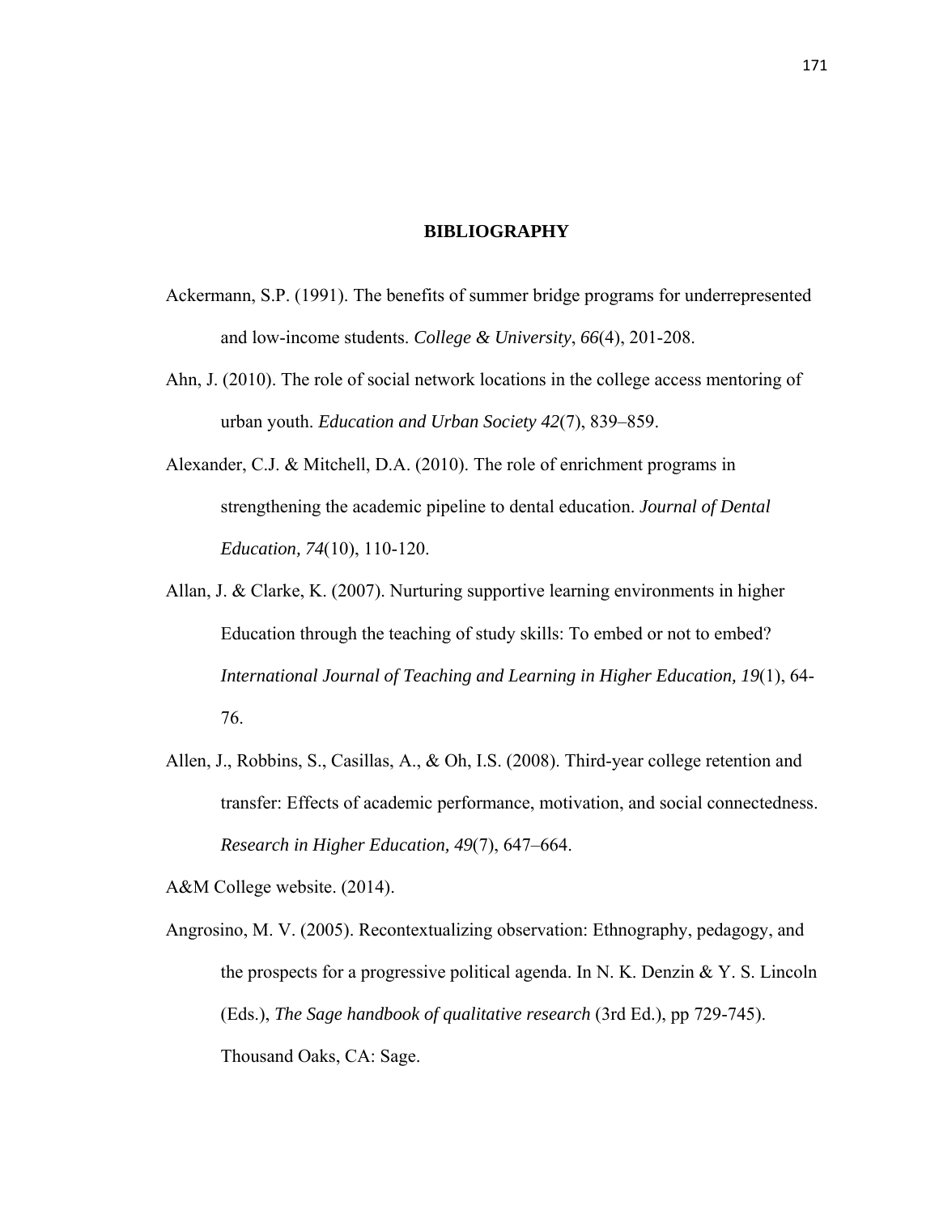# BIBLIOGRAPHY

Ackermann, S.P. (1991). The benefits of summer bridge programs for underrepresented and low-income students. *College & University*, *66*(4), 201-208.

Ahn, J. (2010). The role of social network locations in the college access mentoring of urban youth. *Education and Urban Society 42*(7), 839–859.

Alexander, C.J. & Mitchell, D.A. (2010). The role of enrichment programs in strengthening the academic pipeline to dental education. *Journal of Dental Education, 74*(10), 110-120.

Allan, J. & Clarke, K. (2007). Nurturing supportive learning environments in higher Education through the teaching of study skills: To embed or not to embed? *International Journal of Teaching and Learning in Higher Education, 19*(1), 64-76.

Allen, J., Robbins, S., Casillas, A., & Oh, I.S. (2008). Third-year college retention and transfer: Effects of academic performance, motivation, and social connectedness. *Research in Higher Education, 49*(7), 647–664.

A&M College website. (2014).

Angrosino, M. V. (2005). Recontextualizing observation: Ethnography, pedagogy, and the prospects for a progressive political agenda. In N. K. Denzin & Y. S. Lincoln (Eds.), *The Sage handbook of qualitative research* (3rd Ed.), pp 729-745). Thousand Oaks, CA: Sage.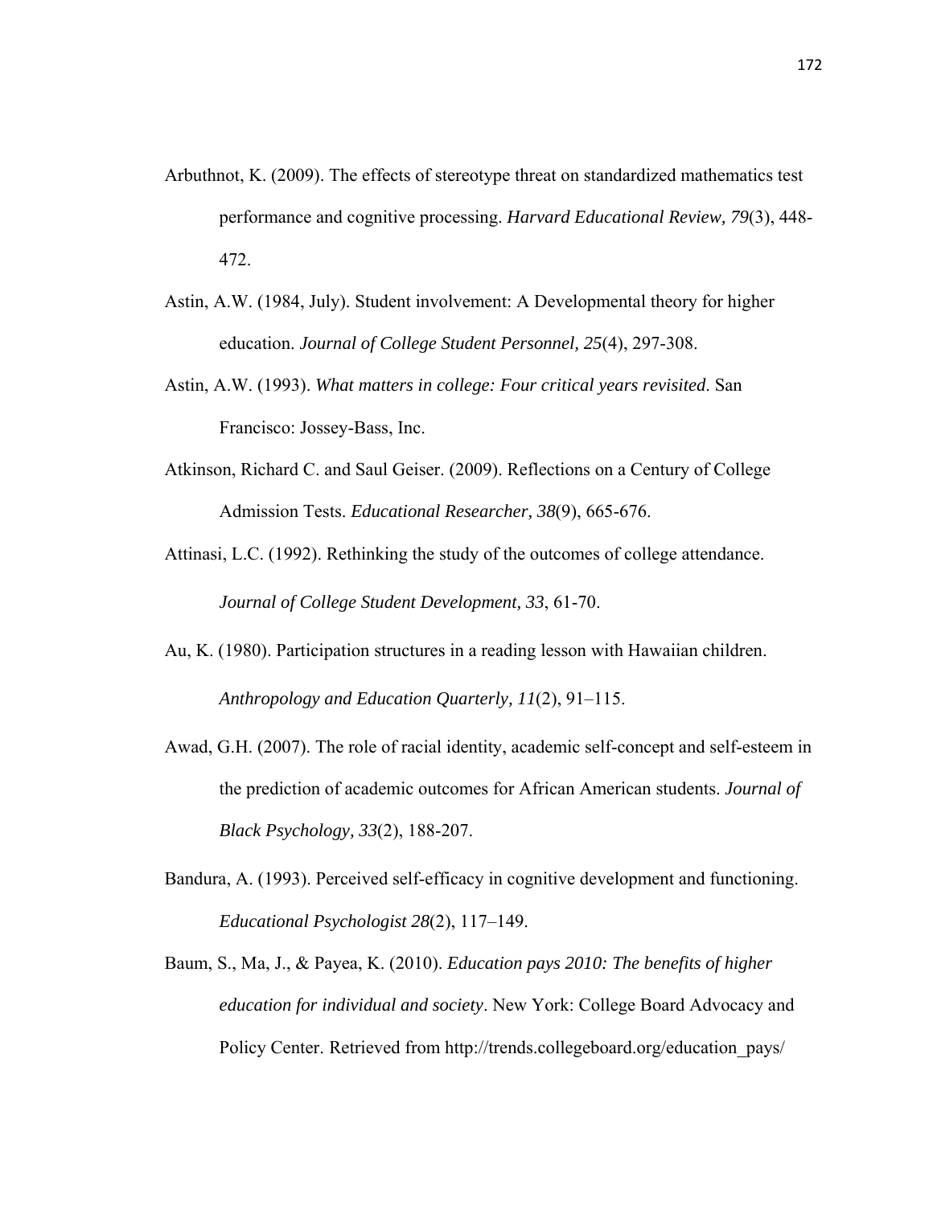Arbuthnot, K. (2009). The effects of stereotype threat on standardized mathematics test performance and cognitive processing. *Harvard Educational Review, 79*(3), 448-472.

Astin, A.W. (1984, July). Student involvement: A Developmental theory for higher education. *Journal of College Student Personnel, 25*(4), 297-308.

Astin, A.W. (1993). *What matters in college: Four critical years revisited*. San Francisco: Jossey-Bass, Inc.

Atkinson, Richard C. and Saul Geiser. (2009). Reflections on a Century of College Admission Tests. *Educational Researcher, 38*(9), 665-676.

Attinasi, L.C. (1992). Rethinking the study of the outcomes of college attendance. *Journal of College Student Development, 33*, 61-70.

Au, K. (1980). Participation structures in a reading lesson with Hawaiian children. *Anthropology and Education Quarterly, 11*(2), 91–115.

Awad, G.H. (2007). The role of racial identity, academic self-concept and self-esteem in the prediction of academic outcomes for African American students. *Journal of Black Psychology, 33*(2), 188-207.

Bandura, A. (1993). Perceived self-efficacy in cognitive development and functioning. *Educational Psychologist 28*(2), 117–149.

Baum, S., Ma, J., & Payea, K. (2010). *Education pays 2010: The benefits of higher education for individual and society*. New York: College Board Advocacy and Policy Center. Retrieved from http://trends.collegeboard.org/education_pays/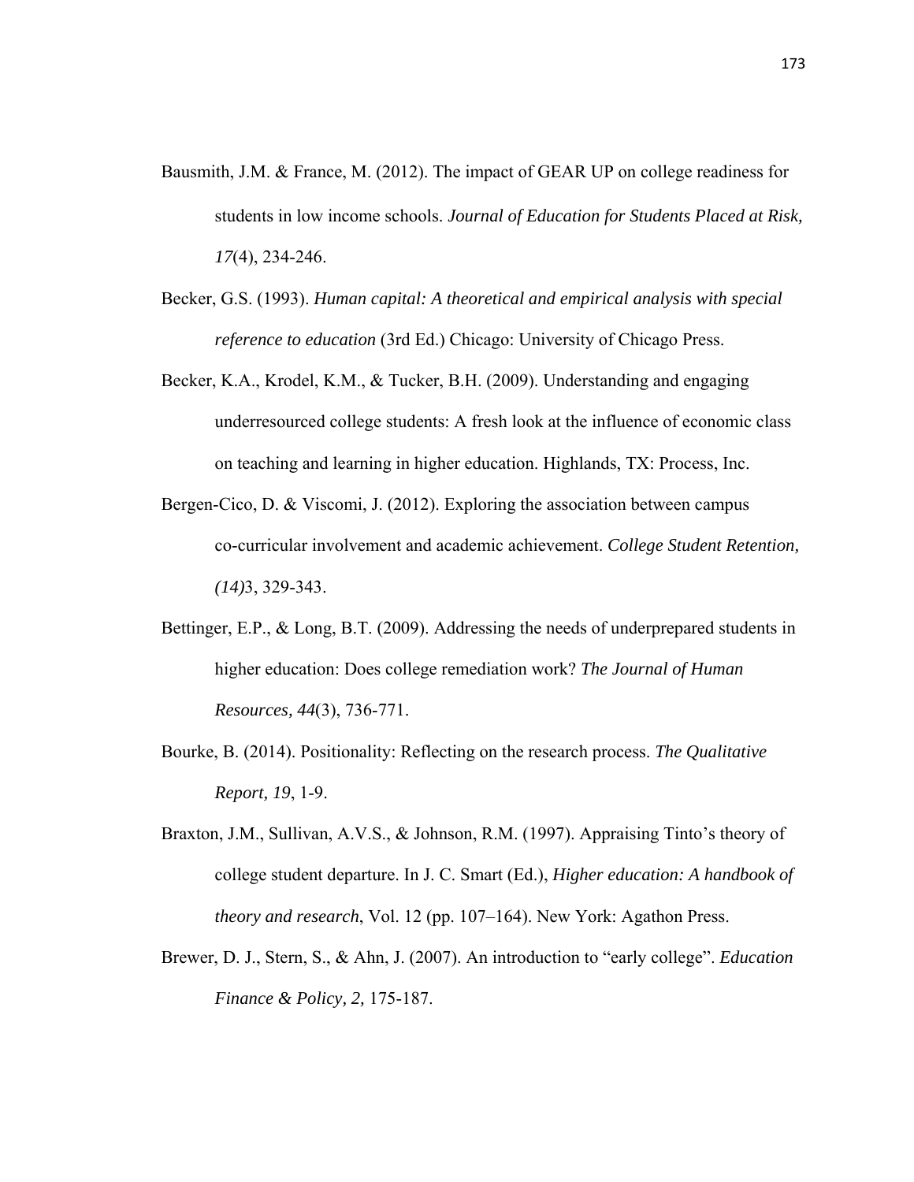Bausmith, J.M. & France, M. (2012). The impact of GEAR UP on college readiness for students in low income schools. *Journal of Education for Students Placed at Risk, 17*(4), 234-246.

Becker, G.S. (1993). *Human capital: A theoretical and empirical analysis with special reference to education* (3rd Ed.) Chicago: University of Chicago Press.

Becker, K.A., Krodel, K.M., & Tucker, B.H. (2009). Understanding and engaging underresourced college students: A fresh look at the influence of economic class on teaching and learning in higher education. Highlands, TX: Process, Inc.

Bergen-Cico, D. & Viscomi, J. (2012). Exploring the association between campus co-curricular involvement and academic achievement. *College Student Retention, (14)*3, 329-343.

Bettinger, E.P., & Long, B.T. (2009). Addressing the needs of underprepared students in higher education: Does college remediation work? *The Journal of Human Resources, 44*(3), 736-771.

Bourke, B. (2014). Positionality: Reflecting on the research process. *The Qualitative Report, 19*, 1-9.

Braxton, J.M., Sullivan, A.V.S., & Johnson, R.M. (1997). Appraising Tinto's theory of college student departure. In J. C. Smart (Ed.), *Higher education: A handbook of theory and research*, Vol. 12 (pp. 107–164). New York: Agathon Press.

Brewer, D. J., Stern, S., & Ahn, J. (2007). An introduction to "early college". *Education Finance & Policy, 2,* 175-187.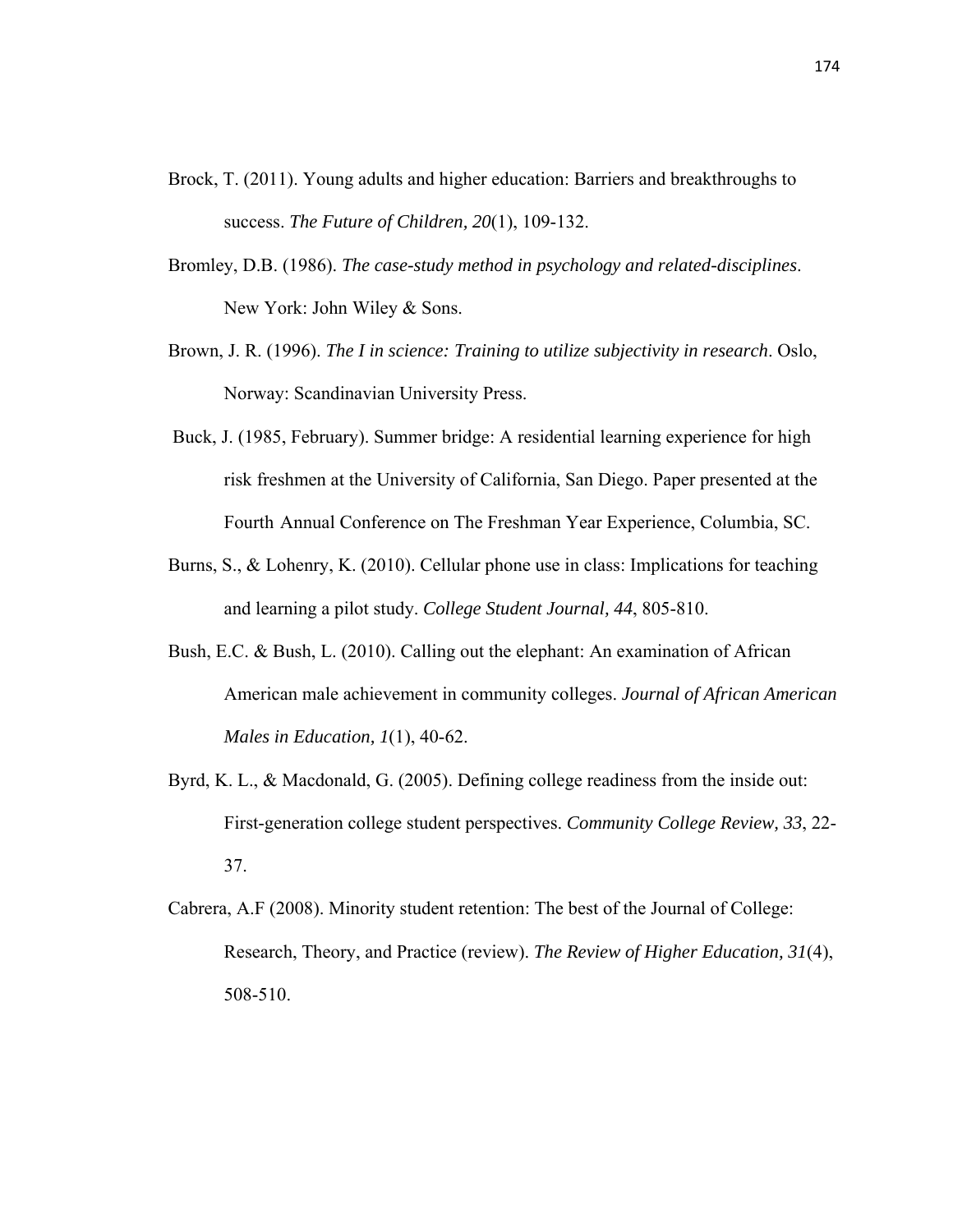Brock, T. (2011). Young adults and higher education: Barriers and breakthroughs to success. *The Future of Children, 20*(1), 109-132.

Bromley, D.B. (1986). *The case-study method in psychology and related-disciplines*. New York: John Wiley & Sons.

Brown, J. R. (1996). *The I in science: Training to utilize subjectivity in research*. Oslo, Norway: Scandinavian University Press.

Buck, J. (1985, February). Summer bridge: A residential learning experience for high risk freshmen at the University of California, San Diego. Paper presented at the Fourth Annual Conference on The Freshman Year Experience, Columbia, SC.

Burns, S., & Lohenry, K. (2010). Cellular phone use in class: Implications for teaching and learning a pilot study. *College Student Journal, 44*, 805-810.

Bush, E.C. & Bush, L. (2010). Calling out the elephant: An examination of African American male achievement in community colleges. *Journal of African American Males in Education, 1*(1), 40-62.

Byrd, K. L., & Macdonald, G. (2005). Defining college readiness from the inside out: First-generation college student perspectives. *Community College Review, 33*, 22-37.

Cabrera, A.F (2008). Minority student retention: The best of the Journal of College: Research, Theory, and Practice (review). *The Review of Higher Education, 31*(4), 508-510.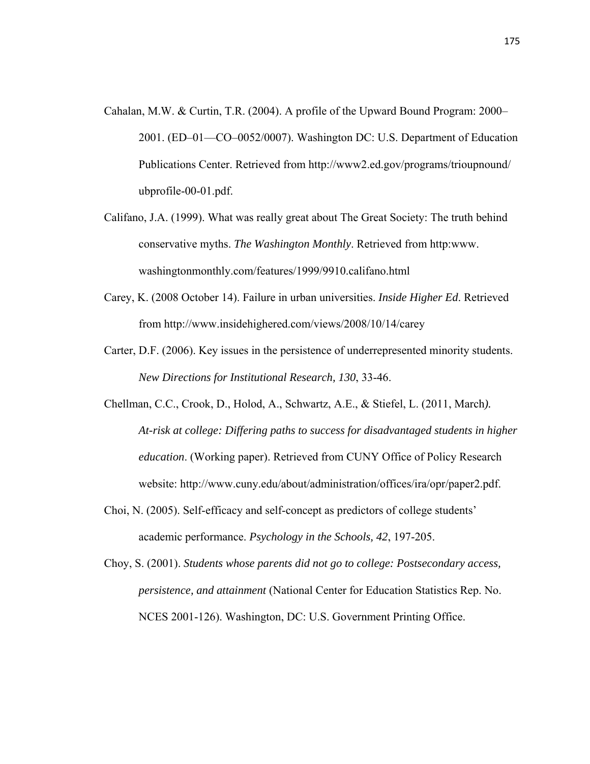Cahalan, M.W. & Curtin, T.R. (2004). A profile of the Upward Bound Program: 2000–2001. (ED–01—CO–0052/0007). Washington DC: U.S. Department of Education Publications Center. Retrieved from http://www2.ed.gov/programs/trioupnound/ubprofile-00-01.pdf.

Califano, J.A. (1999). What was really great about The Great Society: The truth behind conservative myths. *The Washington Monthly*. Retrieved from http:www.washingtonmonthly.com/features/1999/9910.califano.html

Carey, K. (2008 October 14). Failure in urban universities. *Inside Higher Ed*. Retrieved from http://www.insidehighered.com/views/2008/10/14/carey

Carter, D.F. (2006). Key issues in the persistence of underrepresented minority students. *New Directions for Institutional Research, 130*, 33-46.

Chellman, C.C., Crook, D., Holod, A., Schwartz, A.E., & Stiefel, L. (2011, March). *At-risk at college: Differing paths to success for disadvantaged students in higher education*. (Working paper). Retrieved from CUNY Office of Policy Research website: http://www.cuny.edu/about/administration/offices/ira/opr/paper2.pdf.

Choi, N. (2005). Self-efficacy and self-concept as predictors of college students' academic performance. *Psychology in the Schools, 42*, 197-205.

Choy, S. (2001). *Students whose parents did not go to college: Postsecondary access, persistence, and attainment* (National Center for Education Statistics Rep. No. NCES 2001-126). Washington, DC: U.S. Government Printing Office.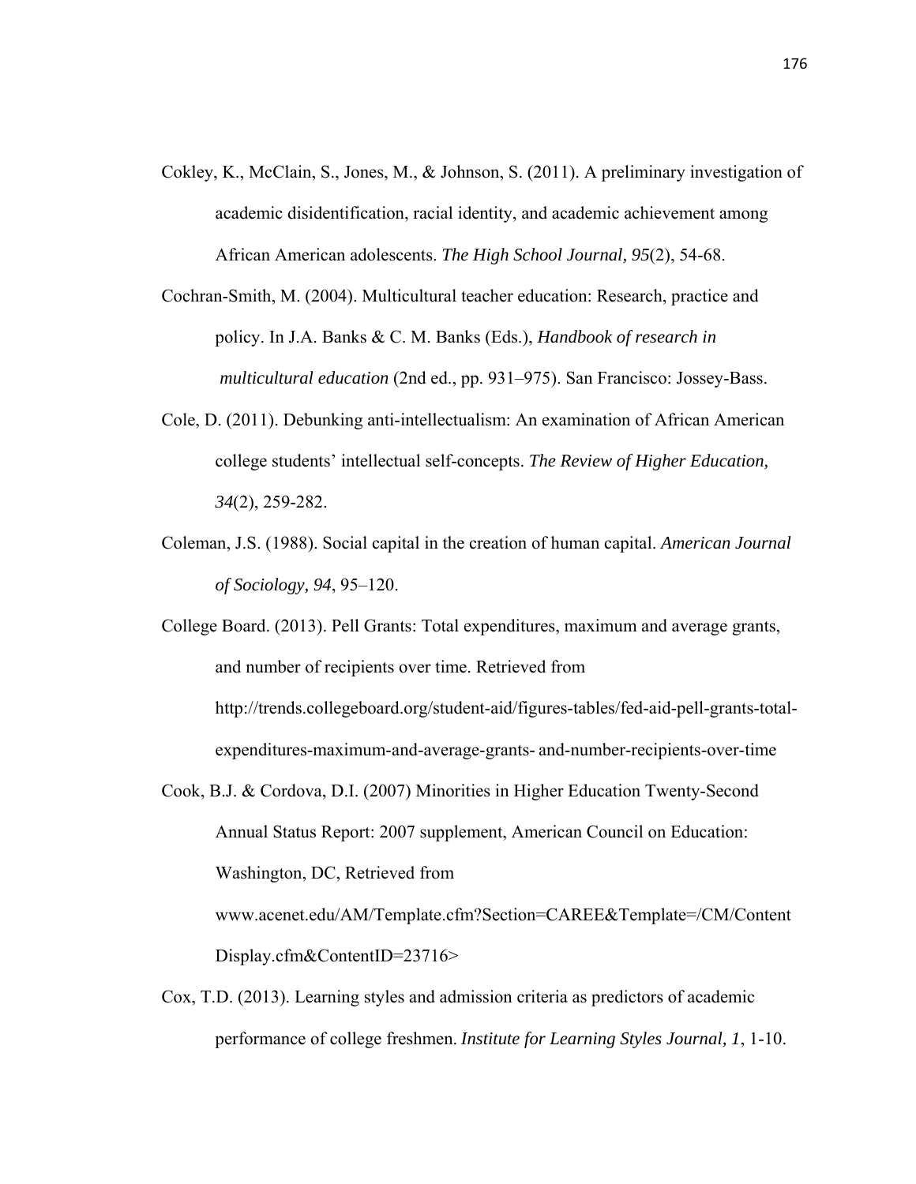Cokley, K., McClain, S., Jones, M., & Johnson, S. (2011). A preliminary investigation of academic disidentification, racial identity, and academic achievement among African American adolescents. *The High School Journal, 95*(2), 54-68.

Cochran-Smith, M. (2004). Multicultural teacher education: Research, practice and policy. In J.A. Banks & C. M. Banks (Eds.), *Handbook of research in multicultural education* (2nd ed., pp. 931–975). San Francisco: Jossey-Bass.

Cole, D. (2011). Debunking anti-intellectualism: An examination of African American college students' intellectual self-concepts. *The Review of Higher Education, 34*(2), 259-282.

Coleman, J.S. (1988). Social capital in the creation of human capital. *American Journal of Sociology, 94*, 95–120.

College Board. (2013). Pell Grants: Total expenditures, maximum and average grants, and number of recipients over time. Retrieved from http://trends.collegeboard.org/student-aid/figures-tables/fed-aid-pell-grants-total-expenditures-maximum-and-average-grants- and-number-recipients-over-time

Cook, B.J. & Cordova, D.I. (2007) Minorities in Higher Education Twenty-Second Annual Status Report: 2007 supplement, American Council on Education: Washington, DC, Retrieved from www.acenet.edu/AM/Template.cfm?Section=CAREE&Template=/CM/ContentDisplay.cfm&ContentID=23716>

Cox, T.D. (2013). Learning styles and admission criteria as predictors of academic performance of college freshmen. *Institute for Learning Styles Journal, 1*, 1-10.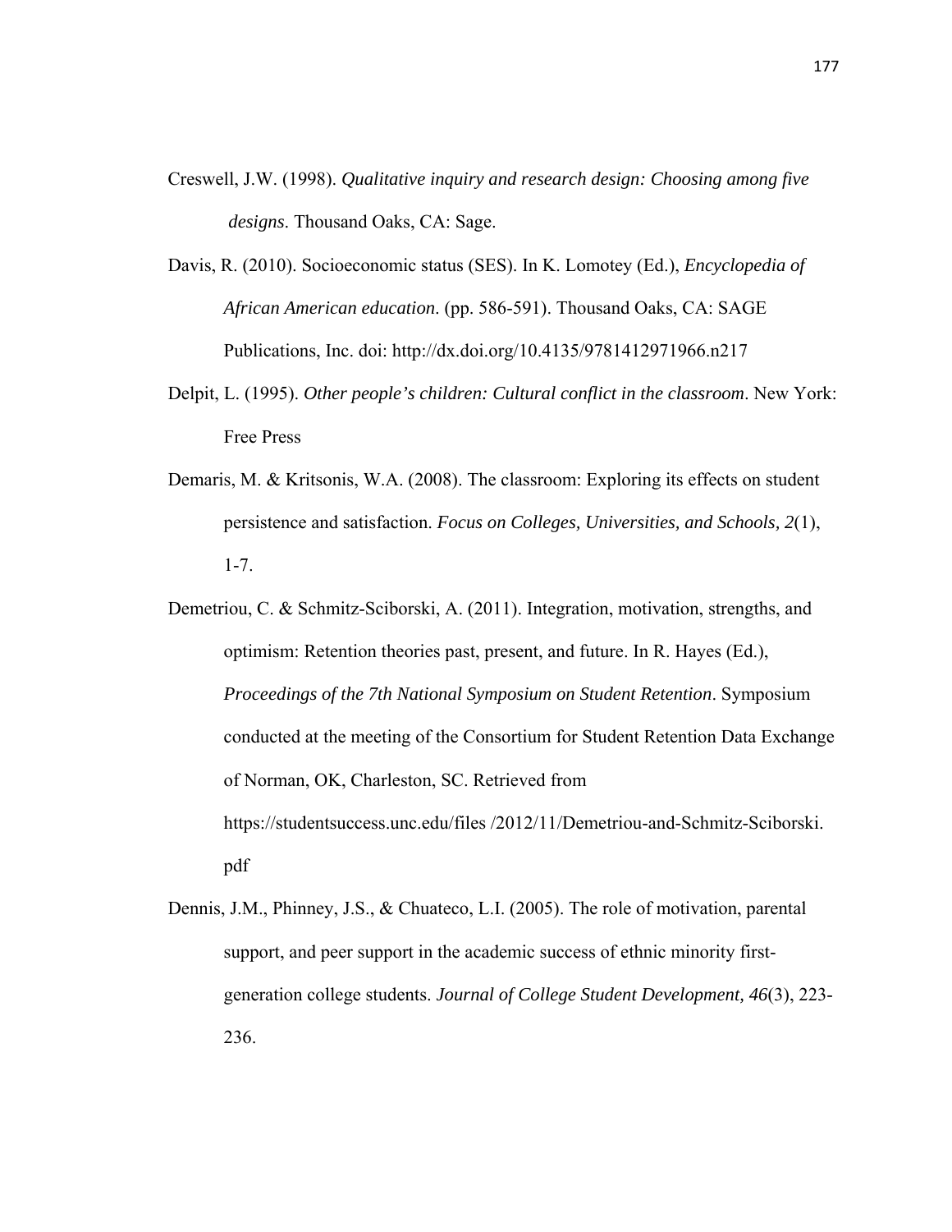Creswell, J.W. (1998). *Qualitative inquiry and research design: Choosing among five designs*. Thousand Oaks, CA: Sage.

Davis, R. (2010). Socioeconomic status (SES). In K. Lomotey (Ed.), *Encyclopedia of African American education*. (pp. 586-591). Thousand Oaks, CA: SAGE Publications, Inc. doi: http://dx.doi.org/10.4135/9781412971966.n217

Delpit, L. (1995). *Other people's children: Cultural conflict in the classroom*. New York: Free Press

Demaris, M. & Kritsonis, W.A. (2008). The classroom: Exploring its effects on student persistence and satisfaction. *Focus on Colleges, Universities, and Schools, 2*(1), 1-7.

Demetriou, C. & Schmitz-Sciborski, A. (2011). Integration, motivation, strengths, and optimism: Retention theories past, present, and future. In R. Hayes (Ed.), *Proceedings of the 7th National Symposium on Student Retention*. Symposium conducted at the meeting of the Consortium for Student Retention Data Exchange of Norman, OK, Charleston, SC. Retrieved from https://studentsuccess.unc.edu/files /2012/11/Demetriou-and-Schmitz-Sciborski.pdf

Dennis, J.M., Phinney, J.S., & Chuateco, L.I. (2005). The role of motivation, parental support, and peer support in the academic success of ethnic minority first-generation college students. *Journal of College Student Development, 46*(3), 223-236.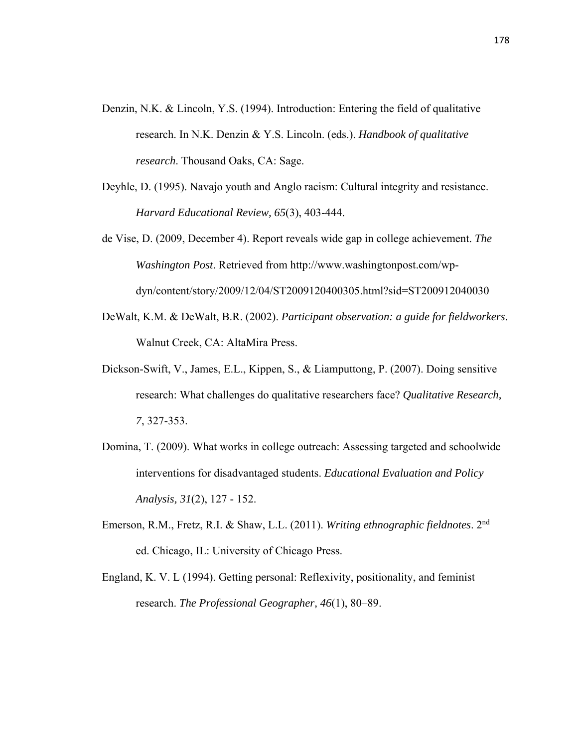Denzin, N.K. & Lincoln, Y.S. (1994). Introduction: Entering the field of qualitative research. In N.K. Denzin & Y.S. Lincoln. (eds.). *Handbook of qualitative research*. Thousand Oaks, CA: Sage.

Deyhle, D. (1995). Navajo youth and Anglo racism: Cultural integrity and resistance. *Harvard Educational Review, 65*(3), 403-444.

de Vise, D. (2009, December 4). Report reveals wide gap in college achievement. *The Washington Post*. Retrieved from http://www.washingtonpost.com/wp-dyn/content/story/2009/12/04/ST2009120400305.html?sid=ST200912040030

DeWalt, K.M. & DeWalt, B.R. (2002). *Participant observation: a guide for fieldworkers*. Walnut Creek, CA: AltaMira Press.

Dickson-Swift, V., James, E.L., Kippen, S., & Liamputtong, P. (2007). Doing sensitive research: What challenges do qualitative researchers face? *Qualitative Research, 7*, 327-353.

Domina, T. (2009). What works in college outreach: Assessing targeted and schoolwide interventions for disadvantaged students. *Educational Evaluation and Policy Analysis, 31*(2), 127 - 152.

Emerson, R.M., Fretz, R.I. & Shaw, L.L. (2011). *Writing ethnographic fieldnotes*. 2nd ed. Chicago, IL: University of Chicago Press.

England, K. V. L (1994). Getting personal: Reflexivity, positionality, and feminist research. *The Professional Geographer, 46*(1), 80–89.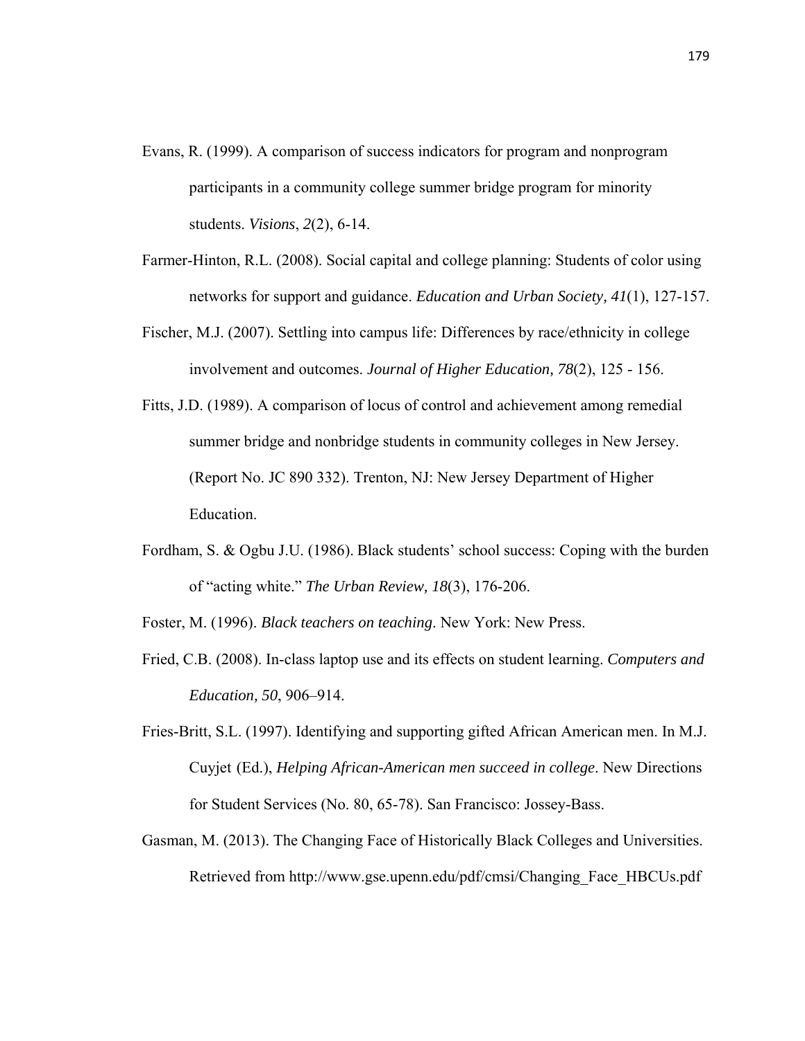Evans, R. (1999). A comparison of success indicators for program and nonprogram participants in a community college summer bridge program for minority students. *Visions*, *2*(2), 6-14.

Farmer-Hinton, R.L. (2008). Social capital and college planning: Students of color using networks for support and guidance. *Education and Urban Society, 41*(1), 127-157.

Fischer, M.J. (2007). Settling into campus life: Differences by race/ethnicity in college involvement and outcomes. *Journal of Higher Education, 78*(2), 125 - 156.

Fitts, J.D. (1989). A comparison of locus of control and achievement among remedial summer bridge and nonbridge students in community colleges in New Jersey. (Report No. JC 890 332). Trenton, NJ: New Jersey Department of Higher Education.

Fordham, S. & Ogbu J.U. (1986). Black students' school success: Coping with the burden of "acting white." *The Urban Review, 18*(3), 176-206.

Foster, M. (1996). *Black teachers on teaching*. New York: New Press.

Fried, C.B. (2008). In-class laptop use and its effects on student learning. *Computers and Education, 50*, 906–914.

Fries-Britt, S.L. (1997). Identifying and supporting gifted African American men. In M.J. Cuyjet (Ed.), *Helping African-American men succeed in college*. New Directions for Student Services (No. 80, 65-78). San Francisco: Jossey-Bass.

Gasman, M. (2013). The Changing Face of Historically Black Colleges and Universities. Retrieved from http://www.gse.upenn.edu/pdf/cmsi/Changing_Face_HBCUs.pdf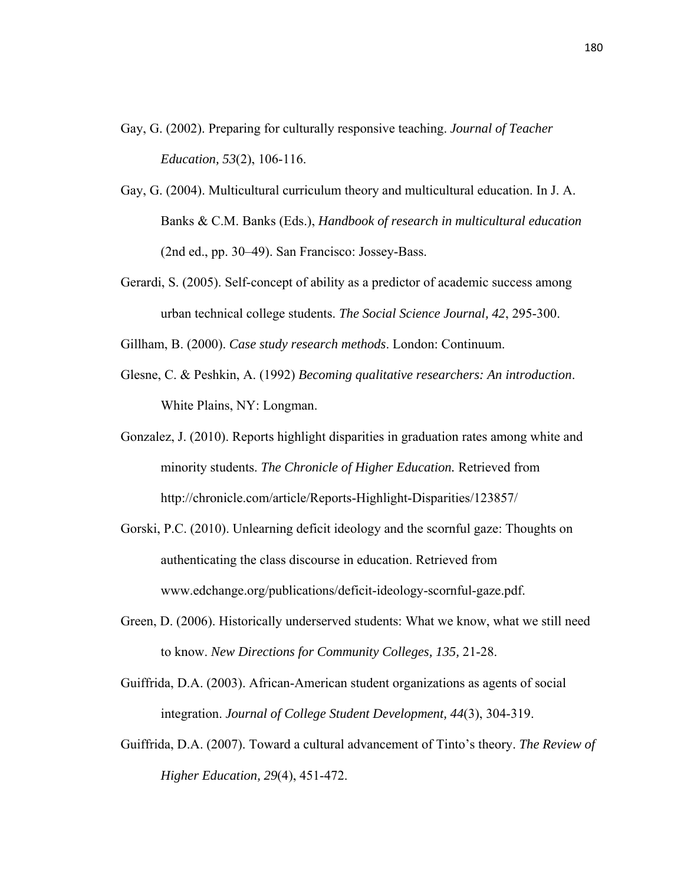Gay, G. (2002). Preparing for culturally responsive teaching. *Journal of Teacher Education, 53*(2), 106-116.

Gay, G. (2004). Multicultural curriculum theory and multicultural education. In J. A. Banks & C.M. Banks (Eds.), *Handbook of research in multicultural education* (2nd ed., pp. 30–49). San Francisco: Jossey-Bass.

Gerardi, S. (2005). Self-concept of ability as a predictor of academic success among urban technical college students. *The Social Science Journal, 42*, 295-300.

Gillham, B. (2000). *Case study research methods*. London: Continuum.

Glesne, C. & Peshkin, A. (1992) *Becoming qualitative researchers: An introduction*. White Plains, NY: Longman.

Gonzalez, J. (2010). Reports highlight disparities in graduation rates among white and minority students. *The Chronicle of Higher Education.* Retrieved from http://chronicle.com/article/Reports-Highlight-Disparities/123857/

Gorski, P.C. (2010). Unlearning deficit ideology and the scornful gaze: Thoughts on authenticating the class discourse in education. Retrieved from www.edchange.org/publications/deficit-ideology-scornful-gaze.pdf.

Green, D. (2006). Historically underserved students: What we know, what we still need to know. *New Directions for Community Colleges, 135,* 21-28.

Guiffrida, D.A. (2003). African-American student organizations as agents of social integration. *Journal of College Student Development, 44*(3), 304-319.

Guiffrida, D.A. (2007). Toward a cultural advancement of Tinto's theory. *The Review of Higher Education, 29*(4), 451-472.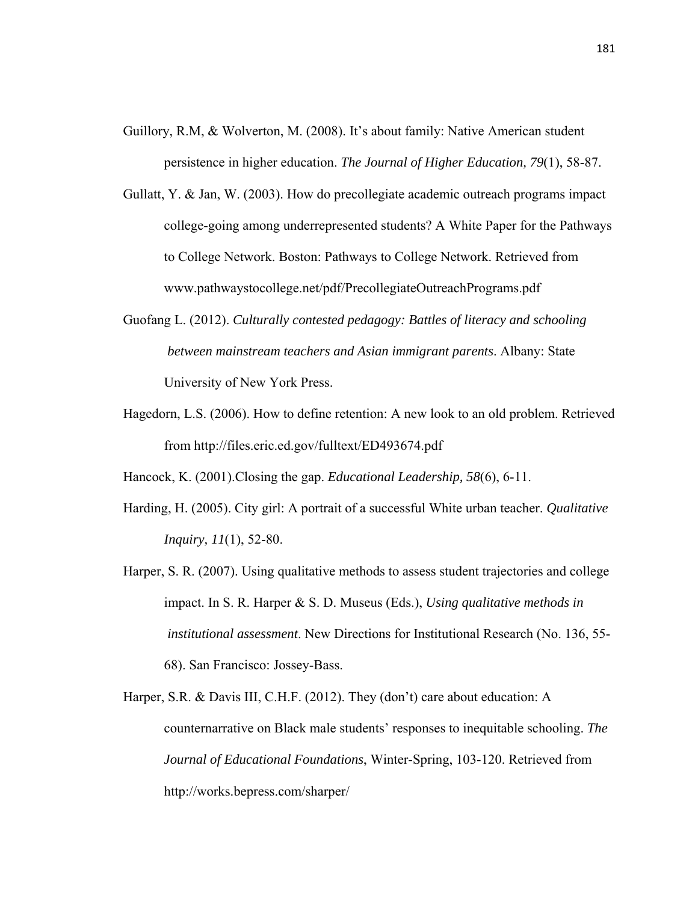Guillory, R.M, & Wolverton, M. (2008). It's about family: Native American student persistence in higher education. *The Journal of Higher Education, 79*(1), 58-87.

Gullatt, Y. & Jan, W. (2003). How do precollegiate academic outreach programs impact college-going among underrepresented students? A White Paper for the Pathways to College Network. Boston: Pathways to College Network. Retrieved from www.pathwaystocollege.net/pdf/PrecollegiateOutreachPrograms.pdf

Guofang L. (2012). *Culturally contested pedagogy: Battles of literacy and schooling between mainstream teachers and Asian immigrant parents*. Albany: State University of New York Press.

Hagedorn, L.S. (2006). How to define retention: A new look to an old problem. Retrieved from http://files.eric.ed.gov/fulltext/ED493674.pdf

Hancock, K. (2001).Closing the gap. *Educational Leadership, 58*(6), 6-11.

Harding, H. (2005). City girl: A portrait of a successful White urban teacher. *Qualitative Inquiry, 11*(1), 52-80.

Harper, S. R. (2007). Using qualitative methods to assess student trajectories and college impact. In S. R. Harper & S. D. Museus (Eds.), *Using qualitative methods in institutional assessment*. New Directions for Institutional Research (No. 136, 55-68). San Francisco: Jossey-Bass.

Harper, S.R. & Davis III, C.H.F. (2012). They (don't) care about education: A counternarrative on Black male students' responses to inequitable schooling. *The Journal of Educational Foundations*, Winter-Spring, 103-120. Retrieved from http://works.bepress.com/sharper/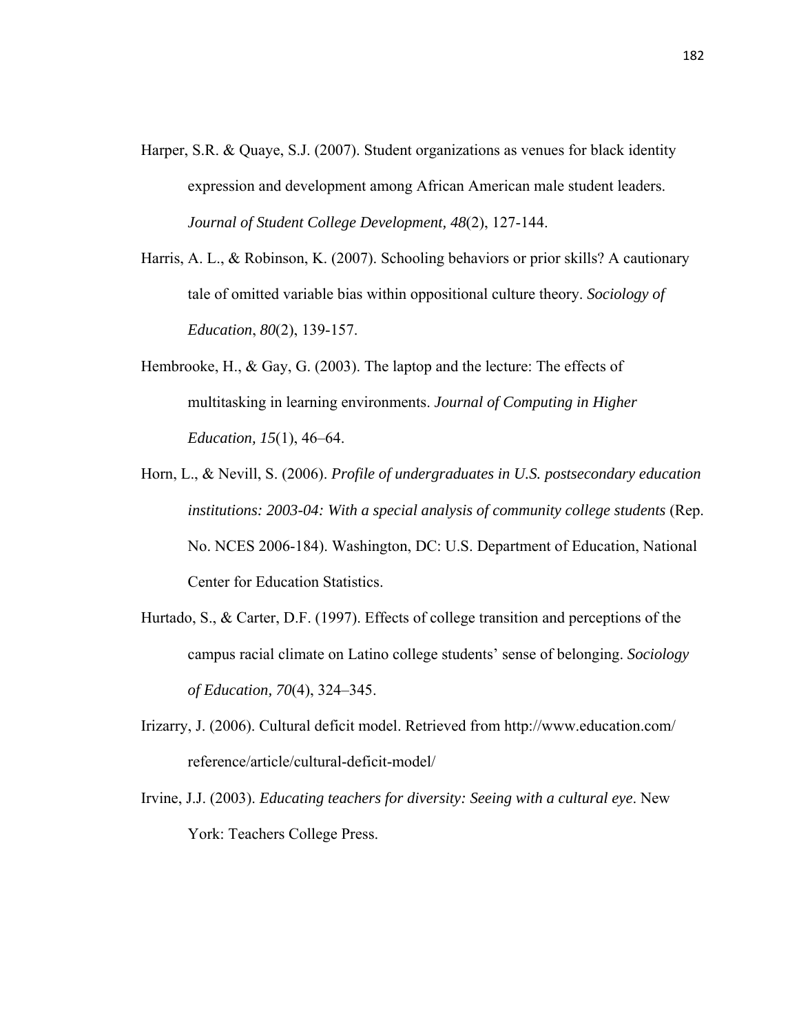Harper, S.R. & Quaye, S.J. (2007). Student organizations as venues for black identity expression and development among African American male student leaders. *Journal of Student College Development, 48*(2), 127-144.

Harris, A. L., & Robinson, K. (2007). Schooling behaviors or prior skills? A cautionary tale of omitted variable bias within oppositional culture theory. *Sociology of Education*, *80*(2), 139-157.

Hembrooke, H., & Gay, G. (2003). The laptop and the lecture: The effects of multitasking in learning environments. *Journal of Computing in Higher Education, 15*(1), 46–64.

Horn, L., & Nevill, S. (2006). *Profile of undergraduates in U.S. postsecondary education institutions: 2003-04: With a special analysis of community college students* (Rep. No. NCES 2006-184). Washington, DC: U.S. Department of Education, National Center for Education Statistics.

Hurtado, S., & Carter, D.F. (1997). Effects of college transition and perceptions of the campus racial climate on Latino college students' sense of belonging. *Sociology of Education, 70*(4), 324–345.

Irizarry, J. (2006). Cultural deficit model. Retrieved from http://www.education.com/reference/article/cultural-deficit-model/

Irvine, J.J. (2003). *Educating teachers for diversity: Seeing with a cultural eye*. New York: Teachers College Press.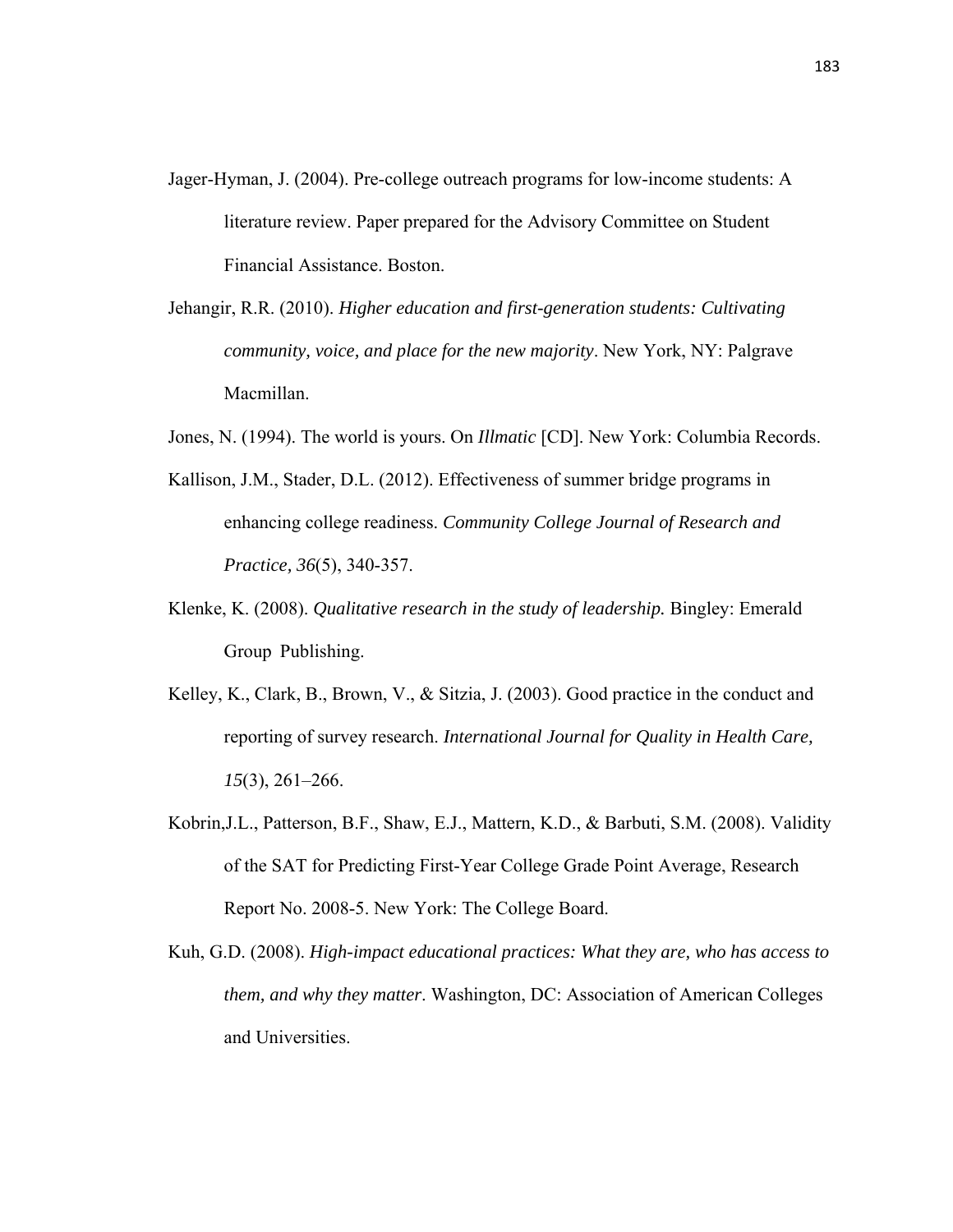Jager-Hyman, J. (2004). Pre-college outreach programs for low-income students: A literature review. Paper prepared for the Advisory Committee on Student Financial Assistance. Boston.

Jehangir, R.R. (2010). *Higher education and first-generation students: Cultivating community, voice, and place for the new majority*. New York, NY: Palgrave Macmillan.

Jones, N. (1994). The world is yours. On *Illmatic* [CD]. New York: Columbia Records.

Kallison, J.M., Stader, D.L. (2012). Effectiveness of summer bridge programs in enhancing college readiness. *Community College Journal of Research and Practice, 36*(5), 340-357.

Klenke, K. (2008). *Qualitative research in the study of leadership.* Bingley: Emerald Group Publishing.

Kelley, K., Clark, B., Brown, V., & Sitzia, J. (2003). Good practice in the conduct and reporting of survey research. *International Journal for Quality in Health Care, 15*(3), 261–266.

Kobrin,J.L., Patterson, B.F., Shaw, E.J., Mattern, K.D., & Barbuti, S.M. (2008). Validity of the SAT for Predicting First-Year College Grade Point Average, Research Report No. 2008-5. New York: The College Board.

Kuh, G.D. (2008). *High-impact educational practices: What they are, who has access to them, and why they matter*. Washington, DC: Association of American Colleges and Universities.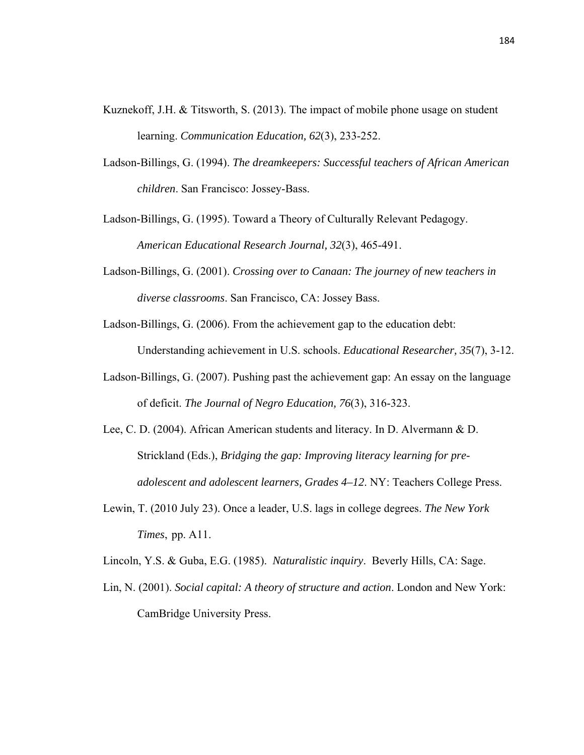Kuznekoff, J.H. & Titsworth, S. (2013). The impact of mobile phone usage on student learning. *Communication Education, 62*(3), 233-252.

Ladson-Billings, G. (1994). *The dreamkeepers: Successful teachers of African American children*. San Francisco: Jossey-Bass.

Ladson-Billings, G. (1995). Toward a Theory of Culturally Relevant Pedagogy. *American Educational Research Journal, 32*(3), 465-491.

Ladson-Billings, G. (2001). *Crossing over to Canaan: The journey of new teachers in diverse classrooms*. San Francisco, CA: Jossey Bass.

Ladson-Billings, G. (2006). From the achievement gap to the education debt: Understanding achievement in U.S. schools. *Educational Researcher, 35*(7), 3-12.

Ladson-Billings, G. (2007). Pushing past the achievement gap: An essay on the language of deficit. *The Journal of Negro Education, 76*(3), 316-323.

Lee, C. D. (2004). African American students and literacy. In D. Alvermann & D. Strickland (Eds.), *Bridging the gap: Improving literacy learning for pre-adolescent and adolescent learners, Grades 4–12*. NY: Teachers College Press.

Lewin, T. (2010 July 23). Once a leader, U.S. lags in college degrees. *The New York Times*, pp. A11.

Lincoln, Y.S. & Guba, E.G. (1985). *Naturalistic inquiry*. Beverly Hills, CA: Sage.

Lin, N. (2001). *Social capital: A theory of structure and action*. London and New York: CamBridge University Press.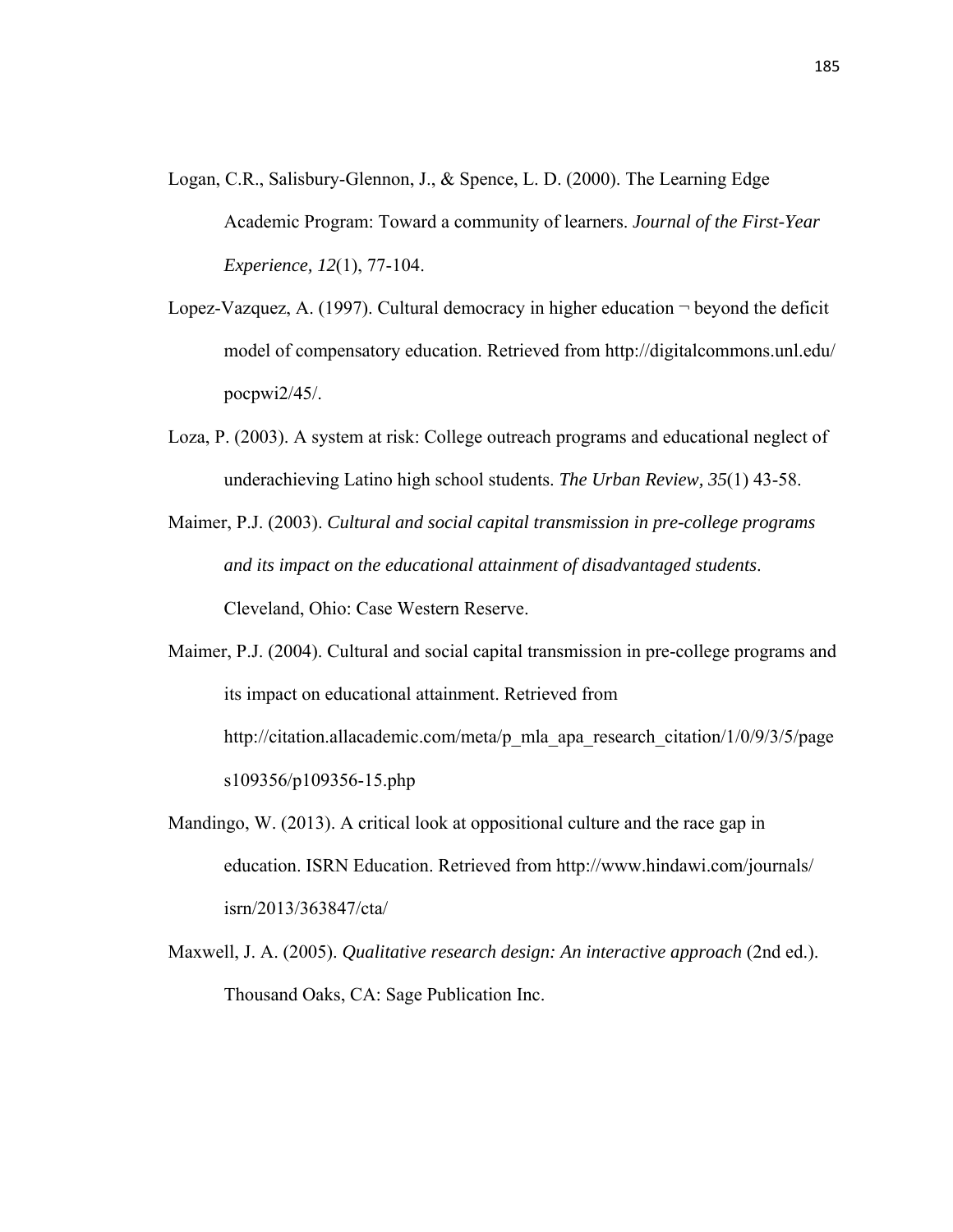Logan, C.R., Salisbury-Glennon, J., & Spence, L. D. (2000). The Learning Edge Academic Program: Toward a community of learners. *Journal of the First-Year Experience, 12*(1), 77-104.

Lopez-Vazquez, A. (1997). Cultural democracy in higher education ¬ beyond the deficit model of compensatory education. Retrieved from http://digitalcommons.unl.edu/pocpwi2/45/.

Loza, P. (2003). A system at risk: College outreach programs and educational neglect of underachieving Latino high school students. *The Urban Review, 35*(1) 43-58.

Maimer, P.J. (2003). *Cultural and social capital transmission in pre-college programs and its impact on the educational attainment of disadvantaged students*. Cleveland, Ohio: Case Western Reserve.

Maimer, P.J. (2004). Cultural and social capital transmission in pre-college programs and its impact on educational attainment. Retrieved from http://citation.allacademic.com/meta/p_mla_apa_research_citation/1/0/9/3/5/pages109356/p109356-15.php

Mandingo, W. (2013). A critical look at oppositional culture and the race gap in education. ISRN Education. Retrieved from http://www.hindawi.com/journals/isrn/2013/363847/cta/

Maxwell, J. A. (2005). *Qualitative research design: An interactive approach* (2nd ed.). Thousand Oaks, CA: Sage Publication Inc.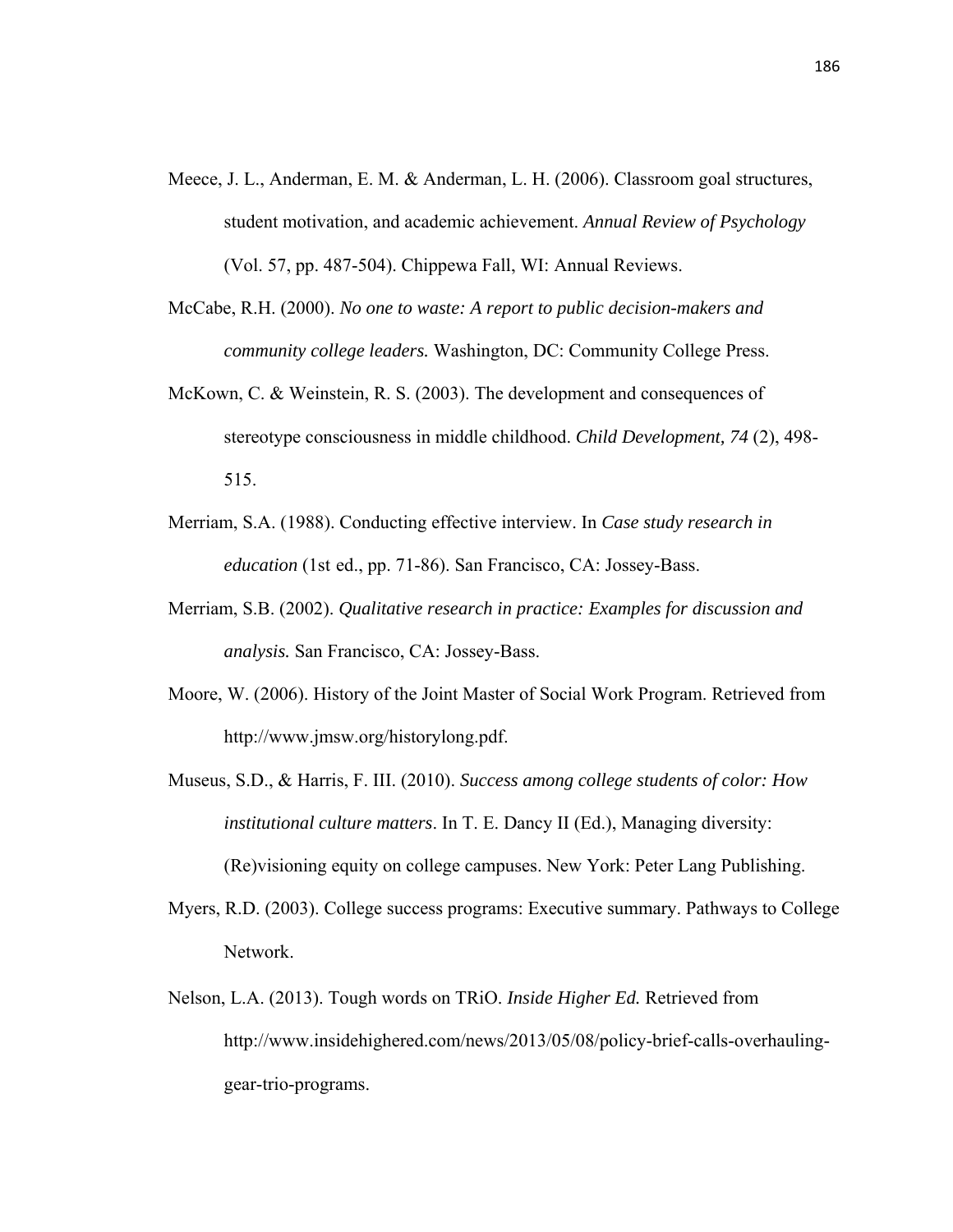Meece, J. L., Anderman, E. M. & Anderman, L. H. (2006). Classroom goal structures, student motivation, and academic achievement. *Annual Review of Psychology* (Vol. 57, pp. 487-504). Chippewa Fall, WI: Annual Reviews.

McCabe, R.H. (2000). *No one to waste: A report to public decision-makers and community college leaders.* Washington, DC: Community College Press.

McKown, C. & Weinstein, R. S. (2003). The development and consequences of stereotype consciousness in middle childhood. *Child Development, 74* (2), 498-515.

Merriam, S.A. (1988). Conducting effective interview. In *Case study research in education* (1st ed., pp. 71-86). San Francisco, CA: Jossey-Bass.

Merriam, S.B. (2002). *Qualitative research in practice: Examples for discussion and analysis.* San Francisco, CA: Jossey-Bass.

Moore, W. (2006). History of the Joint Master of Social Work Program. Retrieved from http://www.jmsw.org/historylong.pdf.

Museus, S.D., & Harris, F. III. (2010). *Success among college students of color: How institutional culture matters*. In T. E. Dancy II (Ed.), Managing diversity: (Re)visioning equity on college campuses. New York: Peter Lang Publishing.

Myers, R.D. (2003). College success programs: Executive summary. Pathways to College Network.

Nelson, L.A. (2013). Tough words on TRiO. *Inside Higher Ed.* Retrieved from http://www.insidehighered.com/news/2013/05/08/policy-brief-calls-overhauling-gear-trio-programs.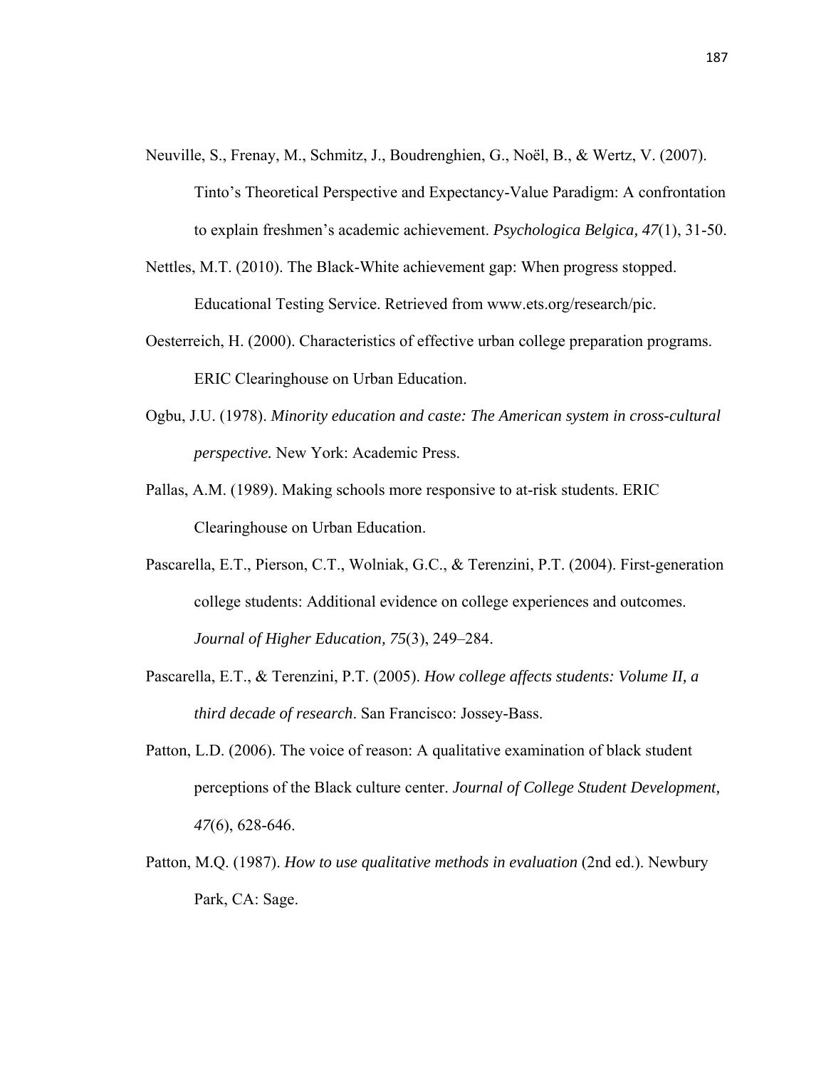Neuville, S., Frenay, M., Schmitz, J., Boudrenghien, G., Noël, B., & Wertz, V. (2007). Tinto's Theoretical Perspective and Expectancy-Value Paradigm: A confrontation to explain freshmen's academic achievement. *Psychologica Belgica, 47*(1), 31-50.

Nettles, M.T. (2010). The Black-White achievement gap: When progress stopped. Educational Testing Service. Retrieved from www.ets.org/research/pic.

Oesterreich, H. (2000). Characteristics of effective urban college preparation programs. ERIC Clearinghouse on Urban Education.

Ogbu, J.U. (1978). *Minority education and caste: The American system in cross-cultural perspective.* New York: Academic Press.

Pallas, A.M. (1989). Making schools more responsive to at-risk students. ERIC Clearinghouse on Urban Education.

Pascarella, E.T., Pierson, C.T., Wolniak, G.C., & Terenzini, P.T. (2004). First-generation college students: Additional evidence on college experiences and outcomes. *Journal of Higher Education, 75*(3), 249–284.

Pascarella, E.T., & Terenzini, P.T. (2005). *How college affects students: Volume II, a third decade of research*. San Francisco: Jossey-Bass.

Patton, L.D. (2006). The voice of reason: A qualitative examination of black student perceptions of the Black culture center. *Journal of College Student Development, 47*(6), 628-646.

Patton, M.Q. (1987). *How to use qualitative methods in evaluation* (2nd ed.). Newbury Park, CA: Sage.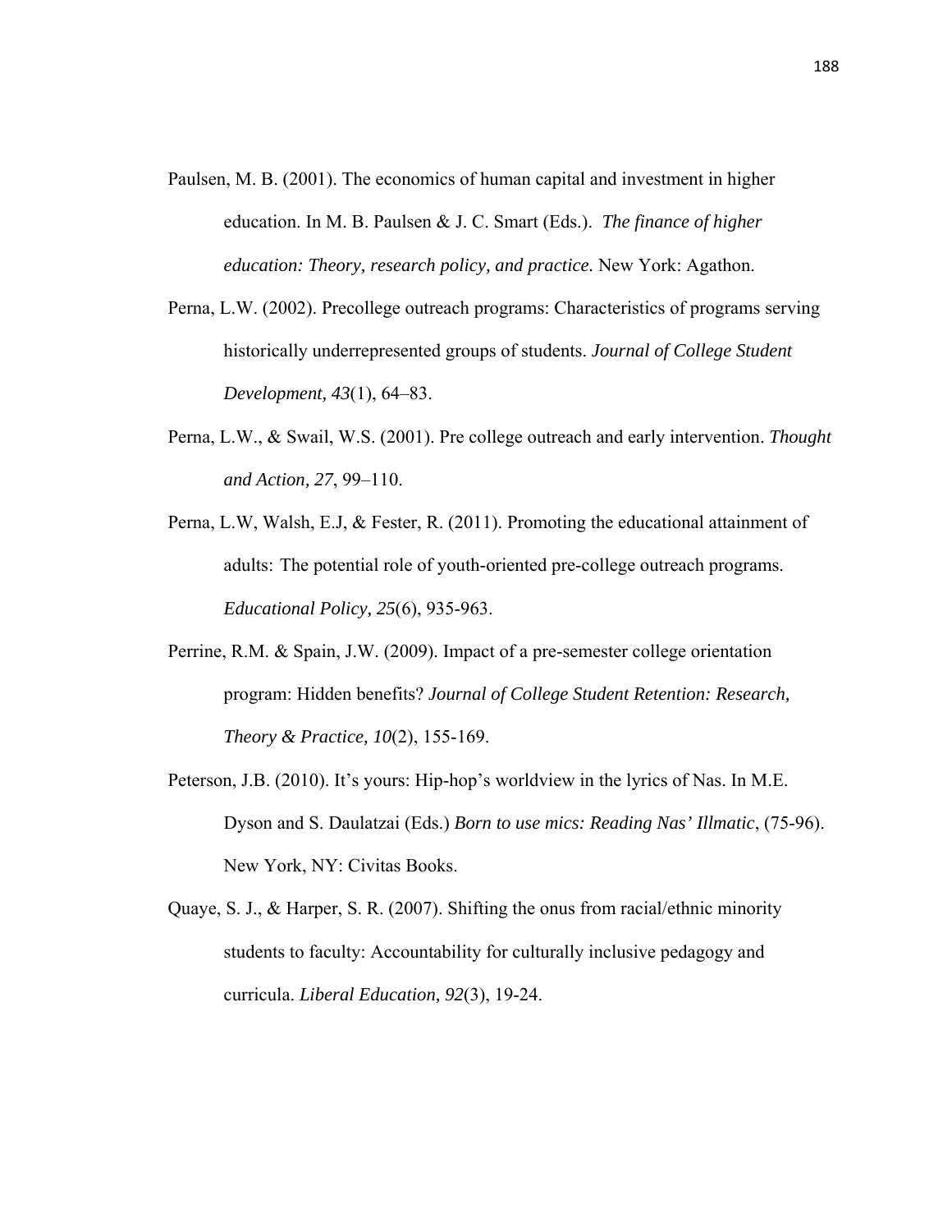Paulsen, M. B. (2001). The economics of human capital and investment in higher education. In M. B. Paulsen & J. C. Smart (Eds.). *The finance of higher education: Theory, research policy, and practice.* New York: Agathon.

Perna, L.W. (2002). Precollege outreach programs: Characteristics of programs serving historically underrepresented groups of students. *Journal of College Student Development, 43*(1), 64–83.

Perna, L.W., & Swail, W.S. (2001). Pre college outreach and early intervention. *Thought and Action, 27*, 99–110.

Perna, L.W, Walsh, E.J, & Fester, R. (2011). Promoting the educational attainment of adults: The potential role of youth-oriented pre-college outreach programs. *Educational Policy, 25*(6), 935-963.

Perrine, R.M. & Spain, J.W. (2009). Impact of a pre-semester college orientation program: Hidden benefits? *Journal of College Student Retention: Research, Theory & Practice, 10*(2), 155-169.

Peterson, J.B. (2010). It's yours: Hip-hop's worldview in the lyrics of Nas. In M.E. Dyson and S. Daulatzai (Eds.) *Born to use mics: Reading Nas' Illmatic*, (75-96). New York, NY: Civitas Books.

Quaye, S. J., & Harper, S. R. (2007). Shifting the onus from racial/ethnic minority students to faculty: Accountability for culturally inclusive pedagogy and curricula. *Liberal Education, 92*(3), 19-24.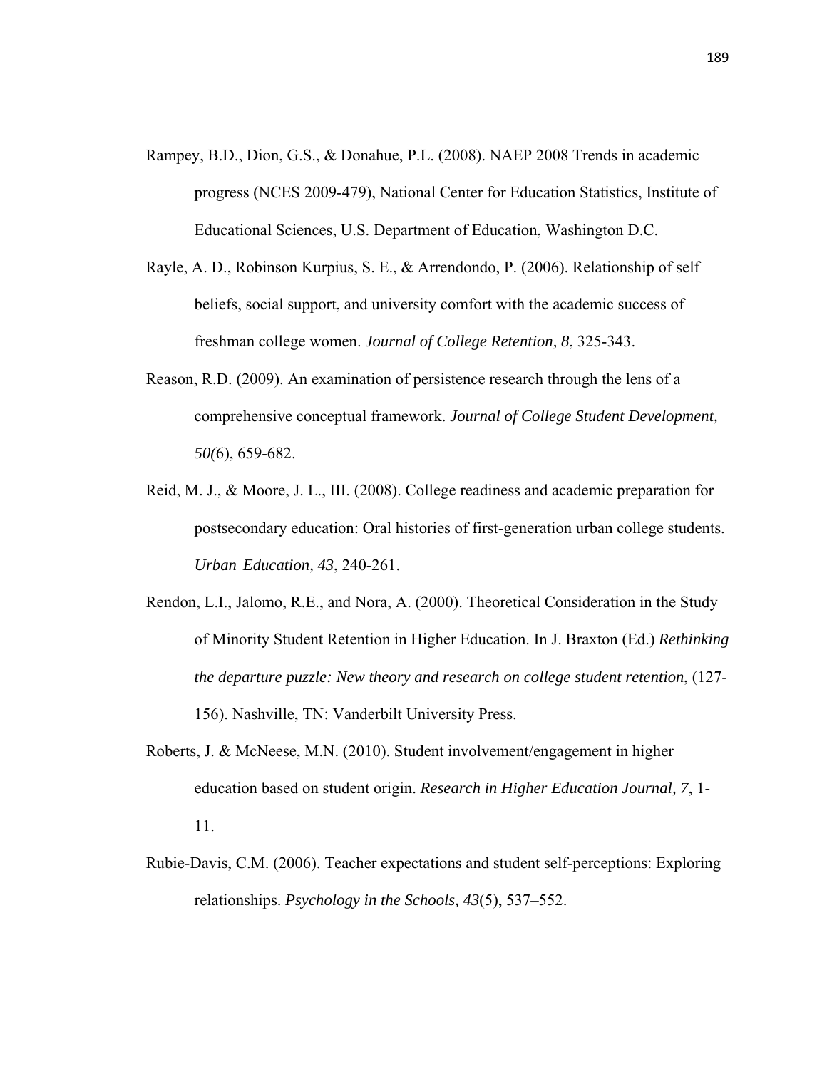Rampey, B.D., Dion, G.S., & Donahue, P.L. (2008). NAEP 2008 Trends in academic progress (NCES 2009-479), National Center for Education Statistics, Institute of Educational Sciences, U.S. Department of Education, Washington D.C.

Rayle, A. D., Robinson Kurpius, S. E., & Arrendondo, P. (2006). Relationship of self beliefs, social support, and university comfort with the academic success of freshman college women. *Journal of College Retention, 8*, 325-343.

Reason, R.D. (2009). An examination of persistence research through the lens of a comprehensive conceptual framework. *Journal of College Student Development, 50(*6), 659-682.

Reid, M. J., & Moore, J. L., III. (2008). College readiness and academic preparation for postsecondary education: Oral histories of first-generation urban college students. *Urban Education, 43*, 240-261.

Rendon, L.I., Jalomo, R.E., and Nora, A. (2000). Theoretical Consideration in the Study of Minority Student Retention in Higher Education. In J. Braxton (Ed.) *Rethinking the departure puzzle: New theory and research on college student retention*, (127-156). Nashville, TN: Vanderbilt University Press.

Roberts, J. & McNeese, M.N. (2010). Student involvement/engagement in higher education based on student origin. *Research in Higher Education Journal, 7*, 1-11.

Rubie-Davis, C.M. (2006). Teacher expectations and student self-perceptions: Exploring relationships. *Psychology in the Schools, 43*(5), 537–552.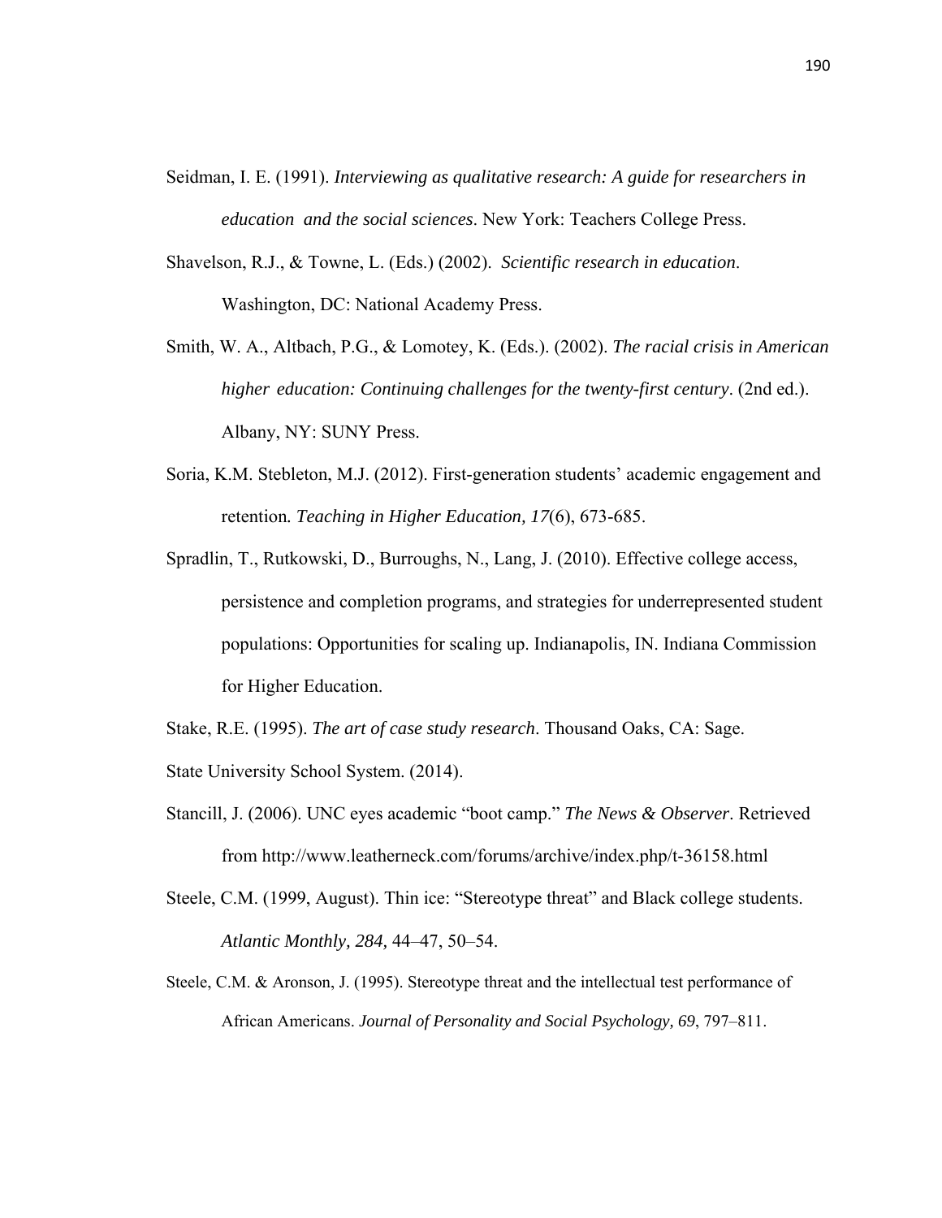Seidman, I. E. (1991). *Interviewing as qualitative research: A guide for researchers in education and the social sciences*. New York: Teachers College Press.

Shavelson, R.J., & Towne, L. (Eds.) (2002). *Scientific research in education*. Washington, DC: National Academy Press.

Smith, W. A., Altbach, P.G., & Lomotey, K. (Eds.). (2002). *The racial crisis in American higher education: Continuing challenges for the twenty-first century*. (2nd ed.). Albany, NY: SUNY Press.

Soria, K.M. Stebleton, M.J. (2012). First-generation students' academic engagement and retention. *Teaching in Higher Education, 17*(6), 673-685.

Spradlin, T., Rutkowski, D., Burroughs, N., Lang, J. (2010). Effective college access, persistence and completion programs, and strategies for underrepresented student populations: Opportunities for scaling up. Indianapolis, IN. Indiana Commission for Higher Education.

Stake, R.E. (1995). *The art of case study research*. Thousand Oaks, CA: Sage.

State University School System. (2014).

Stancill, J. (2006). UNC eyes academic "boot camp." *The News & Observer*. Retrieved from http://www.leatherneck.com/forums/archive/index.php/t-36158.html

Steele, C.M. (1999, August). Thin ice: "Stereotype threat" and Black college students. *Atlantic Monthly, 284,* 44–47, 50–54.

Steele, C.M. & Aronson, J. (1995). Stereotype threat and the intellectual test performance of African Americans. *Journal of Personality and Social Psychology, 69*, 797–811.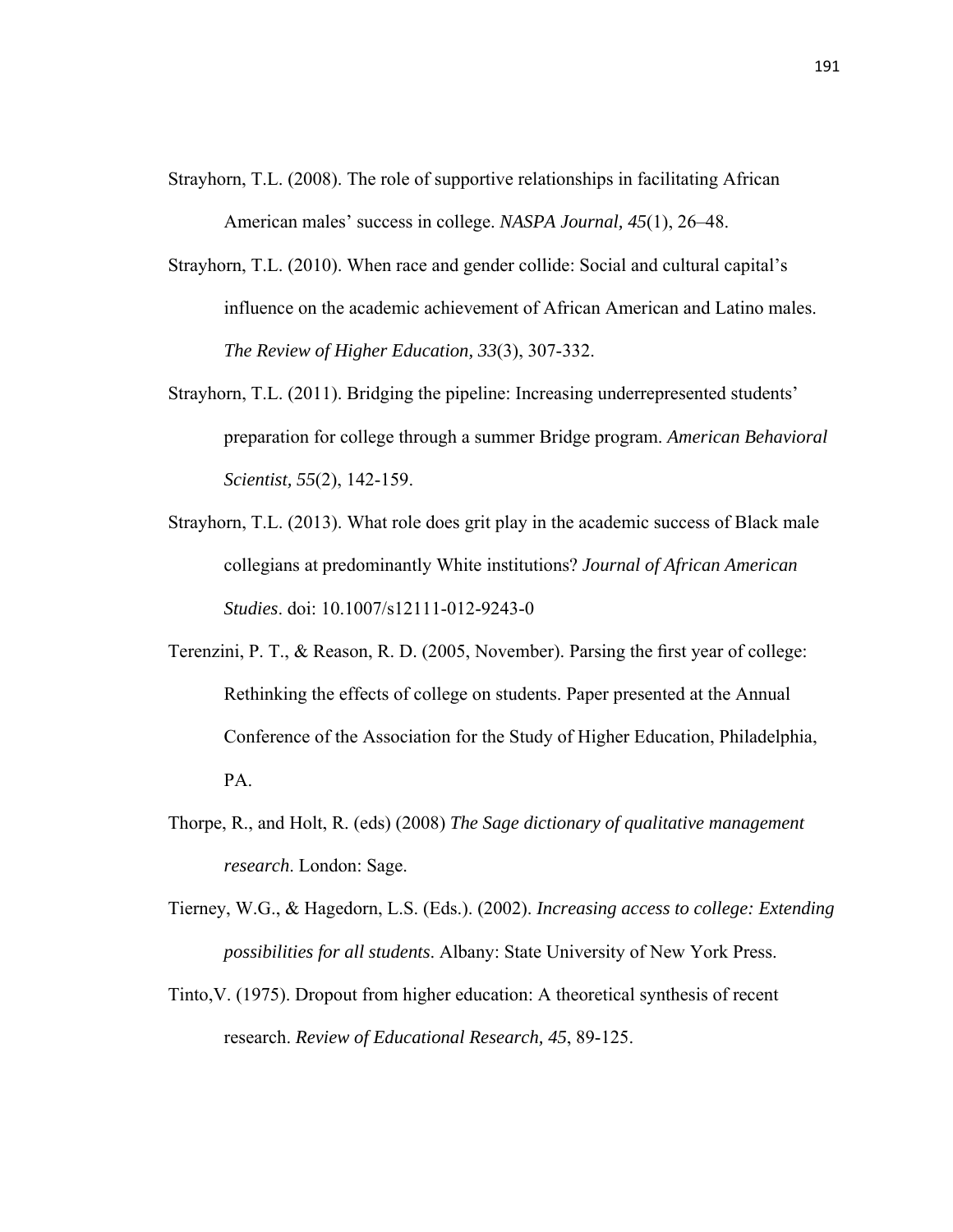Strayhorn, T.L. (2008). The role of supportive relationships in facilitating African American males' success in college. *NASPA Journal, 45*(1), 26–48.

Strayhorn, T.L. (2010). When race and gender collide: Social and cultural capital's influence on the academic achievement of African American and Latino males. *The Review of Higher Education, 33*(3), 307-332.

Strayhorn, T.L. (2011). Bridging the pipeline: Increasing underrepresented students' preparation for college through a summer Bridge program. *American Behavioral Scientist, 55*(2), 142-159.

Strayhorn, T.L. (2013). What role does grit play in the academic success of Black male collegians at predominantly White institutions? *Journal of African American Studies*. doi: 10.1007/s12111-012-9243-0

Terenzini, P. T., & Reason, R. D. (2005, November). Parsing the first year of college: Rethinking the effects of college on students. Paper presented at the Annual Conference of the Association for the Study of Higher Education, Philadelphia, PA.

Thorpe, R., and Holt, R. (eds) (2008) *The Sage dictionary of qualitative management research*. London: Sage.

Tierney, W.G., & Hagedorn, L.S. (Eds.). (2002). *Increasing access to college: Extending possibilities for all students*. Albany: State University of New York Press.

Tinto,V. (1975). Dropout from higher education: A theoretical synthesis of recent research. *Review of Educational Research, 45*, 89-125.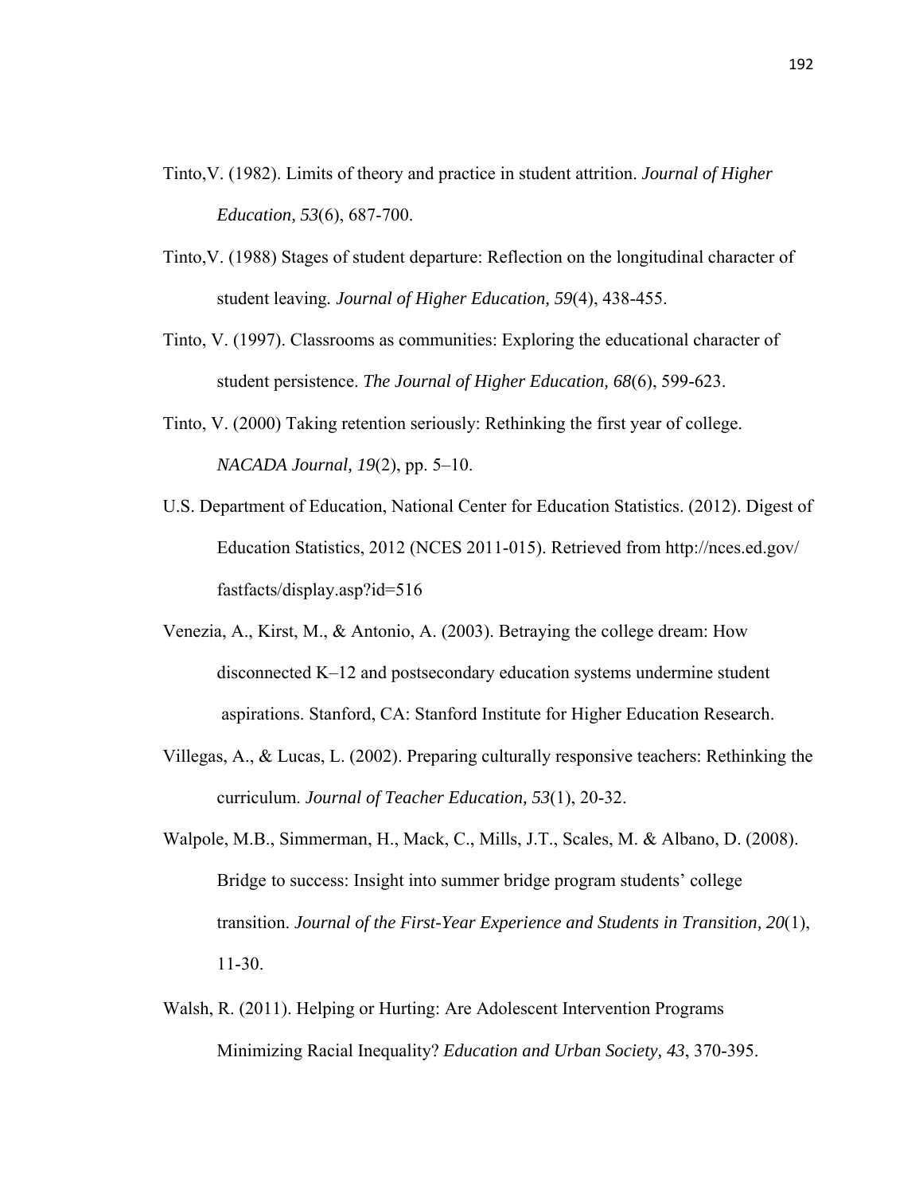Tinto,V. (1982). Limits of theory and practice in student attrition. *Journal of Higher Education, 53*(6), 687-700.

Tinto,V. (1988) Stages of student departure: Reflection on the longitudinal character of student leaving. *Journal of Higher Education, 59*(4), 438-455.

Tinto, V. (1997). Classrooms as communities: Exploring the educational character of student persistence. *The Journal of Higher Education, 68*(6), 599-623.

Tinto, V. (2000) Taking retention seriously: Rethinking the first year of college. *NACADA Journal, 19*(2), pp. 5–10.

U.S. Department of Education, National Center for Education Statistics. (2012). Digest of Education Statistics, 2012 (NCES 2011-015). Retrieved from http://nces.ed.gov/fastfacts/display.asp?id=516

Venezia, A., Kirst, M., & Antonio, A. (2003). Betraying the college dream: How disconnected K–12 and postsecondary education systems undermine student aspirations. Stanford, CA: Stanford Institute for Higher Education Research.

Villegas, A., & Lucas, L. (2002). Preparing culturally responsive teachers: Rethinking the curriculum. *Journal of Teacher Education, 53*(1), 20-32.

Walpole, M.B., Simmerman, H., Mack, C., Mills, J.T., Scales, M. & Albano, D. (2008). Bridge to success: Insight into summer bridge program students' college transition. *Journal of the First-Year Experience and Students in Transition, 20*(1), 11-30.

Walsh, R. (2011). Helping or Hurting: Are Adolescent Intervention Programs Minimizing Racial Inequality? *Education and Urban Society, 43*, 370-395.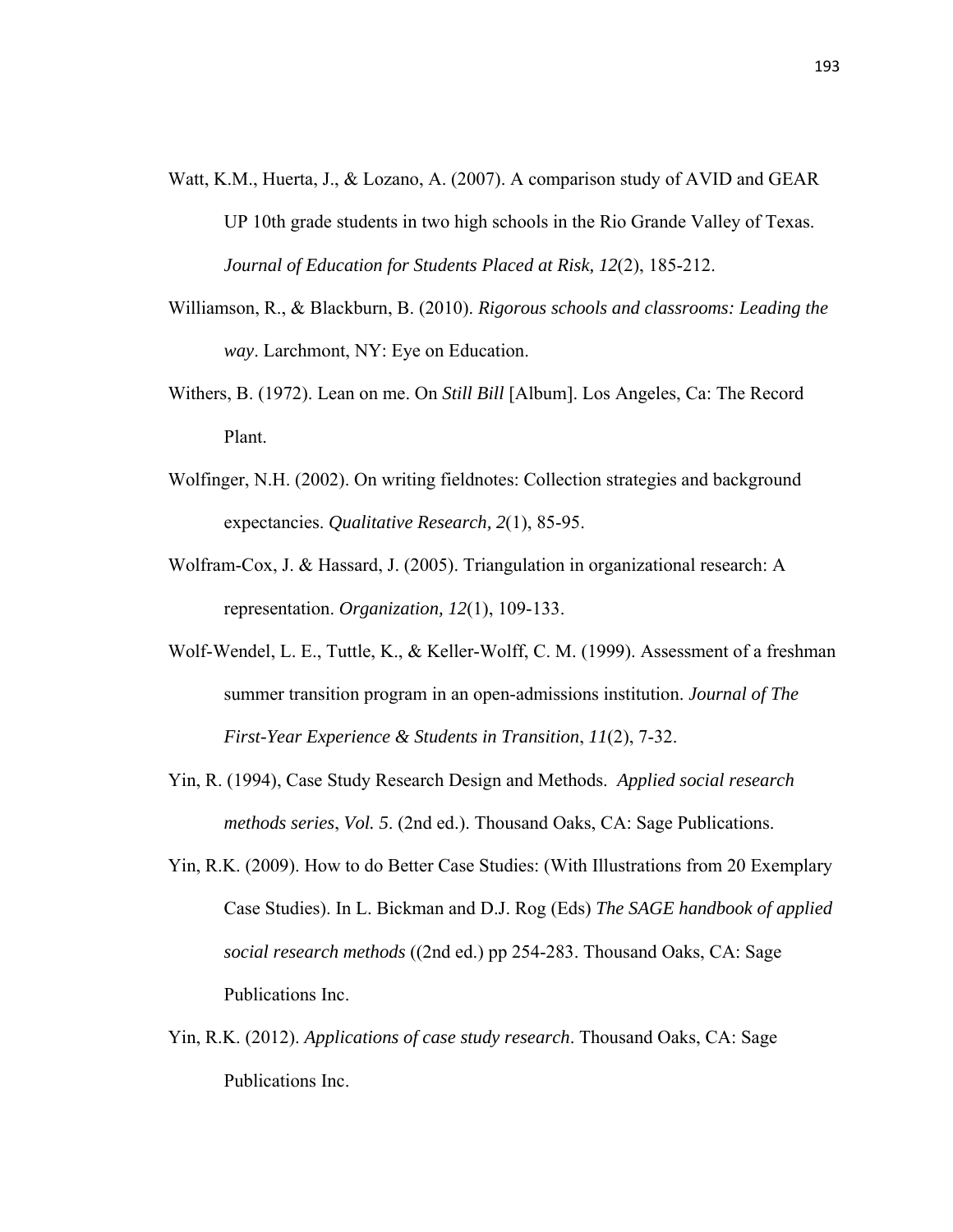Watt, K.M., Huerta, J., & Lozano, A. (2007). A comparison study of AVID and GEAR UP 10th grade students in two high schools in the Rio Grande Valley of Texas. *Journal of Education for Students Placed at Risk, 12*(2), 185-212.

Williamson, R., & Blackburn, B. (2010). *Rigorous schools and classrooms: Leading the way*. Larchmont, NY: Eye on Education.

Withers, B. (1972). Lean on me. On *Still Bill* [Album]. Los Angeles, Ca: The Record Plant.

Wolfinger, N.H. (2002). On writing fieldnotes: Collection strategies and background expectancies. *Qualitative Research, 2*(1), 85-95.

Wolfram-Cox, J. & Hassard, J. (2005). Triangulation in organizational research: A representation. *Organization, 12*(1), 109-133.

Wolf-Wendel, L. E., Tuttle, K., & Keller-Wolff, C. M. (1999). Assessment of a freshman summer transition program in an open-admissions institution. *Journal of The First-Year Experience & Students in Transition*, *11*(2), 7-32.

Yin, R. (1994), Case Study Research Design and Methods. *Applied social research methods series*, *Vol. 5*. (2nd ed.). Thousand Oaks, CA: Sage Publications.

Yin, R.K. (2009). How to do Better Case Studies: (With Illustrations from 20 Exemplary Case Studies). In L. Bickman and D.J. Rog (Eds) *The SAGE handbook of applied social research methods* ((2nd ed.) pp 254-283. Thousand Oaks, CA: Sage Publications Inc.

Yin, R.K. (2012). *Applications of case study research*. Thousand Oaks, CA: Sage Publications Inc.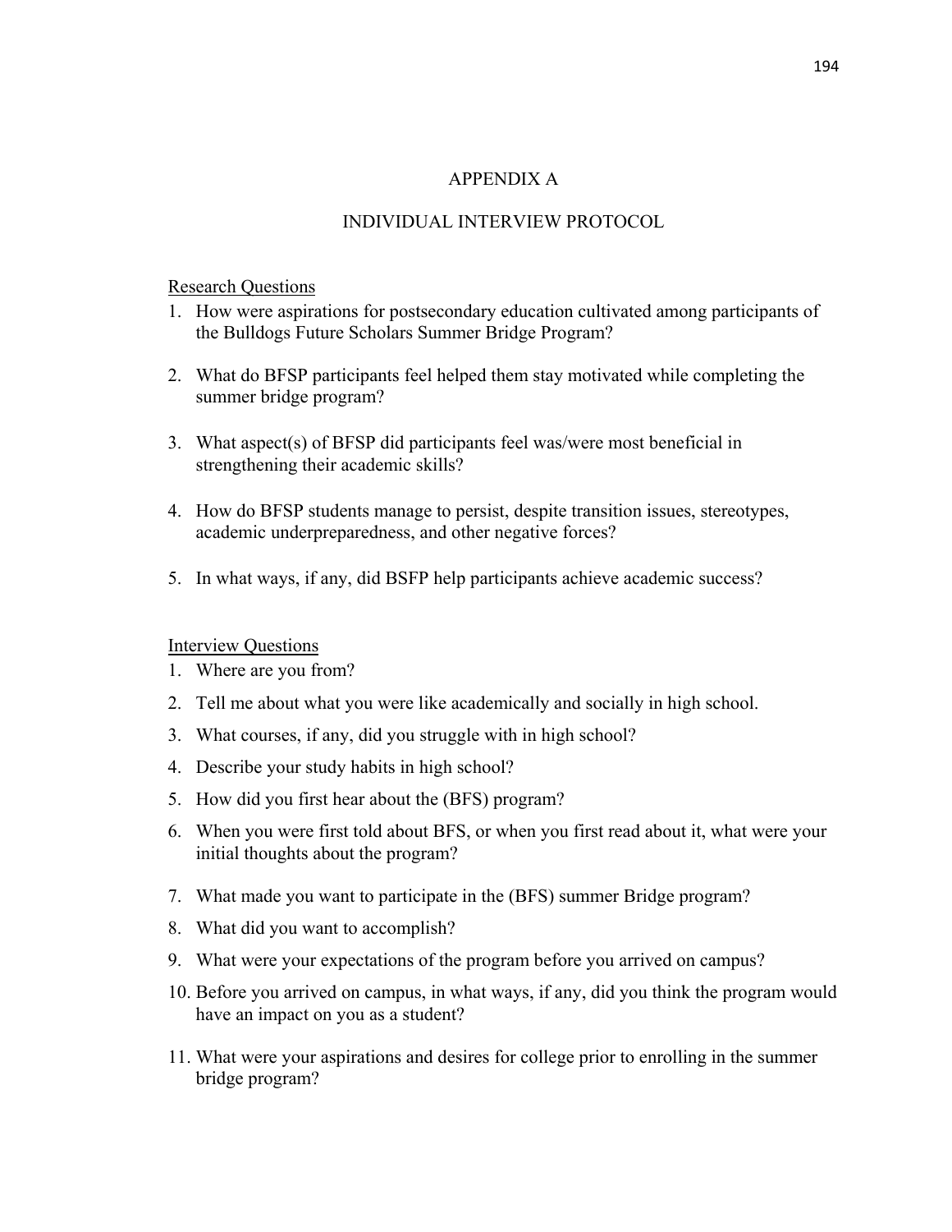# APPENDIX A

## INDIVIDUAL INTERVIEW PROTOCOL

<u>Research Questions</u>

1. How were aspirations for postsecondary education cultivated among participants of the Bulldogs Future Scholars Summer Bridge Program?
2. What do BFSP participants feel helped them stay motivated while completing the summer bridge program?
3. What aspect(s) of BFSP did participants feel was/were most beneficial in strengthening their academic skills?
4. How do BFSP students manage to persist, despite transition issues, stereotypes, academic underpreparedness, and other negative forces?
5. In what ways, if any, did BSFP help participants achieve academic success?

<u>Interview Questions</u>

1. Where are you from?
2. Tell me about what you were like academically and socially in high school.
3. What courses, if any, did you struggle with in high school?
4. Describe your study habits in high school?
5. How did you first hear about the (BFS) program?
6. When you were first told about BFS, or when you first read about it, what were your initial thoughts about the program?
7. What made you want to participate in the (BFS) summer Bridge program?
8. What did you want to accomplish?
9. What were your expectations of the program before you arrived on campus?
10. Before you arrived on campus, in what ways, if any, did you think the program would have an impact on you as a student?
11. What were your aspirations and desires for college prior to enrolling in the summer bridge program?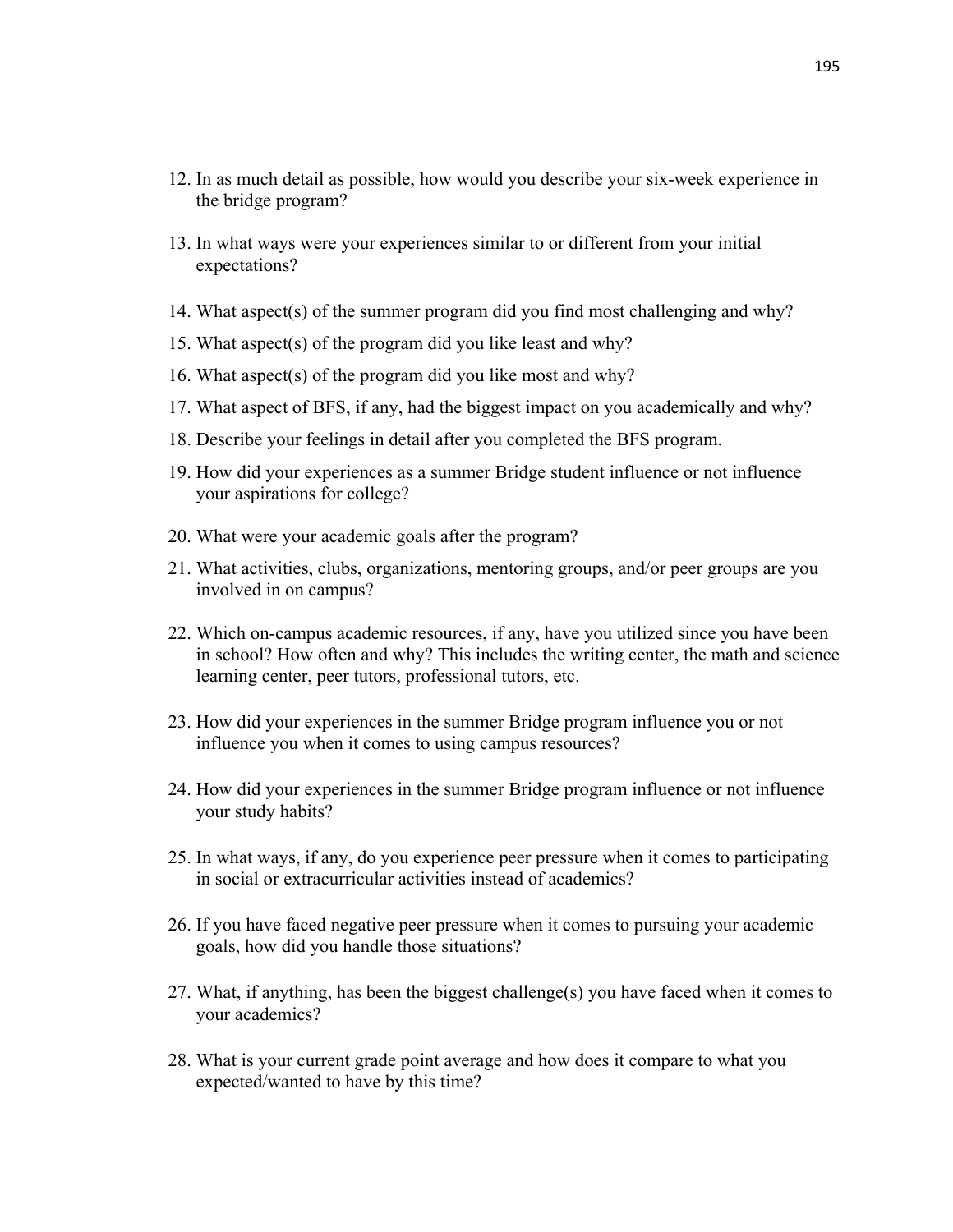12. In as much detail as possible, how would you describe your six-week experience in the bridge program?

13. In what ways were your experiences similar to or different from your initial expectations?

14. What aspect(s) of the summer program did you find most challenging and why?

15. What aspect(s) of the program did you like least and why?

16. What aspect(s) of the program did you like most and why?

17. What aspect of BFS, if any, had the biggest impact on you academically and why?

18. Describe your feelings in detail after you completed the BFS program.

19. How did your experiences as a summer Bridge student influence or not influence your aspirations for college?

20. What were your academic goals after the program?

21. What activities, clubs, organizations, mentoring groups, and/or peer groups are you involved in on campus?

22. Which on-campus academic resources, if any, have you utilized since you have been in school? How often and why? This includes the writing center, the math and science learning center, peer tutors, professional tutors, etc.

23. How did your experiences in the summer Bridge program influence you or not influence you when it comes to using campus resources?

24. How did your experiences in the summer Bridge program influence or not influence your study habits?

25. In what ways, if any, do you experience peer pressure when it comes to participating in social or extracurricular activities instead of academics?

26. If you have faced negative peer pressure when it comes to pursuing your academic goals, how did you handle those situations?

27. What, if anything, has been the biggest challenge(s) you have faced when it comes to your academics?

28. What is your current grade point average and how does it compare to what you expected/wanted to have by this time?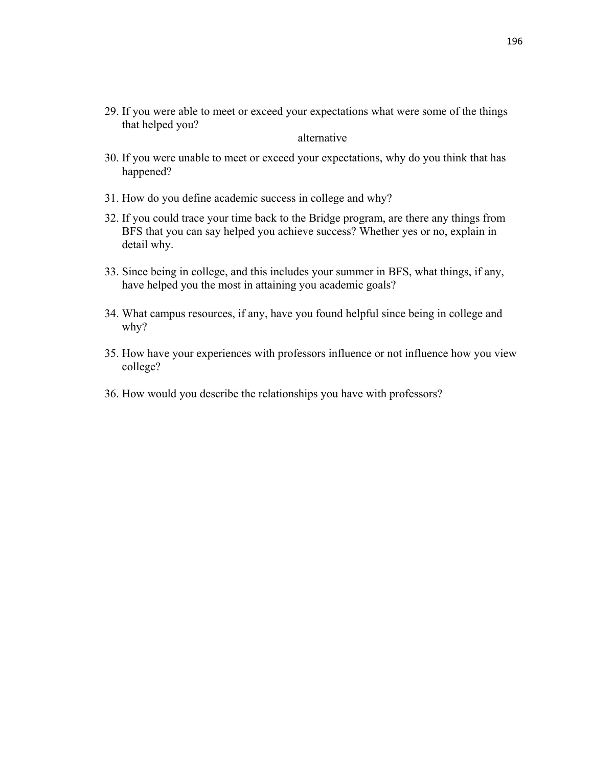29. If you were able to meet or exceed your expectations what were some of the things that helped you?

alternative

30. If you were unable to meet or exceed your expectations, why do you think that has happened?
31. How do you define academic success in college and why?
32. If you could trace your time back to the Bridge program, are there any things from BFS that you can say helped you achieve success? Whether yes or no, explain in detail why.
33. Since being in college, and this includes your summer in BFS, what things, if any, have helped you the most in attaining you academic goals?
34. What campus resources, if any, have you found helpful since being in college and why?
35. How have your experiences with professors influence or not influence how you view college?
36. How would you describe the relationships you have with professors?